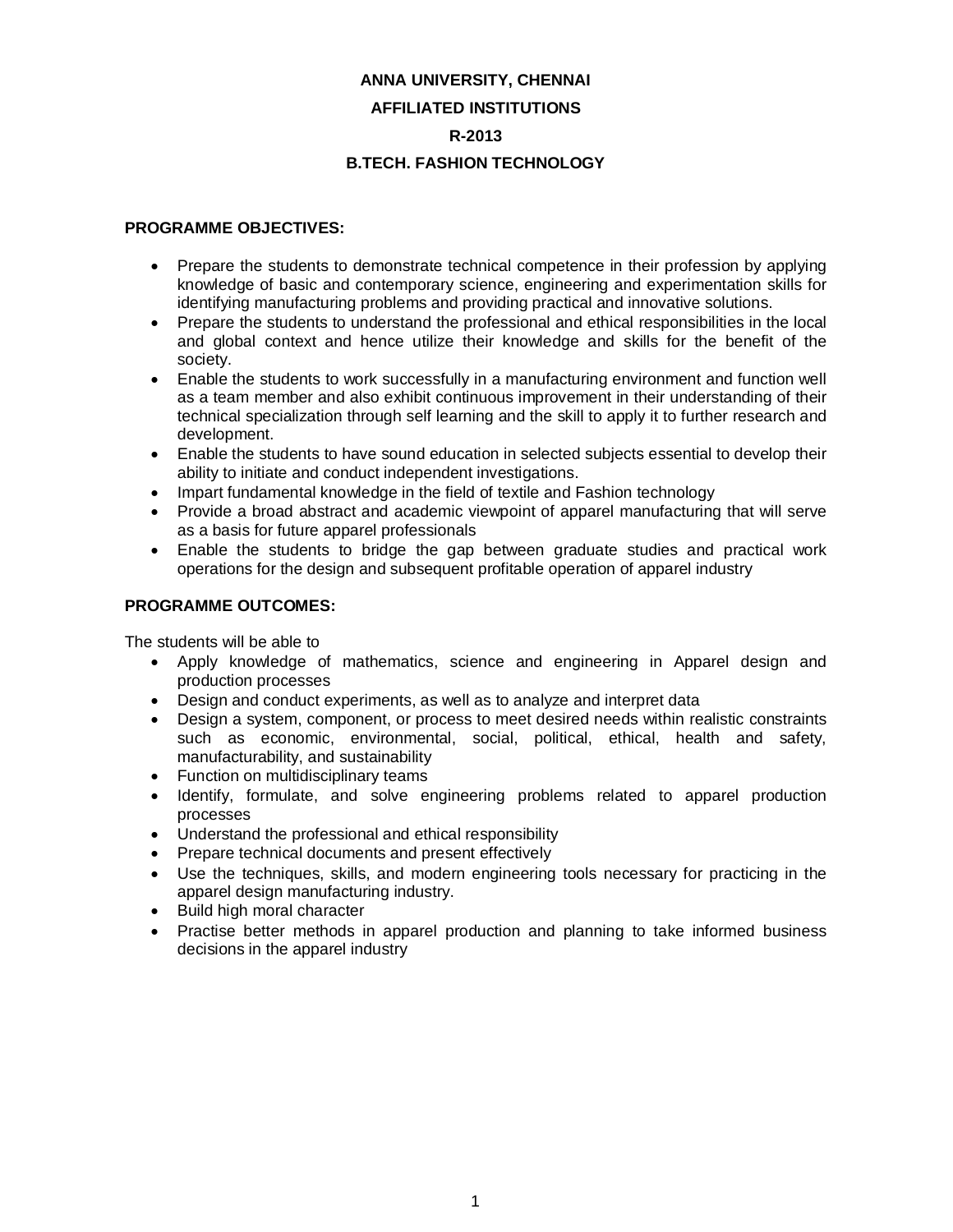# ANNA UNIVERSITY, CHENNAI

## AFFILIATED INSTITUTIONS

## R-2013

## B.TECH. FASHION TECHNOLOGY

**PROGRAMME OBJECTIVES:**

- Prepare the students to demonstrate technical competence in their profession by applying knowledge of basic and contemporary science, engineering and experimentation skills for identifying manufacturing problems and providing practical and innovative solutions.
- Prepare the students to understand the professional and ethical responsibilities in the local and global context and hence utilize their knowledge and skills for the benefit of the society.
- Enable the students to work successfully in a manufacturing environment and function well as a team member and also exhibit continuous improvement in their understanding of their technical specialization through self learning and the skill to apply it to further research and development.
- Enable the students to have sound education in selected subjects essential to develop their ability to initiate and conduct independent investigations.
- Impart fundamental knowledge in the field of textile and Fashion technology
- Provide a broad abstract and academic viewpoint of apparel manufacturing that will serve as a basis for future apparel professionals
- Enable the students to bridge the gap between graduate studies and practical work operations for the design and subsequent profitable operation of apparel industry

**PROGRAMME OUTCOMES:**

The students will be able to

- Apply knowledge of mathematics, science and engineering in Apparel design and production processes
- Design and conduct experiments, as well as to analyze and interpret data
- Design a system, component, or process to meet desired needs within realistic constraints such as economic, environmental, social, political, ethical, health and safety, manufacturability, and sustainability
- Function on multidisciplinary teams
- Identify, formulate, and solve engineering problems related to apparel production processes
- Understand the professional and ethical responsibility
- Prepare technical documents and present effectively
- Use the techniques, skills, and modern engineering tools necessary for practicing in the apparel design manufacturing industry.
- Build high moral character
- Practise better methods in apparel production and planning to take informed business decisions in the apparel industry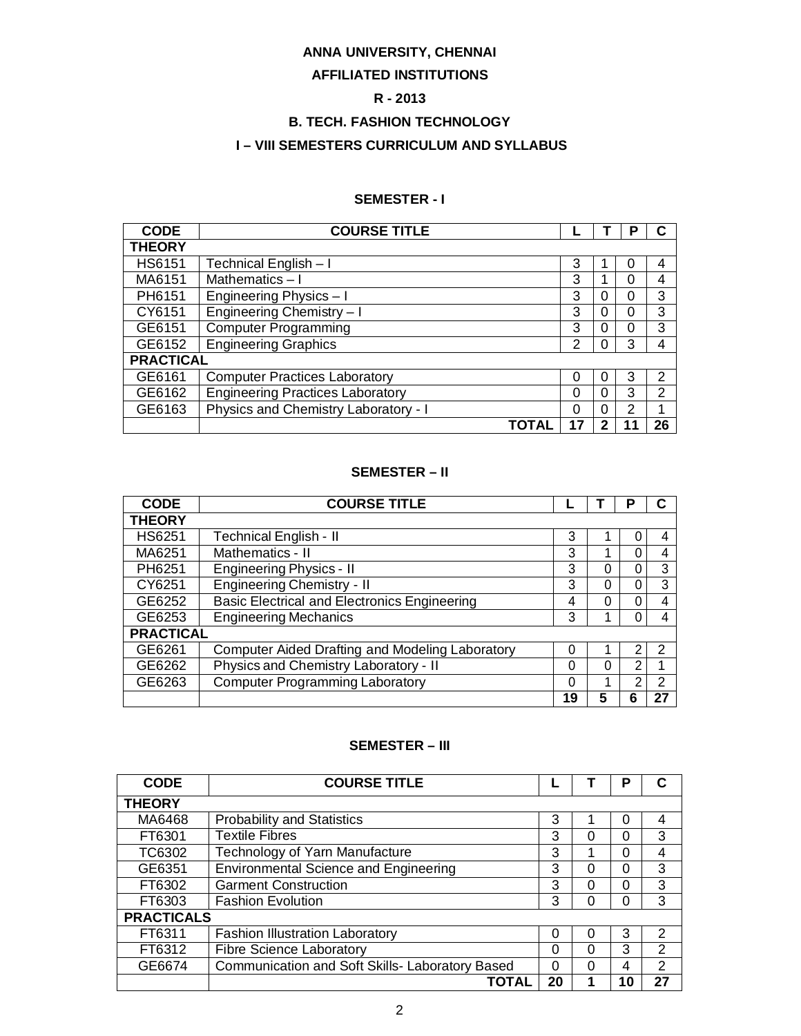# ANNA UNIVERSITY, CHENNAI

## AFFILIATED INSTITUTIONS

## R - 2013

## B. TECH. FASHION TECHNOLOGY

## I – VIII SEMESTERS CURRICULUM AND SYLLABUS

### SEMESTER - I

| CODE | COURSE TITLE | L | T | P | C |
|---|---|---|---|---|---|
| **THEORY** | | | | | |
| HS6151 | Technical English – I | 3 | 1 | 0 | 4 |
| MA6151 | Mathematics – I | 3 | 1 | 0 | 4 |
| PH6151 | Engineering Physics – I | 3 | 0 | 0 | 3 |
| CY6151 | Engineering Chemistry – I | 3 | 0 | 0 | 3 |
| GE6151 | Computer Programming | 3 | 0 | 0 | 3 |
| GE6152 | Engineering Graphics | 2 | 0 | 3 | 4 |
| **PRACTICAL** | | | | | |
| GE6161 | Computer Practices Laboratory | 0 | 0 | 3 | 2 |
| GE6162 | Engineering Practices Laboratory | 0 | 0 | 3 | 2 |
| GE6163 | Physics and Chemistry Laboratory - I | 0 | 0 | 2 | 1 |
| | **TOTAL** | **17** | **2** | **11** | **26** |

### SEMESTER – II

| CODE | COURSE TITLE | L | T | P | C |
|---|---|---|---|---|---|
| **THEORY** | | | | | |
| HS6251 | Technical English - II | 3 | 1 | 0 | 4 |
| MA6251 | Mathematics - II | 3 | 1 | 0 | 4 |
| PH6251 | Engineering Physics - II | 3 | 0 | 0 | 3 |
| CY6251 | Engineering Chemistry - II | 3 | 0 | 0 | 3 |
| GE6252 | Basic Electrical and Electronics Engineering | 4 | 0 | 0 | 4 |
| GE6253 | Engineering Mechanics | 3 | 1 | 0 | 4 |
| **PRACTICAL** | | | | | |
| GE6261 | Computer Aided Drafting and Modeling Laboratory | 0 | 1 | 2 | 2 |
| GE6262 | Physics and Chemistry Laboratory - II | 0 | 0 | 2 | 1 |
| GE6263 | Computer Programming Laboratory | 0 | 1 | 2 | 2 |
| | | **19** | **5** | **6** | **27** |

### SEMESTER – III

| CODE | COURSE TITLE | L | T | P | C |
|---|---|---|---|---|---|
| **THEORY** | | | | | |
| MA6468 | Probability and Statistics | 3 | 1 | 0 | 4 |
| FT6301 | Textile Fibres | 3 | 0 | 0 | 3 |
| TC6302 | Technology of Yarn Manufacture | 3 | 1 | 0 | 4 |
| GE6351 | Environmental Science and Engineering | 3 | 0 | 0 | 3 |
| FT6302 | Garment Construction | 3 | 0 | 0 | 3 |
| FT6303 | Fashion Evolution | 3 | 0 | 0 | 3 |
| **PRACTICALS** | | | | | |
| FT6311 | Fashion Illustration Laboratory | 0 | 0 | 3 | 2 |
| FT6312 | Fibre Science Laboratory | 0 | 0 | 3 | 2 |
| GE6674 | Communication and Soft Skills- Laboratory Based | 0 | 0 | 4 | 2 |
| | **TOTAL** | **20** | **1** | **10** | **27** |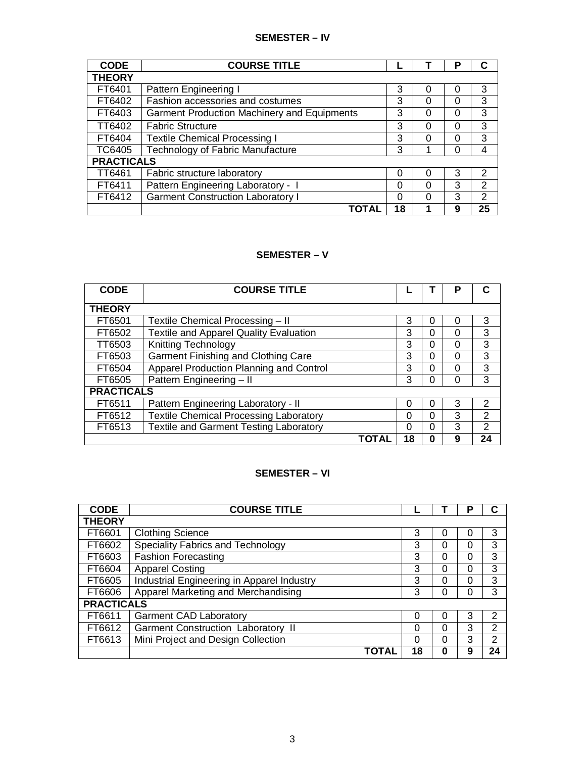## SEMESTER – IV

| CODE | COURSE TITLE | L | T | P | C |
|---|---|---|---|---|---|
| **THEORY** | | | | | |
| FT6401 | Pattern Engineering I | 3 | 0 | 0 | 3 |
| FT6402 | Fashion accessories and costumes | 3 | 0 | 0 | 3 |
| FT6403 | Garment Production Machinery and Equipments | 3 | 0 | 0 | 3 |
| TT6402 | Fabric Structure | 3 | 0 | 0 | 3 |
| FT6404 | Textile Chemical Processing I | 3 | 0 | 0 | 3 |
| TC6405 | Technology of Fabric Manufacture | 3 | 1 | 0 | 4 |
| **PRACTICALS** | | | | | |
| TT6461 | Fabric structure laboratory | 0 | 0 | 3 | 2 |
| FT6411 | Pattern Engineering Laboratory - I | 0 | 0 | 3 | 2 |
| FT6412 | Garment Construction Laboratory I | 0 | 0 | 3 | 2 |
| | **TOTAL** | **18** | **1** | **9** | **25** |

## SEMESTER – V

| CODE | COURSE TITLE | L | T | P | C |
|---|---|---|---|---|---|
| **THEORY** | | | | | |
| FT6501 | Textile Chemical Processing – II | 3 | 0 | 0 | 3 |
| FT6502 | Textile and Apparel Quality Evaluation | 3 | 0 | 0 | 3 |
| TT6503 | Knitting Technology | 3 | 0 | 0 | 3 |
| FT6503 | Garment Finishing and Clothing Care | 3 | 0 | 0 | 3 |
| FT6504 | Apparel Production Planning and Control | 3 | 0 | 0 | 3 |
| FT6505 | Pattern Engineering – II | 3 | 0 | 0 | 3 |
| **PRACTICALS** | | | | | |
| FT6511 | Pattern Engineering Laboratory - II | 0 | 0 | 3 | 2 |
| FT6512 | Textile Chemical Processing Laboratory | 0 | 0 | 3 | 2 |
| FT6513 | Textile and Garment Testing Laboratory | 0 | 0 | 3 | 2 |
| | **TOTAL** | **18** | **0** | **9** | **24** |

## SEMESTER – VI

| CODE | COURSE TITLE | L | T | P | C |
|---|---|---|---|---|---|
| **THEORY** | | | | | |
| FT6601 | Clothing Science | 3 | 0 | 0 | 3 |
| FT6602 | Speciality Fabrics and Technology | 3 | 0 | 0 | 3 |
| FT6603 | Fashion Forecasting | 3 | 0 | 0 | 3 |
| FT6604 | Apparel Costing | 3 | 0 | 0 | 3 |
| FT6605 | Industrial Engineering in Apparel Industry | 3 | 0 | 0 | 3 |
| FT6606 | Apparel Marketing and Merchandising | 3 | 0 | 0 | 3 |
| **PRACTICALS** | | | | | |
| FT6611 | Garment CAD Laboratory | 0 | 0 | 3 | 2 |
| FT6612 | Garment Construction Laboratory II | 0 | 0 | 3 | 2 |
| FT6613 | Mini Project and Design Collection | 0 | 0 | 3 | 2 |
| | **TOTAL** | **18** | **0** | **9** | **24** |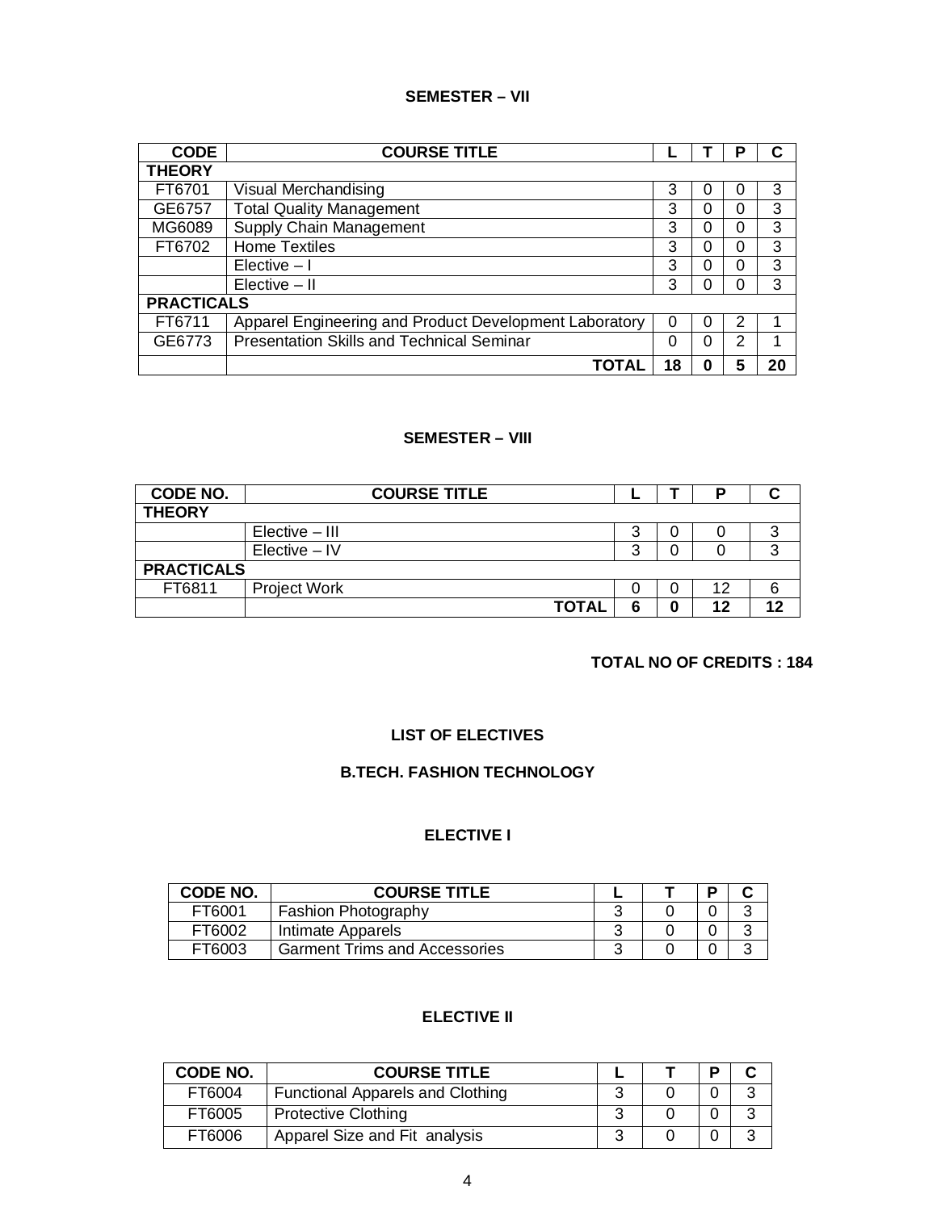## SEMESTER – VII

| CODE | COURSE TITLE | L | T | P | C |
|---|---|---|---|---|---|
| **THEORY** | | | | | |
| FT6701 | Visual Merchandising | 3 | 0 | 0 | 3 |
| GE6757 | Total Quality Management | 3 | 0 | 0 | 3 |
| MG6089 | Supply Chain Management | 3 | 0 | 0 | 3 |
| FT6702 | Home Textiles | 3 | 0 | 0 | 3 |
| | Elective – I | 3 | 0 | 0 | 3 |
| | Elective – II | 3 | 0 | 0 | 3 |
| **PRACTICALS** | | | | | |
| FT6711 | Apparel Engineering and Product Development Laboratory | 0 | 0 | 2 | 1 |
| GE6773 | Presentation Skills and Technical Seminar | 0 | 0 | 2 | 1 |
| | **TOTAL** | **18** | **0** | **5** | **20** |

## SEMESTER – VIII

| CODE NO. | COURSE TITLE | L | T | P | C |
|---|---|---|---|---|---|
| **THEORY** | | | | | |
| | Elective – III | 3 | 0 | 0 | 3 |
| | Elective – IV | 3 | 0 | 0 | 3 |
| **PRACTICALS** | | | | | |
| FT6811 | Project Work | 0 | 0 | 12 | 6 |
| | **TOTAL** | **6** | **0** | **12** | **12** |

**TOTAL NO OF CREDITS : 184**

## LIST OF ELECTIVES

## B.TECH. FASHION TECHNOLOGY

### ELECTIVE I

| CODE NO. | COURSE TITLE | L | T | P | C |
|---|---|---|---|---|---|
| FT6001 | Fashion Photography | 3 | 0 | 0 | 3 |
| FT6002 | Intimate Apparels | 3 | 0 | 0 | 3 |
| FT6003 | Garment Trims and Accessories | 3 | 0 | 0 | 3 |

### ELECTIVE II

| CODE NO. | COURSE TITLE | L | T | P | C |
|---|---|---|---|---|---|
| FT6004 | Functional Apparels and Clothing | 3 | 0 | 0 | 3 |
| FT6005 | Protective Clothing | 3 | 0 | 0 | 3 |
| FT6006 | Apparel Size and Fit analysis | 3 | 0 | 0 | 3 |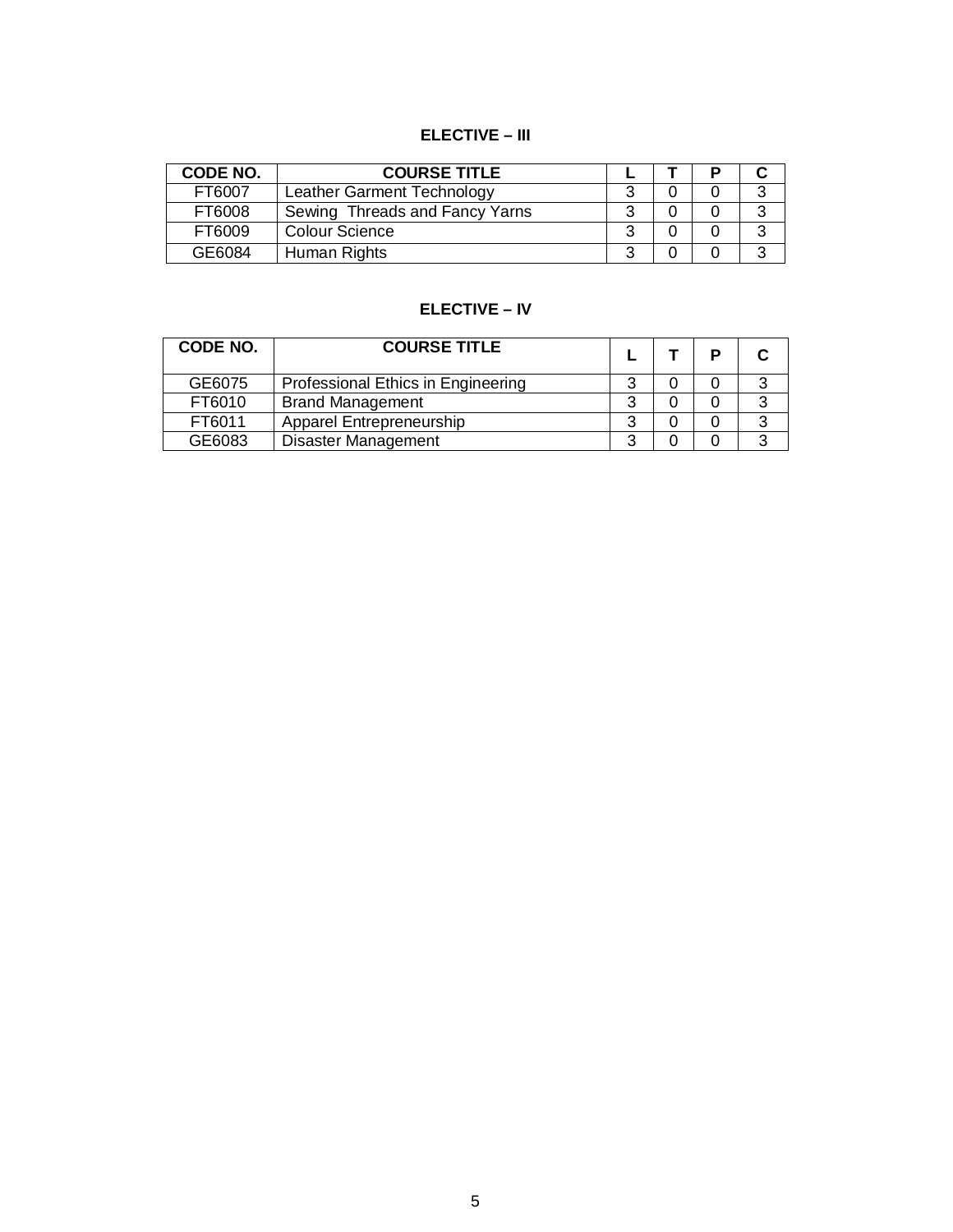## ELECTIVE – III

| CODE NO. | COURSE TITLE | L | T | P | C |
|---|---|---|---|---|---|
| FT6007 | Leather Garment Technology | 3 | 0 | 0 | 3 |
| FT6008 | Sewing Threads and Fancy Yarns | 3 | 0 | 0 | 3 |
| FT6009 | Colour Science | 3 | 0 | 0 | 3 |
| GE6084 | Human Rights | 3 | 0 | 0 | 3 |

## ELECTIVE – IV

| CODE NO. | COURSE TITLE | L | T | P | C |
|---|---|---|---|---|---|
| GE6075 | Professional Ethics in Engineering | 3 | 0 | 0 | 3 |
| FT6010 | Brand Management | 3 | 0 | 0 | 3 |
| FT6011 | Apparel Entrepreneurship | 3 | 0 | 0 | 3 |
| GE6083 | Disaster Management | 3 | 0 | 0 | 3 |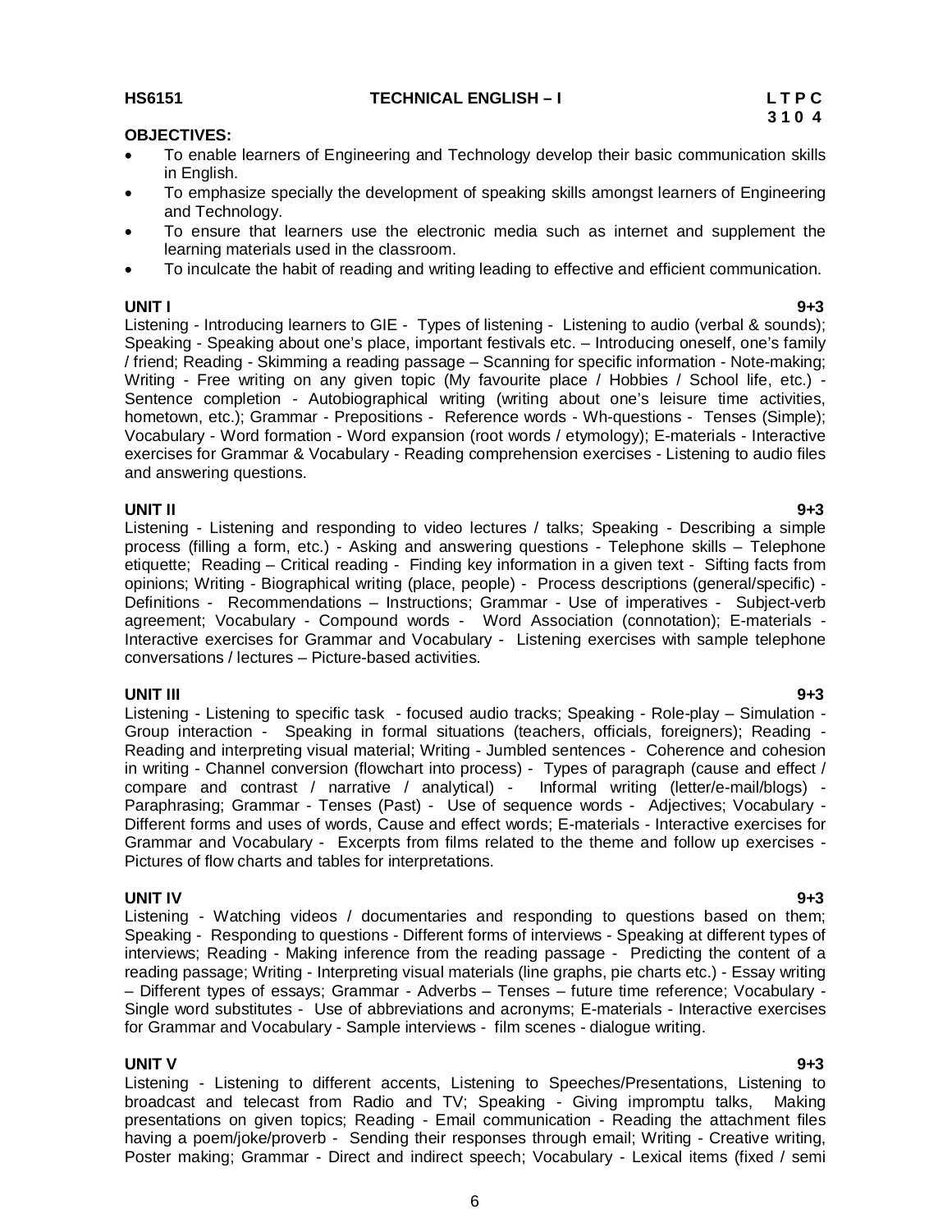**HS6151 TECHNICAL ENGLISH – I**

**L T P C**
**3 1 0 4**

**OBJECTIVES:**

- To enable learners of Engineering and Technology develop their basic communication skills in English.
- To emphasize specially the development of speaking skills amongst learners of Engineering and Technology.
- To ensure that learners use the electronic media such as internet and supplement the learning materials used in the classroom.
- To inculcate the habit of reading and writing leading to effective and efficient communication.

**UNIT I 9+3**

Listening - Introducing learners to GIE - Types of listening - Listening to audio (verbal & sounds); Speaking - Speaking about one's place, important festivals etc. – Introducing oneself, one's family / friend; Reading - Skimming a reading passage – Scanning for specific information - Note-making; Writing - Free writing on any given topic (My favourite place / Hobbies / School life, etc.) - Sentence completion - Autobiographical writing (writing about one's leisure time activities, hometown, etc.); Grammar - Prepositions - Reference words - Wh-questions - Tenses (Simple); Vocabulary - Word formation - Word expansion (root words / etymology); E-materials - Interactive exercises for Grammar & Vocabulary - Reading comprehension exercises - Listening to audio files and answering questions.

**UNIT II 9+3**

Listening - Listening and responding to video lectures / talks; Speaking - Describing a simple process (filling a form, etc.) - Asking and answering questions - Telephone skills – Telephone etiquette; Reading – Critical reading - Finding key information in a given text - Sifting facts from opinions; Writing - Biographical writing (place, people) - Process descriptions (general/specific) - Definitions - Recommendations – Instructions; Grammar - Use of imperatives - Subject-verb agreement; Vocabulary - Compound words - Word Association (connotation); E-materials - Interactive exercises for Grammar and Vocabulary - Listening exercises with sample telephone conversations / lectures – Picture-based activities.

**UNIT III 9+3**

Listening - Listening to specific task - focused audio tracks; Speaking - Role-play – Simulation - Group interaction - Speaking in formal situations (teachers, officials, foreigners); Reading - Reading and interpreting visual material; Writing - Jumbled sentences - Coherence and cohesion in writing - Channel conversion (flowchart into process) - Types of paragraph (cause and effect / compare and contrast / narrative / analytical) - Informal writing (letter/e-mail/blogs) - Paraphrasing; Grammar - Tenses (Past) - Use of sequence words - Adjectives; Vocabulary - Different forms and uses of words, Cause and effect words; E-materials - Interactive exercises for Grammar and Vocabulary - Excerpts from films related to the theme and follow up exercises - Pictures of flow charts and tables for interpretations.

**UNIT IV 9+3**

Listening - Watching videos / documentaries and responding to questions based on them; Speaking - Responding to questions - Different forms of interviews - Speaking at different types of interviews; Reading - Making inference from the reading passage - Predicting the content of a reading passage; Writing - Interpreting visual materials (line graphs, pie charts etc.) - Essay writing – Different types of essays; Grammar - Adverbs – Tenses – future time reference; Vocabulary - Single word substitutes - Use of abbreviations and acronyms; E-materials - Interactive exercises for Grammar and Vocabulary - Sample interviews - film scenes - dialogue writing.

**UNIT V 9+3**

Listening - Listening to different accents, Listening to Speeches/Presentations, Listening to broadcast and telecast from Radio and TV; Speaking - Giving impromptu talks, Making presentations on given topics; Reading - Email communication - Reading the attachment files having a poem/joke/proverb - Sending their responses through email; Writing - Creative writing, Poster making; Grammar - Direct and indirect speech; Vocabulary - Lexical items (fixed / semi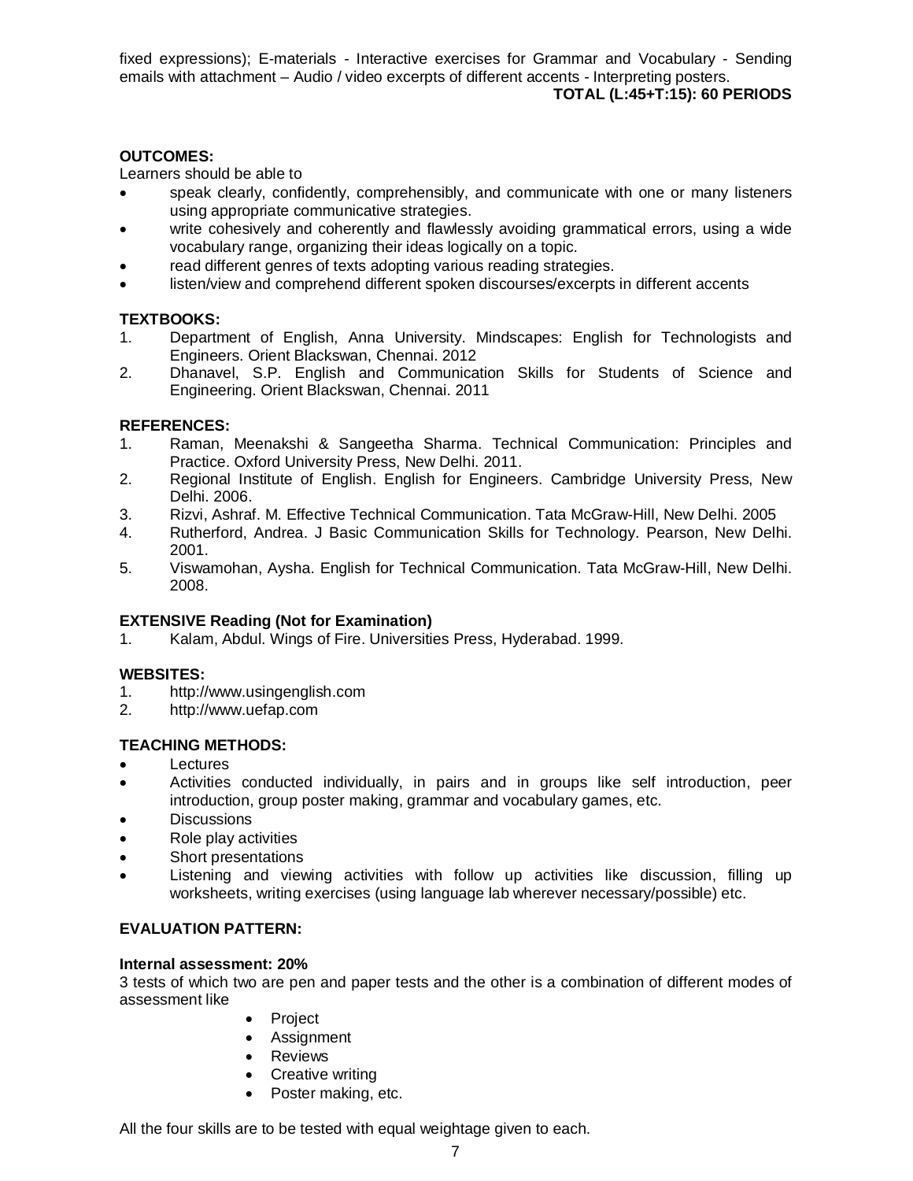fixed expressions); E-materials - Interactive exercises for Grammar and Vocabulary - Sending emails with attachment – Audio / video excerpts of different accents - Interpreting posters.

**TOTAL (L:45+T:15): 60 PERIODS**

**OUTCOMES:**

Learners should be able to

- speak clearly, confidently, comprehensibly, and communicate with one or many listeners using appropriate communicative strategies.
- write cohesively and coherently and flawlessly avoiding grammatical errors, using a wide vocabulary range, organizing their ideas logically on a topic.
- read different genres of texts adopting various reading strategies.
- listen/view and comprehend different spoken discourses/excerpts in different accents

**TEXTBOOKS:**

1. Department of English, Anna University. Mindscapes: English for Technologists and Engineers. Orient Blackswan, Chennai. 2012
2. Dhanavel, S.P. English and Communication Skills for Students of Science and Engineering. Orient Blackswan, Chennai. 2011

**REFERENCES:**

1. Raman, Meenakshi & Sangeetha Sharma. Technical Communication: Principles and Practice. Oxford University Press, New Delhi. 2011.
2. Regional Institute of English. English for Engineers. Cambridge University Press, New Delhi. 2006.
3. Rizvi, Ashraf. M. Effective Technical Communication. Tata McGraw-Hill, New Delhi. 2005
4. Rutherford, Andrea. J Basic Communication Skills for Technology. Pearson, New Delhi. 2001.
5. Viswamohan, Aysha. English for Technical Communication. Tata McGraw-Hill, New Delhi. 2008.

**EXTENSIVE Reading (Not for Examination)**

1. Kalam, Abdul. Wings of Fire. Universities Press, Hyderabad. 1999.

**WEBSITES:**

1. http://www.usingenglish.com
2. http://www.uefap.com

**TEACHING METHODS:**

- Lectures
- Activities conducted individually, in pairs and in groups like self introduction, peer introduction, group poster making, grammar and vocabulary games, etc.
- Discussions
- Role play activities
- Short presentations
- Listening and viewing activities with follow up activities like discussion, filling up worksheets, writing exercises (using language lab wherever necessary/possible) etc.

**EVALUATION PATTERN:**

**Internal assessment: 20%**

3 tests of which two are pen and paper tests and the other is a combination of different modes of assessment like

- Project
- Assignment
- Reviews
- Creative writing
- Poster making, etc.

All the four skills are to be tested with equal weightage given to each.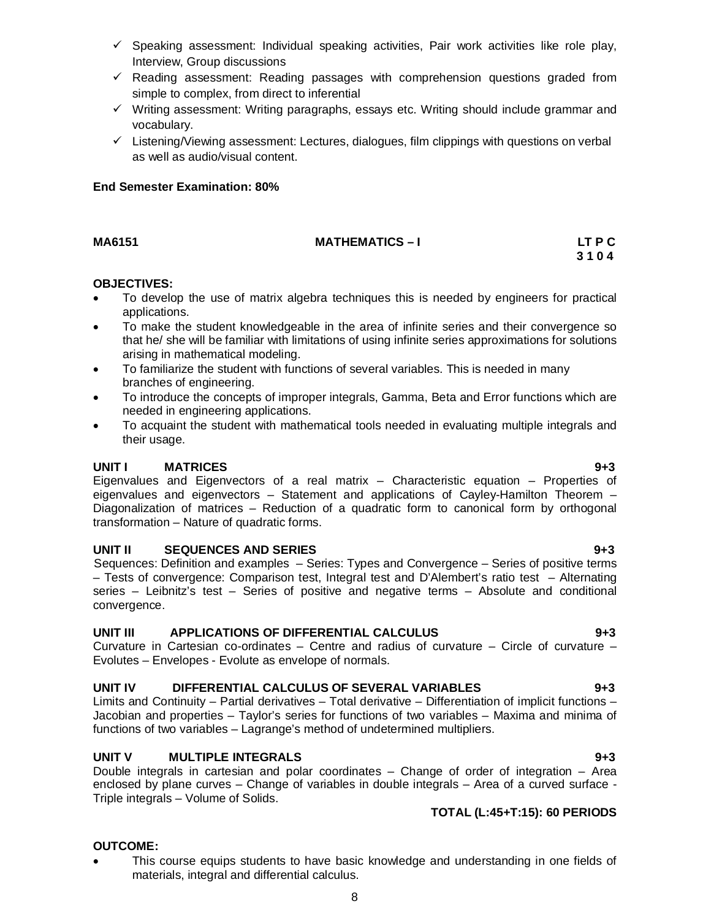- ✓ Speaking assessment: Individual speaking activities, Pair work activities like role play, Interview, Group discussions
- ✓ Reading assessment: Reading passages with comprehension questions graded from simple to complex, from direct to inferential
- ✓ Writing assessment: Writing paragraphs, essays etc. Writing should include grammar and vocabulary.
- ✓ Listening/Viewing assessment: Lectures, dialogues, film clippings with questions on verbal as well as audio/visual content.

**End Semester Examination: 80%**

## MA6151 MATHEMATICS – I

**L T P C**
**3 1 0 4**

**OBJECTIVES:**

- To develop the use of matrix algebra techniques this is needed by engineers for practical applications.
- To make the student knowledgeable in the area of infinite series and their convergence so that he/ she will be familiar with limitations of using infinite series approximations for solutions arising in mathematical modeling.
- To familiarize the student with functions of several variables. This is needed in many branches of engineering.
- To introduce the concepts of improper integrals, Gamma, Beta and Error functions which are needed in engineering applications.
- To acquaint the student with mathematical tools needed in evaluating multiple integrals and their usage.

**UNIT I MATRICES 9+3**

Eigenvalues and Eigenvectors of a real matrix – Characteristic equation – Properties of eigenvalues and eigenvectors – Statement and applications of Cayley-Hamilton Theorem – Diagonalization of matrices – Reduction of a quadratic form to canonical form by orthogonal transformation – Nature of quadratic forms.

**UNIT II SEQUENCES AND SERIES 9+3**

Sequences: Definition and examples – Series: Types and Convergence – Series of positive terms – Tests of convergence: Comparison test, Integral test and D'Alembert's ratio test – Alternating series – Leibnitz's test – Series of positive and negative terms – Absolute and conditional convergence.

**UNIT III APPLICATIONS OF DIFFERENTIAL CALCULUS 9+3**

Curvature in Cartesian co-ordinates – Centre and radius of curvature – Circle of curvature – Evolutes – Envelopes - Evolute as envelope of normals.

**UNIT IV DIFFERENTIAL CALCULUS OF SEVERAL VARIABLES 9+3**

Limits and Continuity – Partial derivatives – Total derivative – Differentiation of implicit functions – Jacobian and properties – Taylor's series for functions of two variables – Maxima and minima of functions of two variables – Lagrange's method of undetermined multipliers.

**UNIT V MULTIPLE INTEGRALS 9+3**

Double integrals in cartesian and polar coordinates – Change of order of integration – Area enclosed by plane curves – Change of variables in double integrals – Area of a curved surface - Triple integrals – Volume of Solids.

**TOTAL (L:45+T:15): 60 PERIODS**

**OUTCOME:**

- This course equips students to have basic knowledge and understanding in one fields of materials, integral and differential calculus.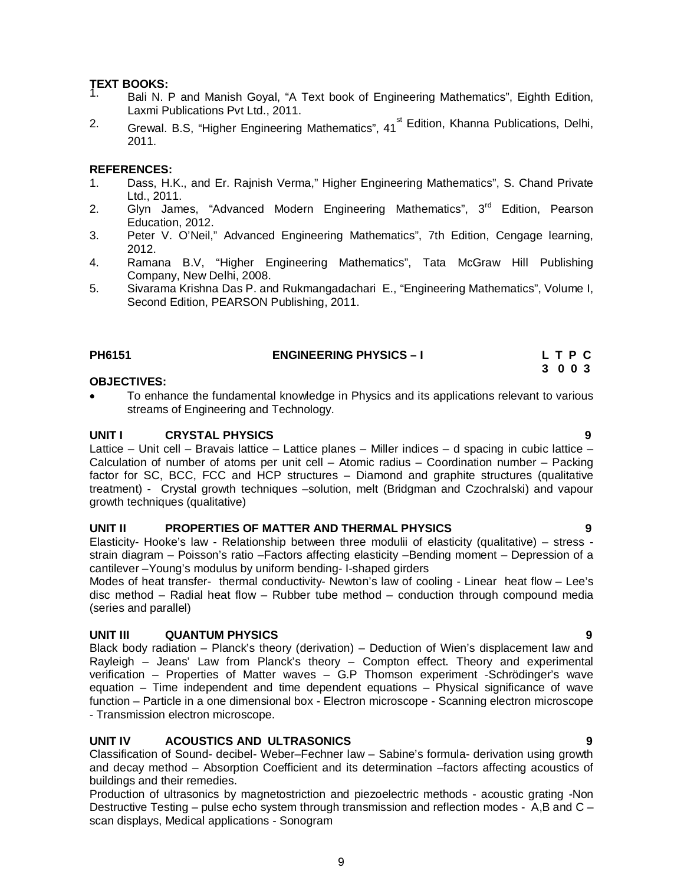**TEXT BOOKS:**

1. Bali N. P and Manish Goyal, "A Text book of Engineering Mathematics", Eighth Edition, Laxmi Publications Pvt Ltd., 2011.
2. Grewal. B.S, "Higher Engineering Mathematics", 41st Edition, Khanna Publications, Delhi, 2011.

**REFERENCES:**

1. Dass, H.K., and Er. Rajnish Verma," Higher Engineering Mathematics", S. Chand Private Ltd., 2011.
2. Glyn James, "Advanced Modern Engineering Mathematics", 3rd Edition, Pearson Education, 2012.
3. Peter V. O'Neil," Advanced Engineering Mathematics", 7th Edition, Cengage learning, 2012.
4. Ramana B.V, "Higher Engineering Mathematics", Tata McGraw Hill Publishing Company, New Delhi, 2008.
5. Sivarama Krishna Das P. and Rukmangadachari E., "Engineering Mathematics", Volume I, Second Edition, PEARSON Publishing, 2011.

| PH6151 | ENGINEERING PHYSICS – I | L T P C |
|---|---|---|
| | | 3 0 0 3 |

**OBJECTIVES:**

- To enhance the fundamental knowledge in Physics and its applications relevant to various streams of Engineering and Technology.

**UNIT I CRYSTAL PHYSICS 9**

Lattice – Unit cell – Bravais lattice – Lattice planes – Miller indices – d spacing in cubic lattice – Calculation of number of atoms per unit cell – Atomic radius – Coordination number – Packing factor for SC, BCC, FCC and HCP structures – Diamond and graphite structures (qualitative treatment) - Crystal growth techniques –solution, melt (Bridgman and Czochralski) and vapour growth techniques (qualitative)

**UNIT II PROPERTIES OF MATTER AND THERMAL PHYSICS 9**

Elasticity- Hooke's law - Relationship between three modulii of elasticity (qualitative) – stress - strain diagram – Poisson's ratio –Factors affecting elasticity –Bending moment – Depression of a cantilever –Young's modulus by uniform bending- I-shaped girders

Modes of heat transfer- thermal conductivity- Newton's law of cooling - Linear heat flow – Lee's disc method – Radial heat flow – Rubber tube method – conduction through compound media (series and parallel)

**UNIT III QUANTUM PHYSICS 9**

Black body radiation – Planck's theory (derivation) – Deduction of Wien's displacement law and Rayleigh – Jeans' Law from Planck's theory – Compton effect. Theory and experimental verification – Properties of Matter waves – G.P Thomson experiment -Schrödinger's wave equation – Time independent and time dependent equations – Physical significance of wave function – Particle in a one dimensional box - Electron microscope - Scanning electron microscope - Transmission electron microscope.

**UNIT IV ACOUSTICS AND ULTRASONICS 9**

Classification of Sound- decibel- Weber–Fechner law – Sabine's formula- derivation using growth and decay method – Absorption Coefficient and its determination –factors affecting acoustics of buildings and their remedies.

Production of ultrasonics by magnetostriction and piezoelectric methods - acoustic grating -Non Destructive Testing – pulse echo system through transmission and reflection modes - A,B and C – scan displays, Medical applications - Sonogram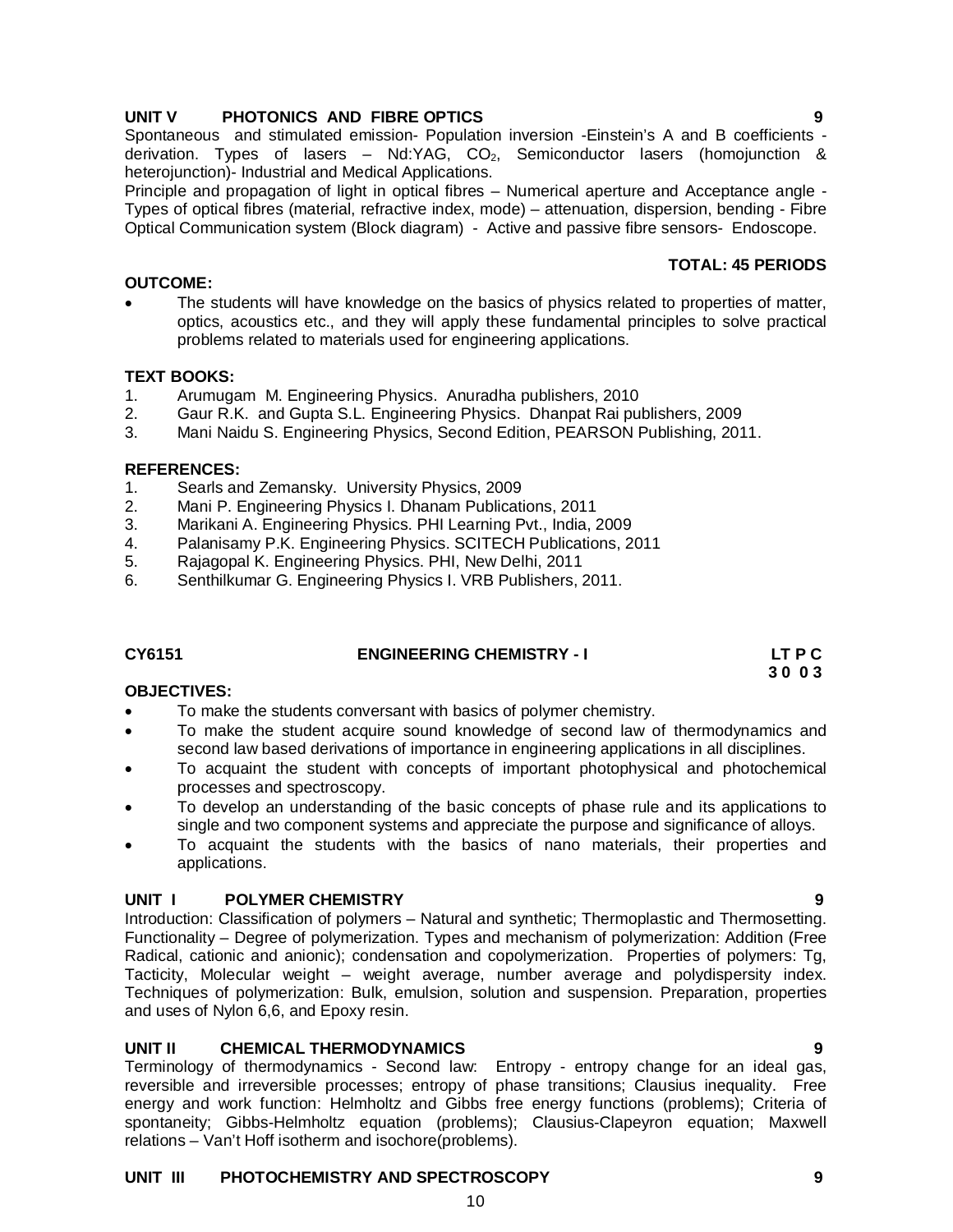### UNIT V PHOTONICS AND FIBRE OPTICS 9

Spontaneous and stimulated emission- Population inversion -Einstein's A and B coefficients - derivation. Types of lasers – Nd:YAG, $CO_2$, Semiconductor lasers (homojunction & heterojunction)- Industrial and Medical Applications.
Principle and propagation of light in optical fibres – Numerical aperture and Acceptance angle - Types of optical fibres (material, refractive index, mode) – attenuation, dispersion, bending - Fibre Optical Communication system (Block diagram) - Active and passive fibre sensors- Endoscope.

**TOTAL: 45 PERIODS**

**OUTCOME:**

- The students will have knowledge on the basics of physics related to properties of matter, optics, acoustics etc., and they will apply these fundamental principles to solve practical problems related to materials used for engineering applications.

**TEXT BOOKS:**

1. Arumugam M. Engineering Physics. Anuradha publishers, 2010
2. Gaur R.K. and Gupta S.L. Engineering Physics. Dhanpat Rai publishers, 2009
3. Mani Naidu S. Engineering Physics, Second Edition, PEARSON Publishing, 2011.

**REFERENCES:**

1. Searls and Zemansky. University Physics, 2009
2. Mani P. Engineering Physics I. Dhanam Publications, 2011
3. Marikani A. Engineering Physics. PHI Learning Pvt., India, 2009
4. Palanisamy P.K. Engineering Physics. SCITECH Publications, 2011
5. Rajagopal K. Engineering Physics. PHI, New Delhi, 2011
6. Senthilkumar G. Engineering Physics I. VRB Publishers, 2011.

## CY6151 ENGINEERING CHEMISTRY - I

**LT P C**
**3 0 0 3**

**OBJECTIVES:**

- To make the students conversant with basics of polymer chemistry.
- To make the student acquire sound knowledge of second law of thermodynamics and second law based derivations of importance in engineering applications in all disciplines.
- To acquaint the student with concepts of important photophysical and photochemical processes and spectroscopy.
- To develop an understanding of the basic concepts of phase rule and its applications to single and two component systems and appreciate the purpose and significance of alloys.
- To acquaint the students with the basics of nano materials, their properties and applications.

### UNIT I POLYMER CHEMISTRY 9

Introduction: Classification of polymers – Natural and synthetic; Thermoplastic and Thermosetting. Functionality – Degree of polymerization. Types and mechanism of polymerization: Addition (Free Radical, cationic and anionic); condensation and copolymerization. Properties of polymers: Tg, Tacticity, Molecular weight – weight average, number average and polydispersity index. Techniques of polymerization: Bulk, emulsion, solution and suspension. Preparation, properties and uses of Nylon 6,6, and Epoxy resin.

### UNIT II CHEMICAL THERMODYNAMICS 9

Terminology of thermodynamics - Second law: Entropy - entropy change for an ideal gas, reversible and irreversible processes; entropy of phase transitions; Clausius inequality. Free energy and work function: Helmholtz and Gibbs free energy functions (problems); Criteria of spontaneity; Gibbs-Helmholtz equation (problems); Clausius-Clapeyron equation; Maxwell relations – Van't Hoff isotherm and isochore(problems).

### UNIT III PHOTOCHEMISTRY AND SPECTROSCOPY 9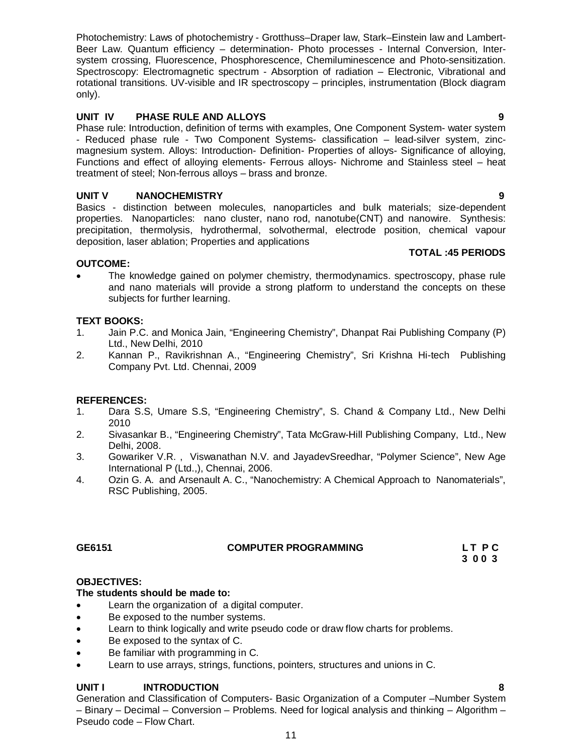Photochemistry: Laws of photochemistry - Grotthuss–Draper law, Stark–Einstein law and Lambert-Beer Law. Quantum efficiency – determination- Photo processes - Internal Conversion, Inter-system crossing, Fluorescence, Phosphorescence, Chemiluminescence and Photo-sensitization. Spectroscopy: Electromagnetic spectrum - Absorption of radiation – Electronic, Vibrational and rotational transitions. UV-visible and IR spectroscopy – principles, instrumentation (Block diagram only).

**UNIT IV PHASE RULE AND ALLOYS 9**

Phase rule: Introduction, definition of terms with examples, One Component System- water system - Reduced phase rule - Two Component Systems- classification – lead-silver system, zinc-magnesium system. Alloys: Introduction- Definition- Properties of alloys- Significance of alloying, Functions and effect of alloying elements- Ferrous alloys- Nichrome and Stainless steel – heat treatment of steel; Non-ferrous alloys – brass and bronze.

**UNIT V NANOCHEMISTRY 9**

Basics - distinction between molecules, nanoparticles and bulk materials; size-dependent properties. Nanoparticles: nano cluster, nano rod, nanotube(CNT) and nanowire. Synthesis: precipitation, thermolysis, hydrothermal, solvothermal, electrode position, chemical vapour deposition, laser ablation; Properties and applications

**TOTAL :45 PERIODS**

**OUTCOME:**

- The knowledge gained on polymer chemistry, thermodynamics. spectroscopy, phase rule and nano materials will provide a strong platform to understand the concepts on these subjects for further learning.

**TEXT BOOKS:**

1. Jain P.C. and Monica Jain, “Engineering Chemistry”, Dhanpat Rai Publishing Company (P) Ltd., New Delhi, 2010
2. Kannan P., Ravikrishnan A., “Engineering Chemistry”, Sri Krishna Hi-tech Publishing Company Pvt. Ltd. Chennai, 2009

**REFERENCES:**

1. Dara S.S, Umare S.S, “Engineering Chemistry”, S. Chand & Company Ltd., New Delhi 2010
2. Sivasankar B., “Engineering Chemistry”, Tata McGraw-Hill Publishing Company, Ltd., New Delhi, 2008.
3. Gowariker V.R. , Viswanathan N.V. and JayadevSreedhar, “Polymer Science”, New Age International P (Ltd.,), Chennai, 2006.
4. Ozin G. A. and Arsenault A. C., “Nanochemistry: A Chemical Approach to Nanomaterials”, RSC Publishing, 2005.

## GE6151 COMPUTER PROGRAMMING

| L | T | P | C |
|---|---|---|---|
| 3 | 0 | 0 | 3 |

**OBJECTIVES:**

**The students should be made to:**

- Learn the organization of a digital computer.
- Be exposed to the number systems.
- Learn to think logically and write pseudo code or draw flow charts for problems.
- Be exposed to the syntax of C.
- Be familiar with programming in C.
- Learn to use arrays, strings, functions, pointers, structures and unions in C.

**UNIT I INTRODUCTION 8**

Generation and Classification of Computers- Basic Organization of a Computer –Number System – Binary – Decimal – Conversion – Problems. Need for logical analysis and thinking – Algorithm – Pseudo code – Flow Chart.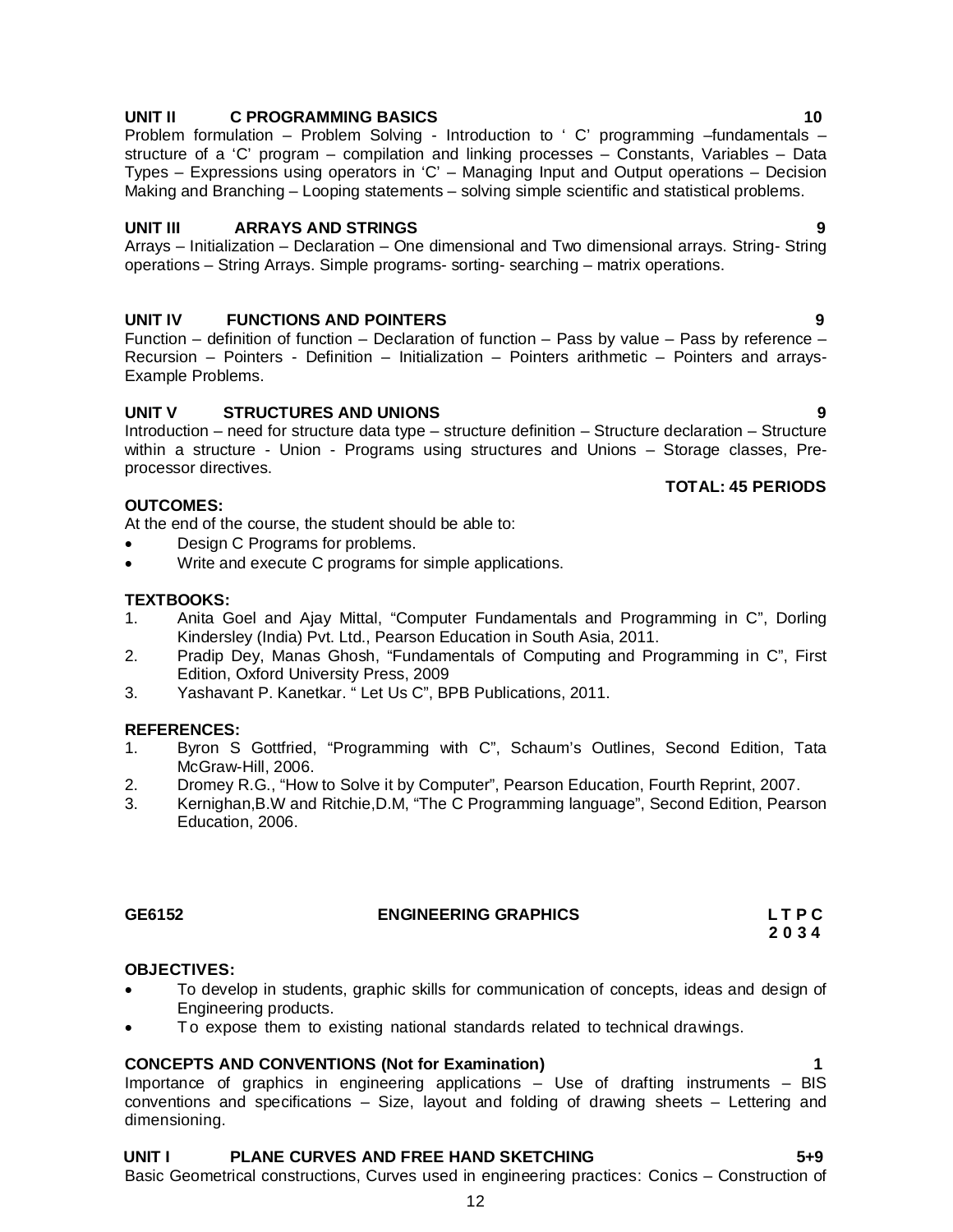**UNIT II C PROGRAMMING BASICS 10**

Problem formulation – Problem Solving - Introduction to ' C' programming –fundamentals – structure of a 'C' program – compilation and linking processes – Constants, Variables – Data Types – Expressions using operators in 'C' – Managing Input and Output operations – Decision Making and Branching – Looping statements – solving simple scientific and statistical problems.

**UNIT III ARRAYS AND STRINGS 9**

Arrays – Initialization – Declaration – One dimensional and Two dimensional arrays. String- String operations – String Arrays. Simple programs- sorting- searching – matrix operations.

**UNIT IV FUNCTIONS AND POINTERS 9**

Function – definition of function – Declaration of function – Pass by value – Pass by reference – Recursion – Pointers - Definition – Initialization – Pointers arithmetic – Pointers and arrays- Example Problems.

**UNIT V STRUCTURES AND UNIONS 9**

Introduction – need for structure data type – structure definition – Structure declaration – Structure within a structure - Union - Programs using structures and Unions – Storage classes, Pre-processor directives.

**TOTAL: 45 PERIODS**

**OUTCOMES:**

At the end of the course, the student should be able to:

- Design C Programs for problems.
- Write and execute C programs for simple applications.

**TEXTBOOKS:**

1. Anita Goel and Ajay Mittal, "Computer Fundamentals and Programming in C", Dorling Kindersley (India) Pvt. Ltd., Pearson Education in South Asia, 2011.
2. Pradip Dey, Manas Ghosh, "Fundamentals of Computing and Programming in C", First Edition, Oxford University Press, 2009
3. Yashavant P. Kanetkar. " Let Us C", BPB Publications, 2011.

**REFERENCES:**

1. Byron S Gottfried, "Programming with C", Schaum's Outlines, Second Edition, Tata McGraw-Hill, 2006.
2. Dromey R.G., "How to Solve it by Computer", Pearson Education, Fourth Reprint, 2007.
3. Kernighan,B.W and Ritchie,D.M, "The C Programming language", Second Edition, Pearson Education, 2006.

**GE6152 ENGINEERING GRAPHICS L T P C**
**2 0 3 4**

**OBJECTIVES:**

- To develop in students, graphic skills for communication of concepts, ideas and design of Engineering products.
- To expose them to existing national standards related to technical drawings.

**CONCEPTS AND CONVENTIONS (Not for Examination) 1**

Importance of graphics in engineering applications – Use of drafting instruments – BIS conventions and specifications – Size, layout and folding of drawing sheets – Lettering and dimensioning.

**UNIT I PLANE CURVES AND FREE HAND SKETCHING 5+9**

Basic Geometrical constructions, Curves used in engineering practices: Conics – Construction of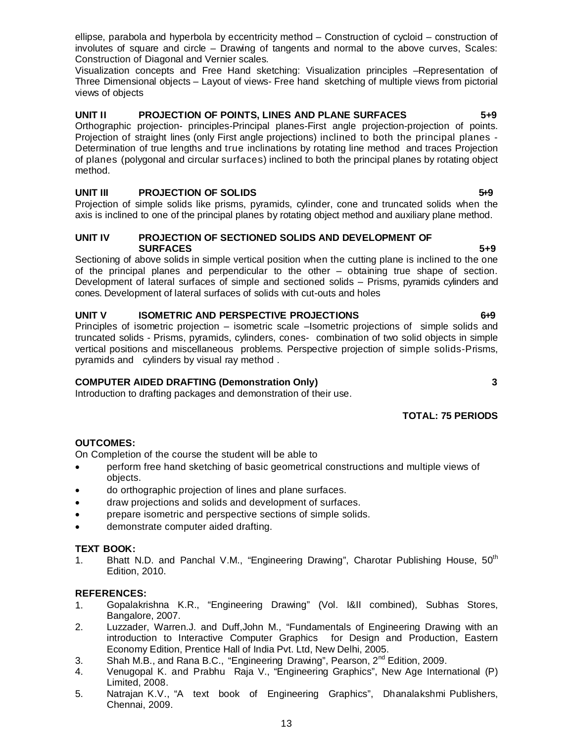ellipse, parabola and hyperbola by eccentricity method – Construction of cycloid – construction of involutes of square and circle – Drawing of tangents and normal to the above curves, Scales: Construction of Diagonal and Vernier scales.
Visualization concepts and Free Hand sketching: Visualization principles –Representation of Three Dimensional objects – Layout of views- Free hand sketching of multiple views from pictorial views of objects

**UNIT II PROJECTION OF POINTS, LINES AND PLANE SURFACES 5+9**
Orthographic projection- principles-Principal planes-First angle projection-projection of points. Projection of straight lines (only First angle projections) inclined to both the principal planes - Determination of true lengths and true inclinations by rotating line method and traces Projection of planes (polygonal and circular surfaces) inclined to both the principal planes by rotating object method.

**UNIT III PROJECTION OF SOLIDS 5+9**
Projection of simple solids like prisms, pyramids, cylinder, cone and truncated solids when the axis is inclined to one of the principal planes by rotating object method and auxiliary plane method.

**UNIT IV PROJECTION OF SECTIONED SOLIDS AND DEVELOPMENT OF SURFACES 5+9**
Sectioning of above solids in simple vertical position when the cutting plane is inclined to the one of the principal planes and perpendicular to the other – obtaining true shape of section. Development of lateral surfaces of simple and sectioned solids – Prisms, pyramids cylinders and cones. Development of lateral surfaces of solids with cut-outs and holes

**UNIT V ISOMETRIC AND PERSPECTIVE PROJECTIONS 6+9**
Principles of isometric projection – isometric scale –Isometric projections of simple solids and truncated solids - Prisms, pyramids, cylinders, cones- combination of two solid objects in simple vertical positions and miscellaneous problems. Perspective projection of simple solids-Prisms, pyramids and cylinders by visual ray method .

**COMPUTER AIDED DRAFTING (Demonstration Only) 3**
Introduction to drafting packages and demonstration of their use.

**TOTAL: 75 PERIODS**

**OUTCOMES:**
On Completion of the course the student will be able to

- perform free hand sketching of basic geometrical constructions and multiple views of objects.
- do orthographic projection of lines and plane surfaces.
- draw projections and solids and development of surfaces.
- prepare isometric and perspective sections of simple solids.
- demonstrate computer aided drafting.

**TEXT BOOK:**

1. Bhatt N.D. and Panchal V.M., "Engineering Drawing", Charotar Publishing House, 50th Edition, 2010.

**REFERENCES:**

1. Gopalakrishna K.R., "Engineering Drawing" (Vol. I&II combined), Subhas Stores, Bangalore, 2007.
2. Luzzader, Warren.J. and Duff,John M., "Fundamentals of Engineering Drawing with an introduction to Interactive Computer Graphics for Design and Production, Eastern Economy Edition, Prentice Hall of India Pvt. Ltd, New Delhi, 2005.
3. Shah M.B., and Rana B.C., "Engineering Drawing", Pearson, 2nd Edition, 2009.
4. Venugopal K. and Prabhu Raja V., "Engineering Graphics", New Age International (P) Limited, 2008.
5. Natrajan K.V., "A text book of Engineering Graphics", Dhanalakshmi Publishers, Chennai, 2009.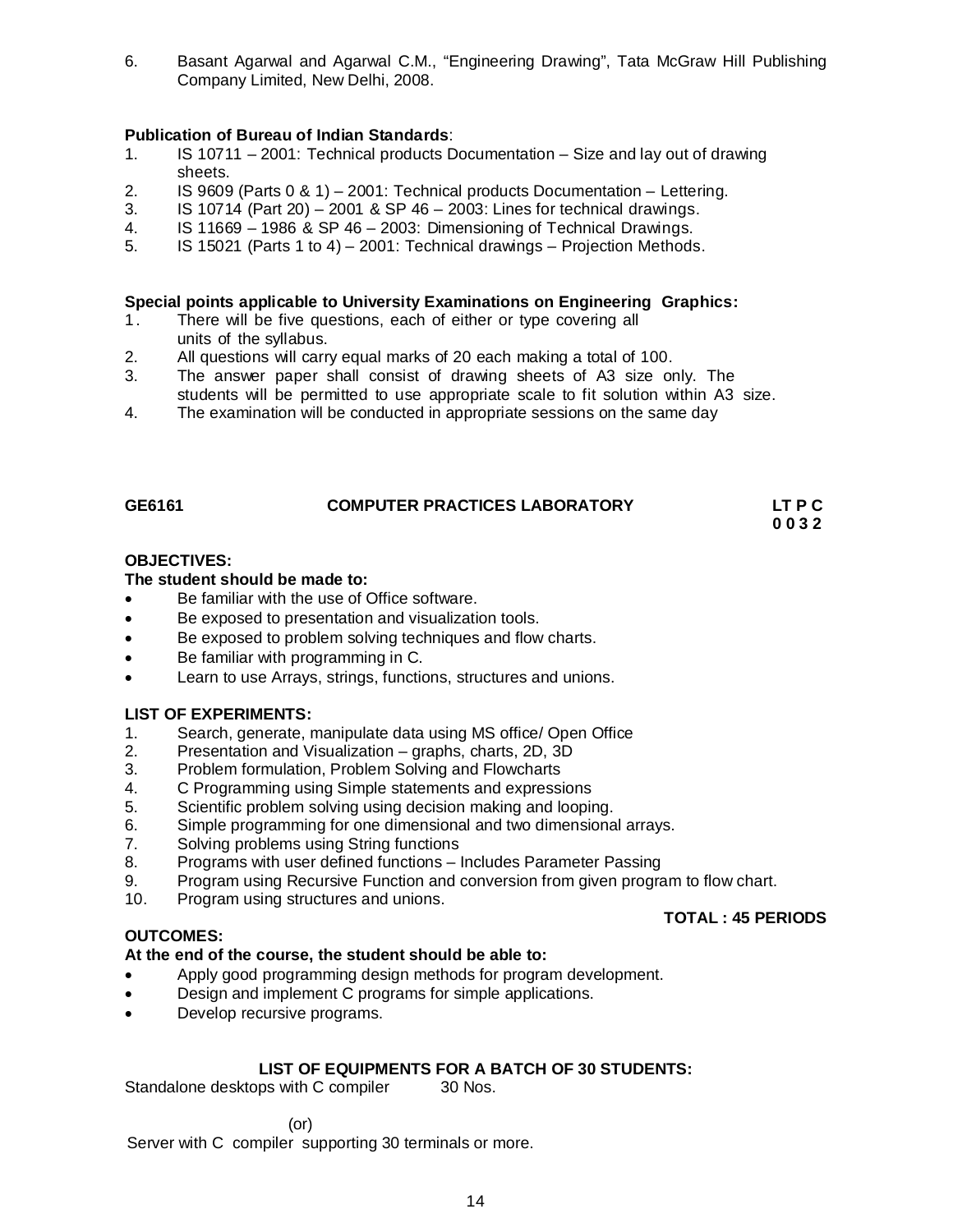6. Basant Agarwal and Agarwal C.M., "Engineering Drawing", Tata McGraw Hill Publishing Company Limited, New Delhi, 2008.

**Publication of Bureau of Indian Standards**:

1. IS 10711 – 2001: Technical products Documentation – Size and lay out of drawing sheets.
2. IS 9609 (Parts 0 & 1) – 2001: Technical products Documentation – Lettering.
3. IS 10714 (Part 20) – 2001 & SP 46 – 2003: Lines for technical drawings.
4. IS 11669 – 1986 & SP 46 – 2003: Dimensioning of Technical Drawings.
5. IS 15021 (Parts 1 to 4) – 2001: Technical drawings – Projection Methods.

**Special points applicable to University Examinations on Engineering Graphics:**

1. There will be five questions, each of either or type covering all units of the syllabus.
2. All questions will carry equal marks of 20 each making a total of 100.
3. The answer paper shall consist of drawing sheets of A3 size only. The students will be permitted to use appropriate scale to fit solution within A3 size.
4. The examination will be conducted in appropriate sessions on the same day

## GE6161 COMPUTER PRACTICES LABORATORY

**L T P C**
**0 0 3 2**

**OBJECTIVES:**

**The student should be made to:**

- Be familiar with the use of Office software.
- Be exposed to presentation and visualization tools.
- Be exposed to problem solving techniques and flow charts.
- Be familiar with programming in C.
- Learn to use Arrays, strings, functions, structures and unions.

**LIST OF EXPERIMENTS:**

1. Search, generate, manipulate data using MS office/ Open Office
2. Presentation and Visualization – graphs, charts, 2D, 3D
3. Problem formulation, Problem Solving and Flowcharts
4. C Programming using Simple statements and expressions
5. Scientific problem solving using decision making and looping.
6. Simple programming for one dimensional and two dimensional arrays.
7. Solving problems using String functions
8. Programs with user defined functions – Includes Parameter Passing
9. Program using Recursive Function and conversion from given program to flow chart.
10. Program using structures and unions.

**TOTAL : 45 PERIODS**

**OUTCOMES:**

**At the end of the course, the student should be able to:**

- Apply good programming design methods for program development.
- Design and implement C programs for simple applications.
- Develop recursive programs.

**LIST OF EQUIPMENTS FOR A BATCH OF 30 STUDENTS:**

Standalone desktops with C compiler 30 Nos.

(or)

Server with C compiler supporting 30 terminals or more.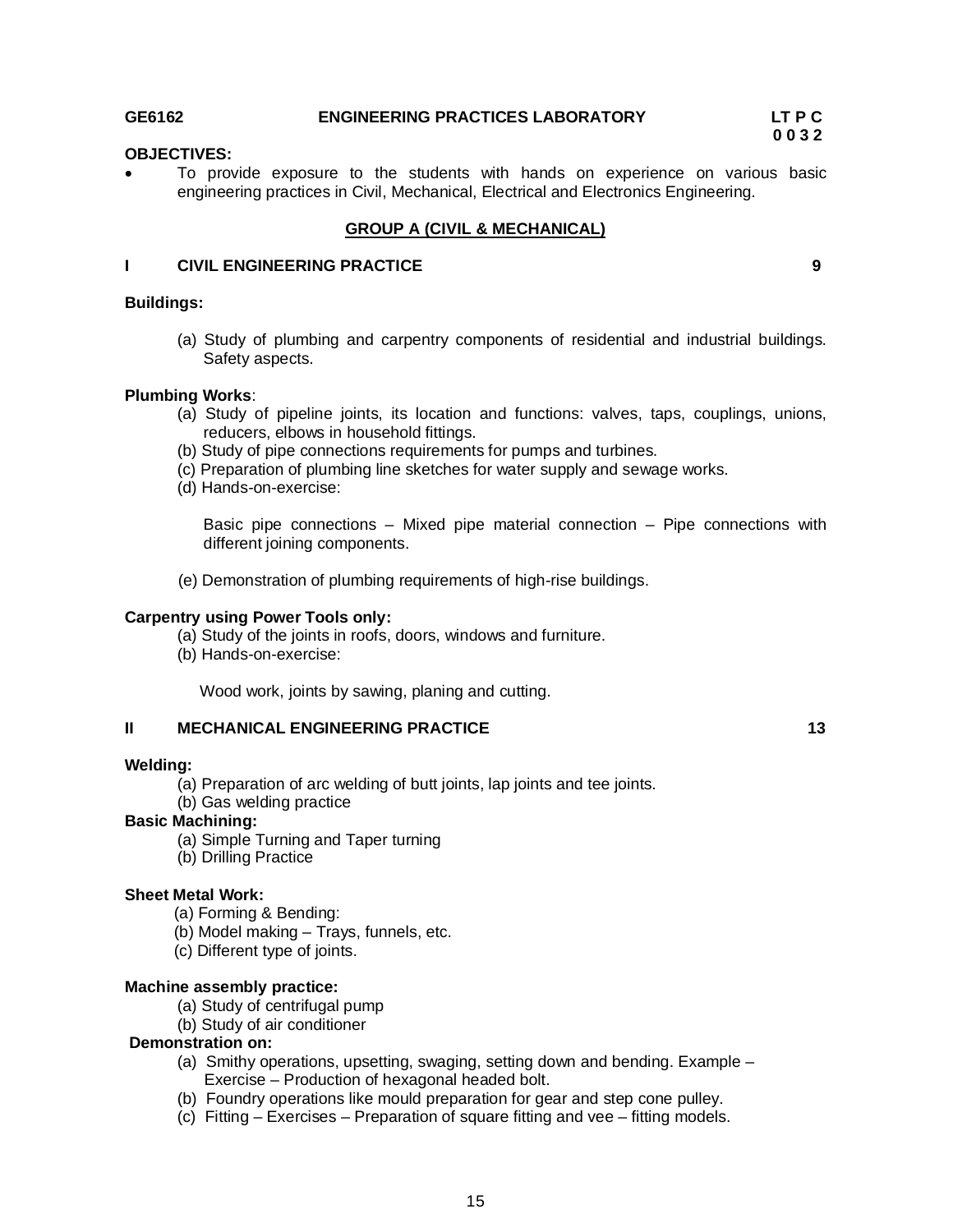**GE6162 ENGINEERING PRACTICES LABORATORY**

**L T P C**
**0 0 3 2**

**OBJECTIVES:**

- To provide exposure to the students with hands on experience on various basic engineering practices in Civil, Mechanical, Electrical and Electronics Engineering.

## GROUP A (CIVIL & MECHANICAL)

### I CIVIL ENGINEERING PRACTICE — 9

**Buildings:**

(a) Study of plumbing and carpentry components of residential and industrial buildings. Safety aspects.

**Plumbing Works**:

(a) Study of pipeline joints, its location and functions: valves, taps, couplings, unions, reducers, elbows in household fittings.
(b) Study of pipe connections requirements for pumps and turbines.
(c) Preparation of plumbing line sketches for water supply and sewage works.
(d) Hands-on-exercise:

Basic pipe connections – Mixed pipe material connection – Pipe connections with different joining components.

(e) Demonstration of plumbing requirements of high-rise buildings.

**Carpentry using Power Tools only:**

(a) Study of the joints in roofs, doors, windows and furniture.
(b) Hands-on-exercise:

Wood work, joints by sawing, planing and cutting.

### II MECHANICAL ENGINEERING PRACTICE — 13

**Welding:**

(a) Preparation of arc welding of butt joints, lap joints and tee joints.
(b) Gas welding practice

**Basic Machining:**

(a) Simple Turning and Taper turning
(b) Drilling Practice

**Sheet Metal Work:**

(a) Forming & Bending:
(b) Model making – Trays, funnels, etc.
(c) Different type of joints.

**Machine assembly practice:**

(a) Study of centrifugal pump
(b) Study of air conditioner

**Demonstration on:**

(a) Smithy operations, upsetting, swaging, setting down and bending. Example – Exercise – Production of hexagonal headed bolt.
(b) Foundry operations like mould preparation for gear and step cone pulley.
(c) Fitting – Exercises – Preparation of square fitting and vee – fitting models.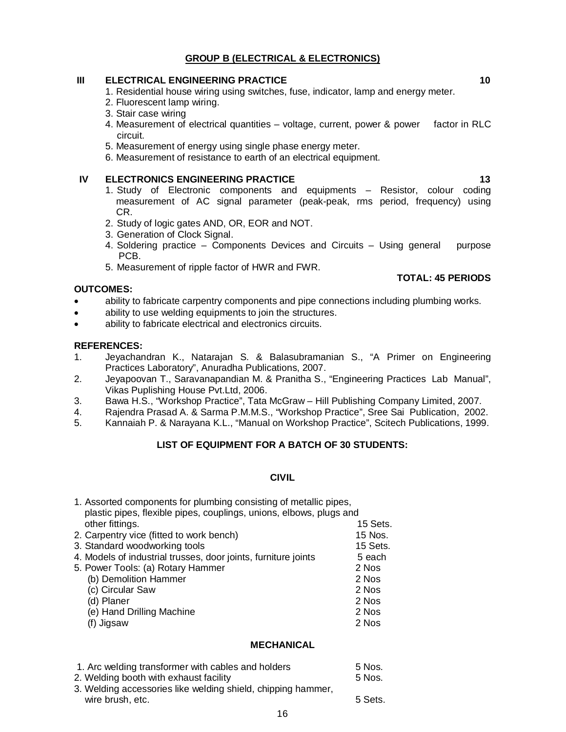## GROUP B (ELECTRICAL & ELECTRONICS)

**III ELECTRICAL ENGINEERING PRACTICE** **10**

1. Residential house wiring using switches, fuse, indicator, lamp and energy meter.
2. Fluorescent lamp wiring.
3. Stair case wiring
4. Measurement of electrical quantities – voltage, current, power & power factor in RLC circuit.
5. Measurement of energy using single phase energy meter.
6. Measurement of resistance to earth of an electrical equipment.

**IV ELECTRONICS ENGINEERING PRACTICE** **13**

1. Study of Electronic components and equipments – Resistor, colour coding measurement of AC signal parameter (peak-peak, rms period, frequency) using CR.
2. Study of logic gates AND, OR, EOR and NOT.
3. Generation of Clock Signal.
4. Soldering practice – Components Devices and Circuits – Using general purpose PCB.
5. Measurement of ripple factor of HWR and FWR.

**TOTAL: 45 PERIODS**

**OUTCOMES:**

- ability to fabricate carpentry components and pipe connections including plumbing works.
- ability to use welding equipments to join the structures.
- ability to fabricate electrical and electronics circuits.

**REFERENCES:**

1. Jeyachandran K., Natarajan S. & Balasubramanian S., "A Primer on Engineering Practices Laboratory", Anuradha Publications, 2007.
2. Jeyapoovan T., Saravanapandian M. & Pranitha S., "Engineering Practices Lab Manual", Vikas Puplishing House Pvt.Ltd, 2006.
3. Bawa H.S., "Workshop Practice", Tata McGraw – Hill Publishing Company Limited, 2007.
4. Rajendra Prasad A. & Sarma P.M.M.S., "Workshop Practice", Sree Sai Publication, 2002.
5. Kannaiah P. & Narayana K.L., "Manual on Workshop Practice", Scitech Publications, 1999.

### LIST OF EQUIPMENT FOR A BATCH OF 30 STUDENTS:

#### CIVIL

| Item | Quantity |
|---|---|
| 1. Assorted components for plumbing consisting of metallic pipes, plastic pipes, flexible pipes, couplings, unions, elbows, plugs and other fittings. | 15 Sets. |
| 2. Carpentry vice (fitted to work bench) | 15 Nos. |
| 3. Standard woodworking tools | 15 Sets. |
| 4. Models of industrial trusses, door joints, furniture joints | 5 each |
| 5. Power Tools: (a) Rotary Hammer | 2 Nos |
| (b) Demolition Hammer | 2 Nos |
| (c) Circular Saw | 2 Nos |
| (d) Planer | 2 Nos |
| (e) Hand Drilling Machine | 2 Nos |
| (f) Jigsaw | 2 Nos |

#### MECHANICAL

| Item | Quantity |
|---|---|
| 1. Arc welding transformer with cables and holders | 5 Nos. |
| 2. Welding booth with exhaust facility | 5 Nos. |
| 3. Welding accessories like welding shield, chipping hammer, wire brush, etc. | 5 Sets. |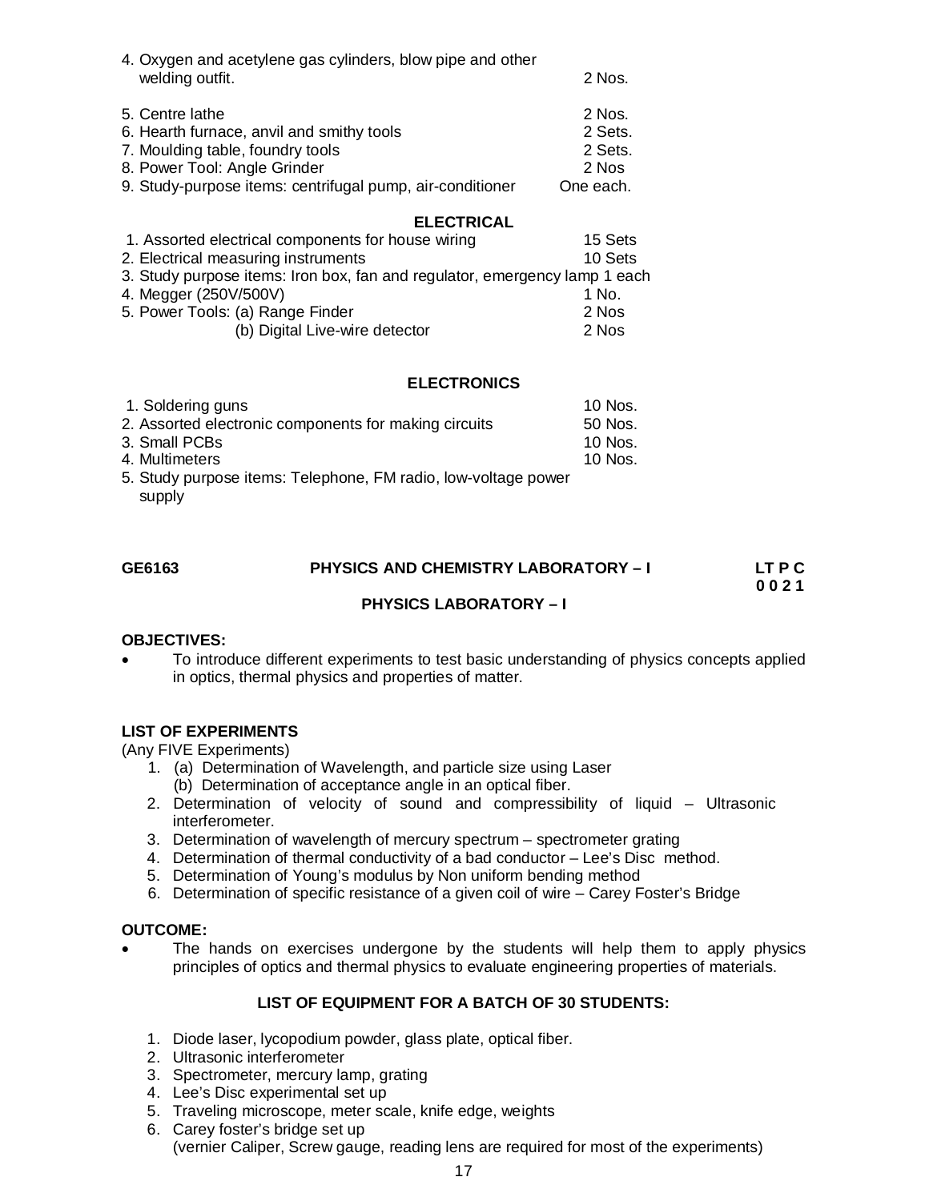| | |
|---|---|
| 4. Oxygen and acetylene gas cylinders, blow pipe and other welding outfit. | 2 Nos. |
| 5. Centre lathe | 2 Nos. |
| 6. Hearth furnace, anvil and smithy tools | 2 Sets. |
| 7. Moulding table, foundry tools | 2 Sets. |
| 8. Power Tool: Angle Grinder | 2 Nos |
| 9. Study-purpose items: centrifugal pump, air-conditioner | One each. |

**ELECTRICAL**

| | |
|---|---|
| 1. Assorted electrical components for house wiring | 15 Sets |
| 2. Electrical measuring instruments | 10 Sets |
| 3. Study purpose items: Iron box, fan and regulator, emergency lamp | 1 each |
| 4. Megger (250V/500V) | 1 No. |
| 5. Power Tools: (a) Range Finder | 2 Nos |
| (b) Digital Live-wire detector | 2 Nos |

**ELECTRONICS**

| | |
|---|---|
| 1. Soldering guns | 10 Nos. |
| 2. Assorted electronic components for making circuits | 50 Nos. |
| 3. Small PCBs | 10 Nos. |
| 4. Multimeters | 10 Nos. |
| 5. Study purpose items: Telephone, FM radio, low-voltage power supply | |

## GE6163 PHYSICS AND CHEMISTRY LABORATORY – I

**L T P C**
**0 0 2 1**

### PHYSICS LABORATORY – I

**OBJECTIVES:**

- To introduce different experiments to test basic understanding of physics concepts applied in optics, thermal physics and properties of matter.

**LIST OF EXPERIMENTS**

(Any FIVE Experiments)

1. (a) Determination of Wavelength, and particle size using Laser
   (b) Determination of acceptance angle in an optical fiber.
2. Determination of velocity of sound and compressibility of liquid – Ultrasonic interferometer.
3. Determination of wavelength of mercury spectrum – spectrometer grating
4. Determination of thermal conductivity of a bad conductor – Lee's Disc method.
5. Determination of Young's modulus by Non uniform bending method
6. Determination of specific resistance of a given coil of wire – Carey Foster's Bridge

**OUTCOME:**

- The hands on exercises undergone by the students will help them to apply physics principles of optics and thermal physics to evaluate engineering properties of materials.

**LIST OF EQUIPMENT FOR A BATCH OF 30 STUDENTS:**

1. Diode laser, lycopodium powder, glass plate, optical fiber.
2. Ultrasonic interferometer
3. Spectrometer, mercury lamp, grating
4. Lee's Disc experimental set up
5. Traveling microscope, meter scale, knife edge, weights
6. Carey foster's bridge set up
   (vernier Caliper, Screw gauge, reading lens are required for most of the experiments)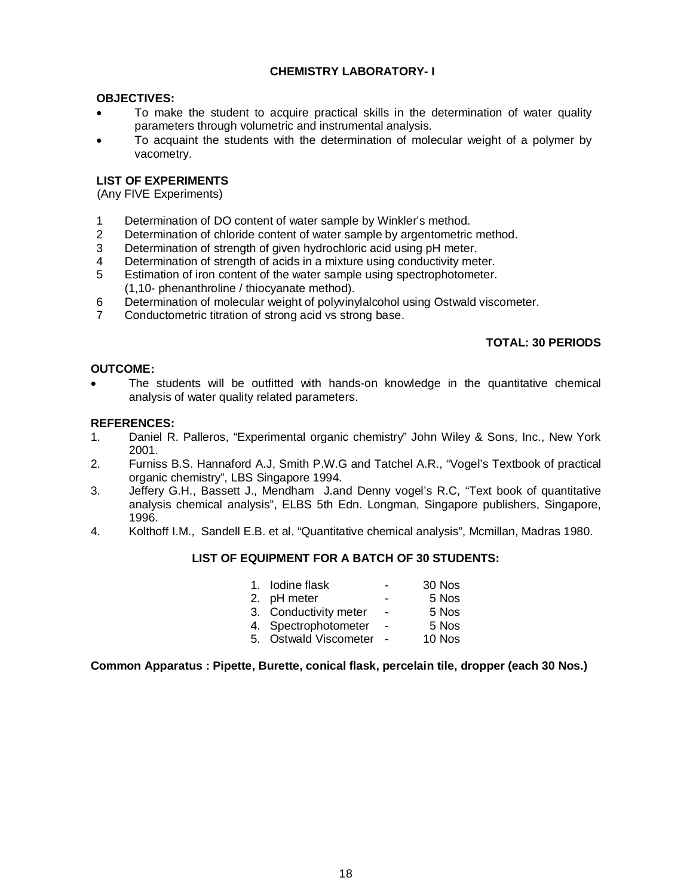## CHEMISTRY LABORATORY- I

**OBJECTIVES:**

- To make the student to acquire practical skills in the determination of water quality parameters through volumetric and instrumental analysis.
- To acquaint the students with the determination of molecular weight of a polymer by vacometry.

**LIST OF EXPERIMENTS**
(Any FIVE Experiments)

1. Determination of DO content of water sample by Winkler's method.
2. Determination of chloride content of water sample by argentometric method.
3. Determination of strength of given hydrochloric acid using pH meter.
4. Determination of strength of acids in a mixture using conductivity meter.
5. Estimation of iron content of the water sample using spectrophotometer. (1,10- phenanthroline / thiocyanate method).
6. Determination of molecular weight of polyvinylalcohol using Ostwald viscometer.
7. Conductometric titration of strong acid vs strong base.

**TOTAL: 30 PERIODS**

**OUTCOME:**

- The students will be outfitted with hands-on knowledge in the quantitative chemical analysis of water quality related parameters.

**REFERENCES:**

1. Daniel R. Palleros, "Experimental organic chemistry" John Wiley & Sons, Inc., New York 2001.
2. Furniss B.S. Hannaford A.J, Smith P.W.G and Tatchel A.R., "Vogel's Textbook of practical organic chemistry", LBS Singapore 1994.
3. Jeffery G.H., Bassett J., Mendham J.and Denny vogel's R.C, "Text book of quantitative analysis chemical analysis", ELBS 5th Edn. Longman, Singapore publishers, Singapore, 1996.
4. Kolthoff I.M., Sandell E.B. et al. "Quantitative chemical analysis", Mcmillan, Madras 1980.

**LIST OF EQUIPMENT FOR A BATCH OF 30 STUDENTS:**

1. Iodine flask - 30 Nos
2. pH meter - 5 Nos
3. Conductivity meter - 5 Nos
4. Spectrophotometer - 5 Nos
5. Ostwald Viscometer - 10 Nos

**Common Apparatus : Pipette, Burette, conical flask, percelain tile, dropper (each 30 Nos.)**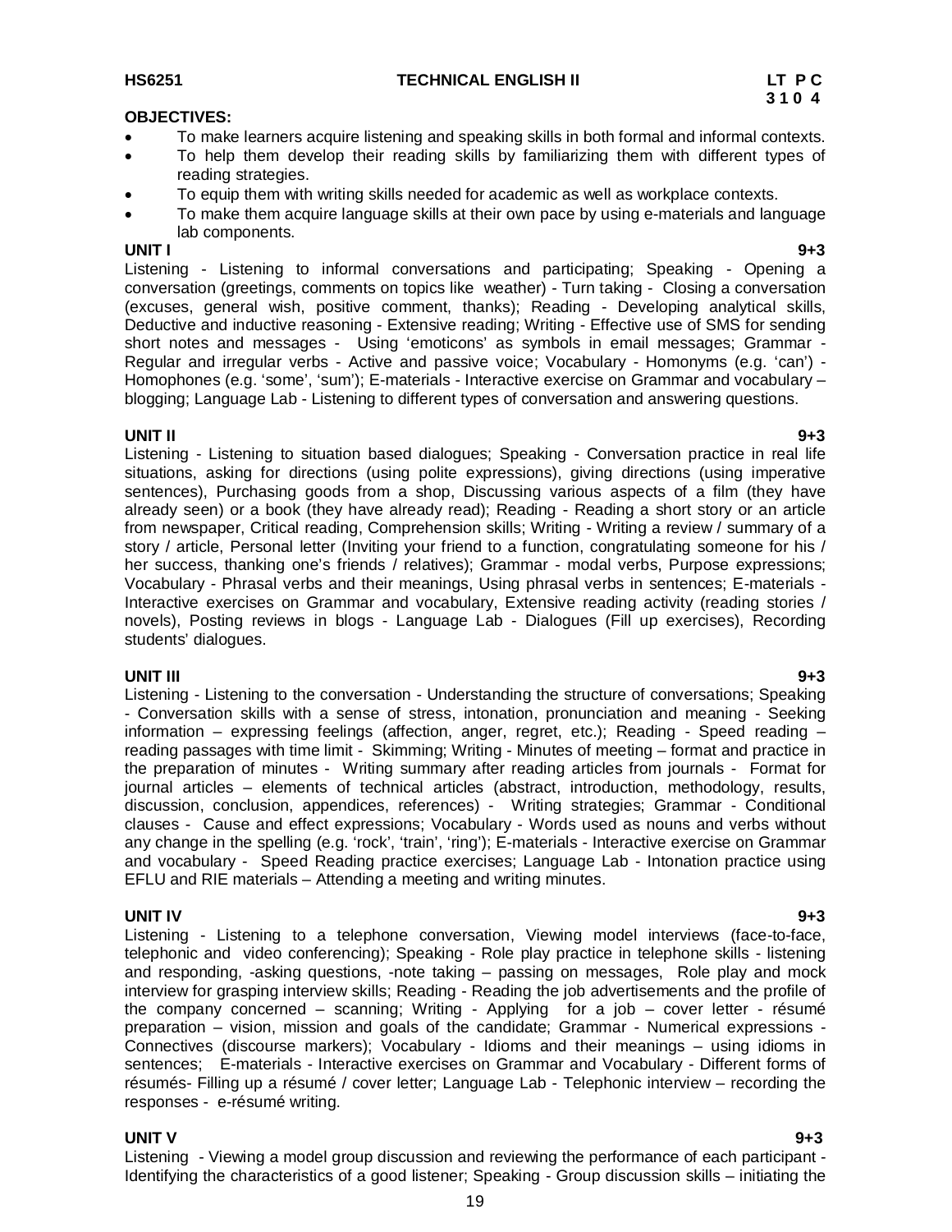**HS6251 TECHNICAL ENGLISH II LT P C**
**3 1 0 4**

**OBJECTIVES:**

- To make learners acquire listening and speaking skills in both formal and informal contexts.
- To help them develop their reading skills by familiarizing them with different types of reading strategies.
- To equip them with writing skills needed for academic as well as workplace contexts.
- To make them acquire language skills at their own pace by using e-materials and language lab components.

**UNIT I 9+3**

Listening - Listening to informal conversations and participating; Speaking - Opening a conversation (greetings, comments on topics like weather) - Turn taking - Closing a conversation (excuses, general wish, positive comment, thanks); Reading - Developing analytical skills, Deductive and inductive reasoning - Extensive reading; Writing - Effective use of SMS for sending short notes and messages - Using 'emoticons' as symbols in email messages; Grammar - Regular and irregular verbs - Active and passive voice; Vocabulary - Homonyms (e.g. 'can') - Homophones (e.g. 'some', 'sum'); E-materials - Interactive exercise on Grammar and vocabulary – blogging; Language Lab - Listening to different types of conversation and answering questions.

**UNIT II 9+3**

Listening - Listening to situation based dialogues; Speaking - Conversation practice in real life situations, asking for directions (using polite expressions), giving directions (using imperative sentences), Purchasing goods from a shop, Discussing various aspects of a film (they have already seen) or a book (they have already read); Reading - Reading a short story or an article from newspaper, Critical reading, Comprehension skills; Writing - Writing a review / summary of a story / article, Personal letter (Inviting your friend to a function, congratulating someone for his / her success, thanking one's friends / relatives); Grammar - modal verbs, Purpose expressions; Vocabulary - Phrasal verbs and their meanings, Using phrasal verbs in sentences; E-materials - Interactive exercises on Grammar and vocabulary, Extensive reading activity (reading stories / novels), Posting reviews in blogs - Language Lab - Dialogues (Fill up exercises), Recording students' dialogues.

**UNIT III 9+3**

Listening - Listening to the conversation - Understanding the structure of conversations; Speaking - Conversation skills with a sense of stress, intonation, pronunciation and meaning - Seeking information – expressing feelings (affection, anger, regret, etc.); Reading - Speed reading – reading passages with time limit - Skimming; Writing - Minutes of meeting – format and practice in the preparation of minutes - Writing summary after reading articles from journals - Format for journal articles – elements of technical articles (abstract, introduction, methodology, results, discussion, conclusion, appendices, references) - Writing strategies; Grammar - Conditional clauses - Cause and effect expressions; Vocabulary - Words used as nouns and verbs without any change in the spelling (e.g. 'rock', 'train', 'ring'); E-materials - Interactive exercise on Grammar and vocabulary - Speed Reading practice exercises; Language Lab - Intonation practice using EFLU and RIE materials – Attending a meeting and writing minutes.

**UNIT IV 9+3**

Listening - Listening to a telephone conversation, Viewing model interviews (face-to-face, telephonic and video conferencing); Speaking - Role play practice in telephone skills - listening and responding, -asking questions, -note taking – passing on messages, Role play and mock interview for grasping interview skills; Reading - Reading the job advertisements and the profile of the company concerned – scanning; Writing - Applying for a job – cover letter - résumé preparation – vision, mission and goals of the candidate; Grammar - Numerical expressions - Connectives (discourse markers); Vocabulary - Idioms and their meanings – using idioms in sentences; E-materials - Interactive exercises on Grammar and Vocabulary - Different forms of résumés- Filling up a résumé / cover letter; Language Lab - Telephonic interview – recording the responses - e-résumé writing.

**UNIT V 9+3**

Listening - Viewing a model group discussion and reviewing the performance of each participant - Identifying the characteristics of a good listener; Speaking - Group discussion skills – initiating the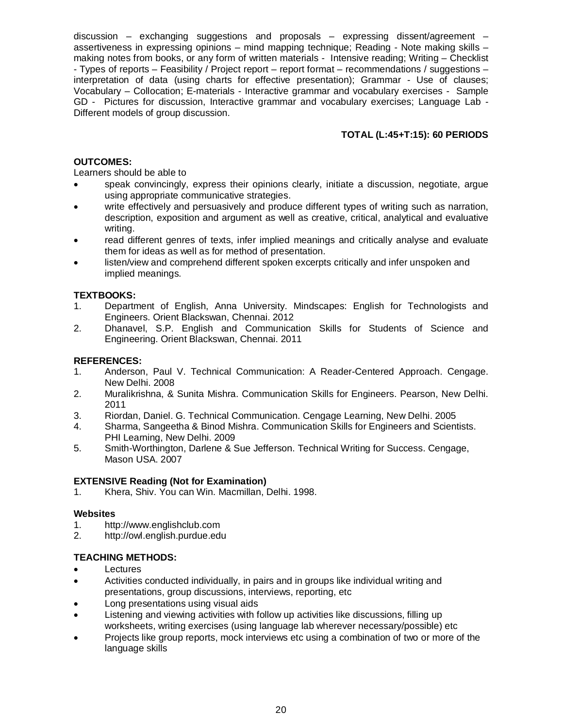discussion – exchanging suggestions and proposals – expressing dissent/agreement – assertiveness in expressing opinions – mind mapping technique; Reading - Note making skills – making notes from books, or any form of written materials - Intensive reading; Writing – Checklist - Types of reports – Feasibility / Project report – report format – recommendations / suggestions – interpretation of data (using charts for effective presentation); Grammar - Use of clauses; Vocabulary – Collocation; E-materials - Interactive grammar and vocabulary exercises - Sample GD - Pictures for discussion, Interactive grammar and vocabulary exercises; Language Lab - Different models of group discussion.

**TOTAL (L:45+T:15): 60 PERIODS**

**OUTCOMES:**

Learners should be able to

- speak convincingly, express their opinions clearly, initiate a discussion, negotiate, argue using appropriate communicative strategies.
- write effectively and persuasively and produce different types of writing such as narration, description, exposition and argument as well as creative, critical, analytical and evaluative writing.
- read different genres of texts, infer implied meanings and critically analyse and evaluate them for ideas as well as for method of presentation.
- listen/view and comprehend different spoken excerpts critically and infer unspoken and implied meanings.

**TEXTBOOKS:**

1. Department of English, Anna University. Mindscapes: English for Technologists and Engineers. Orient Blackswan, Chennai. 2012
2. Dhanavel, S.P. English and Communication Skills for Students of Science and Engineering. Orient Blackswan, Chennai. 2011

**REFERENCES:**

1. Anderson, Paul V. Technical Communication: A Reader-Centered Approach. Cengage. New Delhi. 2008
2. Muralikrishna, & Sunita Mishra. Communication Skills for Engineers. Pearson, New Delhi. 2011
3. Riordan, Daniel. G. Technical Communication. Cengage Learning, New Delhi. 2005
4. Sharma, Sangeetha & Binod Mishra. Communication Skills for Engineers and Scientists. PHI Learning, New Delhi. 2009
5. Smith-Worthington, Darlene & Sue Jefferson. Technical Writing for Success. Cengage, Mason USA. 2007

**EXTENSIVE Reading (Not for Examination)**

1. Khera, Shiv. You can Win. Macmillan, Delhi. 1998.

**Websites**

1. http://www.englishclub.com
2. http://owl.english.purdue.edu

**TEACHING METHODS:**

- Lectures
- Activities conducted individually, in pairs and in groups like individual writing and presentations, group discussions, interviews, reporting, etc
- Long presentations using visual aids
- Listening and viewing activities with follow up activities like discussions, filling up worksheets, writing exercises (using language lab wherever necessary/possible) etc
- Projects like group reports, mock interviews etc using a combination of two or more of the language skills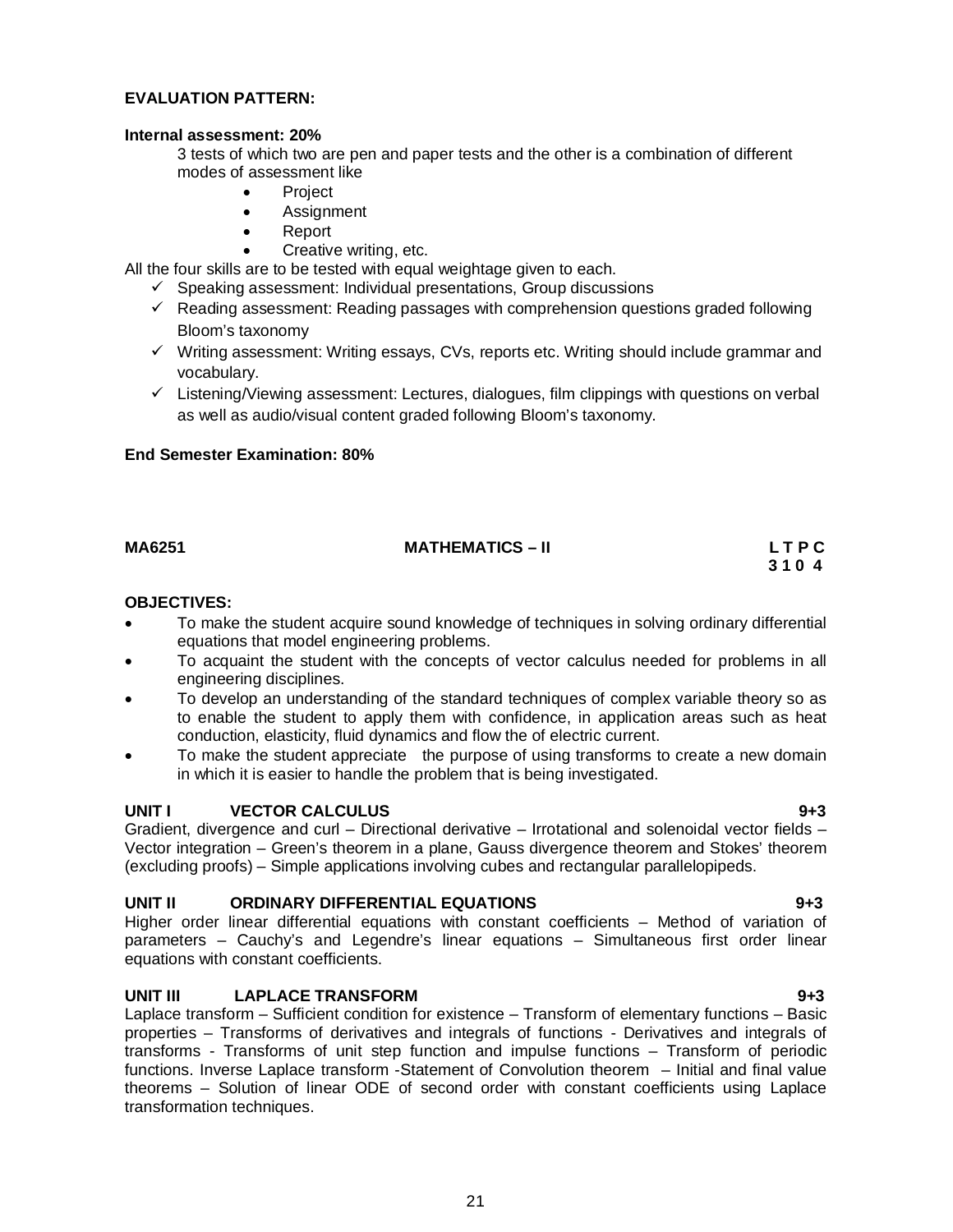**EVALUATION PATTERN:**

**Internal assessment: 20%**

3 tests of which two are pen and paper tests and the other is a combination of different modes of assessment like

- Project
- Assignment
- Report
- Creative writing, etc.

All the four skills are to be tested with equal weightage given to each.

- ✓ Speaking assessment: Individual presentations, Group discussions
- ✓ Reading assessment: Reading passages with comprehension questions graded following Bloom's taxonomy
- ✓ Writing assessment: Writing essays, CVs, reports etc. Writing should include grammar and vocabulary.
- ✓ Listening/Viewing assessment: Lectures, dialogues, film clippings with questions on verbal as well as audio/visual content graded following Bloom's taxonomy.

**End Semester Examination: 80%**

**MA6251 MATHEMATICS – II L T P C**
**3 1 0 4**

**OBJECTIVES:**

- To make the student acquire sound knowledge of techniques in solving ordinary differential equations that model engineering problems.
- To acquaint the student with the concepts of vector calculus needed for problems in all engineering disciplines.
- To develop an understanding of the standard techniques of complex variable theory so as to enable the student to apply them with confidence, in application areas such as heat conduction, elasticity, fluid dynamics and flow the of electric current.
- To make the student appreciate the purpose of using transforms to create a new domain in which it is easier to handle the problem that is being investigated.

**UNIT I VECTOR CALCULUS 9+3**

Gradient, divergence and curl – Directional derivative – Irrotational and solenoidal vector fields – Vector integration – Green's theorem in a plane, Gauss divergence theorem and Stokes' theorem (excluding proofs) – Simple applications involving cubes and rectangular parallelopipeds.

**UNIT II ORDINARY DIFFERENTIAL EQUATIONS 9+3**

Higher order linear differential equations with constant coefficients – Method of variation of parameters – Cauchy's and Legendre's linear equations – Simultaneous first order linear equations with constant coefficients.

**UNIT III LAPLACE TRANSFORM 9+3**

Laplace transform – Sufficient condition for existence – Transform of elementary functions – Basic properties – Transforms of derivatives and integrals of functions - Derivatives and integrals of transforms - Transforms of unit step function and impulse functions – Transform of periodic functions. Inverse Laplace transform -Statement of Convolution theorem – Initial and final value theorems – Solution of linear ODE of second order with constant coefficients using Laplace transformation techniques.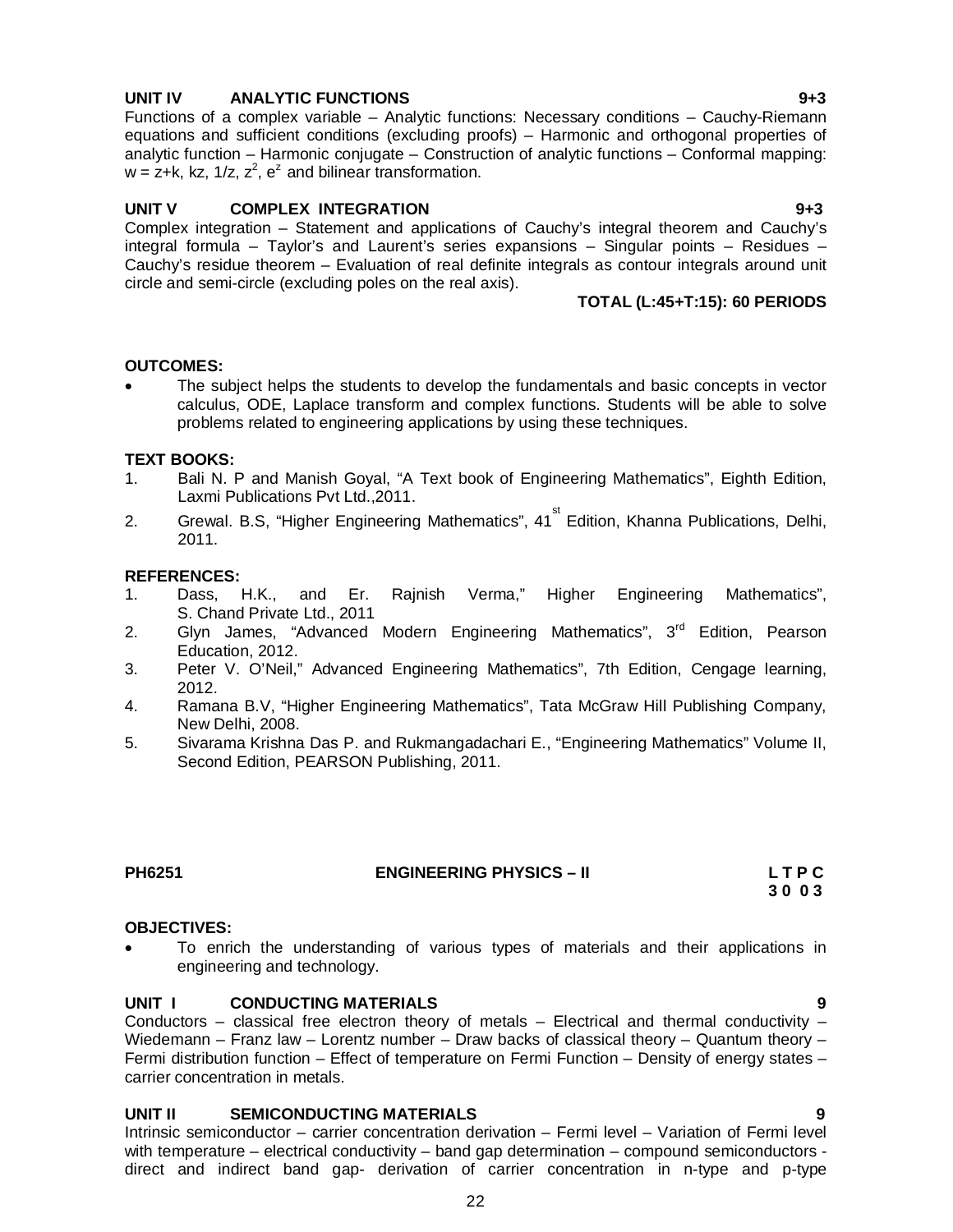**UNIT IV ANALYTIC FUNCTIONS 9+3**

Functions of a complex variable – Analytic functions: Necessary conditions – Cauchy-Riemann equations and sufficient conditions (excluding proofs) – Harmonic and orthogonal properties of analytic function – Harmonic conjugate – Construction of analytic functions – Conformal mapping: $w = z+k$, $kz$, $1/z$, $z^2$, $e^z$ and bilinear transformation.

**UNIT V COMPLEX INTEGRATION 9+3**

Complex integration – Statement and applications of Cauchy's integral theorem and Cauchy's integral formula – Taylor's and Laurent's series expansions – Singular points – Residues – Cauchy's residue theorem – Evaluation of real definite integrals as contour integrals around unit circle and semi-circle (excluding poles on the real axis).

**TOTAL (L:45+T:15): 60 PERIODS**

**OUTCOMES:**

- The subject helps the students to develop the fundamentals and basic concepts in vector calculus, ODE, Laplace transform and complex functions. Students will be able to solve problems related to engineering applications by using these techniques.

**TEXT BOOKS:**

1. Bali N. P and Manish Goyal, "A Text book of Engineering Mathematics", Eighth Edition, Laxmi Publications Pvt Ltd.,2011.
2. Grewal. B.S, "Higher Engineering Mathematics", 41st Edition, Khanna Publications, Delhi, 2011.

**REFERENCES:**

1. Dass, H.K., and Er. Rajnish Verma," Higher Engineering Mathematics", S. Chand Private Ltd., 2011
2. Glyn James, "Advanced Modern Engineering Mathematics", 3rd Edition, Pearson Education, 2012.
3. Peter V. O'Neil," Advanced Engineering Mathematics", 7th Edition, Cengage learning, 2012.
4. Ramana B.V, "Higher Engineering Mathematics", Tata McGraw Hill Publishing Company, New Delhi, 2008.
5. Sivarama Krishna Das P. and Rukmangadachari E., "Engineering Mathematics" Volume II, Second Edition, PEARSON Publishing, 2011.

## PH6251 ENGINEERING PHYSICS – II

**L T P C**
**3 0 0 3**

**OBJECTIVES:**

- To enrich the understanding of various types of materials and their applications in engineering and technology.

**UNIT I CONDUCTING MATERIALS 9**

Conductors – classical free electron theory of metals – Electrical and thermal conductivity – Wiedemann – Franz law – Lorentz number – Draw backs of classical theory – Quantum theory – Fermi distribution function – Effect of temperature on Fermi Function – Density of energy states – carrier concentration in metals.

**UNIT II SEMICONDUCTING MATERIALS 9**

Intrinsic semiconductor – carrier concentration derivation – Fermi level – Variation of Fermi level with temperature – electrical conductivity – band gap determination – compound semiconductors - direct and indirect band gap- derivation of carrier concentration in n-type and p-type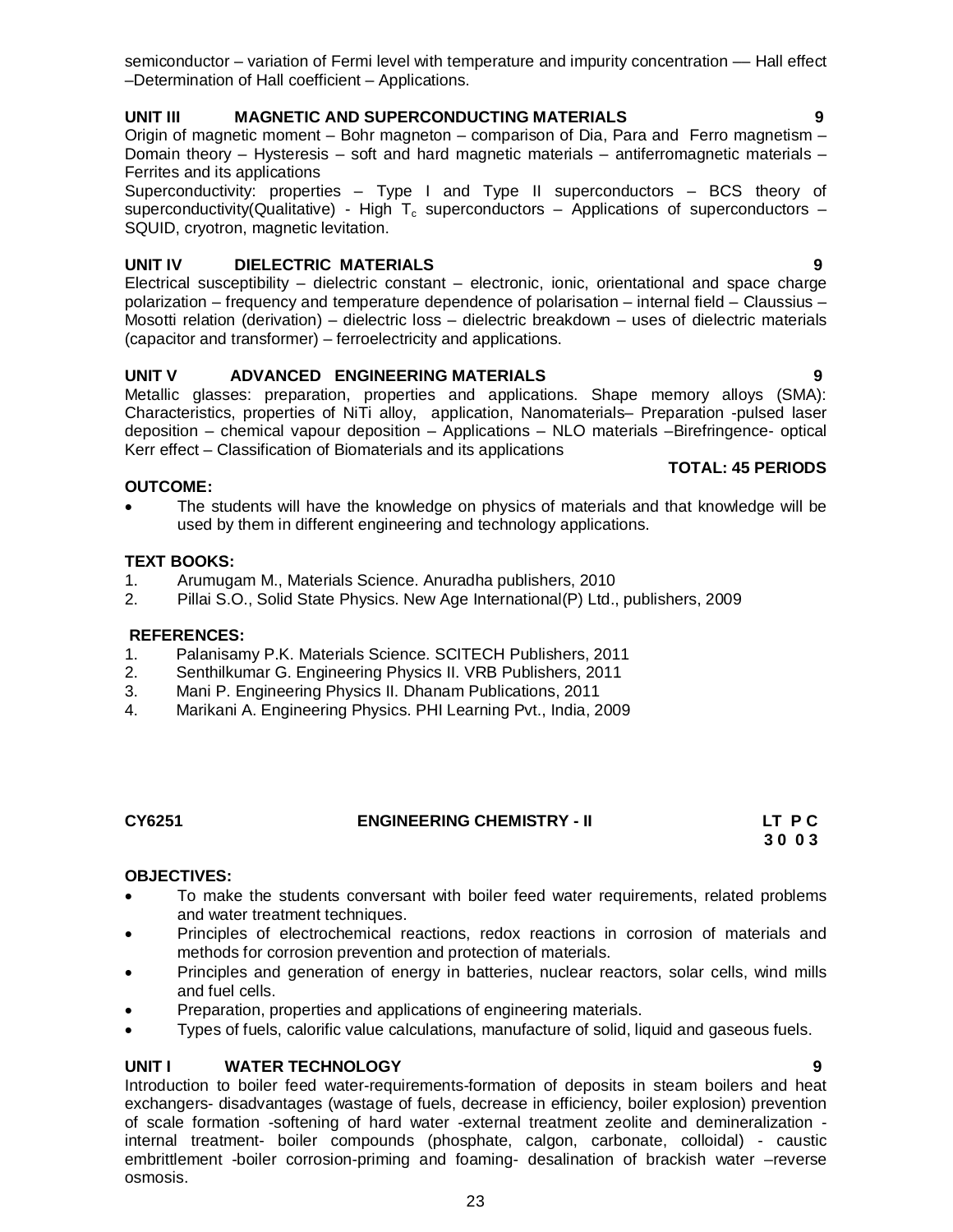semiconductor – variation of Fermi level with temperature and impurity concentration –– Hall effect –Determination of Hall coefficient – Applications.

**UNIT III MAGNETIC AND SUPERCONDUCTING MATERIALS 9**

Origin of magnetic moment – Bohr magneton – comparison of Dia, Para and Ferro magnetism – Domain theory – Hysteresis – soft and hard magnetic materials – antiferromagnetic materials – Ferrites and its applications

Superconductivity: properties – Type I and Type II superconductors – BCS theory of superconductivity(Qualitative) - High $T_c$ superconductors – Applications of superconductors – SQUID, cryotron, magnetic levitation.

**UNIT IV DIELECTRIC MATERIALS 9**

Electrical susceptibility – dielectric constant – electronic, ionic, orientational and space charge polarization – frequency and temperature dependence of polarisation – internal field – Claussius – Mosotti relation (derivation) – dielectric loss – dielectric breakdown – uses of dielectric materials (capacitor and transformer) – ferroelectricity and applications.

**UNIT V ADVANCED ENGINEERING MATERIALS 9**

Metallic glasses: preparation, properties and applications. Shape memory alloys (SMA): Characteristics, properties of NiTi alloy, application, Nanomaterials– Preparation -pulsed laser deposition – chemical vapour deposition – Applications – NLO materials –Birefringence- optical Kerr effect – Classification of Biomaterials and its applications

**TOTAL: 45 PERIODS**

**OUTCOME:**

- The students will have the knowledge on physics of materials and that knowledge will be used by them in different engineering and technology applications.

**TEXT BOOKS:**

1. Arumugam M., Materials Science. Anuradha publishers, 2010
2. Pillai S.O., Solid State Physics. New Age International(P) Ltd., publishers, 2009

**REFERENCES:**

1. Palanisamy P.K. Materials Science. SCITECH Publishers, 2011
2. Senthilkumar G. Engineering Physics II. VRB Publishers, 2011
3. Mani P. Engineering Physics II. Dhanam Publications, 2011
4. Marikani A. Engineering Physics. PHI Learning Pvt., India, 2009

**CY6251 ENGINEERING CHEMISTRY - II LT P C**
**3 0 0 3**

**OBJECTIVES:**

- To make the students conversant with boiler feed water requirements, related problems and water treatment techniques.
- Principles of electrochemical reactions, redox reactions in corrosion of materials and methods for corrosion prevention and protection of materials.
- Principles and generation of energy in batteries, nuclear reactors, solar cells, wind mills and fuel cells.
- Preparation, properties and applications of engineering materials.
- Types of fuels, calorific value calculations, manufacture of solid, liquid and gaseous fuels.

**UNIT I WATER TECHNOLOGY 9**

Introduction to boiler feed water-requirements-formation of deposits in steam boilers and heat exchangers- disadvantages (wastage of fuels, decrease in efficiency, boiler explosion) prevention of scale formation -softening of hard water -external treatment zeolite and demineralization - internal treatment- boiler compounds (phosphate, calgon, carbonate, colloidal) - caustic embrittlement -boiler corrosion-priming and foaming- desalination of brackish water –reverse osmosis.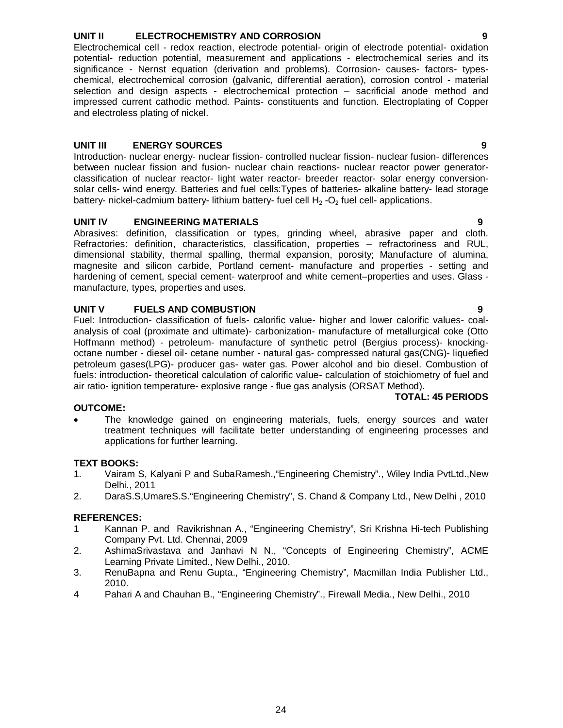**UNIT II ELECTROCHEMISTRY AND CORROSION 9**

Electrochemical cell - redox reaction, electrode potential- origin of electrode potential- oxidation potential- reduction potential, measurement and applications - electrochemical series and its significance - Nernst equation (derivation and problems). Corrosion- causes- factors- types- chemical, electrochemical corrosion (galvanic, differential aeration), corrosion control - material selection and design aspects - electrochemical protection – sacrificial anode method and impressed current cathodic method. Paints- constituents and function. Electroplating of Copper and electroless plating of nickel.

**UNIT III ENERGY SOURCES 9**

Introduction- nuclear energy- nuclear fission- controlled nuclear fission- nuclear fusion- differences between nuclear fission and fusion- nuclear chain reactions- nuclear reactor power generator- classification of nuclear reactor- light water reactor- breeder reactor- solar energy conversion- solar cells- wind energy. Batteries and fuel cells:Types of batteries- alkaline battery- lead storage battery- nickel-cadmium battery- lithium battery- fuel cell $H_2$ -$O_2$ fuel cell- applications.

**UNIT IV ENGINEERING MATERIALS 9**

Abrasives: definition, classification or types, grinding wheel, abrasive paper and cloth. Refractories: definition, characteristics, classification, properties – refractoriness and RUL, dimensional stability, thermal spalling, thermal expansion, porosity; Manufacture of alumina, magnesite and silicon carbide, Portland cement- manufacture and properties - setting and hardening of cement, special cement- waterproof and white cement–properties and uses. Glass - manufacture, types, properties and uses.

**UNIT V FUELS AND COMBUSTION 9**

Fuel: Introduction- classification of fuels- calorific value- higher and lower calorific values- coal- analysis of coal (proximate and ultimate)- carbonization- manufacture of metallurgical coke (Otto Hoffmann method) - petroleum- manufacture of synthetic petrol (Bergius process)- knocking- octane number - diesel oil- cetane number - natural gas- compressed natural gas(CNG)- liquefied petroleum gases(LPG)- producer gas- water gas. Power alcohol and bio diesel. Combustion of fuels: introduction- theoretical calculation of calorific value- calculation of stoichiometry of fuel and air ratio- ignition temperature- explosive range - flue gas analysis (ORSAT Method).

**TOTAL: 45 PERIODS**

**OUTCOME:**

- The knowledge gained on engineering materials, fuels, energy sources and water treatment techniques will facilitate better understanding of engineering processes and applications for further learning.

**TEXT BOOKS:**

1. Vairam S, Kalyani P and SubaRamesh.,"Engineering Chemistry"., Wiley India PvtLtd.,New Delhi., 2011
2. DaraS.S,UmareS.S."Engineering Chemistry", S. Chand & Company Ltd., New Delhi , 2010

**REFERENCES:**

1. Kannan P. and Ravikrishnan A., "Engineering Chemistry", Sri Krishna Hi-tech Publishing Company Pvt. Ltd. Chennai, 2009
2. AshimaSrivastava and Janhavi N N., "Concepts of Engineering Chemistry", ACME Learning Private Limited., New Delhi., 2010.
3. RenuBapna and Renu Gupta., "Engineering Chemistry", Macmillan India Publisher Ltd., 2010.
4. Pahari A and Chauhan B., "Engineering Chemistry"., Firewall Media., New Delhi., 2010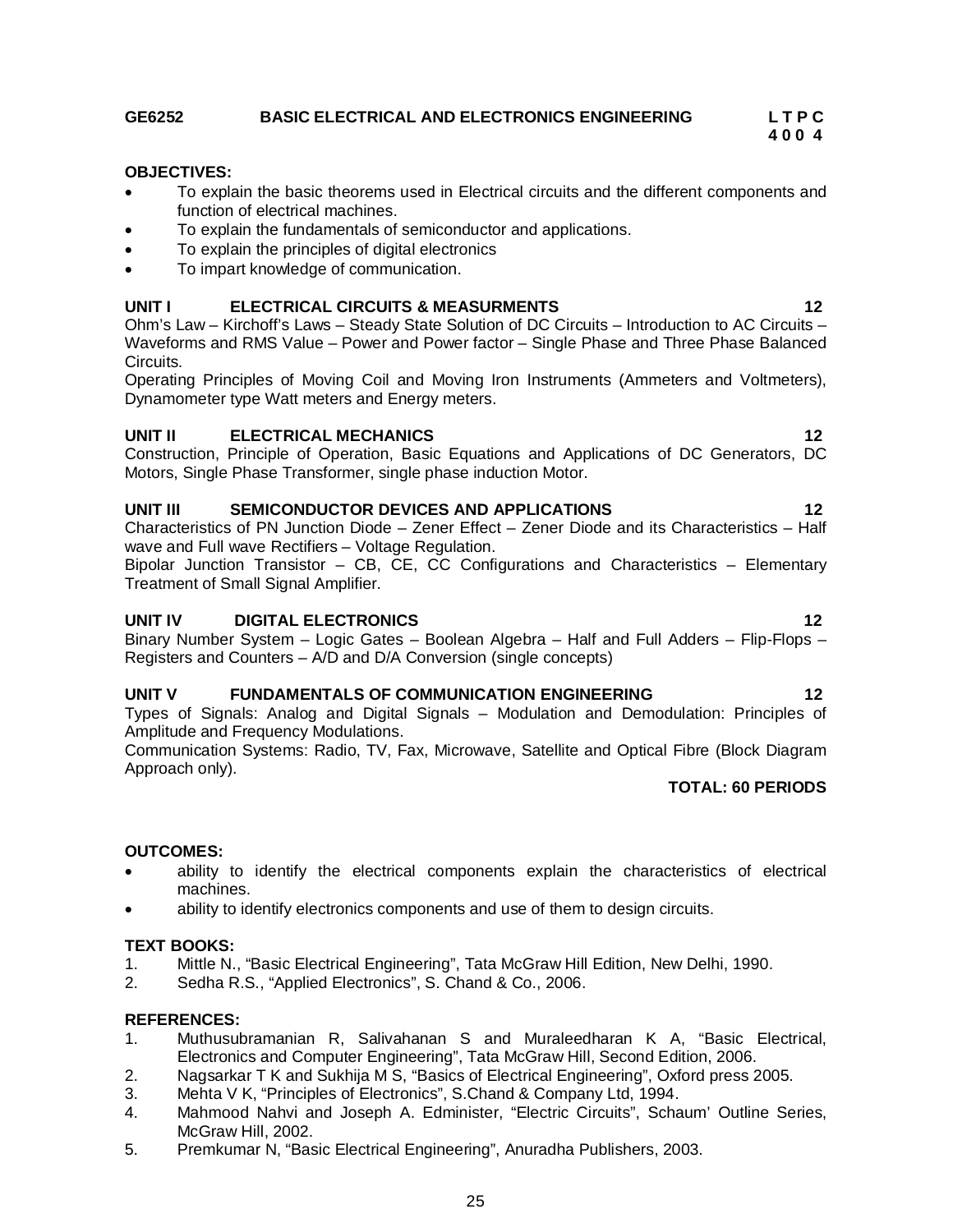## GE6252 BASIC ELECTRICAL AND ELECTRONICS ENGINEERING

**L T P C**
**4 0 0 4**

**OBJECTIVES:**

- To explain the basic theorems used in Electrical circuits and the different components and function of electrical machines.
- To explain the fundamentals of semiconductor and applications.
- To explain the principles of digital electronics
- To impart knowledge of communication.

**UNIT I ELECTRICAL CIRCUITS & MEASURMENTS 12**

Ohm's Law – Kirchoff's Laws – Steady State Solution of DC Circuits – Introduction to AC Circuits – Waveforms and RMS Value – Power and Power factor – Single Phase and Three Phase Balanced Circuits.

Operating Principles of Moving Coil and Moving Iron Instruments (Ammeters and Voltmeters), Dynamometer type Watt meters and Energy meters.

**UNIT II ELECTRICAL MECHANICS 12**

Construction, Principle of Operation, Basic Equations and Applications of DC Generators, DC Motors, Single Phase Transformer, single phase induction Motor.

**UNIT III SEMICONDUCTOR DEVICES AND APPLICATIONS 12**

Characteristics of PN Junction Diode – Zener Effect – Zener Diode and its Characteristics – Half wave and Full wave Rectifiers – Voltage Regulation.

Bipolar Junction Transistor – CB, CE, CC Configurations and Characteristics – Elementary Treatment of Small Signal Amplifier.

**UNIT IV DIGITAL ELECTRONICS 12**

Binary Number System – Logic Gates – Boolean Algebra – Half and Full Adders – Flip-Flops – Registers and Counters – A/D and D/A Conversion (single concepts)

**UNIT V FUNDAMENTALS OF COMMUNICATION ENGINEERING 12**

Types of Signals: Analog and Digital Signals – Modulation and Demodulation: Principles of Amplitude and Frequency Modulations.

Communication Systems: Radio, TV, Fax, Microwave, Satellite and Optical Fibre (Block Diagram Approach only).

**TOTAL: 60 PERIODS**

**OUTCOMES:**

- ability to identify the electrical components explain the characteristics of electrical machines.
- ability to identify electronics components and use of them to design circuits.

**TEXT BOOKS:**

1. Mittle N., "Basic Electrical Engineering", Tata McGraw Hill Edition, New Delhi, 1990.
2. Sedha R.S., "Applied Electronics", S. Chand & Co., 2006.

**REFERENCES:**

1. Muthusubramanian R, Salivahanan S and Muraleedharan K A, "Basic Electrical, Electronics and Computer Engineering", Tata McGraw Hill, Second Edition, 2006.
2. Nagsarkar T K and Sukhija M S, "Basics of Electrical Engineering", Oxford press 2005.
3. Mehta V K, "Principles of Electronics", S.Chand & Company Ltd, 1994.
4. Mahmood Nahvi and Joseph A. Edminister, "Electric Circuits", Schaum' Outline Series, McGraw Hill, 2002.
5. Premkumar N, "Basic Electrical Engineering", Anuradha Publishers, 2003.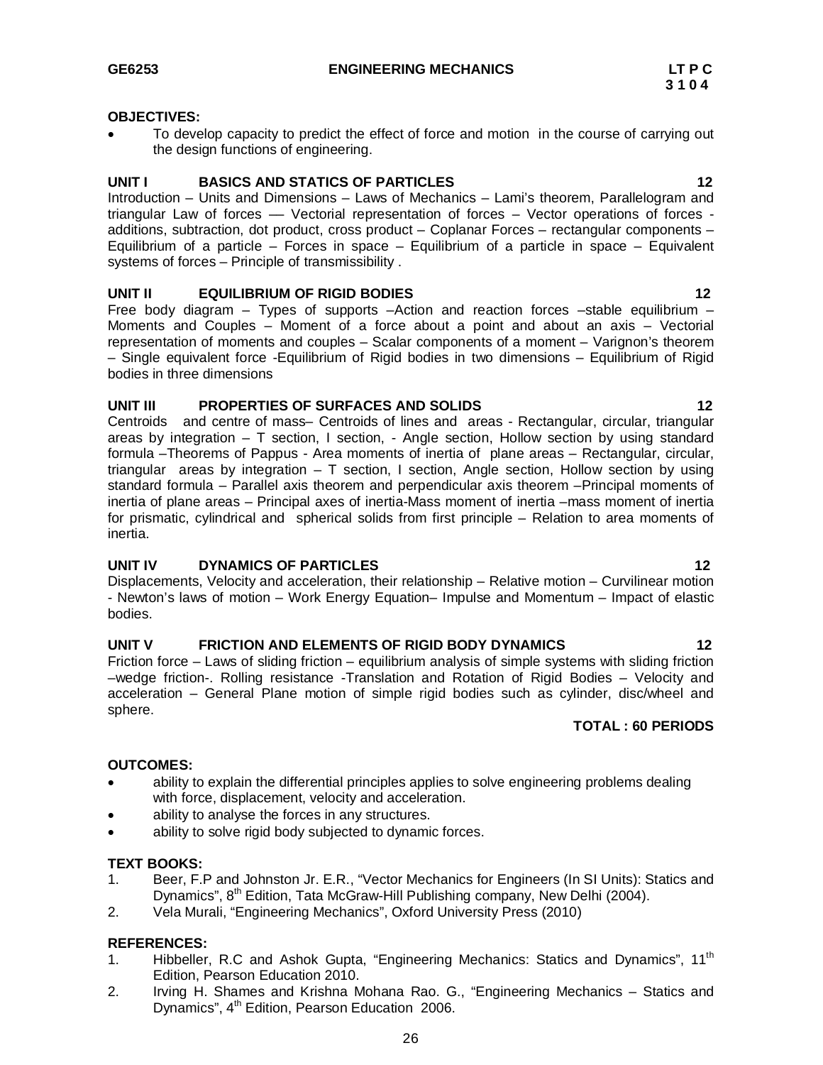**GE6253 ENGINEERING MECHANICS LT P C**
**3 1 0 4**

**OBJECTIVES:**

- To develop capacity to predict the effect of force and motion in the course of carrying out the design functions of engineering.

**UNIT I BASICS AND STATICS OF PARTICLES 12**

Introduction – Units and Dimensions – Laws of Mechanics – Lami's theorem, Parallelogram and triangular Law of forces –– Vectorial representation of forces – Vector operations of forces - additions, subtraction, dot product, cross product – Coplanar Forces – rectangular components – Equilibrium of a particle – Forces in space – Equilibrium of a particle in space – Equivalent systems of forces – Principle of transmissibility .

**UNIT II EQUILIBRIUM OF RIGID BODIES 12**

Free body diagram – Types of supports –Action and reaction forces –stable equilibrium – Moments and Couples – Moment of a force about a point and about an axis – Vectorial representation of moments and couples – Scalar components of a moment – Varignon's theorem – Single equivalent force -Equilibrium of Rigid bodies in two dimensions – Equilibrium of Rigid bodies in three dimensions

**UNIT III PROPERTIES OF SURFACES AND SOLIDS 12**

Centroids and centre of mass– Centroids of lines and areas - Rectangular, circular, triangular areas by integration – T section, I section, - Angle section, Hollow section by using standard formula –Theorems of Pappus - Area moments of inertia of plane areas – Rectangular, circular, triangular areas by integration – T section, I section, Angle section, Hollow section by using standard formula – Parallel axis theorem and perpendicular axis theorem –Principal moments of inertia of plane areas – Principal axes of inertia-Mass moment of inertia –mass moment of inertia for prismatic, cylindrical and spherical solids from first principle – Relation to area moments of inertia.

**UNIT IV DYNAMICS OF PARTICLES 12**

Displacements, Velocity and acceleration, their relationship – Relative motion – Curvilinear motion - Newton's laws of motion – Work Energy Equation– Impulse and Momentum – Impact of elastic bodies.

**UNIT V FRICTION AND ELEMENTS OF RIGID BODY DYNAMICS 12**

Friction force – Laws of sliding friction – equilibrium analysis of simple systems with sliding friction –wedge friction-. Rolling resistance -Translation and Rotation of Rigid Bodies – Velocity and acceleration – General Plane motion of simple rigid bodies such as cylinder, disc/wheel and sphere.

**TOTAL : 60 PERIODS**

**OUTCOMES:**

- ability to explain the differential principles applies to solve engineering problems dealing with force, displacement, velocity and acceleration.
- ability to analyse the forces in any structures.
- ability to solve rigid body subjected to dynamic forces.

**TEXT BOOKS:**

1. Beer, F.P and Johnston Jr. E.R., "Vector Mechanics for Engineers (In SI Units): Statics and Dynamics", 8th Edition, Tata McGraw-Hill Publishing company, New Delhi (2004).
2. Vela Murali, "Engineering Mechanics", Oxford University Press (2010)

**REFERENCES:**

1. Hibbeller, R.C and Ashok Gupta, "Engineering Mechanics: Statics and Dynamics", 11th Edition, Pearson Education 2010.
2. Irving H. Shames and Krishna Mohana Rao. G., "Engineering Mechanics – Statics and Dynamics", 4th Edition, Pearson Education 2006.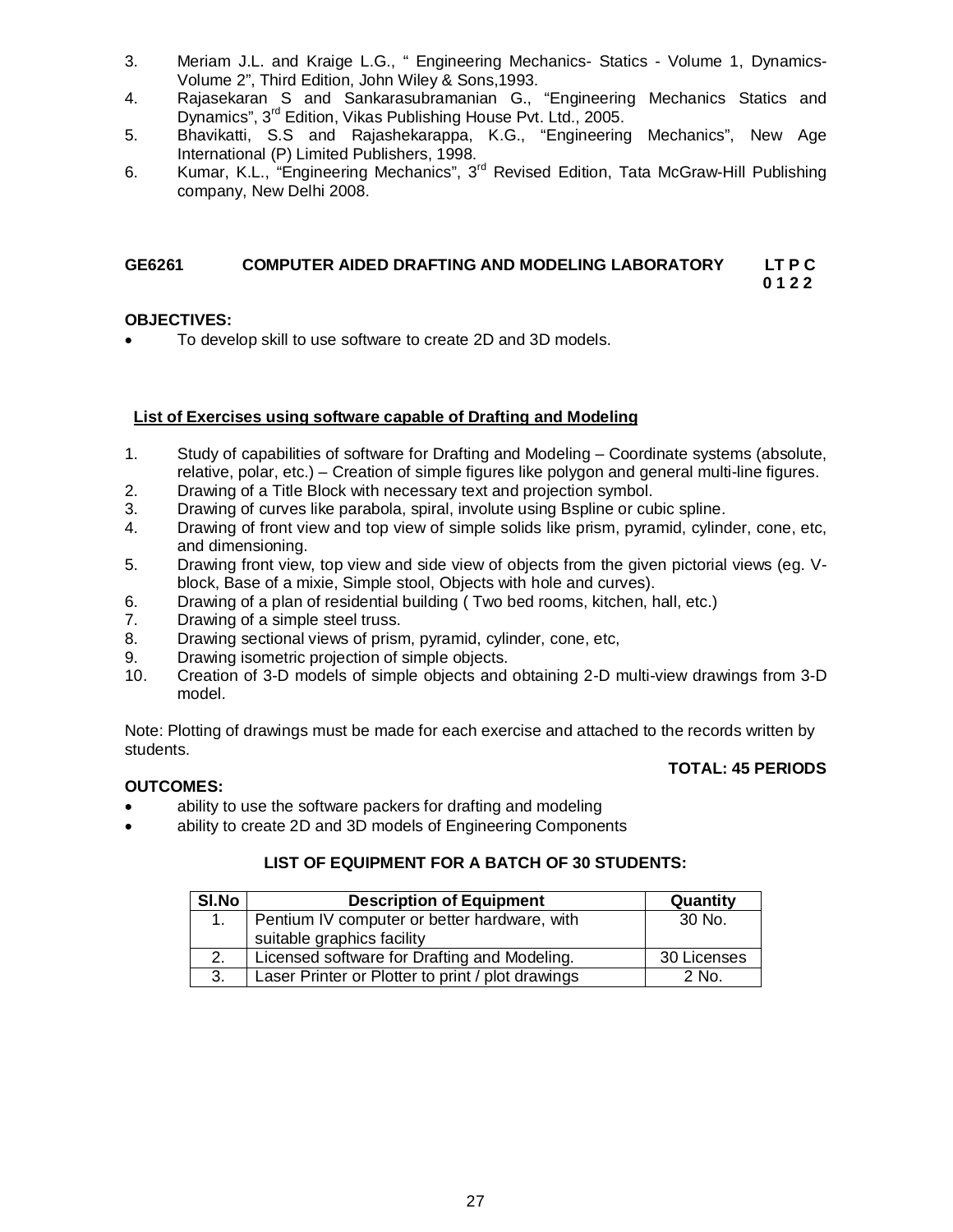3. Meriam J.L. and Kraige L.G., " Engineering Mechanics- Statics - Volume 1, Dynamics- Volume 2", Third Edition, John Wiley & Sons,1993.
4. Rajasekaran S and Sankarasubramanian G., "Engineering Mechanics Statics and Dynamics", 3rd Edition, Vikas Publishing House Pvt. Ltd., 2005.
5. Bhavikatti, S.S and Rajashekarappa, K.G., "Engineering Mechanics", New Age International (P) Limited Publishers, 1998.
6. Kumar, K.L., "Engineering Mechanics", 3rd Revised Edition, Tata McGraw-Hill Publishing company, New Delhi 2008.

## GE6261 COMPUTER AIDED DRAFTING AND MODELING LABORATORY

**LT P C**
**0 1 2 2**

**OBJECTIVES:**

- To develop skill to use software to create 2D and 3D models.

**List of Exercises using software capable of Drafting and Modeling**

1. Study of capabilities of software for Drafting and Modeling – Coordinate systems (absolute, relative, polar, etc.) – Creation of simple figures like polygon and general multi-line figures.
2. Drawing of a Title Block with necessary text and projection symbol.
3. Drawing of curves like parabola, spiral, involute using Bspline or cubic spline.
4. Drawing of front view and top view of simple solids like prism, pyramid, cylinder, cone, etc, and dimensioning.
5. Drawing front view, top view and side view of objects from the given pictorial views (eg. V-block, Base of a mixie, Simple stool, Objects with hole and curves).
6. Drawing of a plan of residential building ( Two bed rooms, kitchen, hall, etc.)
7. Drawing of a simple steel truss.
8. Drawing sectional views of prism, pyramid, cylinder, cone, etc,
9. Drawing isometric projection of simple objects.
10. Creation of 3-D models of simple objects and obtaining 2-D multi-view drawings from 3-D model.

Note: Plotting of drawings must be made for each exercise and attached to the records written by students.

**TOTAL: 45 PERIODS**

**OUTCOMES:**

- ability to use the software packers for drafting and modeling
- ability to create 2D and 3D models of Engineering Components

**LIST OF EQUIPMENT FOR A BATCH OF 30 STUDENTS:**

| Sl.No | Description of Equipment | Quantity |
|---|---|---|
| 1. | Pentium IV computer or better hardware, with suitable graphics facility | 30 No. |
| 2. | Licensed software for Drafting and Modeling. | 30 Licenses |
| 3. | Laser Printer or Plotter to print / plot drawings | 2 No. |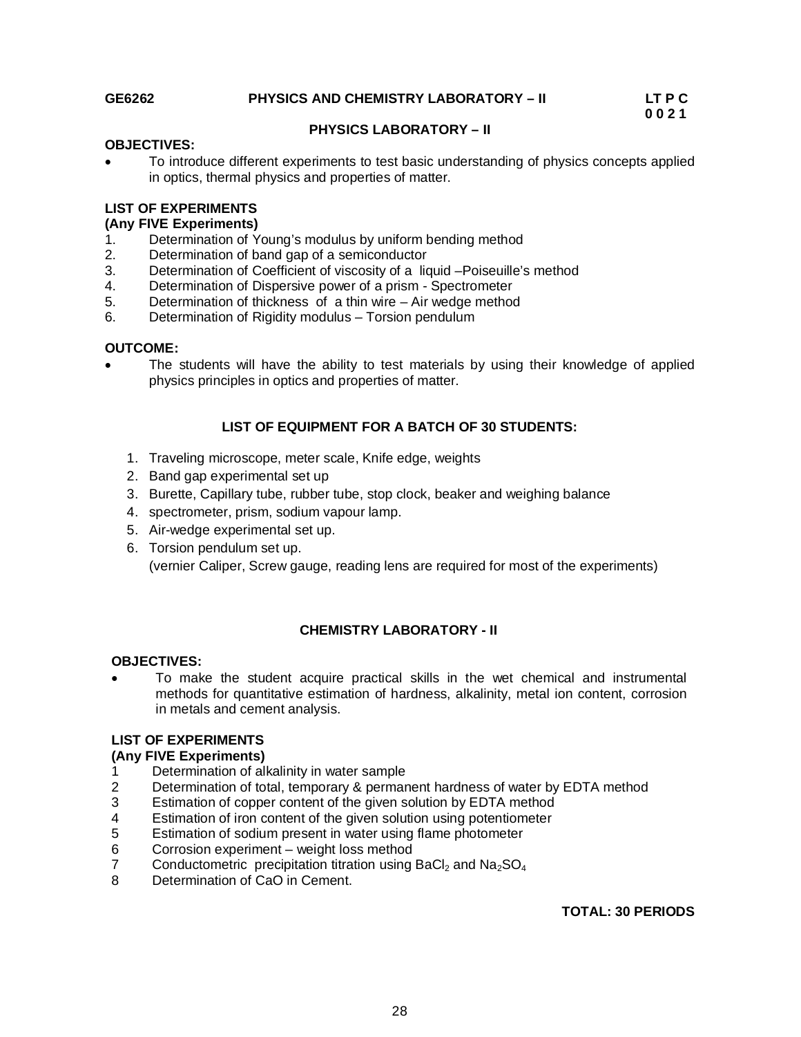**GE6262 PHYSICS AND CHEMISTRY LABORATORY – II** **LT P C**
**0 0 2 1**

## PHYSICS LABORATORY – II

**OBJECTIVES:**

- To introduce different experiments to test basic understanding of physics concepts applied in optics, thermal physics and properties of matter.

**LIST OF EXPERIMENTS**
**(Any FIVE Experiments)**

1. Determination of Young's modulus by uniform bending method
2. Determination of band gap of a semiconductor
3. Determination of Coefficient of viscosity of a liquid –Poiseuille's method
4. Determination of Dispersive power of a prism - Spectrometer
5. Determination of thickness of a thin wire – Air wedge method
6. Determination of Rigidity modulus – Torsion pendulum

**OUTCOME:**

- The students will have the ability to test materials by using their knowledge of applied physics principles in optics and properties of matter.

**LIST OF EQUIPMENT FOR A BATCH OF 30 STUDENTS:**

1. Traveling microscope, meter scale, Knife edge, weights
2. Band gap experimental set up
3. Burette, Capillary tube, rubber tube, stop clock, beaker and weighing balance
4. spectrometer, prism, sodium vapour lamp.
5. Air-wedge experimental set up.
6. Torsion pendulum set up.
   (vernier Caliper, Screw gauge, reading lens are required for most of the experiments)

## CHEMISTRY LABORATORY - II

**OBJECTIVES:**

- To make the student acquire practical skills in the wet chemical and instrumental methods for quantitative estimation of hardness, alkalinity, metal ion content, corrosion in metals and cement analysis.

**LIST OF EXPERIMENTS**
**(Any FIVE Experiments)**

1. Determination of alkalinity in water sample
2. Determination of total, temporary & permanent hardness of water by EDTA method
3. Estimation of copper content of the given solution by EDTA method
4. Estimation of iron content of the given solution using potentiometer
5. Estimation of sodium present in water using flame photometer
6. Corrosion experiment – weight loss method
7. Conductometric precipitation titration using $BaCl_2$ and $Na_2SO_4$
8. Determination of CaO in Cement.

**TOTAL: 30 PERIODS**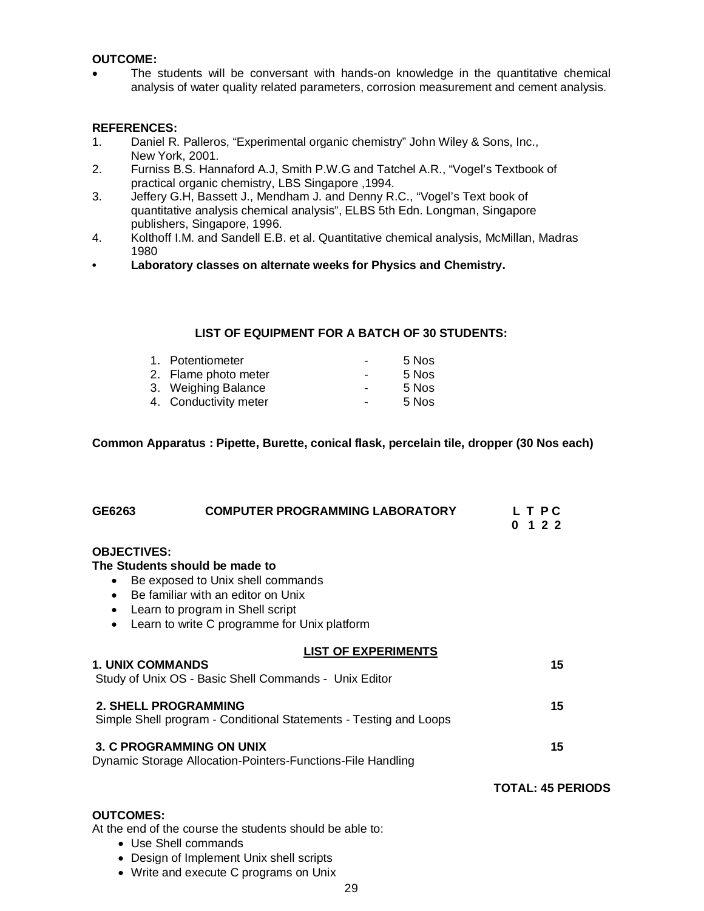**OUTCOME:**

- The students will be conversant with hands-on knowledge in the quantitative chemical analysis of water quality related parameters, corrosion measurement and cement analysis.

**REFERENCES:**

1. Daniel R. Palleros, "Experimental organic chemistry" John Wiley & Sons, Inc., New York, 2001.
2. Furniss B.S. Hannaford A.J, Smith P.W.G and Tatchel A.R., "Vogel's Textbook of practical organic chemistry, LBS Singapore ,1994.
3. Jeffery G.H, Bassett J., Mendham J. and Denny R.C., "Vogel's Text book of quantitative analysis chemical analysis", ELBS 5th Edn. Longman, Singapore publishers, Singapore, 1996.
4. Kolthoff I.M. and Sandell E.B. et al. Quantitative chemical analysis, McMillan, Madras 1980

- **Laboratory classes on alternate weeks for Physics and Chemistry.**

**LIST OF EQUIPMENT FOR A BATCH OF 30 STUDENTS:**

| | | |
|---|---|---|
| 1. Potentiometer | - | 5 Nos |
| 2. Flame photo meter | - | 5 Nos |
| 3. Weighing Balance | - | 5 Nos |
| 4. Conductivity meter | - | 5 Nos |

**Common Apparatus : Pipette, Burette, conical flask, percelain tile, dropper (30 Nos each)**

## GE6263 COMPUTER PROGRAMMING LABORATORY

**L T P C**
**0 1 2 2**

**OBJECTIVES:**

**The Students should be made to**

- Be exposed to Unix shell commands
- Be familiar with an editor on Unix
- Learn to program in Shell script
- Learn to write C programme for Unix platform

**LIST OF EXPERIMENTS**

**1. UNIX COMMANDS** **15**

Study of Unix OS - Basic Shell Commands - Unix Editor

**2. SHELL PROGRAMMING** **15**

Simple Shell program - Conditional Statements - Testing and Loops

**3. C PROGRAMMING ON UNIX** **15**

Dynamic Storage Allocation-Pointers-Functions-File Handling

**TOTAL: 45 PERIODS**

**OUTCOMES:**

At the end of the course the students should be able to:

- Use Shell commands
- Design of Implement Unix shell scripts
- Write and execute C programs on Unix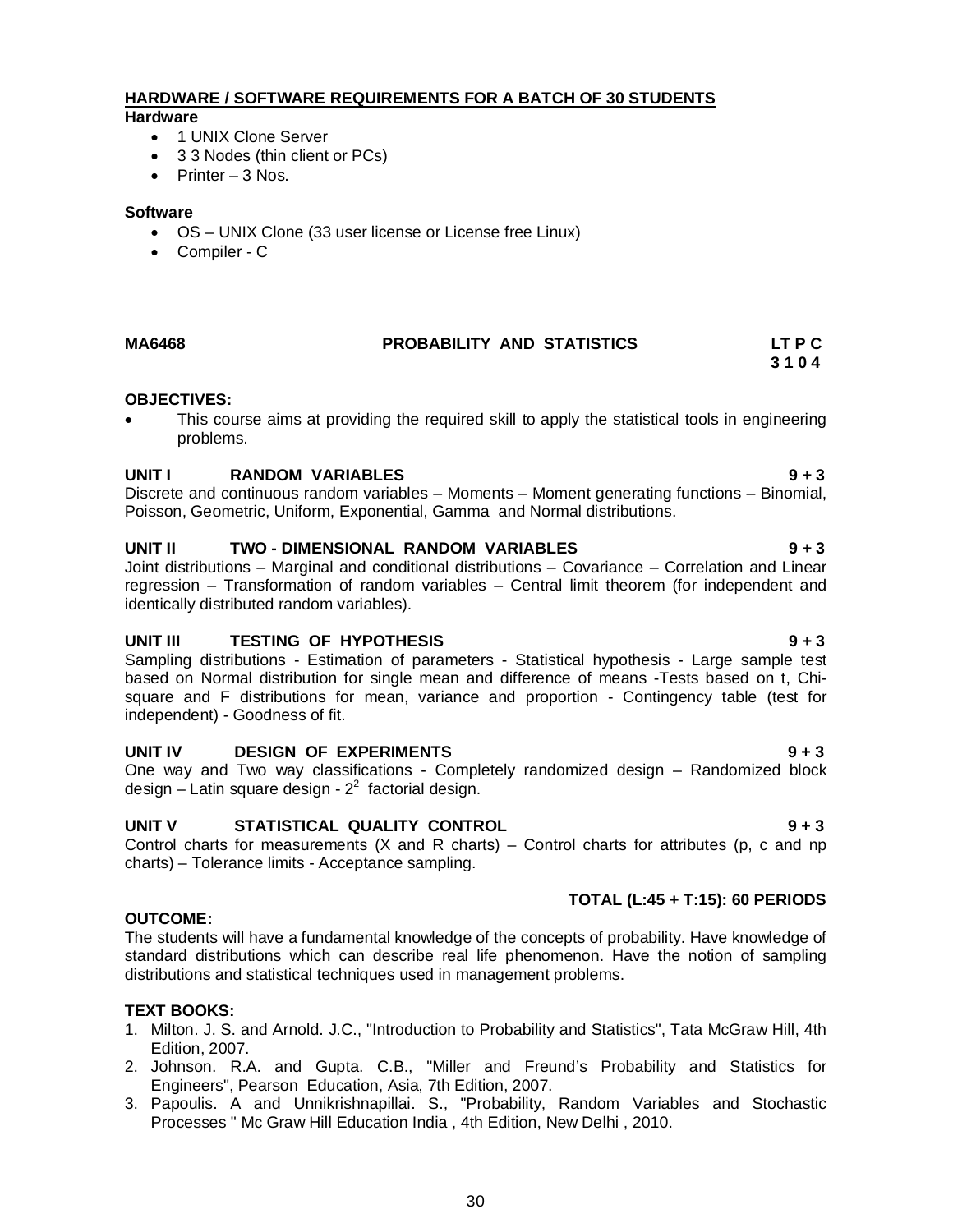**HARDWARE / SOFTWARE REQUIREMENTS FOR A BATCH OF 30 STUDENTS**

**Hardware**

- 1 UNIX Clone Server
- 3 3 Nodes (thin client or PCs)
- Printer – 3 Nos.

**Software**

- OS – UNIX Clone (33 user license or License free Linux)
- Compiler - C

**MA6468 PROBABILITY AND STATISTICS LT P C 3 1 0 4**

**OBJECTIVES:**

- This course aims at providing the required skill to apply the statistical tools in engineering problems.

**UNIT I RANDOM VARIABLES 9 + 3**

Discrete and continuous random variables – Moments – Moment generating functions – Binomial, Poisson, Geometric, Uniform, Exponential, Gamma and Normal distributions.

**UNIT II TWO - DIMENSIONAL RANDOM VARIABLES 9 + 3**

Joint distributions – Marginal and conditional distributions – Covariance – Correlation and Linear regression – Transformation of random variables – Central limit theorem (for independent and identically distributed random variables).

**UNIT III TESTING OF HYPOTHESIS 9 + 3**

Sampling distributions - Estimation of parameters - Statistical hypothesis - Large sample test based on Normal distribution for single mean and difference of means -Tests based on t, Chi-square and F distributions for mean, variance and proportion - Contingency table (test for independent) - Goodness of fit.

**UNIT IV DESIGN OF EXPERIMENTS 9 + 3**

One way and Two way classifications - Completely randomized design – Randomized block design – Latin square design - $2^2$ factorial design.

**UNIT V STATISTICAL QUALITY CONTROL 9 + 3**

Control charts for measurements (X and R charts) – Control charts for attributes (p, c and np charts) – Tolerance limits - Acceptance sampling.

**TOTAL (L:45 + T:15): 60 PERIODS**

**OUTCOME:**

The students will have a fundamental knowledge of the concepts of probability. Have knowledge of standard distributions which can describe real life phenomenon. Have the notion of sampling distributions and statistical techniques used in management problems.

**TEXT BOOKS:**

1. Milton. J. S. and Arnold. J.C., "Introduction to Probability and Statistics", Tata McGraw Hill, 4th Edition, 2007.
2. Johnson. R.A. and Gupta. C.B., "Miller and Freund's Probability and Statistics for Engineers", Pearson Education, Asia, 7th Edition, 2007.
3. Papoulis. A and Unnikrishnapillai. S., "Probability, Random Variables and Stochastic Processes " Mc Graw Hill Education India , 4th Edition, New Delhi , 2010.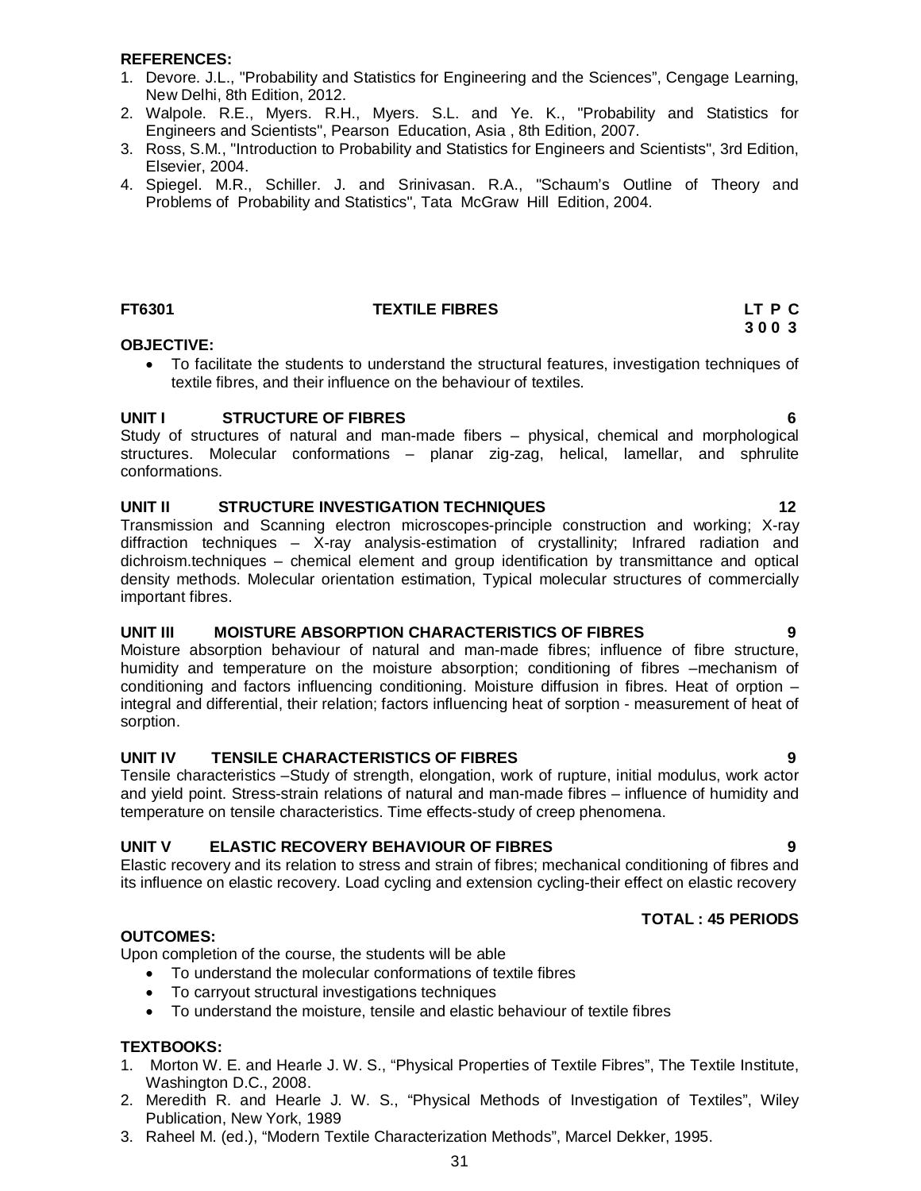**REFERENCES:**

1. Devore. J.L., "Probability and Statistics for Engineering and the Sciences", Cengage Learning, New Delhi, 8th Edition, 2012.
2. Walpole. R.E., Myers. R.H., Myers. S.L. and Ye. K., "Probability and Statistics for Engineers and Scientists", Pearson Education, Asia , 8th Edition, 2007.
3. Ross, S.M., "Introduction to Probability and Statistics for Engineers and Scientists", 3rd Edition, Elsevier, 2004.
4. Spiegel. M.R., Schiller. J. and Srinivasan. R.A., "Schaum's Outline of Theory and Problems of Probability and Statistics", Tata McGraw Hill Edition, 2004.

**FT6301 TEXTILE FIBRES LT P C 3 0 0 3**

**OBJECTIVE:**

- To facilitate the students to understand the structural features, investigation techniques of textile fibres, and their influence on the behaviour of textiles.

**UNIT I STRUCTURE OF FIBRES 6**

Study of structures of natural and man-made fibers – physical, chemical and morphological structures. Molecular conformations – planar zig-zag, helical, lamellar, and sphrulite conformations.

**UNIT II STRUCTURE INVESTIGATION TECHNIQUES 12**

Transmission and Scanning electron microscopes-principle construction and working; X-ray diffraction techniques – X-ray analysis-estimation of crystallinity; Infrared radiation and dichroism.techniques – chemical element and group identification by transmittance and optical density methods. Molecular orientation estimation, Typical molecular structures of commercially important fibres.

**UNIT III MOISTURE ABSORPTION CHARACTERISTICS OF FIBRES 9**

Moisture absorption behaviour of natural and man-made fibres; influence of fibre structure, humidity and temperature on the moisture absorption; conditioning of fibres –mechanism of conditioning and factors influencing conditioning. Moisture diffusion in fibres. Heat of orption – integral and differential, their relation; factors influencing heat of sorption - measurement of heat of sorption.

**UNIT IV TENSILE CHARACTERISTICS OF FIBRES 9**

Tensile characteristics –Study of strength, elongation, work of rupture, initial modulus, work actor and yield point. Stress-strain relations of natural and man-made fibres – influence of humidity and temperature on tensile characteristics. Time effects-study of creep phenomena.

**UNIT V ELASTIC RECOVERY BEHAVIOUR OF FIBRES 9**

Elastic recovery and its relation to stress and strain of fibres; mechanical conditioning of fibres and its influence on elastic recovery. Load cycling and extension cycling-their effect on elastic recovery

**TOTAL : 45 PERIODS**

**OUTCOMES:**

Upon completion of the course, the students will be able

- To understand the molecular conformations of textile fibres
- To carryout structural investigations techniques
- To understand the moisture, tensile and elastic behaviour of textile fibres

**TEXTBOOKS:**

1. Morton W. E. and Hearle J. W. S., "Physical Properties of Textile Fibres", The Textile Institute, Washington D.C., 2008.
2. Meredith R. and Hearle J. W. S., "Physical Methods of Investigation of Textiles", Wiley Publication, New York, 1989
3. Raheel M. (ed.), "Modern Textile Characterization Methods", Marcel Dekker, 1995.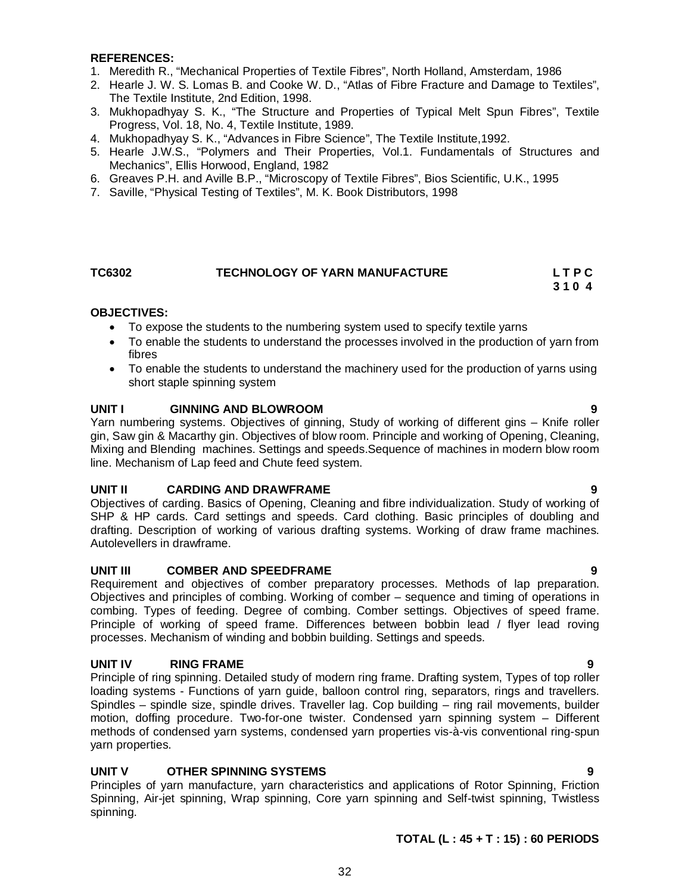**REFERENCES:**

1. Meredith R., "Mechanical Properties of Textile Fibres", North Holland, Amsterdam, 1986
2. Hearle J. W. S. Lomas B. and Cooke W. D., "Atlas of Fibre Fracture and Damage to Textiles", The Textile Institute, 2nd Edition, 1998.
3. Mukhopadhyay S. K., "The Structure and Properties of Typical Melt Spun Fibres", Textile Progress, Vol. 18, No. 4, Textile Institute, 1989.
4. Mukhopadhyay S. K., "Advances in Fibre Science", The Textile Institute,1992.
5. Hearle J.W.S., "Polymers and Their Properties, Vol.1. Fundamentals of Structures and Mechanics", Ellis Horwood, England, 1982
6. Greaves P.H. and Aville B.P., "Microscopy of Textile Fibres", Bios Scientific, U.K., 1995
7. Saville, "Physical Testing of Textiles", M. K. Book Distributors, 1998

## TC6302 TECHNOLOGY OF YARN MANUFACTURE

**L T P C**
**3 1 0 4**

**OBJECTIVES:**

- To expose the students to the numbering system used to specify textile yarns
- To enable the students to understand the processes involved in the production of yarn from fibres
- To enable the students to understand the machinery used for the production of yarns using short staple spinning system

### UNIT I GINNING AND BLOWROOM 9

Yarn numbering systems. Objectives of ginning, Study of working of different gins – Knife roller gin, Saw gin & Macarthy gin. Objectives of blow room. Principle and working of Opening, Cleaning, Mixing and Blending machines. Settings and speeds.Sequence of machines in modern blow room line. Mechanism of Lap feed and Chute feed system.

### UNIT II CARDING AND DRAWFRAME 9

Objectives of carding. Basics of Opening, Cleaning and fibre individualization. Study of working of SHP & HP cards. Card settings and speeds. Card clothing. Basic principles of doubling and drafting. Description of working of various drafting systems. Working of draw frame machines. Autolevellers in drawframe.

### UNIT III COMBER AND SPEEDFRAME 9

Requirement and objectives of comber preparatory processes. Methods of lap preparation. Objectives and principles of combing. Working of comber – sequence and timing of operations in combing. Types of feeding. Degree of combing. Comber settings. Objectives of speed frame. Principle of working of speed frame. Differences between bobbin lead / flyer lead roving processes. Mechanism of winding and bobbin building. Settings and speeds.

### UNIT IV RING FRAME 9

Principle of ring spinning. Detailed study of modern ring frame. Drafting system, Types of top roller loading systems - Functions of yarn guide, balloon control ring, separators, rings and travellers. Spindles – spindle size, spindle drives. Traveller lag. Cop building – ring rail movements, builder motion, doffing procedure. Two-for-one twister. Condensed yarn spinning system – Different methods of condensed yarn systems, condensed yarn properties vis-à-vis conventional ring-spun yarn properties.

### UNIT V OTHER SPINNING SYSTEMS 9

Principles of yarn manufacture, yarn characteristics and applications of Rotor Spinning, Friction Spinning, Air-jet spinning, Wrap spinning, Core yarn spinning and Self-twist spinning, Twistless spinning.

**TOTAL (L : 45 + T : 15) : 60 PERIODS**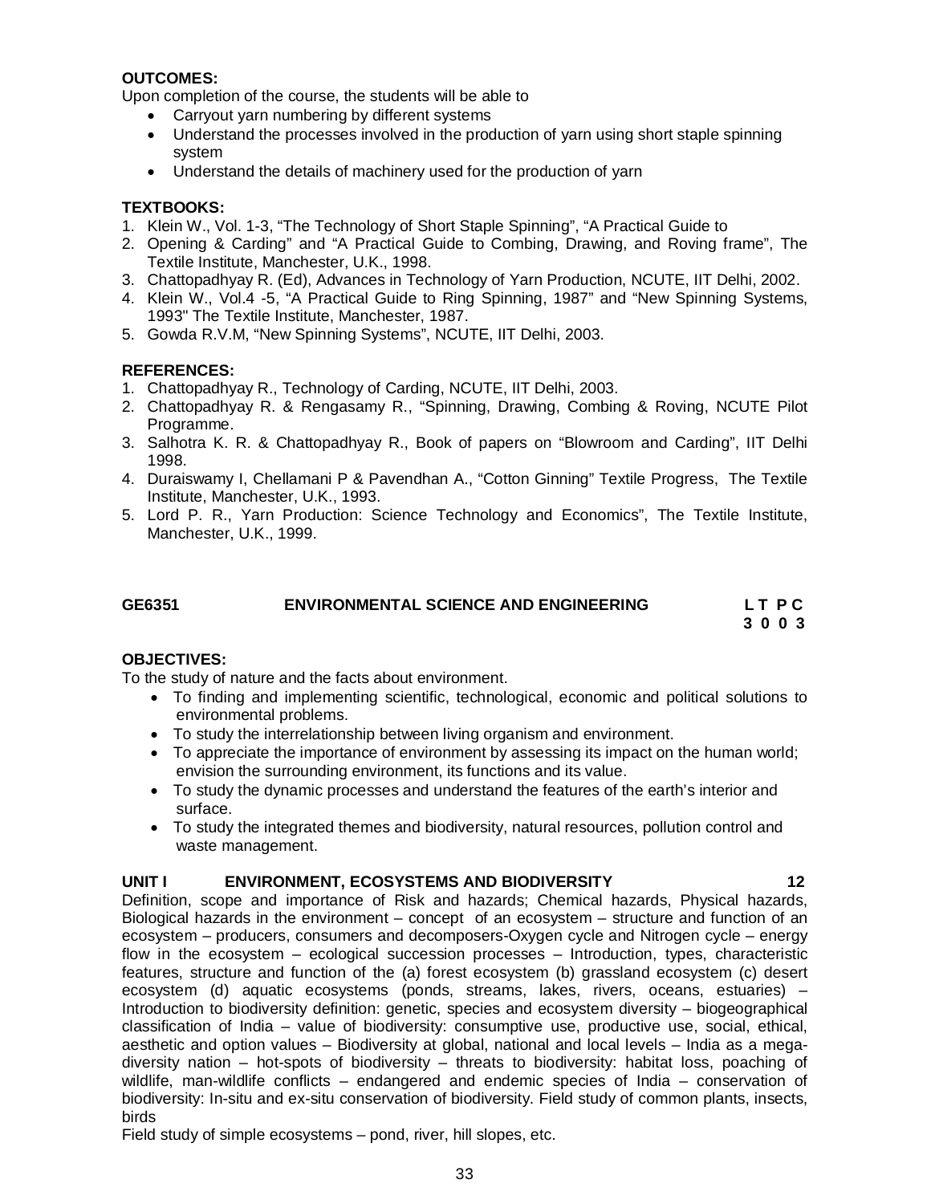**OUTCOMES:**

Upon completion of the course, the students will be able to

- Carryout yarn numbering by different systems
- Understand the processes involved in the production of yarn using short staple spinning system
- Understand the details of machinery used for the production of yarn

**TEXTBOOKS:**

1. Klein W., Vol. 1-3, "The Technology of Short Staple Spinning", "A Practical Guide to
2. Opening & Carding" and "A Practical Guide to Combing, Drawing, and Roving frame", The Textile Institute, Manchester, U.K., 1998.
3. Chattopadhyay R. (Ed), Advances in Technology of Yarn Production, NCUTE, IIT Delhi, 2002.
4. Klein W., Vol.4 -5, "A Practical Guide to Ring Spinning, 1987" and "New Spinning Systems, 1993" The Textile Institute, Manchester, 1987.
5. Gowda R.V.M, "New Spinning Systems", NCUTE, IIT Delhi, 2003.

**REFERENCES:**

1. Chattopadhyay R., Technology of Carding, NCUTE, IIT Delhi, 2003.
2. Chattopadhyay R. & Rengasamy R., "Spinning, Drawing, Combing & Roving, NCUTE Pilot Programme.
3. Salhotra K. R. & Chattopadhyay R., Book of papers on "Blowroom and Carding", IIT Delhi 1998.
4. Duraiswamy I, Chellamani P & Pavendhan A., "Cotton Ginning" Textile Progress, The Textile Institute, Manchester, U.K., 1993.
5. Lord P. R., Yarn Production: Science Technology and Economics", The Textile Institute, Manchester, U.K., 1999.

## GE6351 ENVIRONMENTAL SCIENCE AND ENGINEERING

**L T P C**
**3 0 0 3**

**OBJECTIVES:**

To the study of nature and the facts about environment.

- To finding and implementing scientific, technological, economic and political solutions to environmental problems.
- To study the interrelationship between living organism and environment.
- To appreciate the importance of environment by assessing its impact on the human world; envision the surrounding environment, its functions and its value.
- To study the dynamic processes and understand the features of the earth's interior and surface.
- To study the integrated themes and biodiversity, natural resources, pollution control and waste management.

**UNIT I ENVIRONMENT, ECOSYSTEMS AND BIODIVERSITY 12**

Definition, scope and importance of Risk and hazards; Chemical hazards, Physical hazards, Biological hazards in the environment – concept of an ecosystem – structure and function of an ecosystem – producers, consumers and decomposers-Oxygen cycle and Nitrogen cycle – energy flow in the ecosystem – ecological succession processes – Introduction, types, characteristic features, structure and function of the (a) forest ecosystem (b) grassland ecosystem (c) desert ecosystem (d) aquatic ecosystems (ponds, streams, lakes, rivers, oceans, estuaries) – Introduction to biodiversity definition: genetic, species and ecosystem diversity – biogeographical classification of India – value of biodiversity: consumptive use, productive use, social, ethical, aesthetic and option values – Biodiversity at global, national and local levels – India as a mega-diversity nation – hot-spots of biodiversity – threats to biodiversity: habitat loss, poaching of wildlife, man-wildlife conflicts – endangered and endemic species of India – conservation of biodiversity: In-situ and ex-situ conservation of biodiversity. Field study of common plants, insects, birds

Field study of simple ecosystems – pond, river, hill slopes, etc.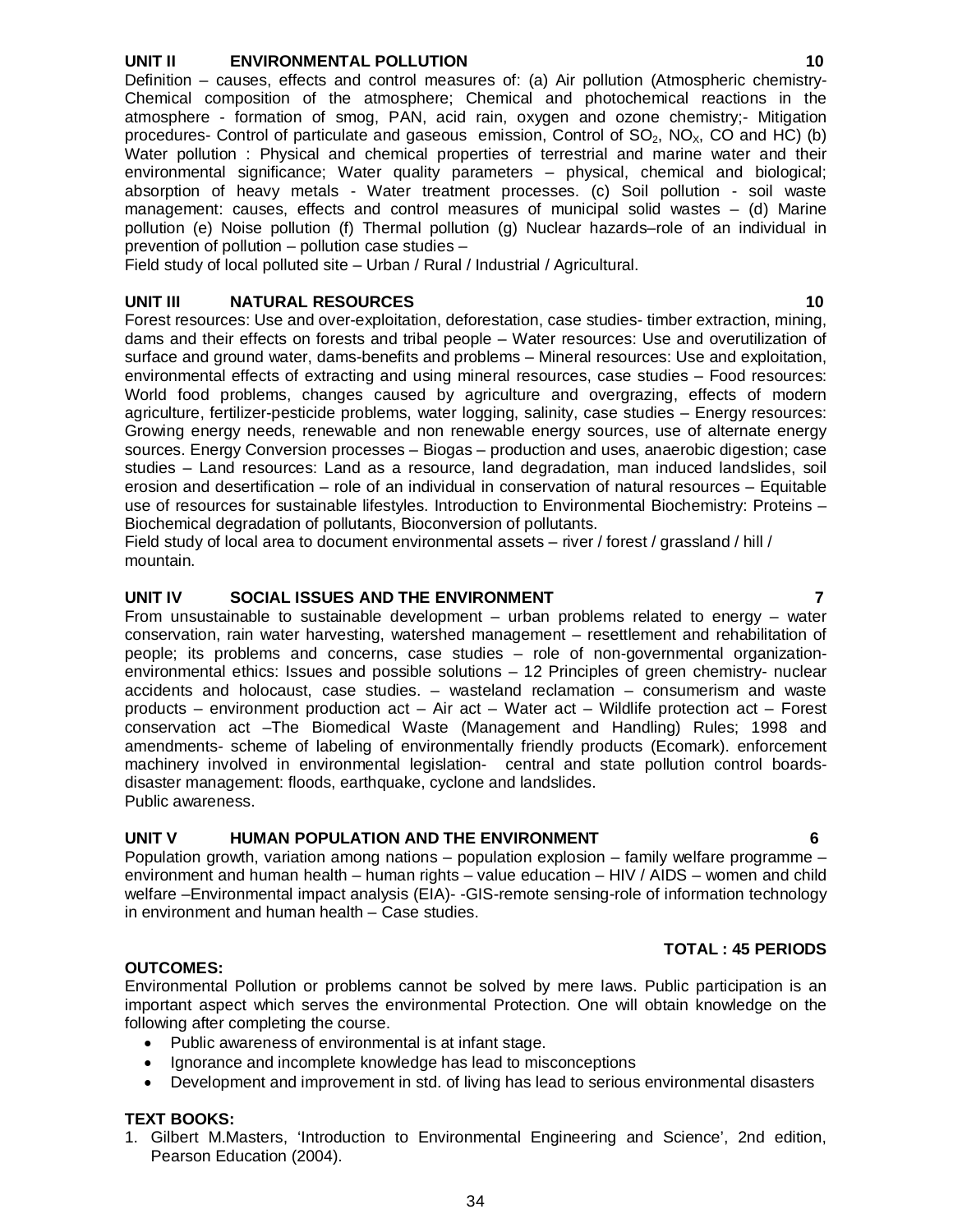**UNIT II ENVIRONMENTAL POLLUTION 10**

Definition – causes, effects and control measures of: (a) Air pollution (Atmospheric chemistry- Chemical composition of the atmosphere; Chemical and photochemical reactions in the atmosphere - formation of smog, PAN, acid rain, oxygen and ozone chemistry;- Mitigation procedures- Control of particulate and gaseous emission, Control of $SO_2$, $NO_X$, CO and HC) (b) Water pollution : Physical and chemical properties of terrestrial and marine water and their environmental significance; Water quality parameters – physical, chemical and biological; absorption of heavy metals - Water treatment processes. (c) Soil pollution - soil waste management: causes, effects and control measures of municipal solid wastes – (d) Marine pollution (e) Noise pollution (f) Thermal pollution (g) Nuclear hazards–role of an individual in prevention of pollution – pollution case studies –

Field study of local polluted site – Urban / Rural / Industrial / Agricultural.

**UNIT III NATURAL RESOURCES 10**

Forest resources: Use and over-exploitation, deforestation, case studies- timber extraction, mining, dams and their effects on forests and tribal people – Water resources: Use and overutilization of surface and ground water, dams-benefits and problems – Mineral resources: Use and exploitation, environmental effects of extracting and using mineral resources, case studies – Food resources: World food problems, changes caused by agriculture and overgrazing, effects of modern agriculture, fertilizer-pesticide problems, water logging, salinity, case studies – Energy resources: Growing energy needs, renewable and non renewable energy sources, use of alternate energy sources. Energy Conversion processes – Biogas – production and uses, anaerobic digestion; case studies – Land resources: Land as a resource, land degradation, man induced landslides, soil erosion and desertification – role of an individual in conservation of natural resources – Equitable use of resources for sustainable lifestyles. Introduction to Environmental Biochemistry: Proteins – Biochemical degradation of pollutants, Bioconversion of pollutants.

Field study of local area to document environmental assets – river / forest / grassland / hill / mountain.

**UNIT IV SOCIAL ISSUES AND THE ENVIRONMENT 7**

From unsustainable to sustainable development – urban problems related to energy – water conservation, rain water harvesting, watershed management – resettlement and rehabilitation of people; its problems and concerns, case studies – role of non-governmental organization- environmental ethics: Issues and possible solutions – 12 Principles of green chemistry- nuclear accidents and holocaust, case studies. – wasteland reclamation – consumerism and waste products – environment production act – Air act – Water act – Wildlife protection act – Forest conservation act –The Biomedical Waste (Management and Handling) Rules; 1998 and amendments- scheme of labeling of environmentally friendly products (Ecomark). enforcement machinery involved in environmental legislation- central and state pollution control boards- disaster management: floods, earthquake, cyclone and landslides.

Public awareness.

**UNIT V HUMAN POPULATION AND THE ENVIRONMENT 6**

Population growth, variation among nations – population explosion – family welfare programme – environment and human health – human rights – value education – HIV / AIDS – women and child welfare –Environmental impact analysis (EIA)- -GIS-remote sensing-role of information technology in environment and human health – Case studies.

**TOTAL : 45 PERIODS**

**OUTCOMES:**

Environmental Pollution or problems cannot be solved by mere laws. Public participation is an important aspect which serves the environmental Protection. One will obtain knowledge on the following after completing the course.

- Public awareness of environmental is at infant stage.
- Ignorance and incomplete knowledge has lead to misconceptions
- Development and improvement in std. of living has lead to serious environmental disasters

**TEXT BOOKS:**

1. Gilbert M.Masters, 'Introduction to Environmental Engineering and Science', 2nd edition, Pearson Education (2004).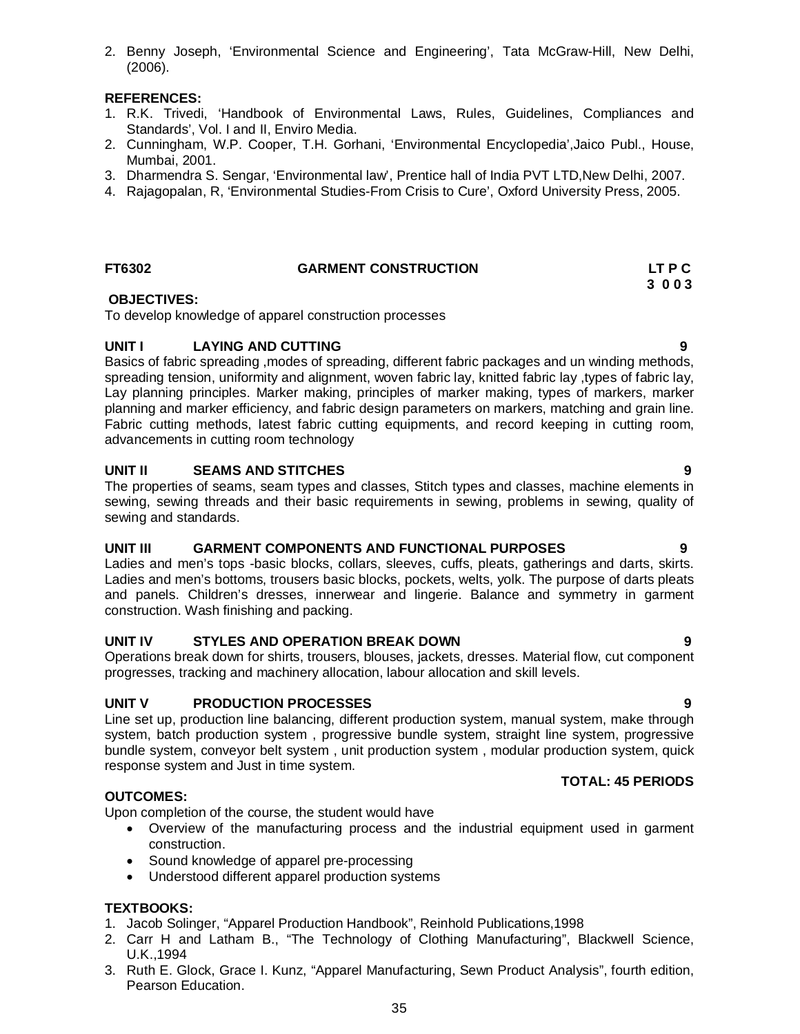2. Benny Joseph, 'Environmental Science and Engineering', Tata McGraw-Hill, New Delhi, (2006).

**REFERENCES:**

1. R.K. Trivedi, 'Handbook of Environmental Laws, Rules, Guidelines, Compliances and Standards', Vol. I and II, Enviro Media.
2. Cunningham, W.P. Cooper, T.H. Gorhani, 'Environmental Encyclopedia',Jaico Publ., House, Mumbai, 2001.
3. Dharmendra S. Sengar, 'Environmental law', Prentice hall of India PVT LTD,New Delhi, 2007.
4. Rajagopalan, R, 'Environmental Studies-From Crisis to Cure', Oxford University Press, 2005.

**FT6302 GARMENT CONSTRUCTION LT P C**
**3 0 0 3**

**OBJECTIVES:**

To develop knowledge of apparel construction processes

**UNIT I LAYING AND CUTTING 9**

Basics of fabric spreading ,modes of spreading, different fabric packages and un winding methods, spreading tension, uniformity and alignment, woven fabric lay, knitted fabric lay ,types of fabric lay, Lay planning principles. Marker making, principles of marker making, types of markers, marker planning and marker efficiency, and fabric design parameters on markers, matching and grain line. Fabric cutting methods, latest fabric cutting equipments, and record keeping in cutting room, advancements in cutting room technology

**UNIT II SEAMS AND STITCHES 9**

The properties of seams, seam types and classes, Stitch types and classes, machine elements in sewing, sewing threads and their basic requirements in sewing, problems in sewing, quality of sewing and standards.

**UNIT III GARMENT COMPONENTS AND FUNCTIONAL PURPOSES 9**

Ladies and men's tops -basic blocks, collars, sleeves, cuffs, pleats, gatherings and darts, skirts. Ladies and men's bottoms, trousers basic blocks, pockets, welts, yolk. The purpose of darts pleats and panels. Children's dresses, innerwear and lingerie. Balance and symmetry in garment construction. Wash finishing and packing.

**UNIT IV STYLES AND OPERATION BREAK DOWN 9**

Operations break down for shirts, trousers, blouses, jackets, dresses. Material flow, cut component progresses, tracking and machinery allocation, labour allocation and skill levels.

**UNIT V PRODUCTION PROCESSES 9**

Line set up, production line balancing, different production system, manual system, make through system, batch production system , progressive bundle system, straight line system, progressive bundle system, conveyor belt system , unit production system , modular production system, quick response system and Just in time system.

**TOTAL: 45 PERIODS**

**OUTCOMES:**

Upon completion of the course, the student would have

- Overview of the manufacturing process and the industrial equipment used in garment construction.
- Sound knowledge of apparel pre-processing
- Understood different apparel production systems

**TEXTBOOKS:**

1. Jacob Solinger, "Apparel Production Handbook", Reinhold Publications,1998
2. Carr H and Latham B., "The Technology of Clothing Manufacturing", Blackwell Science, U.K.,1994
3. Ruth E. Glock, Grace I. Kunz, "Apparel Manufacturing, Sewn Product Analysis", fourth edition, Pearson Education.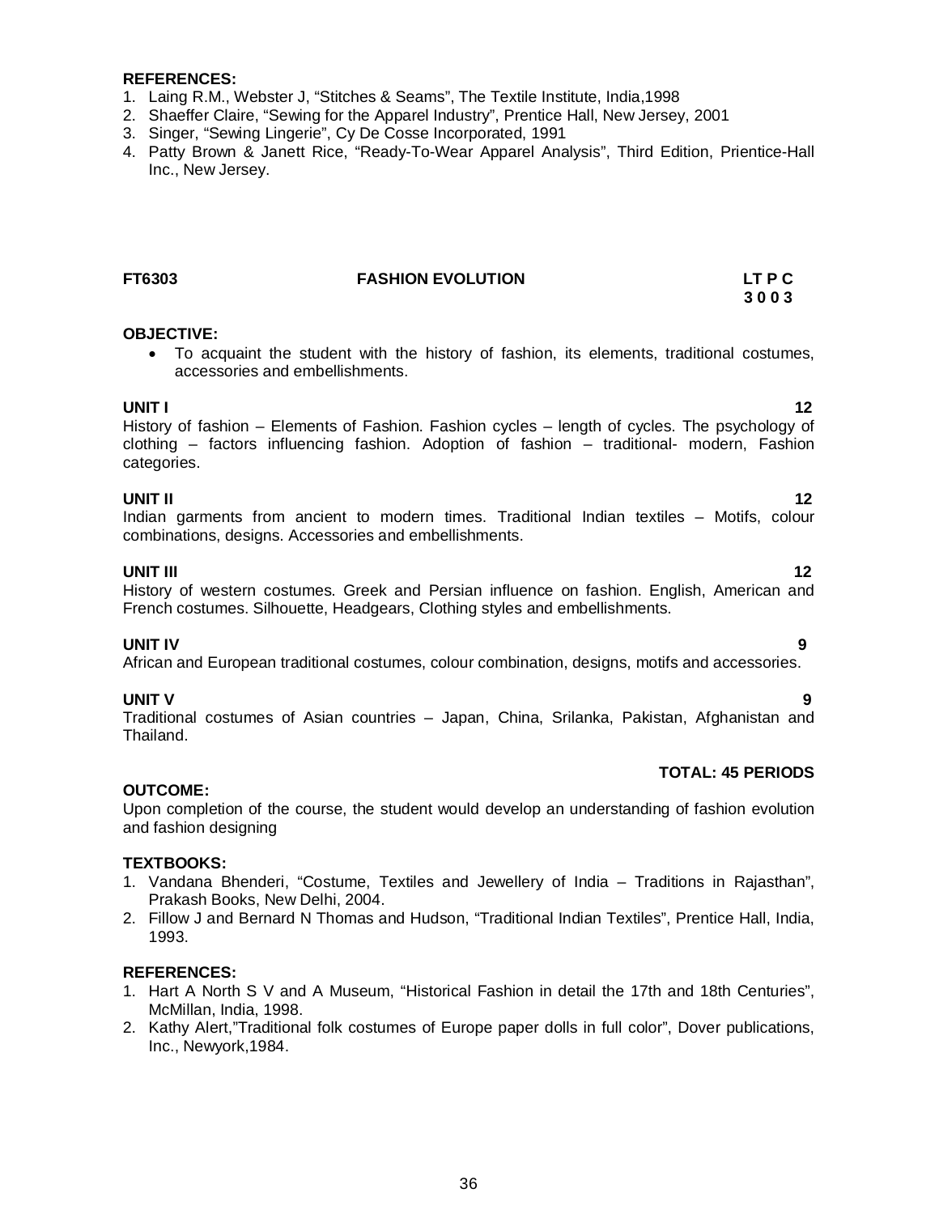**REFERENCES:**

1. Laing R.M., Webster J, "Stitches & Seams", The Textile Institute, India,1998
2. Shaeffer Claire, "Sewing for the Apparel Industry", Prentice Hall, New Jersey, 2001
3. Singer, "Sewing Lingerie", Cy De Cosse Incorporated, 1991
4. Patty Brown & Janett Rice, "Ready-To-Wear Apparel Analysis", Third Edition, Prientice-Hall Inc., New Jersey.

**FT6303 FASHION EVOLUTION LT P C**
**3 0 0 3**

**OBJECTIVE:**

- To acquaint the student with the history of fashion, its elements, traditional costumes, accessories and embellishments.

**UNIT I 12**

History of fashion – Elements of Fashion. Fashion cycles – length of cycles. The psychology of clothing – factors influencing fashion. Adoption of fashion – traditional- modern, Fashion categories.

**UNIT II 12**

Indian garments from ancient to modern times. Traditional Indian textiles – Motifs, colour combinations, designs. Accessories and embellishments.

**UNIT III 12**

History of western costumes. Greek and Persian influence on fashion. English, American and French costumes. Silhouette, Headgears, Clothing styles and embellishments.

**UNIT IV 9**

African and European traditional costumes, colour combination, designs, motifs and accessories.

**UNIT V 9**

Traditional costumes of Asian countries – Japan, China, Srilanka, Pakistan, Afghanistan and Thailand.

**TOTAL: 45 PERIODS**

**OUTCOME:**

Upon completion of the course, the student would develop an understanding of fashion evolution and fashion designing

**TEXTBOOKS:**

1. Vandana Bhenderi, "Costume, Textiles and Jewellery of India – Traditions in Rajasthan", Prakash Books, New Delhi, 2004.
2. Fillow J and Bernard N Thomas and Hudson, "Traditional Indian Textiles", Prentice Hall, India, 1993.

**REFERENCES:**

1. Hart A North S V and A Museum, "Historical Fashion in detail the 17th and 18th Centuries", McMillan, India, 1998.
2. Kathy Alert,"Traditional folk costumes of Europe paper dolls in full color", Dover publications, Inc., Newyork,1984.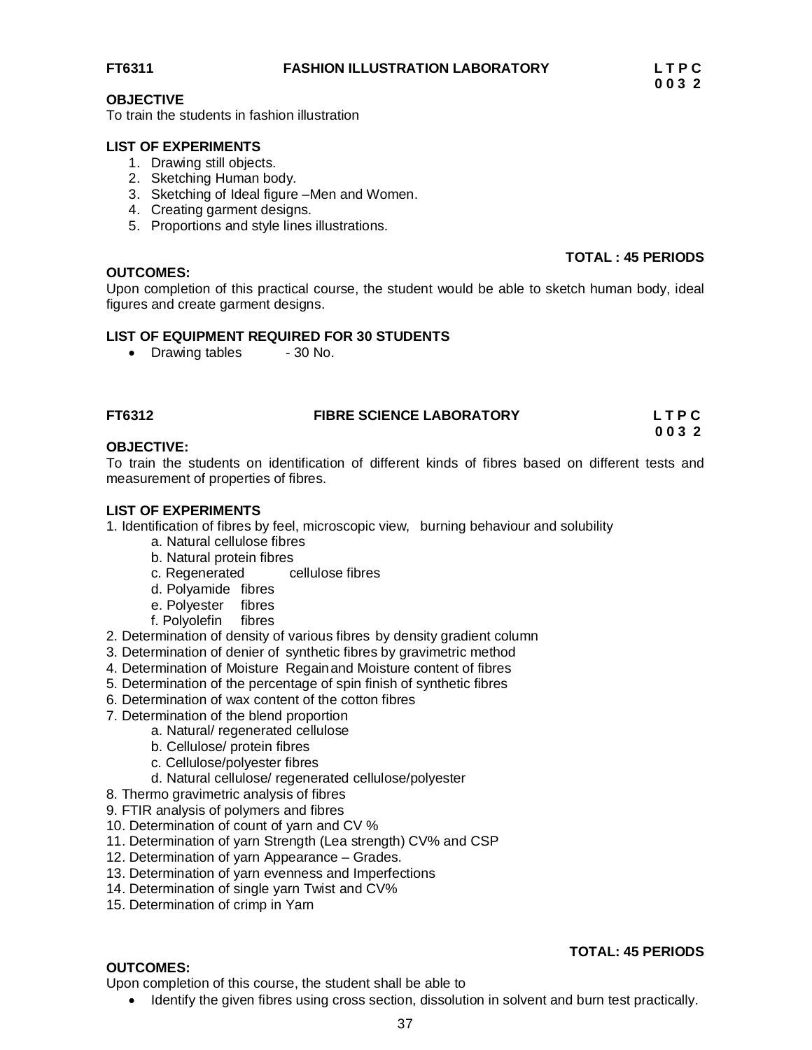**FT6311 FASHION ILLUSTRATION LABORATORY L T P C**
**0 0 3 2**

**OBJECTIVE**

To train the students in fashion illustration

**LIST OF EXPERIMENTS**

1. Drawing still objects.
2. Sketching Human body.
3. Sketching of Ideal figure –Men and Women.
4. Creating garment designs.
5. Proportions and style lines illustrations.

**TOTAL : 45 PERIODS**

**OUTCOMES:**

Upon completion of this practical course, the student would be able to sketch human body, ideal figures and create garment designs.

**LIST OF EQUIPMENT REQUIRED FOR 30 STUDENTS**

- Drawing tables - 30 No.

**FT6312 FIBRE SCIENCE LABORATORY L T P C**
**0 0 3 2**

**OBJECTIVE:**

To train the students on identification of different kinds of fibres based on different tests and measurement of properties of fibres.

**LIST OF EXPERIMENTS**

1. Identification of fibres by feel, microscopic view, burning behaviour and solubility
   a. Natural cellulose fibres
   b. Natural protein fibres
   c. Regenerated cellulose fibres
   d. Polyamide fibres
   e. Polyester fibres
   f. Polyolefin fibres
2. Determination of density of various fibres by density gradient column
3. Determination of denier of synthetic fibres by gravimetric method
4. Determination of Moisture Regain and Moisture content of fibres
5. Determination of the percentage of spin finish of synthetic fibres
6. Determination of wax content of the cotton fibres
7. Determination of the blend proportion
   a. Natural/ regenerated cellulose
   b. Cellulose/ protein fibres
   c. Cellulose/polyester fibres
   d. Natural cellulose/ regenerated cellulose/polyester
8. Thermo gravimetric analysis of fibres
9. FTIR analysis of polymers and fibres
10. Determination of count of yarn and CV %
11. Determination of yarn Strength (Lea strength) CV% and CSP
12. Determination of yarn Appearance – Grades.
13. Determination of yarn evenness and Imperfections
14. Determination of single yarn Twist and CV%
15. Determination of crimp in Yarn

**TOTAL: 45 PERIODS**

**OUTCOMES:**

Upon completion of this course, the student shall be able to

- Identify the given fibres using cross section, dissolution in solvent and burn test practically.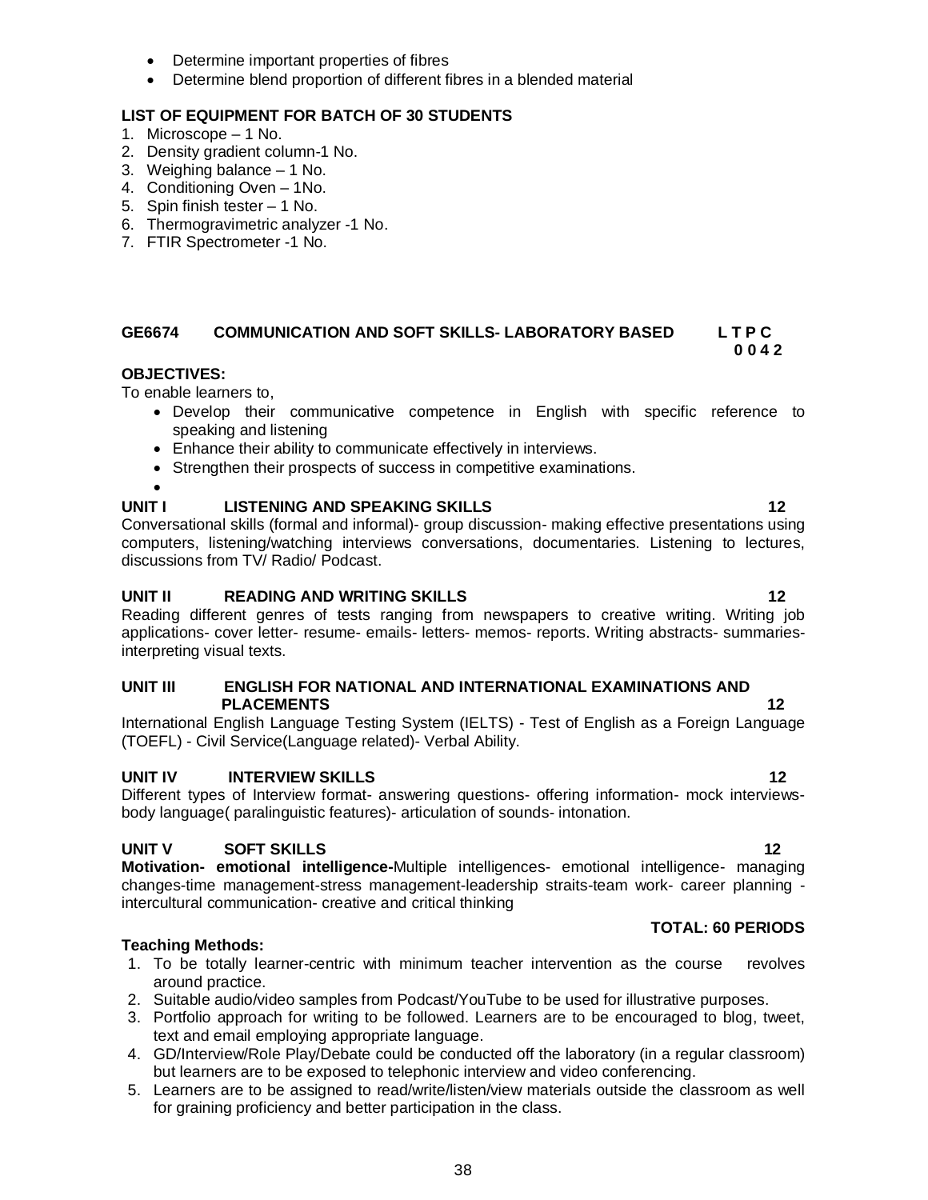- Determine important properties of fibres
- Determine blend proportion of different fibres in a blended material

**LIST OF EQUIPMENT FOR BATCH OF 30 STUDENTS**

1. Microscope – 1 No.
2. Density gradient column-1 No.
3. Weighing balance – 1 No.
4. Conditioning Oven – 1No.
5. Spin finish tester – 1 No.
6. Thermogravimetric analyzer -1 No.
7. FTIR Spectrometer -1 No.

## GE6674 COMMUNICATION AND SOFT SKILLS- LABORATORY BASED

**L T P C**
**0 0 4 2**

**OBJECTIVES:**

To enable learners to,

- Develop their communicative competence in English with specific reference to speaking and listening
- Enhance their ability to communicate effectively in interviews.
- Strengthen their prospects of success in competitive examinations.

**UNIT I LISTENING AND SPEAKING SKILLS 12**

Conversational skills (formal and informal)- group discussion- making effective presentations using computers, listening/watching interviews conversations, documentaries. Listening to lectures, discussions from TV/ Radio/ Podcast.

**UNIT II READING AND WRITING SKILLS 12**

Reading different genres of tests ranging from newspapers to creative writing. Writing job applications- cover letter- resume- emails- letters- memos- reports. Writing abstracts- summaries- interpreting visual texts.

**UNIT III ENGLISH FOR NATIONAL AND INTERNATIONAL EXAMINATIONS AND PLACEMENTS 12**

International English Language Testing System (IELTS) - Test of English as a Foreign Language (TOEFL) - Civil Service(Language related)- Verbal Ability.

**UNIT IV INTERVIEW SKILLS 12**

Different types of Interview format- answering questions- offering information- mock interviews- body language( paralinguistic features)- articulation of sounds- intonation.

**UNIT V SOFT SKILLS 12**

**Motivation- emotional intelligence-**Multiple intelligences- emotional intelligence- managing changes-time management-stress management-leadership straits-team work- career planning - intercultural communication- creative and critical thinking

**TOTAL: 60 PERIODS**

**Teaching Methods:**

1. To be totally learner-centric with minimum teacher intervention as the course revolves around practice.
2. Suitable audio/video samples from Podcast/YouTube to be used for illustrative purposes.
3. Portfolio approach for writing to be followed. Learners are to be encouraged to blog, tweet, text and email employing appropriate language.
4. GD/Interview/Role Play/Debate could be conducted off the laboratory (in a regular classroom) but learners are to be exposed to telephonic interview and video conferencing.
5. Learners are to be assigned to read/write/listen/view materials outside the classroom as well for graining proficiency and better participation in the class.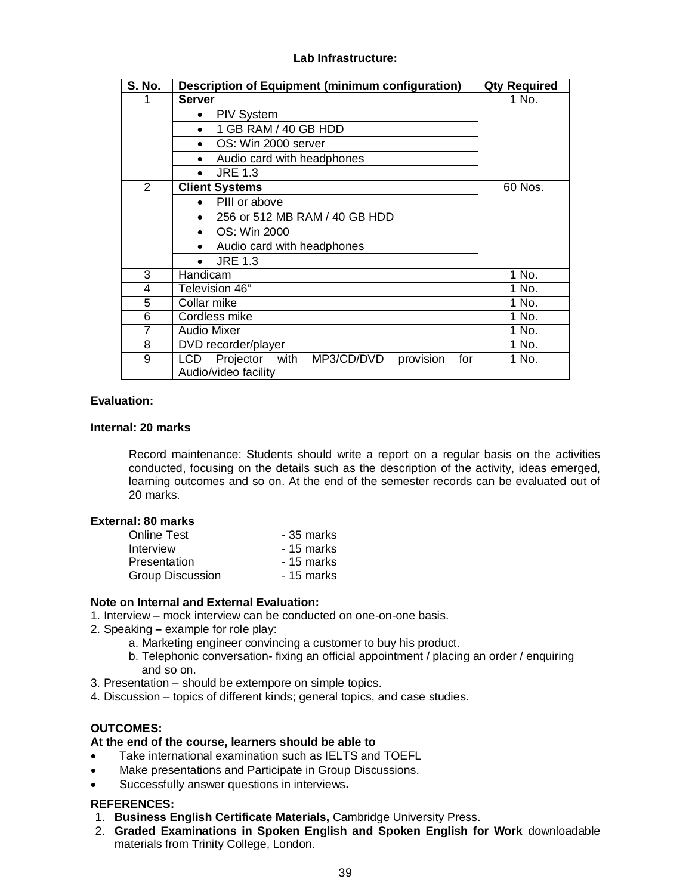**Lab Infrastructure:**

| S. No. | Description of Equipment (minimum configuration) | Qty Required |
|---|---|---|
| 1 | **Server** | 1 No. |
| | • PIV System | |
| | • 1 GB RAM / 40 GB HDD | |
| | • OS: Win 2000 server | |
| | • Audio card with headphones | |
| | • JRE 1.3 | |
| 2 | **Client Systems** | 60 Nos. |
| | • PIII or above | |
| | • 256 or 512 MB RAM / 40 GB HDD | |
| | • OS: Win 2000 | |
| | • Audio card with headphones | |
| | • JRE 1.3 | |
| 3 | Handicam | 1 No. |
| 4 | Television 46” | 1 No. |
| 5 | Collar mike | 1 No. |
| 6 | Cordless mike | 1 No. |
| 7 | Audio Mixer | 1 No. |
| 8 | DVD recorder/player | 1 No. |
| 9 | LCD Projector with MP3/CD/DVD provision for Audio/video facility | 1 No. |

**Evaluation:**

**Internal: 20 marks**

Record maintenance: Students should write a report on a regular basis on the activities conducted, focusing on the details such as the description of the activity, ideas emerged, learning outcomes and so on. At the end of the semester records can be evaluated out of 20 marks.

**External: 80 marks**

Online Test - 35 marks
Interview - 15 marks
Presentation - 15 marks
Group Discussion - 15 marks

**Note on Internal and External Evaluation:**

1. Interview – mock interview can be conducted on one-on-one basis.
2. Speaking **–** example for role play:
   a. Marketing engineer convincing a customer to buy his product.
   b. Telephonic conversation- fixing an official appointment / placing an order / enquiring and so on.
3. Presentation – should be extempore on simple topics.
4. Discussion – topics of different kinds; general topics, and case studies.

**OUTCOMES:**

**At the end of the course, learners should be able to**

- Take international examination such as IELTS and TOEFL
- Make presentations and Participate in Group Discussions.
- Successfully answer questions in interviews**.**

**REFERENCES:**

1. **Business English Certificate Materials,** Cambridge University Press.
2. **Graded Examinations in Spoken English and Spoken English for Work** downloadable materials from Trinity College, London.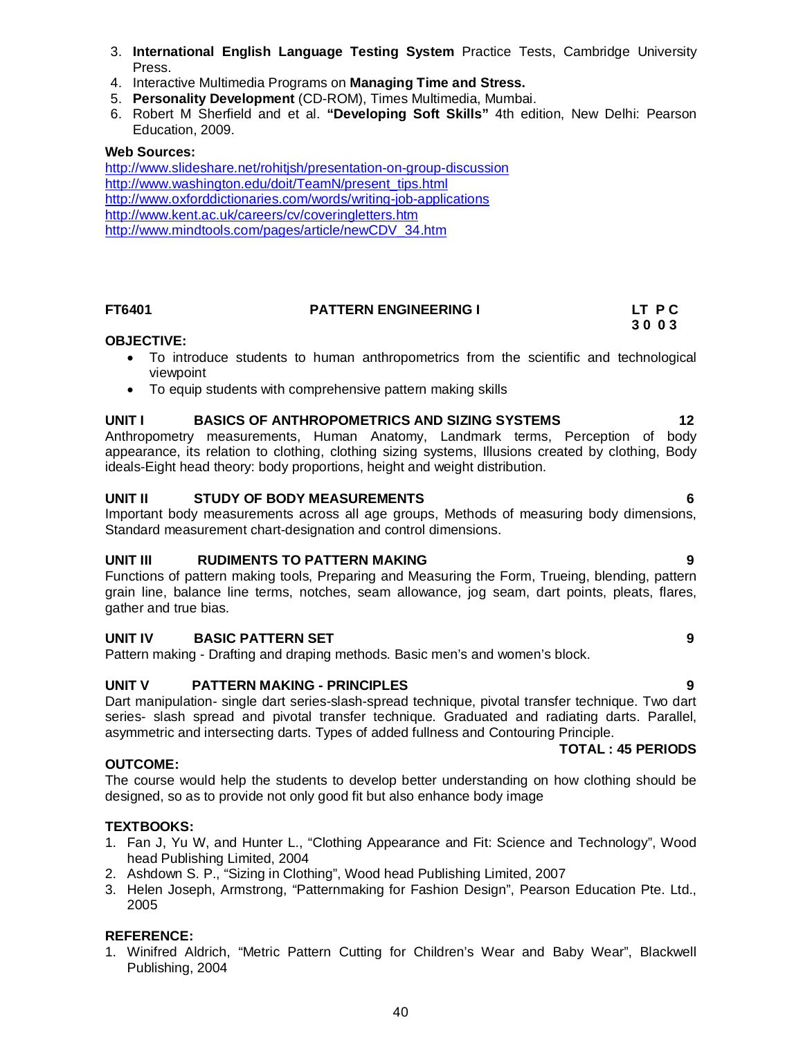3. **International English Language Testing System** Practice Tests, Cambridge University Press.
4. Interactive Multimedia Programs on **Managing Time and Stress.**
5. **Personality Development** (CD-ROM), Times Multimedia, Mumbai.
6. Robert M Sherfield and et al. **"Developing Soft Skills"** 4th edition, New Delhi: Pearson Education, 2009.

**Web Sources:**

http://www.slideshare.net/rohitjsh/presentation-on-group-discussion
http://www.washington.edu/doit/TeamN/present_tips.html
http://www.oxforddictionaries.com/words/writing-job-applications
http://www.kent.ac.uk/careers/cv/coveringletters.htm
http://www.mindtools.com/pages/article/newCDV_34.htm

## FT6401 PATTERN ENGINEERING I

**L T P C**
**3 0 0 3**

**OBJECTIVE:**

- To introduce students to human anthropometrics from the scientific and technological viewpoint
- To equip students with comprehensive pattern making skills

**UNIT I BASICS OF ANTHROPOMETRICS AND SIZING SYSTEMS 12**

Anthropometry measurements, Human Anatomy, Landmark terms, Perception of body appearance, its relation to clothing, clothing sizing systems, Illusions created by clothing, Body ideals-Eight head theory: body proportions, height and weight distribution.

**UNIT II STUDY OF BODY MEASUREMENTS 6**

Important body measurements across all age groups, Methods of measuring body dimensions, Standard measurement chart-designation and control dimensions.

**UNIT III RUDIMENTS TO PATTERN MAKING 9**

Functions of pattern making tools, Preparing and Measuring the Form, Trueing, blending, pattern grain line, balance line terms, notches, seam allowance, jog seam, dart points, pleats, flares, gather and true bias.

**UNIT IV BASIC PATTERN SET 9**

Pattern making - Drafting and draping methods. Basic men's and women's block.

**UNIT V PATTERN MAKING - PRINCIPLES 9**

Dart manipulation- single dart series-slash-spread technique, pivotal transfer technique. Two dart series- slash spread and pivotal transfer technique. Graduated and radiating darts. Parallel, asymmetric and intersecting darts. Types of added fullness and Contouring Principle.

**TOTAL : 45 PERIODS**

**OUTCOME:**

The course would help the students to develop better understanding on how clothing should be designed, so as to provide not only good fit but also enhance body image

**TEXTBOOKS:**

1. Fan J, Yu W, and Hunter L., "Clothing Appearance and Fit: Science and Technology", Wood head Publishing Limited, 2004
2. Ashdown S. P., "Sizing in Clothing", Wood head Publishing Limited, 2007
3. Helen Joseph, Armstrong, "Patternmaking for Fashion Design", Pearson Education Pte. Ltd., 2005

**REFERENCE:**

1. Winifred Aldrich, "Metric Pattern Cutting for Children's Wear and Baby Wear", Blackwell Publishing, 2004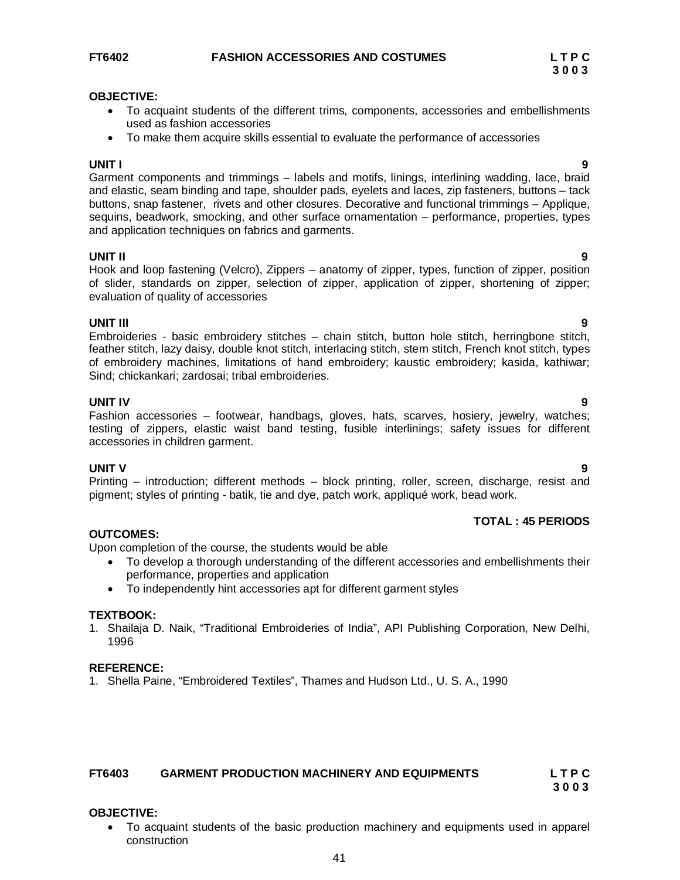## FT6402 FASHION ACCESSORIES AND COSTUMES

| L | T | P | C |
|---|---|---|---|
| 3 | 0 | 0 | 3 |

**OBJECTIVE:**

- To acquaint students of the different trims, components, accessories and embellishments used as fashion accessories
- To make them acquire skills essential to evaluate the performance of accessories

**UNIT I** **9**

Garment components and trimmings – labels and motifs, linings, interlining wadding, lace, braid and elastic, seam binding and tape, shoulder pads, eyelets and laces, zip fasteners, buttons – tack buttons, snap fastener, rivets and other closures. Decorative and functional trimmings – Applique, sequins, beadwork, smocking, and other surface ornamentation – performance, properties, types and application techniques on fabrics and garments.

**UNIT II** **9**

Hook and loop fastening (Velcro), Zippers – anatomy of zipper, types, function of zipper, position of slider, standards on zipper, selection of zipper, application of zipper, shortening of zipper; evaluation of quality of accessories

**UNIT III** **9**

Embroideries - basic embroidery stitches – chain stitch, button hole stitch, herringbone stitch, feather stitch, lazy daisy, double knot stitch, interlacing stitch, stem stitch, French knot stitch, types of embroidery machines, limitations of hand embroidery; kaustic embroidery; kasida, kathiwar; Sind; chickankari; zardosai; tribal embroideries.

**UNIT IV** **9**

Fashion accessories – footwear, handbags, gloves, hats, scarves, hosiery, jewelry, watches; testing of zippers, elastic waist band testing, fusible interlinings; safety issues for different accessories in children garment.

**UNIT V** **9**

Printing – introduction; different methods – block printing, roller, screen, discharge, resist and pigment; styles of printing - batik, tie and dye, patch work, appliqué work, bead work.

**TOTAL : 45 PERIODS**

**OUTCOMES:**

Upon completion of the course, the students would be able

- To develop a thorough understanding of the different accessories and embellishments their performance, properties and application
- To independently hint accessories apt for different garment styles

**TEXTBOOK:**

1. Shailaja D. Naik, “Traditional Embroideries of India”, API Publishing Corporation, New Delhi, 1996

**REFERENCE:**

1. Shella Paine, “Embroidered Textiles”, Thames and Hudson Ltd., U. S. A., 1990

## FT6403 GARMENT PRODUCTION MACHINERY AND EQUIPMENTS

| L | T | P | C |
|---|---|---|---|
| 3 | 0 | 0 | 3 |

**OBJECTIVE:**

- To acquaint students of the basic production machinery and equipments used in apparel construction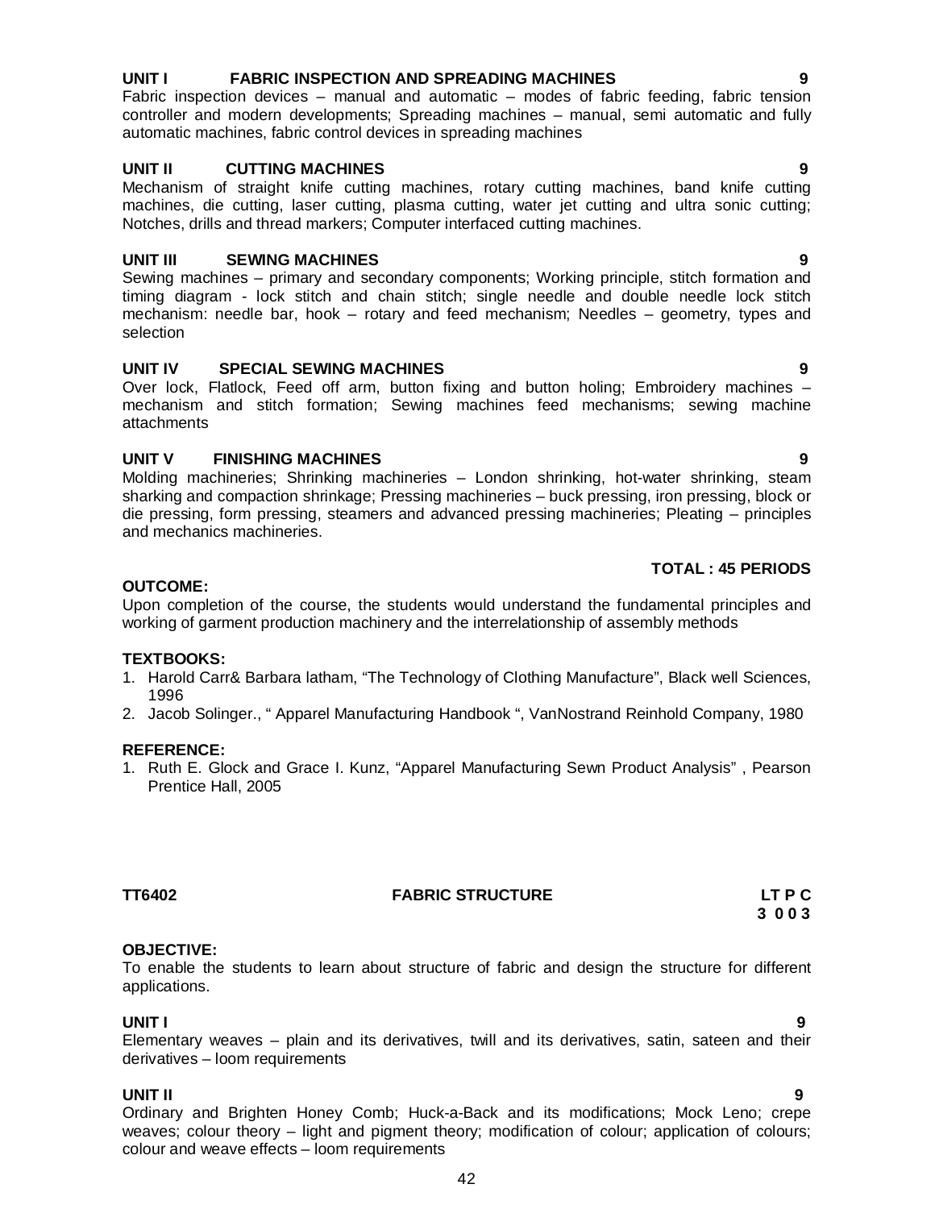**UNIT I FABRIC INSPECTION AND SPREADING MACHINES 9**

Fabric inspection devices – manual and automatic – modes of fabric feeding, fabric tension controller and modern developments; Spreading machines – manual, semi automatic and fully automatic machines, fabric control devices in spreading machines

**UNIT II CUTTING MACHINES 9**

Mechanism of straight knife cutting machines, rotary cutting machines, band knife cutting machines, die cutting, laser cutting, plasma cutting, water jet cutting and ultra sonic cutting; Notches, drills and thread markers; Computer interfaced cutting machines.

**UNIT III SEWING MACHINES 9**

Sewing machines – primary and secondary components; Working principle, stitch formation and timing diagram - lock stitch and chain stitch; single needle and double needle lock stitch mechanism: needle bar, hook – rotary and feed mechanism; Needles – geometry, types and selection

**UNIT IV SPECIAL SEWING MACHINES 9**

Over lock, Flatlock, Feed off arm, button fixing and button holing; Embroidery machines – mechanism and stitch formation; Sewing machines feed mechanisms; sewing machine attachments

**UNIT V FINISHING MACHINES 9**

Molding machineries; Shrinking machineries – London shrinking, hot-water shrinking, steam sharking and compaction shrinkage; Pressing machineries – buck pressing, iron pressing, block or die pressing, form pressing, steamers and advanced pressing machineries; Pleating – principles and mechanics machineries.

**TOTAL : 45 PERIODS**

**OUTCOME:**

Upon completion of the course, the students would understand the fundamental principles and working of garment production machinery and the interrelationship of assembly methods

**TEXTBOOKS:**

1. Harold Carr& Barbara latham, "The Technology of Clothing Manufacture", Black well Sciences, 1996
2. Jacob Solinger., " Apparel Manufacturing Handbook ", VanNostrand Reinhold Company, 1980

**REFERENCE:**

1. Ruth E. Glock and Grace I. Kunz, "Apparel Manufacturing Sewn Product Analysis" , Pearson Prentice Hall, 2005

## TT6402 FABRIC STRUCTURE

**L T P C**
**3 0 0 3**

**OBJECTIVE:**

To enable the students to learn about structure of fabric and design the structure for different applications.

**UNIT I 9**

Elementary weaves – plain and its derivatives, twill and its derivatives, satin, sateen and their derivatives – loom requirements

**UNIT II 9**

Ordinary and Brighten Honey Comb; Huck-a-Back and its modifications; Mock Leno; crepe weaves; colour theory – light and pigment theory; modification of colour; application of colours; colour and weave effects – loom requirements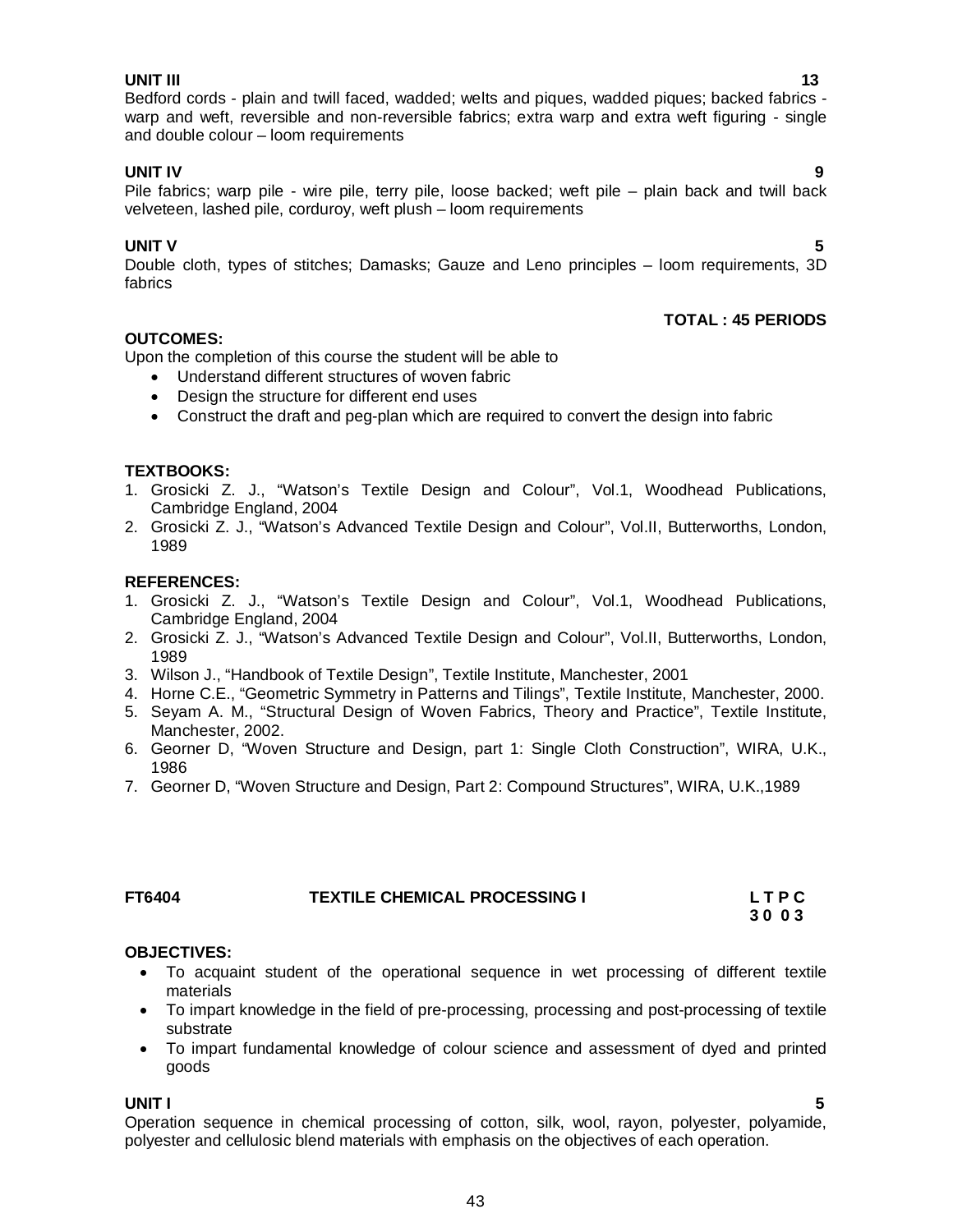**UNIT III** **13**

Bedford cords - plain and twill faced, wadded; welts and piques, wadded piques; backed fabrics - warp and weft, reversible and non-reversible fabrics; extra warp and extra weft figuring - single and double colour – loom requirements

**UNIT IV** **9**

Pile fabrics; warp pile - wire pile, terry pile, loose backed; weft pile – plain back and twill back velveteen, lashed pile, corduroy, weft plush – loom requirements

**UNIT V** **5**

Double cloth, types of stitches; Damasks; Gauze and Leno principles – loom requirements, 3D fabrics

**TOTAL : 45 PERIODS**

**OUTCOMES:**

Upon the completion of this course the student will be able to

- Understand different structures of woven fabric
- Design the structure for different end uses
- Construct the draft and peg-plan which are required to convert the design into fabric

**TEXTBOOKS:**

1. Grosicki Z. J., "Watson's Textile Design and Colour", Vol.1, Woodhead Publications, Cambridge England, 2004
2. Grosicki Z. J., "Watson's Advanced Textile Design and Colour", Vol.II, Butterworths, London, 1989

**REFERENCES:**

1. Grosicki Z. J., "Watson's Textile Design and Colour", Vol.1, Woodhead Publications, Cambridge England, 2004
2. Grosicki Z. J., "Watson's Advanced Textile Design and Colour", Vol.II, Butterworths, London, 1989
3. Wilson J., "Handbook of Textile Design", Textile Institute, Manchester, 2001
4. Horne C.E., "Geometric Symmetry in Patterns and Tilings", Textile Institute, Manchester, 2000.
5. Seyam A. M., "Structural Design of Woven Fabrics, Theory and Practice", Textile Institute, Manchester, 2002.
6. Georner D, "Woven Structure and Design, part 1: Single Cloth Construction", WIRA, U.K., 1986
7. Georner D, "Woven Structure and Design, Part 2: Compound Structures", WIRA, U.K.,1989

## FT6404 TEXTILE CHEMICAL PROCESSING I

**L T P C**
**3 0 0 3**

**OBJECTIVES:**

- To acquaint student of the operational sequence in wet processing of different textile materials
- To impart knowledge in the field of pre-processing, processing and post-processing of textile substrate
- To impart fundamental knowledge of colour science and assessment of dyed and printed goods

**UNIT I** **5**

Operation sequence in chemical processing of cotton, silk, wool, rayon, polyester, polyamide, polyester and cellulosic blend materials with emphasis on the objectives of each operation.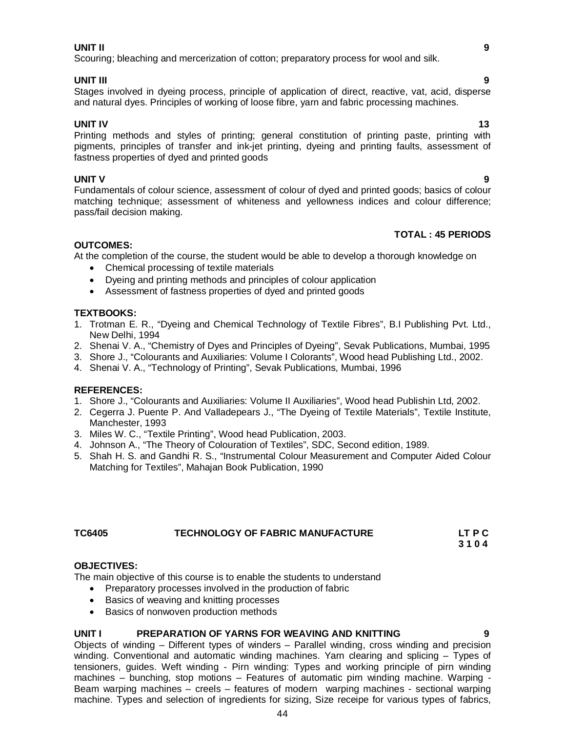**UNIT II** **9**

Scouring; bleaching and mercerization of cotton; preparatory process for wool and silk.

**UNIT III** **9**

Stages involved in dyeing process, principle of application of direct, reactive, vat, acid, disperse and natural dyes. Principles of working of loose fibre, yarn and fabric processing machines.

**UNIT IV** **13**

Printing methods and styles of printing; general constitution of printing paste, printing with pigments, principles of transfer and ink-jet printing, dyeing and printing faults, assessment of fastness properties of dyed and printed goods

**UNIT V** **9**

Fundamentals of colour science, assessment of colour of dyed and printed goods; basics of colour matching technique; assessment of whiteness and yellowness indices and colour difference; pass/fail decision making.

**TOTAL : 45 PERIODS**

**OUTCOMES:**

At the completion of the course, the student would be able to develop a thorough knowledge on

- Chemical processing of textile materials
- Dyeing and printing methods and principles of colour application
- Assessment of fastness properties of dyed and printed goods

**TEXTBOOKS:**

1. Trotman E. R., "Dyeing and Chemical Technology of Textile Fibres", B.I Publishing Pvt. Ltd., New Delhi, 1994
2. Shenai V. A., "Chemistry of Dyes and Principles of Dyeing", Sevak Publications, Mumbai, 1995
3. Shore J., "Colourants and Auxiliaries: Volume I Colorants", Wood head Publishing Ltd., 2002.
4. Shenai V. A., "Technology of Printing", Sevak Publications, Mumbai, 1996

**REFERENCES:**

1. Shore J., "Colourants and Auxiliaries: Volume II Auxiliaries", Wood head Publishin Ltd, 2002.
2. Cegerra J. Puente P. And Valladepears J., "The Dyeing of Textile Materials", Textile Institute, Manchester, 1993
3. Miles W. C., "Textile Printing", Wood head Publication, 2003.
4. Johnson A., "The Theory of Colouration of Textiles", SDC, Second edition, 1989.
5. Shah H. S. and Gandhi R. S., "Instrumental Colour Measurement and Computer Aided Colour Matching for Textiles", Mahajan Book Publication, 1990

## TC6405 TECHNOLOGY OF FABRIC MANUFACTURE

**L T P C**
**3 1 0 4**

**OBJECTIVES:**

The main objective of this course is to enable the students to understand

- Preparatory processes involved in the production of fabric
- Basics of weaving and knitting processes
- Basics of nonwoven production methods

**UNIT I PREPARATION OF YARNS FOR WEAVING AND KNITTING** **9**

Objects of winding – Different types of winders – Parallel winding, cross winding and precision winding. Conventional and automatic winding machines. Yarn clearing and splicing – Types of tensioners, guides. Weft winding - Pirn winding: Types and working principle of pirn winding machines – bunching, stop motions – Features of automatic pirn winding machine. Warping - Beam warping machines – creels – features of modern warping machines - sectional warping machine. Types and selection of ingredients for sizing, Size receipe for various types of fabrics,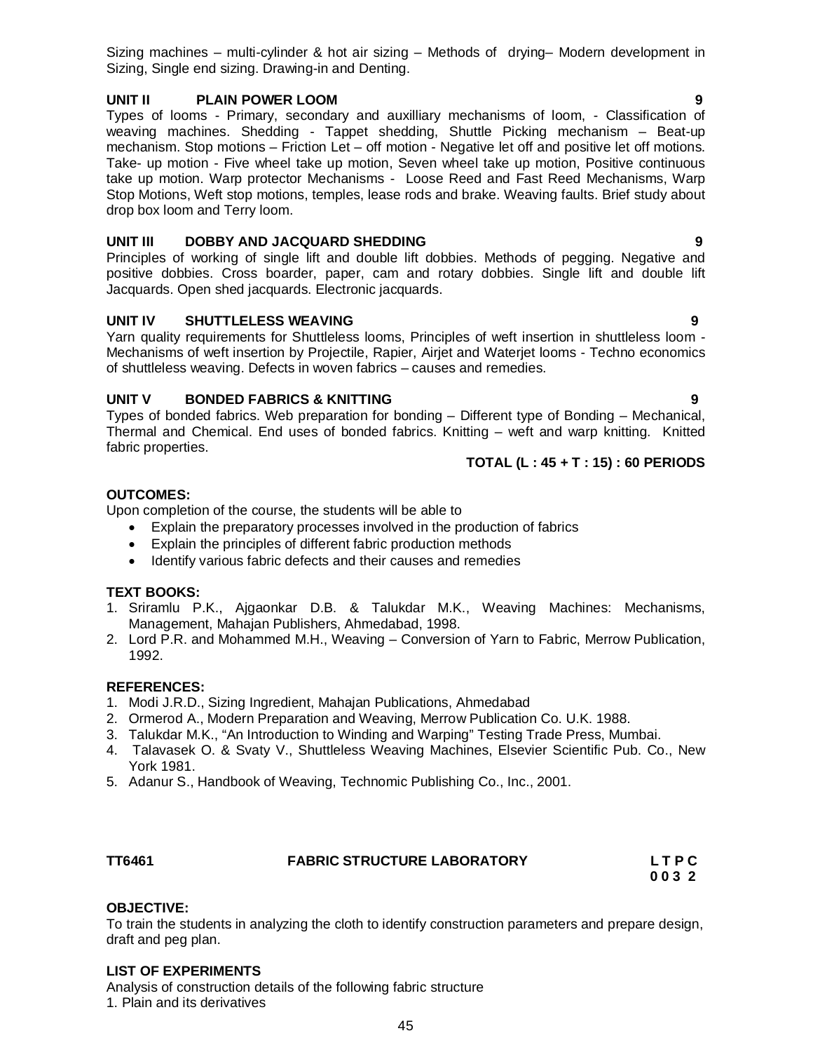Sizing machines – multi-cylinder & hot air sizing – Methods of drying– Modern development in Sizing, Single end sizing. Drawing-in and Denting.

**UNIT II PLAIN POWER LOOM 9**

Types of looms - Primary, secondary and auxilliary mechanisms of loom, - Classification of weaving machines. Shedding - Tappet shedding, Shuttle Picking mechanism – Beat-up mechanism. Stop motions – Friction Let – off motion - Negative let off and positive let off motions. Take- up motion - Five wheel take up motion, Seven wheel take up motion, Positive continuous take up motion. Warp protector Mechanisms - Loose Reed and Fast Reed Mechanisms, Warp Stop Motions, Weft stop motions, temples, lease rods and brake. Weaving faults. Brief study about drop box loom and Terry loom.

**UNIT III DOBBY AND JACQUARD SHEDDING 9**

Principles of working of single lift and double lift dobbies. Methods of pegging. Negative and positive dobbies. Cross boarder, paper, cam and rotary dobbies. Single lift and double lift Jacquards. Open shed jacquards. Electronic jacquards.

**UNIT IV SHUTTLELESS WEAVING 9**

Yarn quality requirements for Shuttleless looms, Principles of weft insertion in shuttleless loom - Mechanisms of weft insertion by Projectile, Rapier, Airjet and Waterjet looms - Techno economics of shuttleless weaving. Defects in woven fabrics – causes and remedies.

**UNIT V BONDED FABRICS & KNITTING 9**

Types of bonded fabrics. Web preparation for bonding – Different type of Bonding – Mechanical, Thermal and Chemical. End uses of bonded fabrics. Knitting – weft and warp knitting. Knitted fabric properties.

**TOTAL (L : 45 + T : 15) : 60 PERIODS**

**OUTCOMES:**

Upon completion of the course, the students will be able to

- Explain the preparatory processes involved in the production of fabrics
- Explain the principles of different fabric production methods
- Identify various fabric defects and their causes and remedies

**TEXT BOOKS:**

1. Sriramlu P.K., Ajgaonkar D.B. & Talukdar M.K., Weaving Machines: Mechanisms, Management, Mahajan Publishers, Ahmedabad, 1998.
2. Lord P.R. and Mohammed M.H., Weaving – Conversion of Yarn to Fabric, Merrow Publication, 1992.

**REFERENCES:**

1. Modi J.R.D., Sizing Ingredient, Mahajan Publications, Ahmedabad
2. Ormerod A., Modern Preparation and Weaving, Merrow Publication Co. U.K. 1988.
3. Talukdar M.K., "An Introduction to Winding and Warping" Testing Trade Press, Mumbai.
4. Talavasek O. & Svaty V., Shuttleless Weaving Machines, Elsevier Scientific Pub. Co., New York 1981.
5. Adanur S., Handbook of Weaving, Technomic Publishing Co., Inc., 2001.

**TT6461 FABRIC STRUCTURE LABORATORY L T P C**
**0 0 3 2**

**OBJECTIVE:**

To train the students in analyzing the cloth to identify construction parameters and prepare design, draft and peg plan.

**LIST OF EXPERIMENTS**

Analysis of construction details of the following fabric structure

1. Plain and its derivatives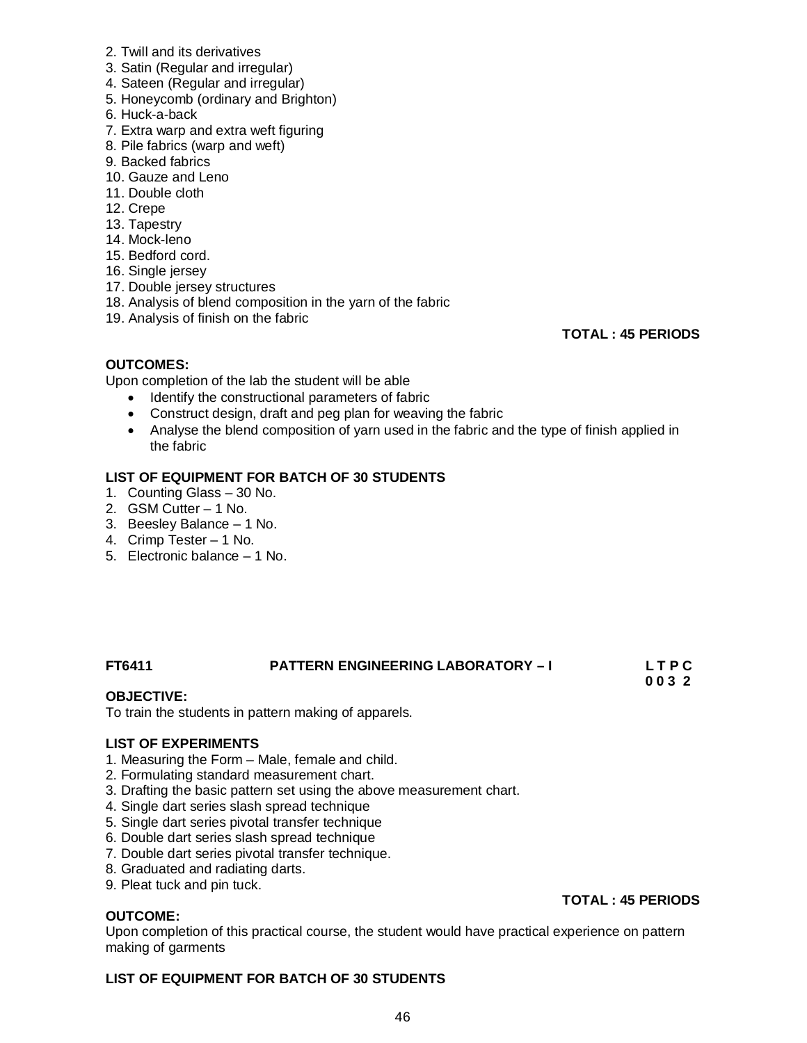2. Twill and its derivatives
3. Satin (Regular and irregular)
4. Sateen (Regular and irregular)
5. Honeycomb (ordinary and Brighton)
6. Huck-a-back
7. Extra warp and extra weft figuring
8. Pile fabrics (warp and weft)
9. Backed fabrics
10. Gauze and Leno
11. Double cloth
12. Crepe
13. Tapestry
14. Mock-leno
15. Bedford cord.
16. Single jersey
17. Double jersey structures
18. Analysis of blend composition in the yarn of the fabric
19. Analysis of finish on the fabric

**TOTAL : 45 PERIODS**

**OUTCOMES:**

Upon completion of the lab the student will be able

- Identify the constructional parameters of fabric
- Construct design, draft and peg plan for weaving the fabric
- Analyse the blend composition of yarn used in the fabric and the type of finish applied in the fabric

**LIST OF EQUIPMENT FOR BATCH OF 30 STUDENTS**

1. Counting Glass – 30 No.
2. GSM Cutter – 1 No.
3. Beesley Balance – 1 No.
4. Crimp Tester – 1 No.
5. Electronic balance – 1 No.

**FT6411 PATTERN ENGINEERING LABORATORY – I L T P C**
**0 0 3 2**

**OBJECTIVE:**

To train the students in pattern making of apparels.

**LIST OF EXPERIMENTS**

1. Measuring the Form – Male, female and child.
2. Formulating standard measurement chart.
3. Drafting the basic pattern set using the above measurement chart.
4. Single dart series slash spread technique
5. Single dart series pivotal transfer technique
6. Double dart series slash spread technique
7. Double dart series pivotal transfer technique.
8. Graduated and radiating darts.
9. Pleat tuck and pin tuck.

**TOTAL : 45 PERIODS**

**OUTCOME:**

Upon completion of this practical course, the student would have practical experience on pattern making of garments

**LIST OF EQUIPMENT FOR BATCH OF 30 STUDENTS**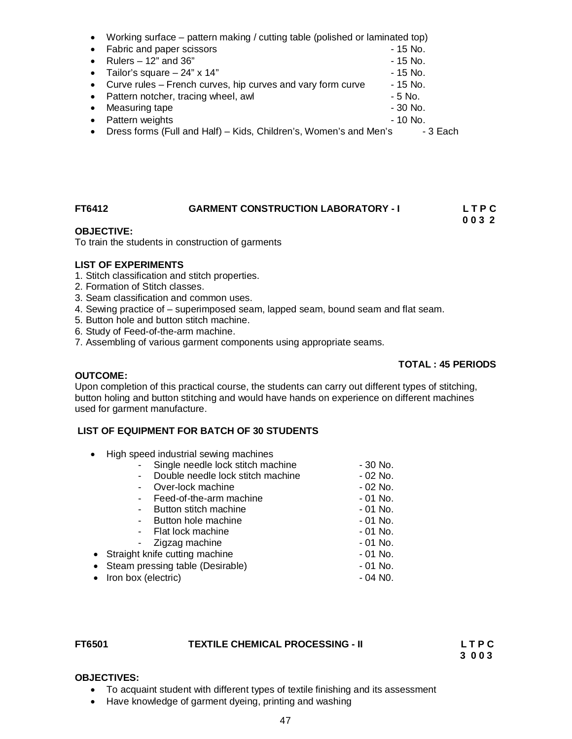- Working surface – pattern making / cutting table (polished or laminated top)
- Fabric and paper scissors - 15 No.
- Rulers – 12” and 36” - 15 No.
- Tailor’s square – 24” x 14” - 15 No.
- Curve rules – French curves, hip curves and vary form curve - 15 No.
- Pattern notcher, tracing wheel, awl - 5 No.
- Measuring tape - 30 No.
- Pattern weights - 10 No.
- Dress forms (Full and Half) – Kids, Children’s, Women’s and Men’s - 3 Each

**FT6412 GARMENT CONSTRUCTION LABORATORY - I** **L T P C**
**0 0 3 2**

**OBJECTIVE:**
To train the students in construction of garments

**LIST OF EXPERIMENTS**
1. Stitch classification and stitch properties.
2. Formation of Stitch classes.
3. Seam classification and common uses.
4. Sewing practice of – superimposed seam, lapped seam, bound seam and flat seam.
5. Button hole and button stitch machine.
6. Study of Feed-of-the-arm machine.
7. Assembling of various garment components using appropriate seams.

**TOTAL : 45 PERIODS**

**OUTCOME:**
Upon completion of this practical course, the students can carry out different types of stitching, button holing and button stitching and would have hands on experience on different machines used for garment manufacture.

**LIST OF EQUIPMENT FOR BATCH OF 30 STUDENTS**

- High speed industrial sewing machines
  - Single needle lock stitch machine - 30 No.
  - Double needle lock stitch machine - 02 No.
  - Over-lock machine - 02 No.
  - Feed-of-the-arm machine - 01 No.
  - Button stitch machine - 01 No.
  - Button hole machine - 01 No.
  - Flat lock machine - 01 No.
  - Zigzag machine - 01 No.
- Straight knife cutting machine - 01 No.
- Steam pressing table (Desirable) - 01 No.
- Iron box (electric) - 04 N0.

**FT6501 TEXTILE CHEMICAL PROCESSING - II** **L T P C**
**3 0 0 3**

**OBJECTIVES:**
- To acquaint student with different types of textile finishing and its assessment
- Have knowledge of garment dyeing, printing and washing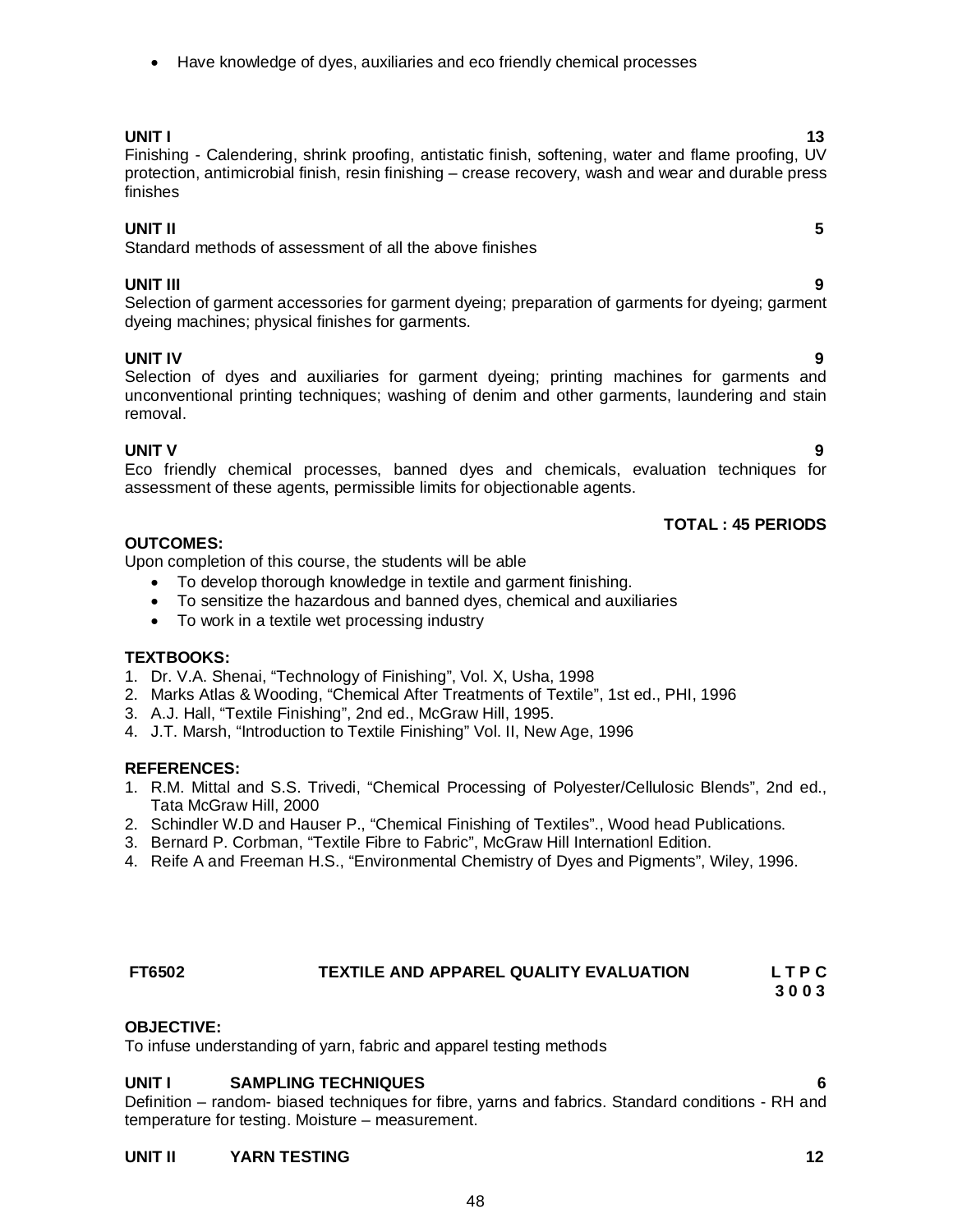- Have knowledge of dyes, auxiliaries and eco friendly chemical processes

**UNIT I** **13**

Finishing - Calendering, shrink proofing, antistatic finish, softening, water and flame proofing, UV protection, antimicrobial finish, resin finishing – crease recovery, wash and wear and durable press finishes

**UNIT II** **5**

Standard methods of assessment of all the above finishes

**UNIT III** **9**

Selection of garment accessories for garment dyeing; preparation of garments for dyeing; garment dyeing machines; physical finishes for garments.

**UNIT IV** **9**

Selection of dyes and auxiliaries for garment dyeing; printing machines for garments and unconventional printing techniques; washing of denim and other garments, laundering and stain removal.

**UNIT V** **9**

Eco friendly chemical processes, banned dyes and chemicals, evaluation techniques for assessment of these agents, permissible limits for objectionable agents.

**TOTAL : 45 PERIODS**

**OUTCOMES:**

Upon completion of this course, the students will be able

- To develop thorough knowledge in textile and garment finishing.
- To sensitize the hazardous and banned dyes, chemical and auxiliaries
- To work in a textile wet processing industry

**TEXTBOOKS:**

1. Dr. V.A. Shenai, "Technology of Finishing", Vol. X, Usha, 1998
2. Marks Atlas & Wooding, "Chemical After Treatments of Textile", 1st ed., PHI, 1996
3. A.J. Hall, "Textile Finishing", 2nd ed., McGraw Hill, 1995.
4. J.T. Marsh, "Introduction to Textile Finishing" Vol. II, New Age, 1996

**REFERENCES:**

1. R.M. Mittal and S.S. Trivedi, "Chemical Processing of Polyester/Cellulosic Blends", 2nd ed., Tata McGraw Hill, 2000
2. Schindler W.D and Hauser P., "Chemical Finishing of Textiles"., Wood head Publications.
3. Bernard P. Corbman, "Textile Fibre to Fabric", McGraw Hill Internationl Edition.
4. Reife A and Freeman H.S., "Environmental Chemistry of Dyes and Pigments", Wiley, 1996.

## FT6502 TEXTILE AND APPAREL QUALITY EVALUATION **L T P C 3 0 0 3**

**OBJECTIVE:**

To infuse understanding of yarn, fabric and apparel testing methods

**UNIT I SAMPLING TECHNIQUES** **6**

Definition – random- biased techniques for fibre, yarns and fabrics. Standard conditions - RH and temperature for testing. Moisture – measurement.

**UNIT II YARN TESTING** **12**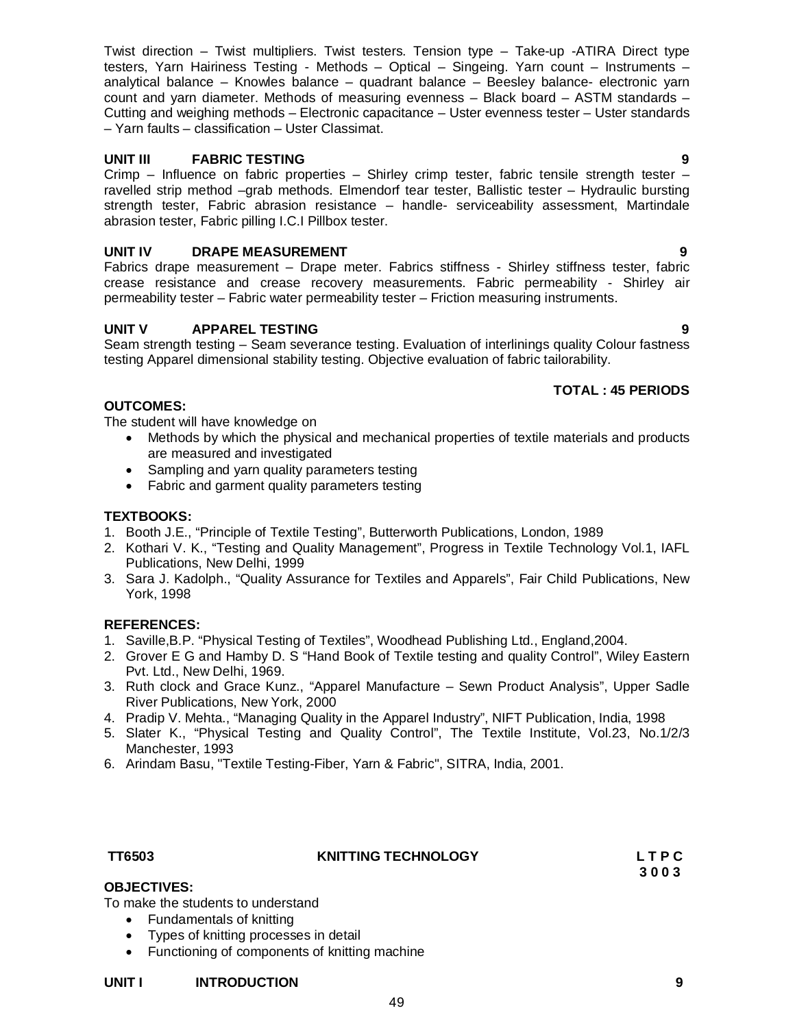Twist direction – Twist multipliers. Twist testers. Tension type – Take-up -ATIRA Direct type testers, Yarn Hairiness Testing - Methods – Optical – Singeing. Yarn count – Instruments – analytical balance – Knowles balance – quadrant balance – Beesley balance- electronic yarn count and yarn diameter. Methods of measuring evenness – Black board – ASTM standards – Cutting and weighing methods – Electronic capacitance – Uster evenness tester – Uster standards – Yarn faults – classification – Uster Classimat.

**UNIT III FABRIC TESTING 9**

Crimp – Influence on fabric properties – Shirley crimp tester, fabric tensile strength tester – ravelled strip method –grab methods. Elmendorf tear tester, Ballistic tester – Hydraulic bursting strength tester, Fabric abrasion resistance – handle- serviceability assessment, Martindale abrasion tester, Fabric pilling I.C.I Pillbox tester.

**UNIT IV DRAPE MEASUREMENT 9**

Fabrics drape measurement – Drape meter. Fabrics stiffness - Shirley stiffness tester, fabric crease resistance and crease recovery measurements. Fabric permeability - Shirley air permeability tester – Fabric water permeability tester – Friction measuring instruments.

**UNIT V APPAREL TESTING 9**

Seam strength testing – Seam severance testing. Evaluation of interlinings quality Colour fastness testing Apparel dimensional stability testing. Objective evaluation of fabric tailorability.

**TOTAL : 45 PERIODS**

**OUTCOMES:**

The student will have knowledge on

- Methods by which the physical and mechanical properties of textile materials and products are measured and investigated
- Sampling and yarn quality parameters testing
- Fabric and garment quality parameters testing

**TEXTBOOKS:**

1. Booth J.E., "Principle of Textile Testing", Butterworth Publications, London, 1989
2. Kothari V. K., "Testing and Quality Management", Progress in Textile Technology Vol.1, IAFL Publications, New Delhi, 1999
3. Sara J. Kadolph., "Quality Assurance for Textiles and Apparels", Fair Child Publications, New York, 1998

**REFERENCES:**

1. Saville,B.P. "Physical Testing of Textiles", Woodhead Publishing Ltd., England,2004.
2. Grover E G and Hamby D. S "Hand Book of Textile testing and quality Control", Wiley Eastern Pvt. Ltd., New Delhi, 1969.
3. Ruth clock and Grace Kunz., "Apparel Manufacture – Sewn Product Analysis", Upper Sadle River Publications, New York, 2000
4. Pradip V. Mehta., "Managing Quality in the Apparel Industry", NIFT Publication, India, 1998
5. Slater K., "Physical Testing and Quality Control", The Textile Institute, Vol.23, No.1/2/3 Manchester, 1993
6. Arindam Basu, "Textile Testing-Fiber, Yarn & Fabric", SITRA, India, 2001.

**TT6503 KNITTING TECHNOLOGY L T P C**
**3 0 0 3**

**OBJECTIVES:**

To make the students to understand

- Fundamentals of knitting
- Types of knitting processes in detail
- Functioning of components of knitting machine

**UNIT I INTRODUCTION 9**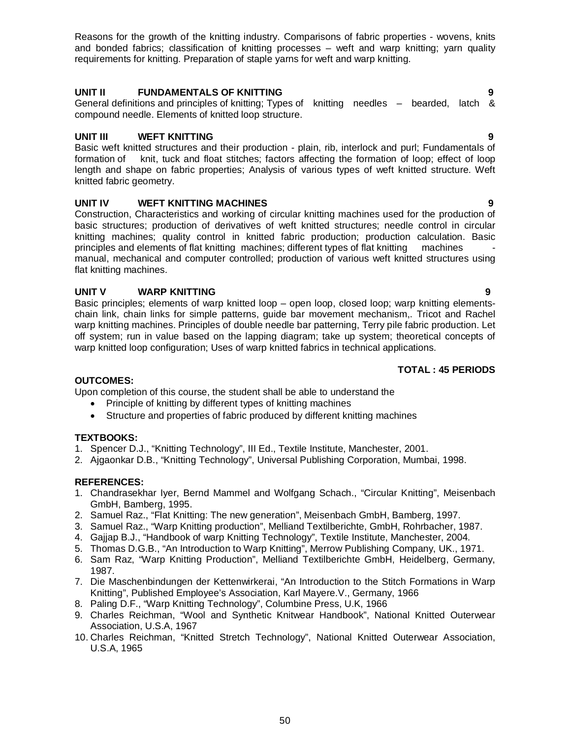Reasons for the growth of the knitting industry. Comparisons of fabric properties - wovens, knits and bonded fabrics; classification of knitting processes – weft and warp knitting; yarn quality requirements for knitting. Preparation of staple yarns for weft and warp knitting.

**UNIT II FUNDAMENTALS OF KNITTING 9**

General definitions and principles of knitting; Types of knitting needles – bearded, latch & compound needle. Elements of knitted loop structure.

**UNIT III WEFT KNITTING 9**

Basic weft knitted structures and their production - plain, rib, interlock and purl; Fundamentals of formation of knit, tuck and float stitches; factors affecting the formation of loop; effect of loop length and shape on fabric properties; Analysis of various types of weft knitted structure. Weft knitted fabric geometry.

**UNIT IV WEFT KNITTING MACHINES 9**

Construction, Characteristics and working of circular knitting machines used for the production of basic structures; production of derivatives of weft knitted structures; needle control in circular knitting machines; quality control in knitted fabric production; production calculation. Basic principles and elements of flat knitting machines; different types of flat knitting machines - manual, mechanical and computer controlled; production of various weft knitted structures using flat knitting machines.

**UNIT V WARP KNITTING 9**

Basic principles; elements of warp knitted loop – open loop, closed loop; warp knitting elements- chain link, chain links for simple patterns, guide bar movement mechanism,. Tricot and Rachel warp knitting machines. Principles of double needle bar patterning, Terry pile fabric production. Let off system; run in value based on the lapping diagram; take up system; theoretical concepts of warp knitted loop configuration; Uses of warp knitted fabrics in technical applications.

**TOTAL : 45 PERIODS**

**OUTCOMES:**

Upon completion of this course, the student shall be able to understand the

- Principle of knitting by different types of knitting machines
- Structure and properties of fabric produced by different knitting machines

**TEXTBOOKS:**

1. Spencer D.J., “Knitting Technology”, III Ed., Textile Institute, Manchester, 2001.
2. Ajgaonkar D.B., “Knitting Technology”, Universal Publishing Corporation, Mumbai, 1998.

**REFERENCES:**

1. Chandrasekhar Iyer, Bernd Mammel and Wolfgang Schach., “Circular Knitting”, Meisenbach GmbH, Bamberg, 1995.
2. Samuel Raz., “Flat Knitting: The new generation”, Meisenbach GmbH, Bamberg, 1997.
3. Samuel Raz., “Warp Knitting production”, Melliand Textilberichte, GmbH, Rohrbacher, 1987.
4. Gajjap B.J., “Handbook of warp Knitting Technology”, Textile Institute, Manchester, 2004.
5. Thomas D.G.B., “An Introduction to Warp Knitting”, Merrow Publishing Company, UK., 1971.
6. Sam Raz, “Warp Knitting Production”, Melliand Textilberichte GmbH, Heidelberg, Germany, 1987.
7. Die Maschenbindungen der Kettenwirkerai, “An Introduction to the Stitch Formations in Warp Knitting”, Published Employee’s Association, Karl Mayere.V., Germany, 1966
8. Paling D.F., “Warp Knitting Technology”, Columbine Press, U.K, 1966
9. Charles Reichman, “Wool and Synthetic Knitwear Handbook”, National Knitted Outerwear Association, U.S.A, 1967
10. Charles Reichman, “Knitted Stretch Technology”, National Knitted Outerwear Association, U.S.A, 1965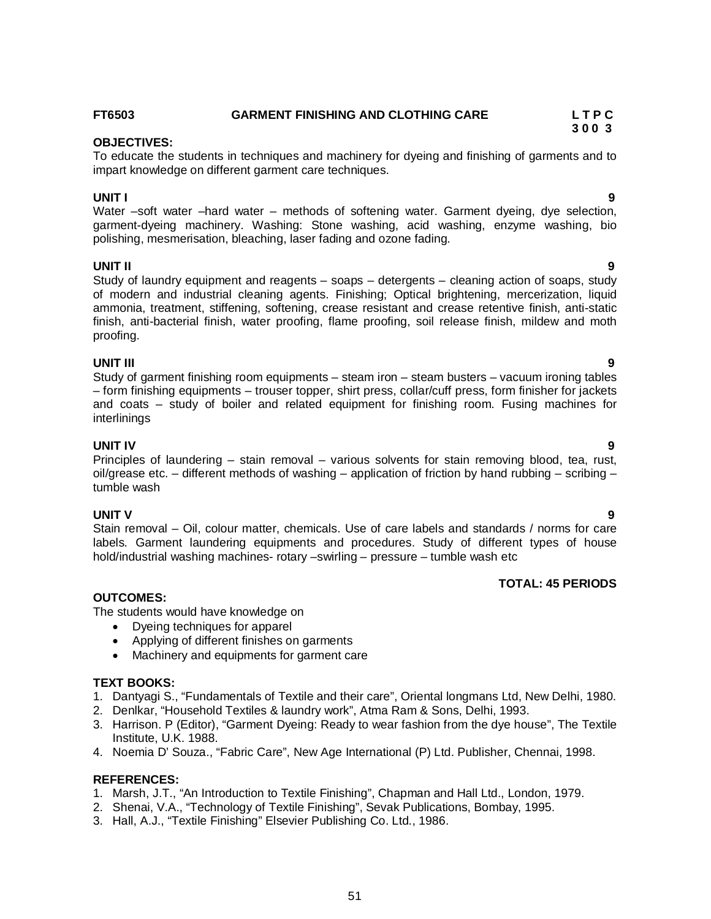**FT6503 GARMENT FINISHING AND CLOTHING CARE**

| L | T | P | C |
|---|---|---|---|
| 3 | 0 | 0 | 3 |

**OBJECTIVES:**

To educate the students in techniques and machinery for dyeing and finishing of garments and to impart knowledge on different garment care techniques.

**UNIT I 9**

Water –soft water –hard water – methods of softening water. Garment dyeing, dye selection, garment-dyeing machinery. Washing: Stone washing, acid washing, enzyme washing, bio polishing, mesmerisation, bleaching, laser fading and ozone fading.

**UNIT II 9**

Study of laundry equipment and reagents – soaps – detergents – cleaning action of soaps, study of modern and industrial cleaning agents. Finishing; Optical brightening, mercerization, liquid ammonia, treatment, stiffening, softening, crease resistant and crease retentive finish, anti-static finish, anti-bacterial finish, water proofing, flame proofing, soil release finish, mildew and moth proofing.

**UNIT III 9**

Study of garment finishing room equipments – steam iron – steam busters – vacuum ironing tables – form finishing equipments – trouser topper, shirt press, collar/cuff press, form finisher for jackets and coats – study of boiler and related equipment for finishing room. Fusing machines for interlinings

**UNIT IV 9**

Principles of laundering – stain removal – various solvents for stain removing blood, tea, rust, oil/grease etc. – different methods of washing – application of friction by hand rubbing – scribing – tumble wash

**UNIT V 9**

Stain removal – Oil, colour matter, chemicals. Use of care labels and standards / norms for care labels. Garment laundering equipments and procedures. Study of different types of house hold/industrial washing machines- rotary –swirling – pressure – tumble wash etc

**TOTAL: 45 PERIODS**

**OUTCOMES:**

The students would have knowledge on

- Dyeing techniques for apparel
- Applying of different finishes on garments
- Machinery and equipments for garment care

**TEXT BOOKS:**

1. Dantyagi S., "Fundamentals of Textile and their care", Oriental longmans Ltd, New Delhi, 1980.
2. Denlkar, "Household Textiles & laundry work", Atma Ram & Sons, Delhi, 1993.
3. Harrison. P (Editor), "Garment Dyeing: Ready to wear fashion from the dye house", The Textile Institute, U.K. 1988.
4. Noemia D' Souza., "Fabric Care", New Age International (P) Ltd. Publisher, Chennai, 1998.

**REFERENCES:**

1. Marsh, J.T., "An Introduction to Textile Finishing", Chapman and Hall Ltd., London, 1979.
2. Shenai, V.A., "Technology of Textile Finishing", Sevak Publications, Bombay, 1995.
3. Hall, A.J., "Textile Finishing" Elsevier Publishing Co. Ltd., 1986.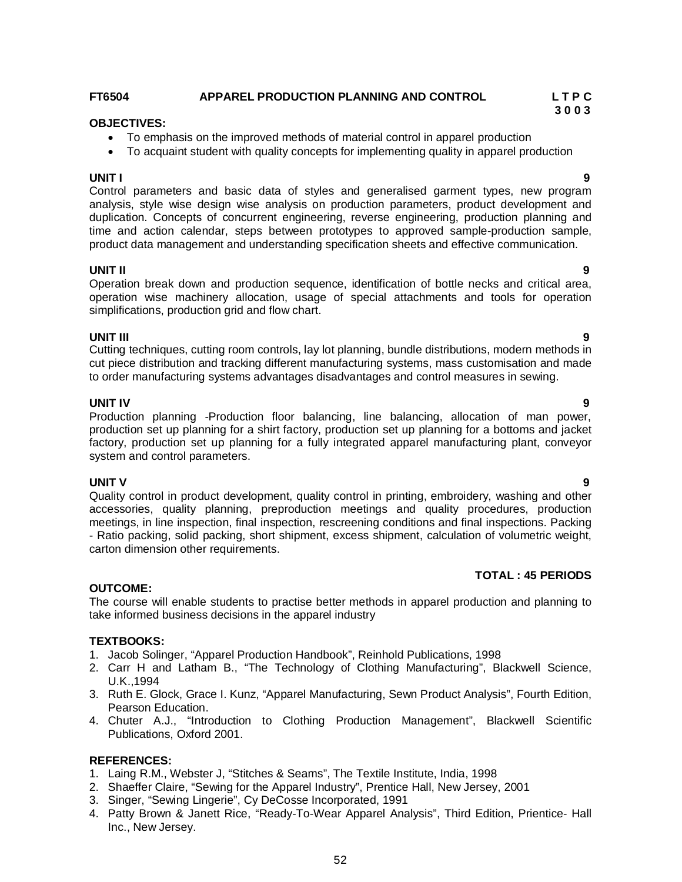**FT6504 APPAREL PRODUCTION PLANNING AND CONTROL**

| L | T | P | C |
|---|---|---|---|
| 3 | 0 | 0 | 3 |

**OBJECTIVES:**

- To emphasis on the improved methods of material control in apparel production
- To acquaint student with quality concepts for implementing quality in apparel production

**UNIT I 9**

Control parameters and basic data of styles and generalised garment types, new program analysis, style wise design wise analysis on production parameters, product development and duplication. Concepts of concurrent engineering, reverse engineering, production planning and time and action calendar, steps between prototypes to approved sample-production sample, product data management and understanding specification sheets and effective communication.

**UNIT II 9**

Operation break down and production sequence, identification of bottle necks and critical area, operation wise machinery allocation, usage of special attachments and tools for operation simplifications, production grid and flow chart.

**UNIT III 9**

Cutting techniques, cutting room controls, lay lot planning, bundle distributions, modern methods in cut piece distribution and tracking different manufacturing systems, mass customisation and made to order manufacturing systems advantages disadvantages and control measures in sewing.

**UNIT IV 9**

Production planning -Production floor balancing, line balancing, allocation of man power, production set up planning for a shirt factory, production set up planning for a bottoms and jacket factory, production set up planning for a fully integrated apparel manufacturing plant, conveyor system and control parameters.

**UNIT V 9**

Quality control in product development, quality control in printing, embroidery, washing and other accessories, quality planning, preproduction meetings and quality procedures, production meetings, in line inspection, final inspection, rescreening conditions and final inspections. Packing - Ratio packing, solid packing, short shipment, excess shipment, calculation of volumetric weight, carton dimension other requirements.

**TOTAL : 45 PERIODS**

**OUTCOME:**

The course will enable students to practise better methods in apparel production and planning to take informed business decisions in the apparel industry

**TEXTBOOKS:**

1. Jacob Solinger, "Apparel Production Handbook", Reinhold Publications, 1998
2. Carr H and Latham B., "The Technology of Clothing Manufacturing", Blackwell Science, U.K.,1994
3. Ruth E. Glock, Grace I. Kunz, "Apparel Manufacturing, Sewn Product Analysis", Fourth Edition, Pearson Education.
4. Chuter A.J., "Introduction to Clothing Production Management", Blackwell Scientific Publications, Oxford 2001.

**REFERENCES:**

1. Laing R.M., Webster J, "Stitches & Seams", The Textile Institute, India, 1998
2. Shaeffer Claire, "Sewing for the Apparel Industry", Prentice Hall, New Jersey, 2001
3. Singer, "Sewing Lingerie", Cy DeCosse Incorporated, 1991
4. Patty Brown & Janett Rice, "Ready-To-Wear Apparel Analysis", Third Edition, Prientice- Hall Inc., New Jersey.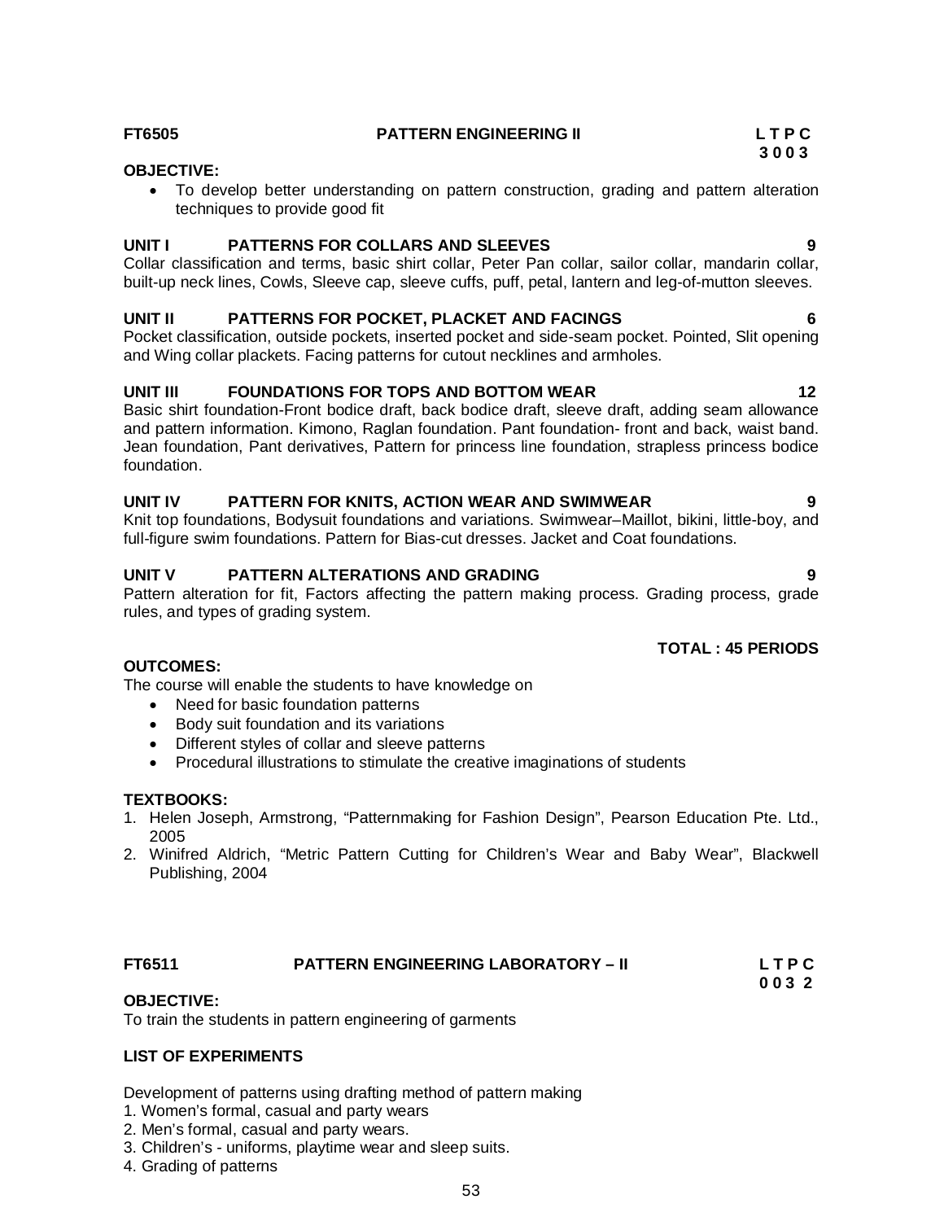**FT6505 PATTERN ENGINEERING II**

**L T P C**
**3 0 0 3**

**OBJECTIVE:**

- To develop better understanding on pattern construction, grading and pattern alteration techniques to provide good fit

**UNIT I PATTERNS FOR COLLARS AND SLEEVES 9**

Collar classification and terms, basic shirt collar, Peter Pan collar, sailor collar, mandarin collar, built-up neck lines, Cowls, Sleeve cap, sleeve cuffs, puff, petal, lantern and leg-of-mutton sleeves.

**UNIT II PATTERNS FOR POCKET, PLACKET AND FACINGS 6**

Pocket classification, outside pockets, inserted pocket and side-seam pocket. Pointed, Slit opening and Wing collar plackets. Facing patterns for cutout necklines and armholes.

**UNIT III FOUNDATIONS FOR TOPS AND BOTTOM WEAR 12**

Basic shirt foundation-Front bodice draft, back bodice draft, sleeve draft, adding seam allowance and pattern information. Kimono, Raglan foundation. Pant foundation- front and back, waist band. Jean foundation, Pant derivatives, Pattern for princess line foundation, strapless princess bodice foundation.

**UNIT IV PATTERN FOR KNITS, ACTION WEAR AND SWIMWEAR 9**

Knit top foundations, Bodysuit foundations and variations. Swimwear–Maillot, bikini, little-boy, and full-figure swim foundations. Pattern for Bias-cut dresses. Jacket and Coat foundations.

**UNIT V PATTERN ALTERATIONS AND GRADING 9**

Pattern alteration for fit, Factors affecting the pattern making process. Grading process, grade rules, and types of grading system.

**TOTAL : 45 PERIODS**

**OUTCOMES:**

The course will enable the students to have knowledge on

- Need for basic foundation patterns
- Body suit foundation and its variations
- Different styles of collar and sleeve patterns
- Procedural illustrations to stimulate the creative imaginations of students

**TEXTBOOKS:**

1. Helen Joseph, Armstrong, "Patternmaking for Fashion Design", Pearson Education Pte. Ltd., 2005
2. Winifred Aldrich, "Metric Pattern Cutting for Children's Wear and Baby Wear", Blackwell Publishing, 2004

**FT6511 PATTERN ENGINEERING LABORATORY – II**

**L T P C**
**0 0 3 2**

**OBJECTIVE:**

To train the students in pattern engineering of garments

**LIST OF EXPERIMENTS**

Development of patterns using drafting method of pattern making

1. Women's formal, casual and party wears
2. Men's formal, casual and party wears.
3. Children's - uniforms, playtime wear and sleep suits.
4. Grading of patterns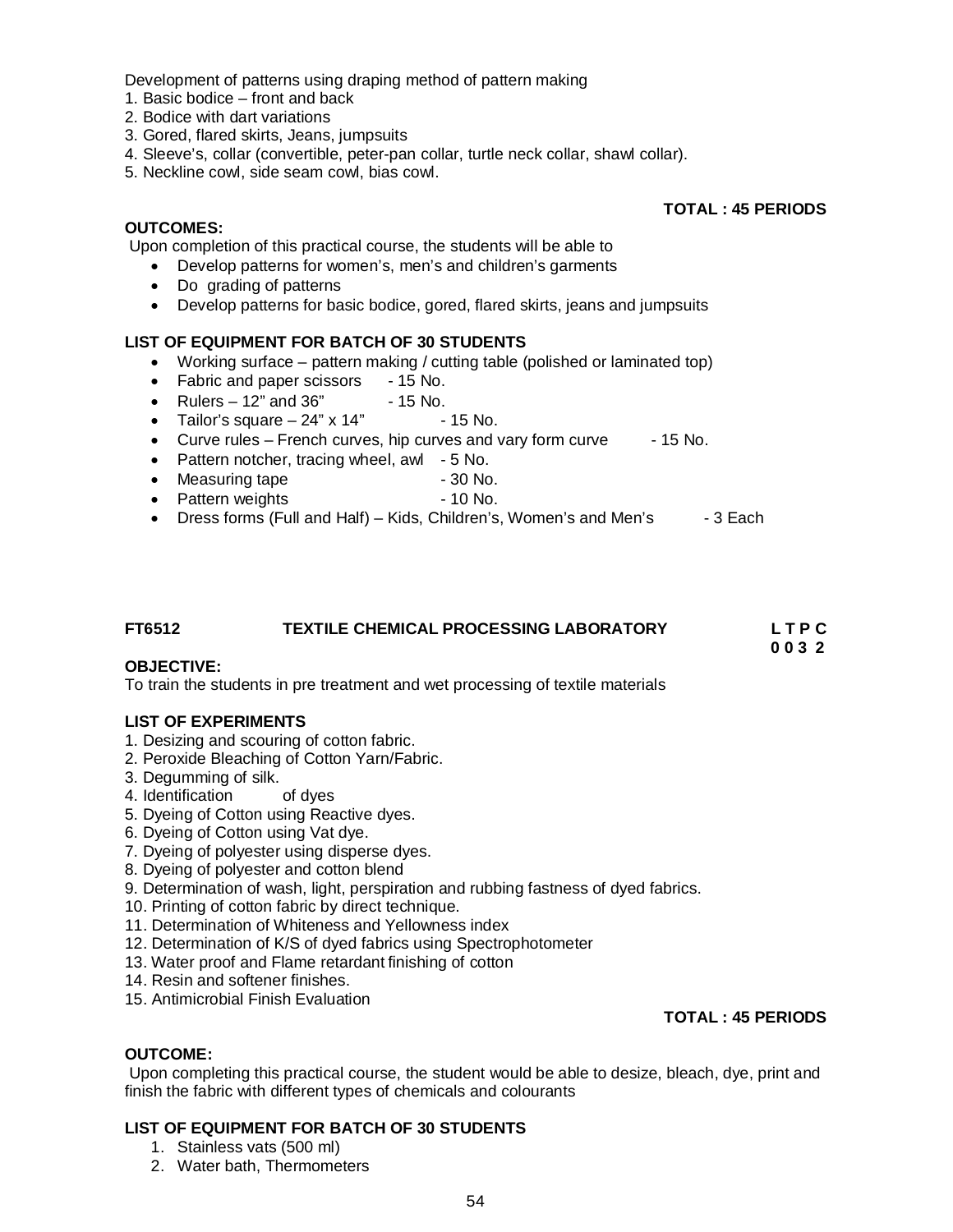Development of patterns using draping method of pattern making

1. Basic bodice – front and back
2. Bodice with dart variations
3. Gored, flared skirts, Jeans, jumpsuits
4. Sleeve's, collar (convertible, peter-pan collar, turtle neck collar, shawl collar).
5. Neckline cowl, side seam cowl, bias cowl.

**TOTAL : 45 PERIODS**

**OUTCOMES:**

Upon completion of this practical course, the students will be able to

- Develop patterns for women's, men's and children's garments
- Do grading of patterns
- Develop patterns for basic bodice, gored, flared skirts, jeans and jumpsuits

**LIST OF EQUIPMENT FOR BATCH OF 30 STUDENTS**

- Working surface – pattern making / cutting table (polished or laminated top)
- Fabric and paper scissors - 15 No.
- Rulers – 12" and 36" - 15 No.
- Tailor's square – 24" x 14" - 15 No.
- Curve rules – French curves, hip curves and vary form curve - 15 No.
- Pattern notcher, tracing wheel, awl - 5 No.
- Measuring tape - 30 No.
- Pattern weights - 10 No.
- Dress forms (Full and Half) – Kids, Children's, Women's and Men's - 3 Each

## FT6512 TEXTILE CHEMICAL PROCESSING LABORATORY

**L T P C**
**0 0 3 2**

**OBJECTIVE:**

To train the students in pre treatment and wet processing of textile materials

**LIST OF EXPERIMENTS**

1. Desizing and scouring of cotton fabric.
2. Peroxide Bleaching of Cotton Yarn/Fabric.
3. Degumming of silk.
4. Identification of dyes
5. Dyeing of Cotton using Reactive dyes.
6. Dyeing of Cotton using Vat dye.
7. Dyeing of polyester using disperse dyes.
8. Dyeing of polyester and cotton blend
9. Determination of wash, light, perspiration and rubbing fastness of dyed fabrics.
10. Printing of cotton fabric by direct technique.
11. Determination of Whiteness and Yellowness index
12. Determination of K/S of dyed fabrics using Spectrophotometer
13. Water proof and Flame retardant finishing of cotton
14. Resin and softener finishes.
15. Antimicrobial Finish Evaluation

**TOTAL : 45 PERIODS**

**OUTCOME:**

Upon completing this practical course, the student would be able to desize, bleach, dye, print and finish the fabric with different types of chemicals and colourants

**LIST OF EQUIPMENT FOR BATCH OF 30 STUDENTS**

1. Stainless vats (500 ml)
2. Water bath, Thermometers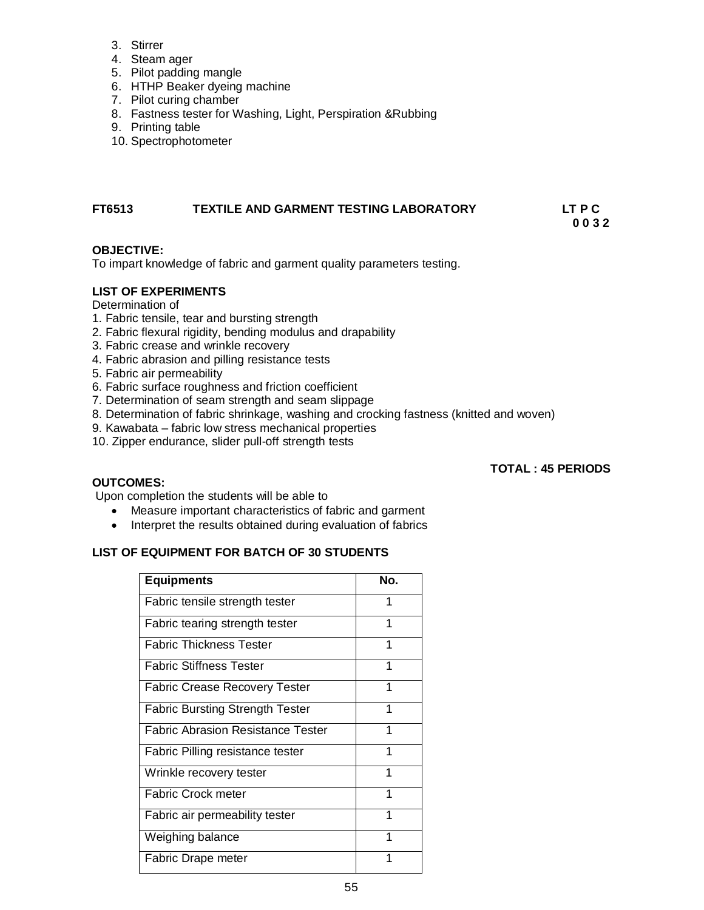3. Stirrer
4. Steam ager
5. Pilot padding mangle
6. HTHP Beaker dyeing machine
7. Pilot curing chamber
8. Fastness tester for Washing, Light, Perspiration &Rubbing
9. Printing table
10. Spectrophotometer

**FT6513 TEXTILE AND GARMENT TESTING LABORATORY LT P C**
**0 0 3 2**

**OBJECTIVE:**
To impart knowledge of fabric and garment quality parameters testing.

**LIST OF EXPERIMENTS**
Determination of

1. Fabric tensile, tear and bursting strength
2. Fabric flexural rigidity, bending modulus and drapability
3. Fabric crease and wrinkle recovery
4. Fabric abrasion and pilling resistance tests
5. Fabric air permeability
6. Fabric surface roughness and friction coefficient
7. Determination of seam strength and seam slippage
8. Determination of fabric shrinkage, washing and crocking fastness (knitted and woven)
9. Kawabata – fabric low stress mechanical properties
10. Zipper endurance, slider pull-off strength tests

**TOTAL : 45 PERIODS**

**OUTCOMES:**
Upon completion the students will be able to

- Measure important characteristics of fabric and garment
- Interpret the results obtained during evaluation of fabrics

**LIST OF EQUIPMENT FOR BATCH OF 30 STUDENTS**

| Equipments | No. |
|---|---|
| Fabric tensile strength tester | 1 |
| Fabric tearing strength tester | 1 |
| Fabric Thickness Tester | 1 |
| Fabric Stiffness Tester | 1 |
| Fabric Crease Recovery Tester | 1 |
| Fabric Bursting Strength Tester | 1 |
| Fabric Abrasion Resistance Tester | 1 |
| Fabric Pilling resistance tester | 1 |
| Wrinkle recovery tester | 1 |
| Fabric Crock meter | 1 |
| Fabric air permeability tester | 1 |
| Weighing balance | 1 |
| Fabric Drape meter | 1 |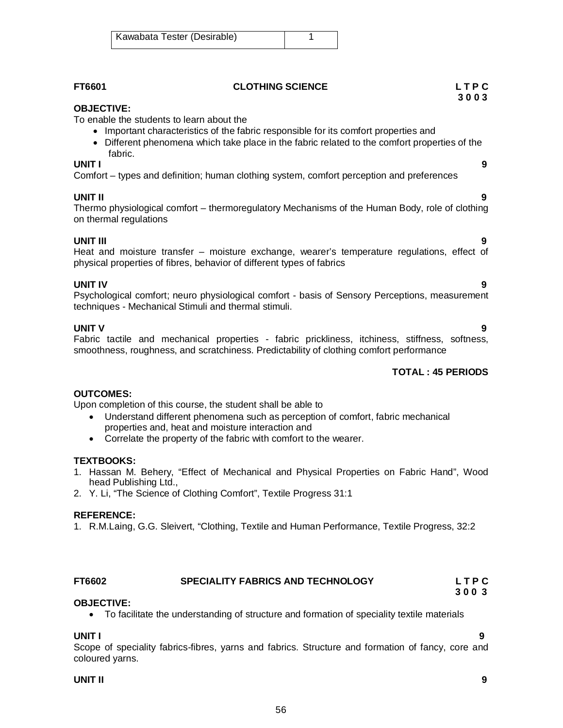| Kawabata Tester (Desirable) | 1 |
|---|---|

**FT6601 CLOTHING SCIENCE L T P C**
**3 0 0 3**

**OBJECTIVE:**

To enable the students to learn about the

- Important characteristics of the fabric responsible for its comfort properties and
- Different phenomena which take place in the fabric related to the comfort properties of the fabric.

**UNIT I 9**

Comfort – types and definition; human clothing system, comfort perception and preferences

**UNIT II 9**

Thermo physiological comfort – thermoregulatory Mechanisms of the Human Body, role of clothing on thermal regulations

**UNIT III 9**

Heat and moisture transfer – moisture exchange, wearer's temperature regulations, effect of physical properties of fibres, behavior of different types of fabrics

**UNIT IV 9**

Psychological comfort; neuro physiological comfort - basis of Sensory Perceptions, measurement techniques - Mechanical Stimuli and thermal stimuli.

**UNIT V 9**

Fabric tactile and mechanical properties - fabric prickliness, itchiness, stiffness, softness, smoothness, roughness, and scratchiness. Predictability of clothing comfort performance

**TOTAL : 45 PERIODS**

**OUTCOMES:**

Upon completion of this course, the student shall be able to

- Understand different phenomena such as perception of comfort, fabric mechanical properties and, heat and moisture interaction and
- Correlate the property of the fabric with comfort to the wearer.

**TEXTBOOKS:**

1. Hassan M. Behery, "Effect of Mechanical and Physical Properties on Fabric Hand", Wood head Publishing Ltd.,
2. Y. Li, "The Science of Clothing Comfort", Textile Progress 31:1

**REFERENCE:**

1. R.M.Laing, G.G. Sleivert, "Clothing, Textile and Human Performance, Textile Progress, 32:2

**FT6602 SPECIALITY FABRICS AND TECHNOLOGY L T P C**
**3 0 0 3**

**OBJECTIVE:**

- To facilitate the understanding of structure and formation of speciality textile materials

**UNIT I 9**

Scope of speciality fabrics-fibres, yarns and fabrics. Structure and formation of fancy, core and coloured yarns.

**UNIT II 9**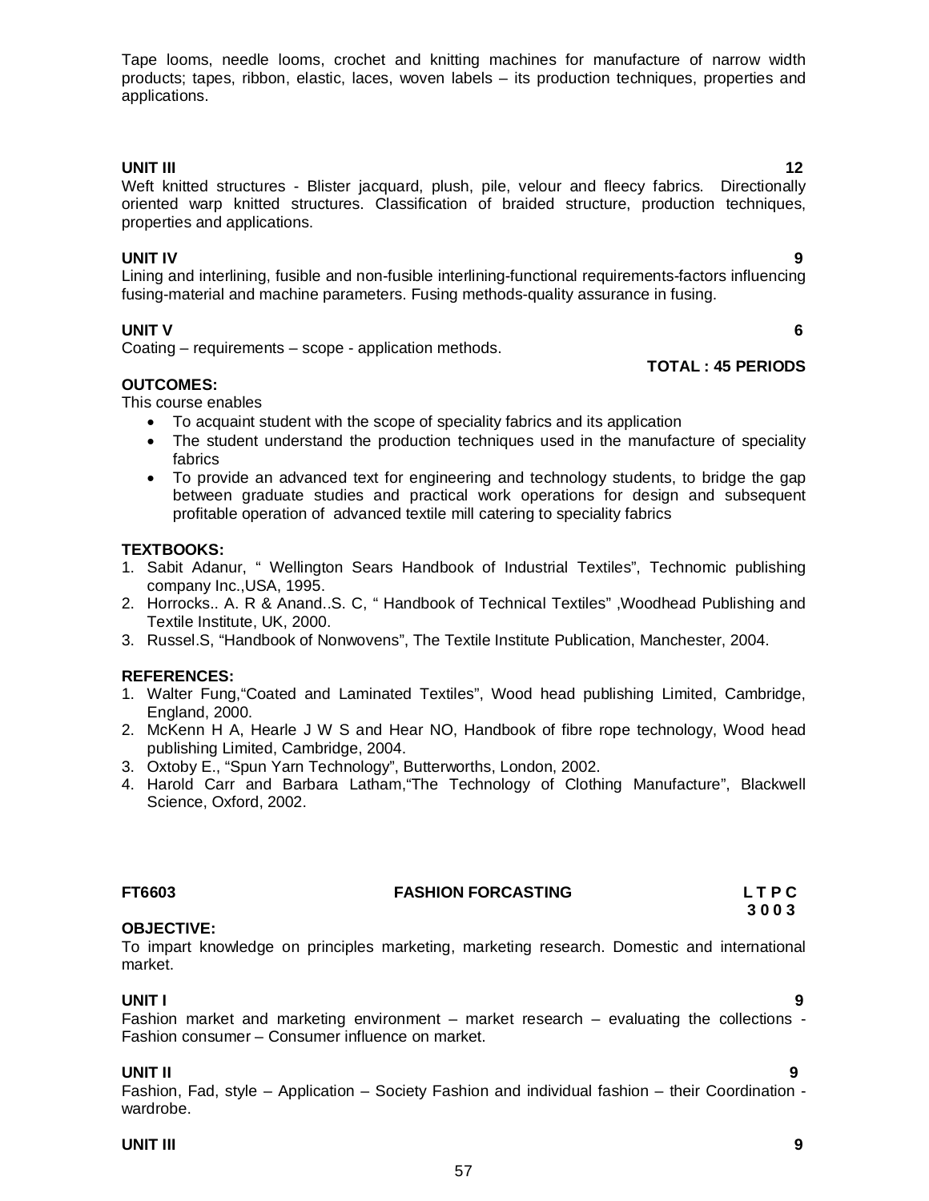Tape looms, needle looms, crochet and knitting machines for manufacture of narrow width products; tapes, ribbon, elastic, laces, woven labels – its production techniques, properties and applications.

**UNIT III** **12**

Weft knitted structures - Blister jacquard, plush, pile, velour and fleecy fabrics. Directionally oriented warp knitted structures. Classification of braided structure, production techniques, properties and applications.

**UNIT IV** **9**

Lining and interlining, fusible and non-fusible interlining-functional requirements-factors influencing fusing-material and machine parameters. Fusing methods-quality assurance in fusing.

**UNIT V** **6**

Coating – requirements – scope - application methods.

**TOTAL : 45 PERIODS**

**OUTCOMES:**

This course enables

- To acquaint student with the scope of speciality fabrics and its application
- The student understand the production techniques used in the manufacture of speciality fabrics
- To provide an advanced text for engineering and technology students, to bridge the gap between graduate studies and practical work operations for design and subsequent profitable operation of advanced textile mill catering to speciality fabrics

**TEXTBOOKS:**

1. Sabit Adanur, " Wellington Sears Handbook of Industrial Textiles", Technomic publishing company Inc.,USA, 1995.
2. Horrocks.. A. R & Anand..S. C, " Handbook of Technical Textiles" ,Woodhead Publishing and Textile Institute, UK, 2000.
3. Russel.S, "Handbook of Nonwovens", The Textile Institute Publication, Manchester, 2004.

**REFERENCES:**

1. Walter Fung,"Coated and Laminated Textiles", Wood head publishing Limited, Cambridge, England, 2000.
2. McKenn H A, Hearle J W S and Hear NO, Handbook of fibre rope technology, Wood head publishing Limited, Cambridge, 2004.
3. Oxtoby E., "Spun Yarn Technology", Butterworths, London, 2002.
4. Harold Carr and Barbara Latham,"The Technology of Clothing Manufacture", Blackwell Science, Oxford, 2002.

**FT6603** **FASHION FORCASTING** **L T P C**
**3 0 0 3**

**OBJECTIVE:**

To impart knowledge on principles marketing, marketing research. Domestic and international market.

**UNIT I** **9**

Fashion market and marketing environment – market research – evaluating the collections - Fashion consumer – Consumer influence on market.

**UNIT II** **9**

Fashion, Fad, style – Application – Society Fashion and individual fashion – their Coordination - wardrobe.

**UNIT III** **9**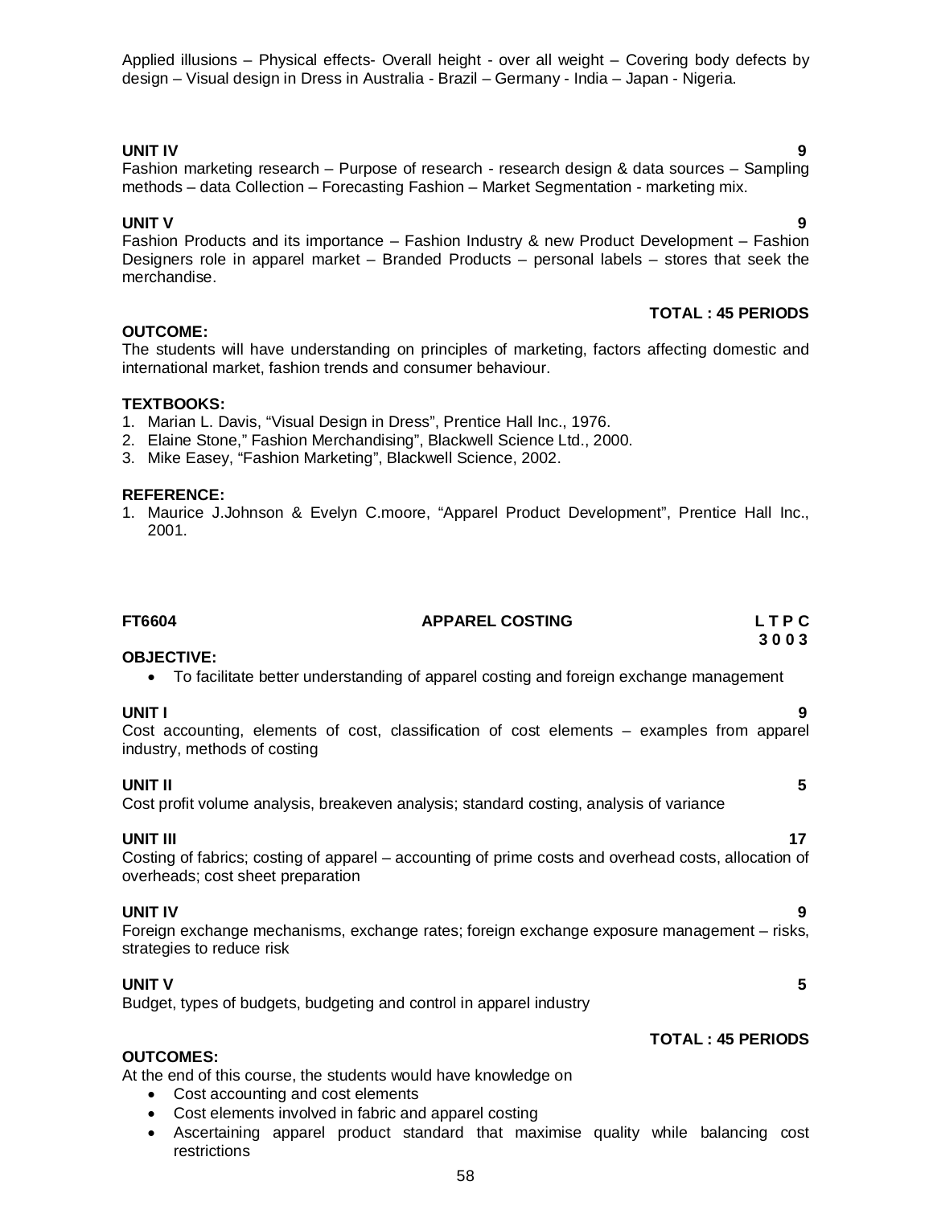Applied illusions – Physical effects- Overall height - over all weight – Covering body defects by design – Visual design in Dress in Australia - Brazil – Germany - India – Japan - Nigeria.

**UNIT IV** **9**

Fashion marketing research – Purpose of research - research design & data sources – Sampling methods – data Collection – Forecasting Fashion – Market Segmentation - marketing mix.

**UNIT V** **9**

Fashion Products and its importance – Fashion Industry & new Product Development – Fashion Designers role in apparel market – Branded Products – personal labels – stores that seek the merchandise.

**TOTAL : 45 PERIODS**

**OUTCOME:**

The students will have understanding on principles of marketing, factors affecting domestic and international market, fashion trends and consumer behaviour.

**TEXTBOOKS:**

1. Marian L. Davis, "Visual Design in Dress", Prentice Hall Inc., 1976.
2. Elaine Stone," Fashion Merchandising", Blackwell Science Ltd., 2000.
3. Mike Easey, "Fashion Marketing", Blackwell Science, 2002.

**REFERENCE:**

1. Maurice J.Johnson & Evelyn C.moore, "Apparel Product Development", Prentice Hall Inc., 2001.

## FT6604 APPAREL COSTING

**L T P C**
**3 0 0 3**

**OBJECTIVE:**

- To facilitate better understanding of apparel costing and foreign exchange management

**UNIT I** **9**

Cost accounting, elements of cost, classification of cost elements – examples from apparel industry, methods of costing

**UNIT II** **5**

Cost profit volume analysis, breakeven analysis; standard costing, analysis of variance

**UNIT III** **17**

Costing of fabrics; costing of apparel – accounting of prime costs and overhead costs, allocation of overheads; cost sheet preparation

**UNIT IV** **9**

Foreign exchange mechanisms, exchange rates; foreign exchange exposure management – risks, strategies to reduce risk

**UNIT V** **5**

Budget, types of budgets, budgeting and control in apparel industry

**TOTAL : 45 PERIODS**

**OUTCOMES:**

At the end of this course, the students would have knowledge on

- Cost accounting and cost elements
- Cost elements involved in fabric and apparel costing
- Ascertaining apparel product standard that maximise quality while balancing cost restrictions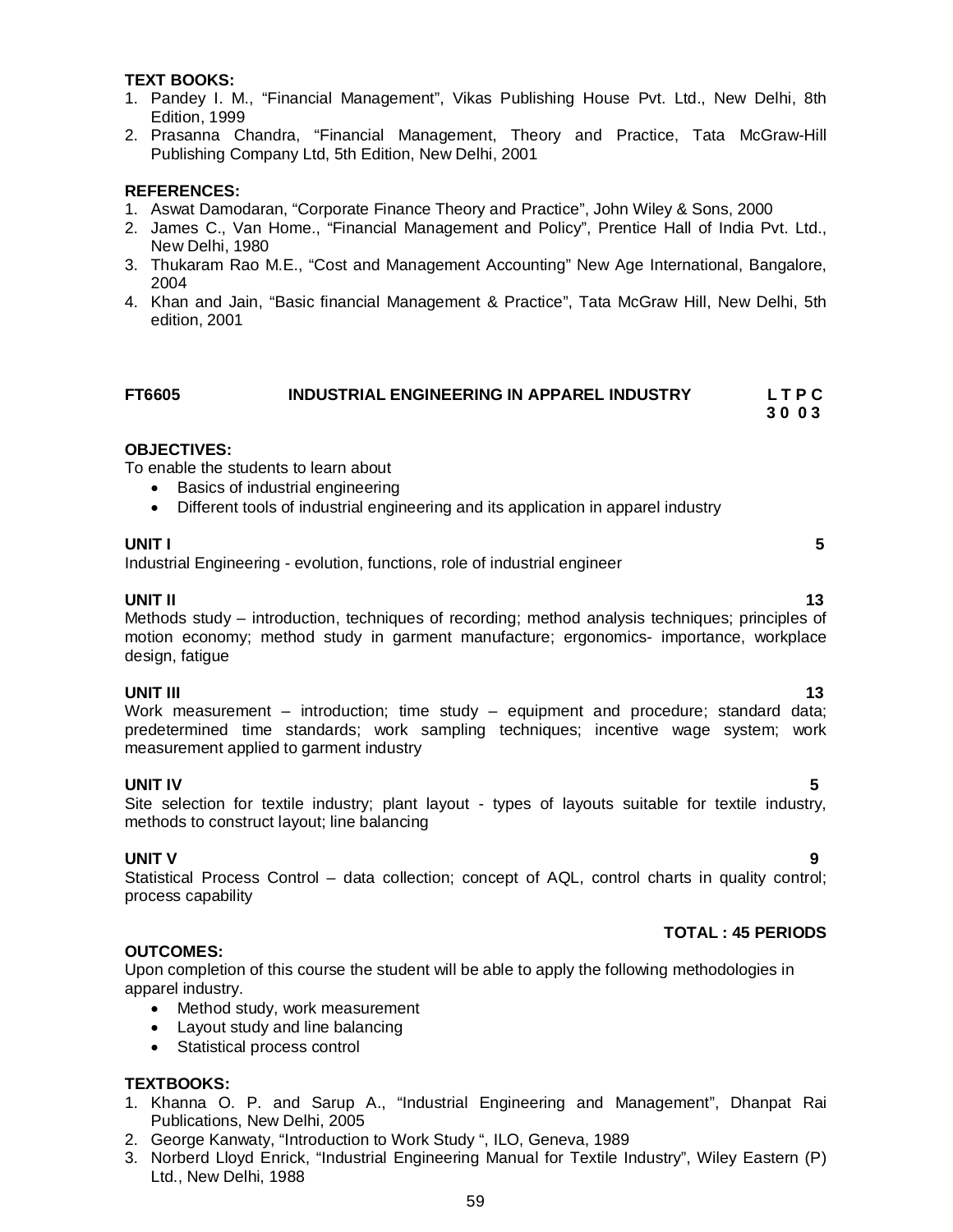**TEXT BOOKS:**

1. Pandey I. M., "Financial Management", Vikas Publishing House Pvt. Ltd., New Delhi, 8th Edition, 1999
2. Prasanna Chandra, "Financial Management, Theory and Practice, Tata McGraw-Hill Publishing Company Ltd, 5th Edition, New Delhi, 2001

**REFERENCES:**

1. Aswat Damodaran, "Corporate Finance Theory and Practice", John Wiley & Sons, 2000
2. James C., Van Home., "Financial Management and Policy", Prentice Hall of India Pvt. Ltd., New Delhi, 1980
3. Thukaram Rao M.E., "Cost and Management Accounting" New Age International, Bangalore, 2004
4. Khan and Jain, "Basic financial Management & Practice", Tata McGraw Hill, New Delhi, 5th edition, 2001

## FT6605 INDUSTRIAL ENGINEERING IN APPAREL INDUSTRY

**L T P C**
**3 0 0 3**

**OBJECTIVES:**

To enable the students to learn about

- Basics of industrial engineering
- Different tools of industrial engineering and its application in apparel industry

**UNIT I** **5**

Industrial Engineering - evolution, functions, role of industrial engineer

**UNIT II** **13**

Methods study – introduction, techniques of recording; method analysis techniques; principles of motion economy; method study in garment manufacture; ergonomics- importance, workplace design, fatigue

**UNIT III** **13**

Work measurement – introduction; time study – equipment and procedure; standard data; predetermined time standards; work sampling techniques; incentive wage system; work measurement applied to garment industry

**UNIT IV** **5**

Site selection for textile industry; plant layout - types of layouts suitable for textile industry, methods to construct layout; line balancing

**UNIT V** **9**

Statistical Process Control – data collection; concept of AQL, control charts in quality control; process capability

**TOTAL : 45 PERIODS**

**OUTCOMES:**

Upon completion of this course the student will be able to apply the following methodologies in apparel industry.

- Method study, work measurement
- Layout study and line balancing
- Statistical process control

**TEXTBOOKS:**

1. Khanna O. P. and Sarup A., "Industrial Engineering and Management", Dhanpat Rai Publications, New Delhi, 2005
2. George Kanwaty, "Introduction to Work Study ", ILO, Geneva, 1989
3. Norberd Lloyd Enrick, "Industrial Engineering Manual for Textile Industry", Wiley Eastern (P) Ltd., New Delhi, 1988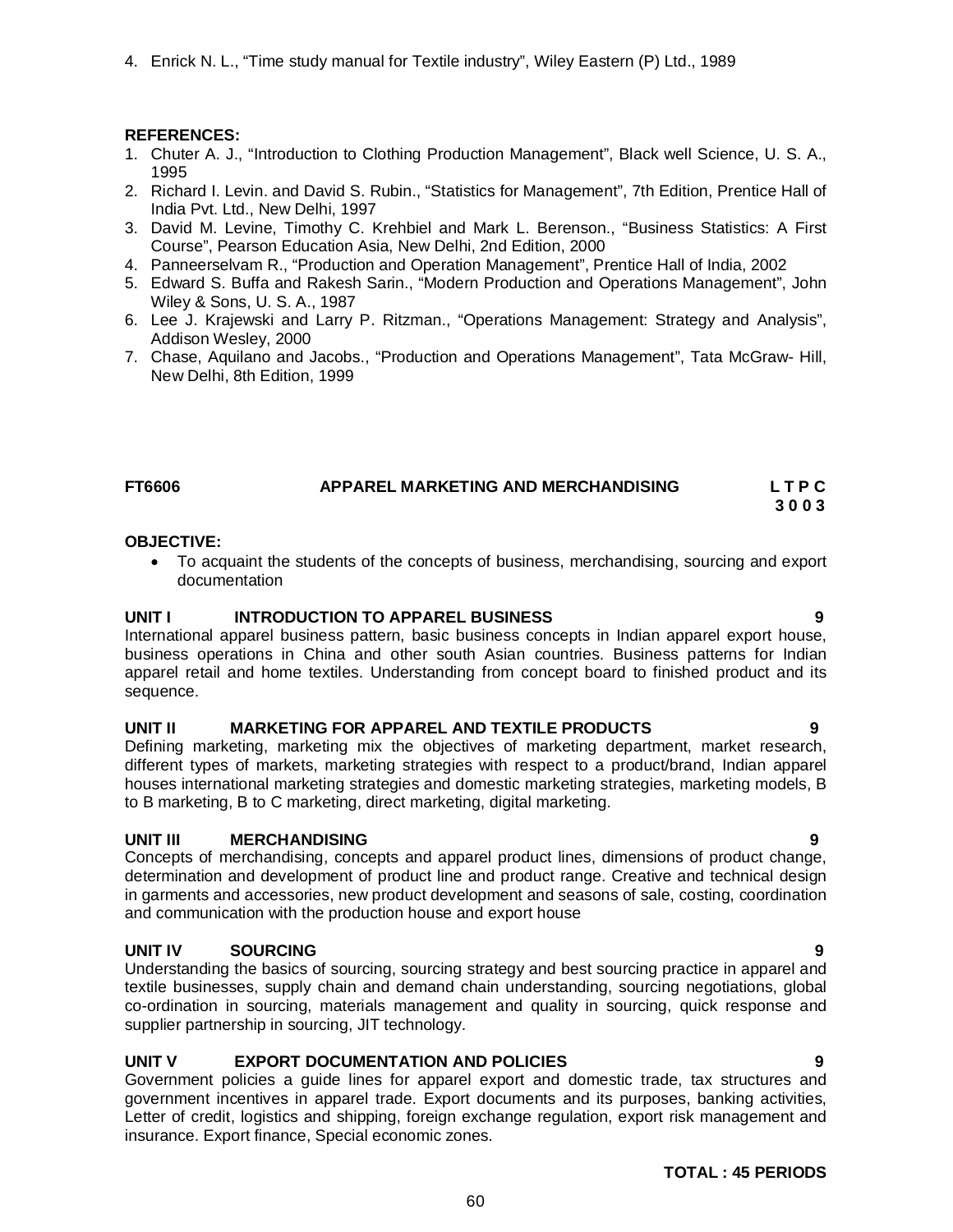4. Enrick N. L., "Time study manual for Textile industry", Wiley Eastern (P) Ltd., 1989

**REFERENCES:**

1. Chuter A. J., "Introduction to Clothing Production Management", Black well Science, U. S. A., 1995
2. Richard I. Levin. and David S. Rubin., "Statistics for Management", 7th Edition, Prentice Hall of India Pvt. Ltd., New Delhi, 1997
3. David M. Levine, Timothy C. Krehbiel and Mark L. Berenson., "Business Statistics: A First Course", Pearson Education Asia, New Delhi, 2nd Edition, 2000
4. Panneerselvam R., "Production and Operation Management", Prentice Hall of India, 2002
5. Edward S. Buffa and Rakesh Sarin., "Modern Production and Operations Management", John Wiley & Sons, U. S. A., 1987
6. Lee J. Krajewski and Larry P. Ritzman., "Operations Management: Strategy and Analysis", Addison Wesley, 2000
7. Chase, Aquilano and Jacobs., "Production and Operations Management", Tata McGraw- Hill, New Delhi, 8th Edition, 1999

## FT6606 APPAREL MARKETING AND MERCHANDISING — L T P C: 3 0 0 3

**OBJECTIVE:**

- To acquaint the students of the concepts of business, merchandising, sourcing and export documentation

**UNIT I INTRODUCTION TO APPAREL BUSINESS — 9**

International apparel business pattern, basic business concepts in Indian apparel export house, business operations in China and other south Asian countries. Business patterns for Indian apparel retail and home textiles. Understanding from concept board to finished product and its sequence.

**UNIT II MARKETING FOR APPAREL AND TEXTILE PRODUCTS — 9**

Defining marketing, marketing mix the objectives of marketing department, market research, different types of markets, marketing strategies with respect to a product/brand, Indian apparel houses international marketing strategies and domestic marketing strategies, marketing models, B to B marketing, B to C marketing, direct marketing, digital marketing.

**UNIT III MERCHANDISING — 9**

Concepts of merchandising, concepts and apparel product lines, dimensions of product change, determination and development of product line and product range. Creative and technical design in garments and accessories, new product development and seasons of sale, costing, coordination and communication with the production house and export house

**UNIT IV SOURCING — 9**

Understanding the basics of sourcing, sourcing strategy and best sourcing practice in apparel and textile businesses, supply chain and demand chain understanding, sourcing negotiations, global co-ordination in sourcing, materials management and quality in sourcing, quick response and supplier partnership in sourcing, JIT technology.

**UNIT V EXPORT DOCUMENTATION AND POLICIES — 9**

Government policies a guide lines for apparel export and domestic trade, tax structures and government incentives in apparel trade. Export documents and its purposes, banking activities, Letter of credit, logistics and shipping, foreign exchange regulation, export risk management and insurance. Export finance, Special economic zones.

**TOTAL : 45 PERIODS**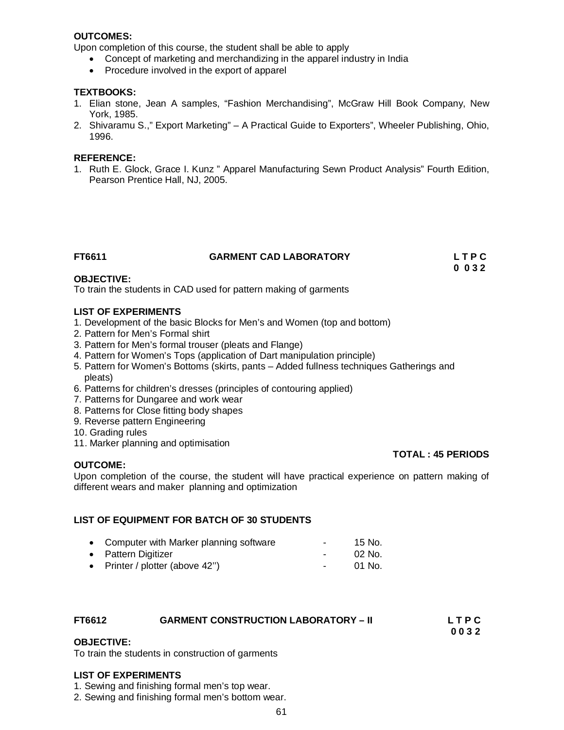**OUTCOMES:**

Upon completion of this course, the student shall be able to apply

- Concept of marketing and merchandizing in the apparel industry in India
- Procedure involved in the export of apparel

**TEXTBOOKS:**

1. Elian stone, Jean A samples, "Fashion Merchandising", McGraw Hill Book Company, New York, 1985.
2. Shivaramu S.," Export Marketing" – A Practical Guide to Exporters", Wheeler Publishing, Ohio, 1996.

**REFERENCE:**

1. Ruth E. Glock, Grace I. Kunz " Apparel Manufacturing Sewn Product Analysis" Fourth Edition, Pearson Prentice Hall, NJ, 2005.

## FT6611 GARMENT CAD LABORATORY

**L T P C**
**0 0 3 2**

**OBJECTIVE:**

To train the students in CAD used for pattern making of garments

**LIST OF EXPERIMENTS**

1. Development of the basic Blocks for Men's and Women (top and bottom)
2. Pattern for Men's Formal shirt
3. Pattern for Men's formal trouser (pleats and Flange)
4. Pattern for Women's Tops (application of Dart manipulation principle)
5. Pattern for Women's Bottoms (skirts, pants – Added fullness techniques Gatherings and pleats)
6. Patterns for children's dresses (principles of contouring applied)
7. Patterns for Dungaree and work wear
8. Patterns for Close fitting body shapes
9. Reverse pattern Engineering
10. Grading rules
11. Marker planning and optimisation

**TOTAL : 45 PERIODS**

**OUTCOME:**

Upon completion of the course, the student will have practical experience on pattern making of different wears and maker planning and optimization

**LIST OF EQUIPMENT FOR BATCH OF 30 STUDENTS**

- Computer with Marker planning software - 15 No.
- Pattern Digitizer - 02 No.
- Printer / plotter (above 42'') - 01 No.

## FT6612 GARMENT CONSTRUCTION LABORATORY – II

**L T P C**
**0 0 3 2**

**OBJECTIVE:**

To train the students in construction of garments

**LIST OF EXPERIMENTS**

1. Sewing and finishing formal men's top wear.
2. Sewing and finishing formal men's bottom wear.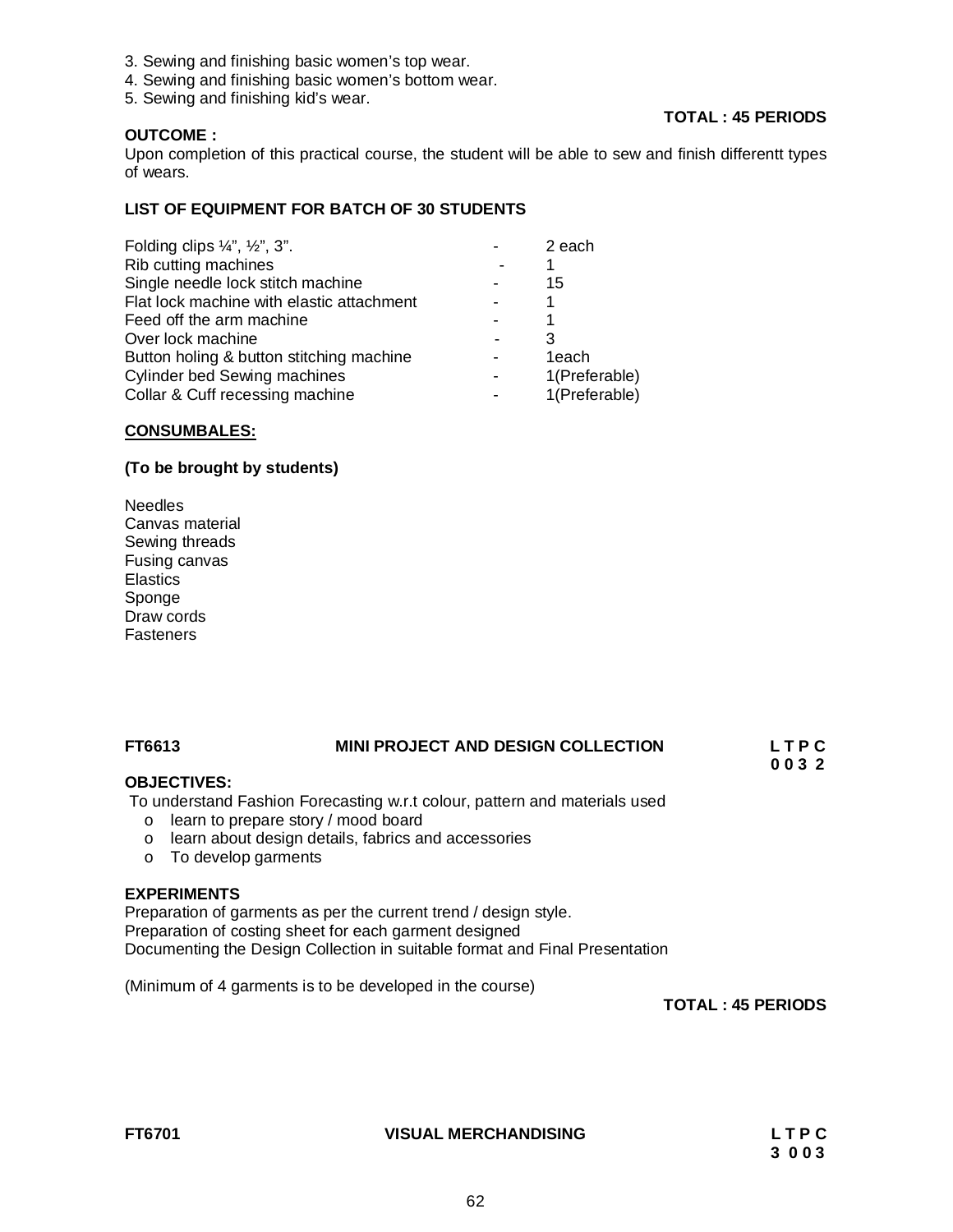3. Sewing and finishing basic women's top wear.
4. Sewing and finishing basic women's bottom wear.
5. Sewing and finishing kid's wear.

**TOTAL : 45 PERIODS**

**OUTCOME :**

Upon completion of this practical course, the student will be able to sew and finish differentt types of wears.

**LIST OF EQUIPMENT FOR BATCH OF 30 STUDENTS**

| | | |
|---|---|---|
| Folding clips ¼", ½", 3". | - | 2 each |
| Rib cutting machines | - | 1 |
| Single needle lock stitch machine | - | 15 |
| Flat lock machine with elastic attachment | - | 1 |
| Feed off the arm machine | - | 1 |
| Over lock machine | - | 3 |
| Button holing & button stitching machine | - | 1each |
| Cylinder bed Sewing machines | - | 1(Preferable) |
| Collar & Cuff recessing machine | - | 1(Preferable) |

**CONSUMBALES:**

**(To be brought by students)**

Needles
Canvas material
Sewing threads
Fusing canvas
Elastics
Sponge
Draw cords
Fasteners

## FT6613 MINI PROJECT AND DESIGN COLLECTION

**L T P C**
**0 0 3 2**

**OBJECTIVES:**

To understand Fashion Forecasting w.r.t colour, pattern and materials used

- learn to prepare story / mood board
- learn about design details, fabrics and accessories
- To develop garments

**EXPERIMENTS**

Preparation of garments as per the current trend / design style.
Preparation of costing sheet for each garment designed
Documenting the Design Collection in suitable format and Final Presentation

(Minimum of 4 garments is to be developed in the course)

**TOTAL : 45 PERIODS**

## FT6701 VISUAL MERCHANDISING

**L T P C**
**3 0 0 3**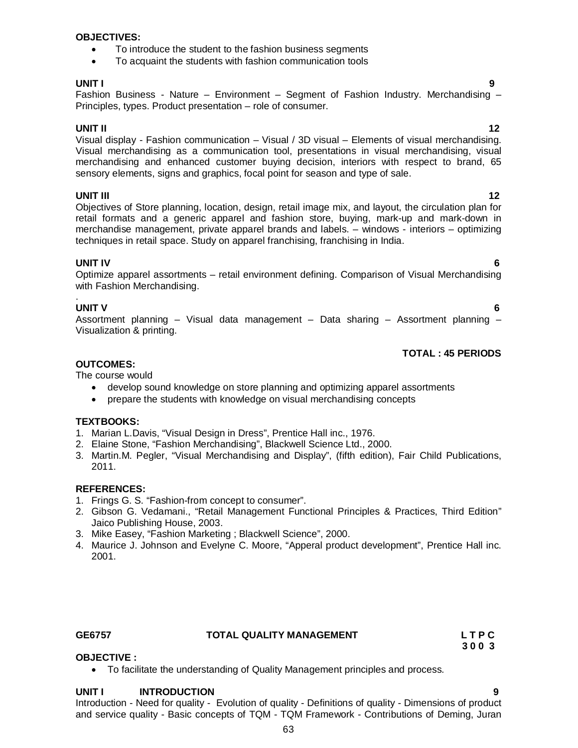**OBJECTIVES:**

- To introduce the student to the fashion business segments
- To acquaint the students with fashion communication tools

**UNIT I** **9**

Fashion Business - Nature – Environment – Segment of Fashion Industry. Merchandising – Principles, types. Product presentation – role of consumer.

**UNIT II** **12**

Visual display - Fashion communication – Visual / 3D visual – Elements of visual merchandising. Visual merchandising as a communication tool, presentations in visual merchandising, visual merchandising and enhanced customer buying decision, interiors with respect to brand, 65 sensory elements, signs and graphics, focal point for season and type of sale.

**UNIT III** **12**

Objectives of Store planning, location, design, retail image mix, and layout, the circulation plan for retail formats and a generic apparel and fashion store, buying, mark-up and mark-down in merchandise management, private apparel brands and labels. – windows - interiors – optimizing techniques in retail space. Study on apparel franchising, franchising in India.

**UNIT IV** **6**

Optimize apparel assortments – retail environment defining. Comparison of Visual Merchandising with Fashion Merchandising.

.

**UNIT V** **6**

Assortment planning – Visual data management – Data sharing – Assortment planning – Visualization & printing.

**TOTAL : 45 PERIODS**

**OUTCOMES:**

The course would

- develop sound knowledge on store planning and optimizing apparel assortments
- prepare the students with knowledge on visual merchandising concepts

**TEXTBOOKS:**

1. Marian L.Davis, "Visual Design in Dress", Prentice Hall inc., 1976.
2. Elaine Stone, "Fashion Merchandising", Blackwell Science Ltd., 2000.
3. Martin.M. Pegler, "Visual Merchandising and Display", (fifth edition), Fair Child Publications, 2011.

**REFERENCES:**

1. Frings G. S. "Fashion-from concept to consumer".
2. Gibson G. Vedamani., "Retail Management Functional Principles & Practices, Third Edition" Jaico Publishing House, 2003.
3. Mike Easey, "Fashion Marketing ; Blackwell Science", 2000.
4. Maurice J. Johnson and Evelyne C. Moore, "Apperal product development", Prentice Hall inc. 2001.

**GE6757** **TOTAL QUALITY MANAGEMENT** **L T P C**
**3 0 0 3**

**OBJECTIVE :**

- To facilitate the understanding of Quality Management principles and process.

**UNIT I INTRODUCTION** **9**

Introduction - Need for quality - Evolution of quality - Definitions of quality - Dimensions of product and service quality - Basic concepts of TQM - TQM Framework - Contributions of Deming, Juran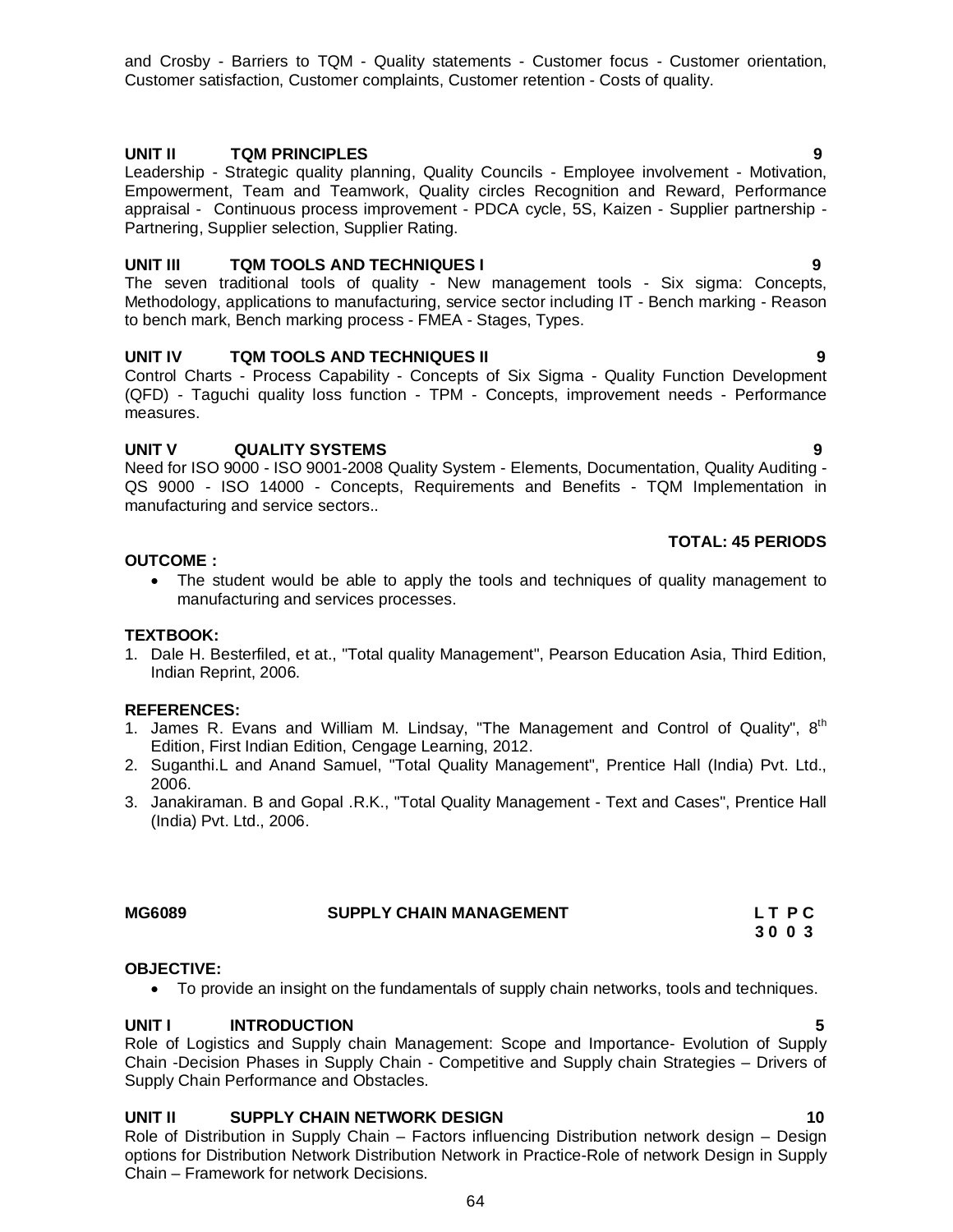and Crosby - Barriers to TQM - Quality statements - Customer focus - Customer orientation, Customer satisfaction, Customer complaints, Customer retention - Costs of quality.

**UNIT II TQM PRINCIPLES 9**

Leadership - Strategic quality planning, Quality Councils - Employee involvement - Motivation, Empowerment, Team and Teamwork, Quality circles Recognition and Reward, Performance appraisal - Continuous process improvement - PDCA cycle, 5S, Kaizen - Supplier partnership - Partnering, Supplier selection, Supplier Rating.

**UNIT III TQM TOOLS AND TECHNIQUES I 9**

The seven traditional tools of quality - New management tools - Six sigma: Concepts, Methodology, applications to manufacturing, service sector including IT - Bench marking - Reason to bench mark, Bench marking process - FMEA - Stages, Types.

**UNIT IV TQM TOOLS AND TECHNIQUES II 9**

Control Charts - Process Capability - Concepts of Six Sigma - Quality Function Development (QFD) - Taguchi quality loss function - TPM - Concepts, improvement needs - Performance measures.

**UNIT V QUALITY SYSTEMS 9**

Need for ISO 9000 - ISO 9001-2008 Quality System - Elements, Documentation, Quality Auditing - QS 9000 - ISO 14000 - Concepts, Requirements and Benefits - TQM Implementation in manufacturing and service sectors..

**TOTAL: 45 PERIODS**

**OUTCOME :**

- The student would be able to apply the tools and techniques of quality management to manufacturing and services processes.

**TEXTBOOK:**

1. Dale H. Besterfiled, et at., "Total quality Management", Pearson Education Asia, Third Edition, Indian Reprint, 2006.

**REFERENCES:**

1. James R. Evans and William M. Lindsay, "The Management and Control of Quality", 8th Edition, First Indian Edition, Cengage Learning, 2012.
2. Suganthi.L and Anand Samuel, "Total Quality Management", Prentice Hall (India) Pvt. Ltd., 2006.
3. Janakiraman. B and Gopal .R.K., "Total Quality Management - Text and Cases", Prentice Hall (India) Pvt. Ltd., 2006.

## MG6089 SUPPLY CHAIN MANAGEMENT

| L | T | P | C |
|---|---|---|---|
| 3 | 0 | 0 | 3 |

**OBJECTIVE:**

- To provide an insight on the fundamentals of supply chain networks, tools and techniques.

**UNIT I INTRODUCTION 5**

Role of Logistics and Supply chain Management: Scope and Importance- Evolution of Supply Chain -Decision Phases in Supply Chain - Competitive and Supply chain Strategies – Drivers of Supply Chain Performance and Obstacles.

**UNIT II SUPPLY CHAIN NETWORK DESIGN 10**

Role of Distribution in Supply Chain – Factors influencing Distribution network design – Design options for Distribution Network Distribution Network in Practice-Role of network Design in Supply Chain – Framework for network Decisions.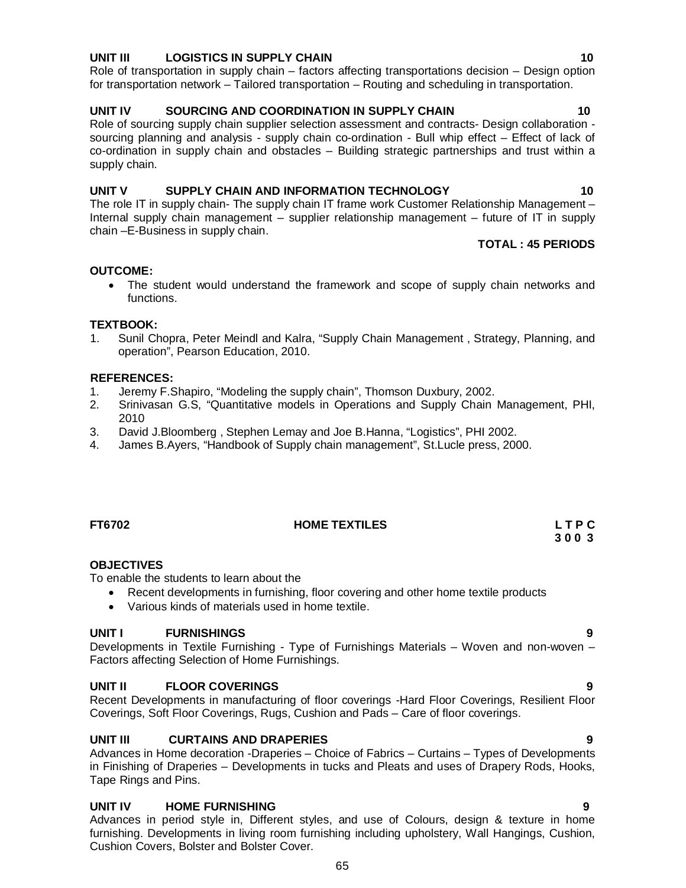**UNIT III LOGISTICS IN SUPPLY CHAIN 10**

Role of transportation in supply chain – factors affecting transportations decision – Design option for transportation network – Tailored transportation – Routing and scheduling in transportation.

**UNIT IV SOURCING AND COORDINATION IN SUPPLY CHAIN 10**

Role of sourcing supply chain supplier selection assessment and contracts- Design collaboration - sourcing planning and analysis - supply chain co-ordination - Bull whip effect – Effect of lack of co-ordination in supply chain and obstacles – Building strategic partnerships and trust within a supply chain.

**UNIT V SUPPLY CHAIN AND INFORMATION TECHNOLOGY 10**

The role IT in supply chain- The supply chain IT frame work Customer Relationship Management – Internal supply chain management – supplier relationship management – future of IT in supply chain –E-Business in supply chain.

**TOTAL : 45 PERIODS**

**OUTCOME:**

- The student would understand the framework and scope of supply chain networks and functions.

**TEXTBOOK:**

1. Sunil Chopra, Peter Meindl and Kalra, "Supply Chain Management , Strategy, Planning, and operation", Pearson Education, 2010.

**REFERENCES:**

1. Jeremy F.Shapiro, "Modeling the supply chain", Thomson Duxbury, 2002.
2. Srinivasan G.S, "Quantitative models in Operations and Supply Chain Management, PHI, 2010
3. David J.Bloomberg , Stephen Lemay and Joe B.Hanna, "Logistics", PHI 2002.
4. James B.Ayers, "Handbook of Supply chain management", St.Lucle press, 2000.

**FT6702 HOME TEXTILES L T P C**
**3 0 0 3**

**OBJECTIVES**

To enable the students to learn about the

- Recent developments in furnishing, floor covering and other home textile products
- Various kinds of materials used in home textile.

**UNIT I FURNISHINGS 9**

Developments in Textile Furnishing - Type of Furnishings Materials – Woven and non-woven – Factors affecting Selection of Home Furnishings.

**UNIT II FLOOR COVERINGS 9**

Recent Developments in manufacturing of floor coverings -Hard Floor Coverings, Resilient Floor Coverings, Soft Floor Coverings, Rugs, Cushion and Pads – Care of floor coverings.

**UNIT III CURTAINS AND DRAPERIES 9**

Advances in Home decoration -Draperies – Choice of Fabrics – Curtains – Types of Developments in Finishing of Draperies – Developments in tucks and Pleats and uses of Drapery Rods, Hooks, Tape Rings and Pins.

**UNIT IV HOME FURNISHING 9**

Advances in period style in, Different styles, and use of Colours, design & texture in home furnishing. Developments in living room furnishing including upholstery, Wall Hangings, Cushion, Cushion Covers, Bolster and Bolster Cover.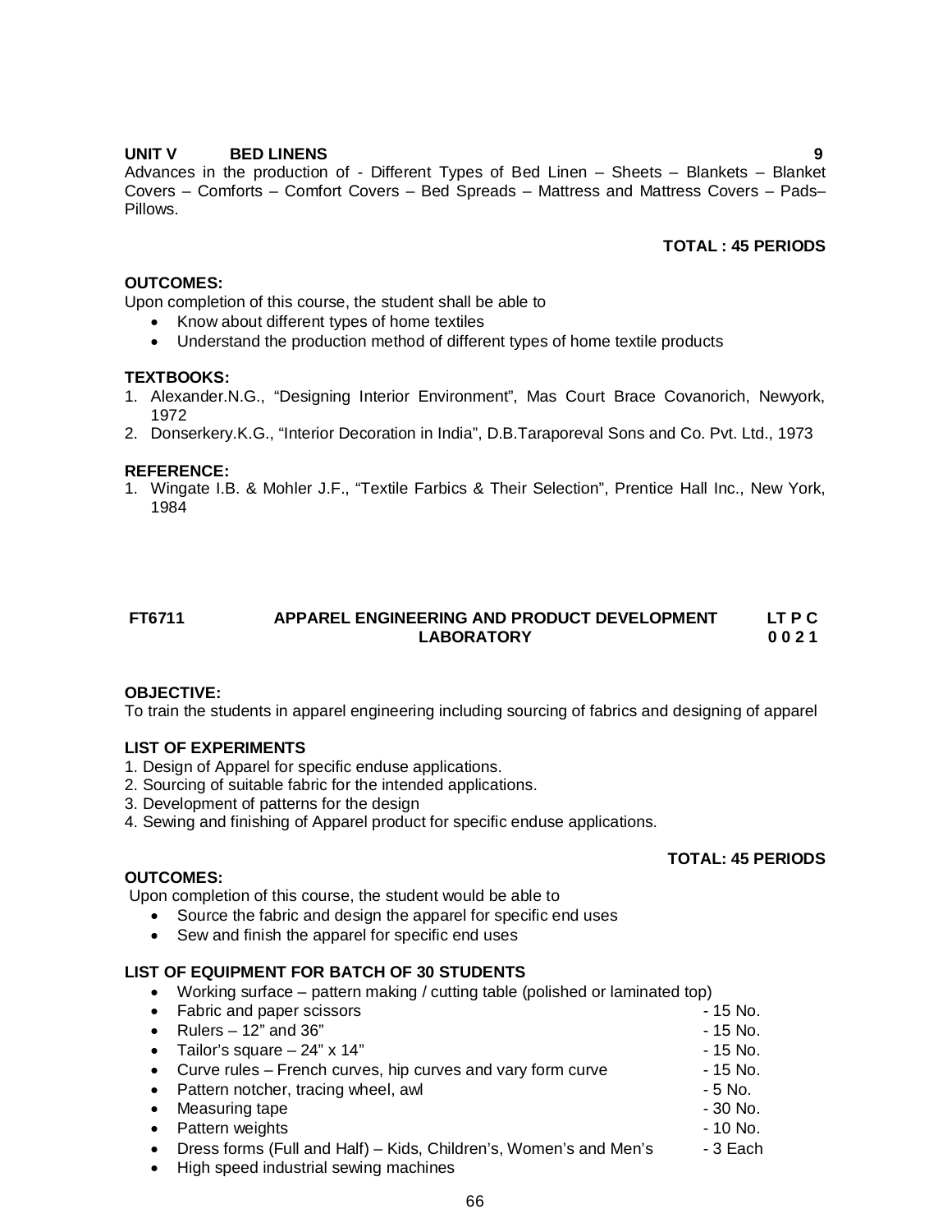**UNIT V BED LINENS 9**

Advances in the production of - Different Types of Bed Linen – Sheets – Blankets – Blanket Covers – Comforts – Comfort Covers – Bed Spreads – Mattress and Mattress Covers – Pads– Pillows.

**TOTAL : 45 PERIODS**

**OUTCOMES:**

Upon completion of this course, the student shall be able to

- Know about different types of home textiles
- Understand the production method of different types of home textile products

**TEXTBOOKS:**

1. Alexander.N.G., "Designing Interior Environment", Mas Court Brace Covanorich, Newyork, 1972
2. Donserkery.K.G., "Interior Decoration in India", D.B.Taraporeval Sons and Co. Pvt. Ltd., 1973

**REFERENCE:**

1. Wingate I.B. & Mohler J.F., "Textile Farbics & Their Selection", Prentice Hall Inc., New York, 1984

## FT6711 APPAREL ENGINEERING AND PRODUCT DEVELOPMENT LABORATORY

**L T P C**
**0 0 2 1**

**OBJECTIVE:**

To train the students in apparel engineering including sourcing of fabrics and designing of apparel

**LIST OF EXPERIMENTS**

1. Design of Apparel for specific enduse applications.
2. Sourcing of suitable fabric for the intended applications.
3. Development of patterns for the design
4. Sewing and finishing of Apparel product for specific enduse applications.

**TOTAL: 45 PERIODS**

**OUTCOMES:**

Upon completion of this course, the student would be able to

- Source the fabric and design the apparel for specific end uses
- Sew and finish the apparel for specific end uses

**LIST OF EQUIPMENT FOR BATCH OF 30 STUDENTS**

- Working surface – pattern making / cutting table (polished or laminated top)
- Fabric and paper scissors - 15 No.
- Rulers – 12" and 36" - 15 No.
- Tailor's square – 24" x 14" - 15 No.
- Curve rules – French curves, hip curves and vary form curve - 15 No.
- Pattern notcher, tracing wheel, awl - 5 No.
- Measuring tape - 30 No.
- Pattern weights - 10 No.
- Dress forms (Full and Half) – Kids, Children's, Women's and Men's - 3 Each
- High speed industrial sewing machines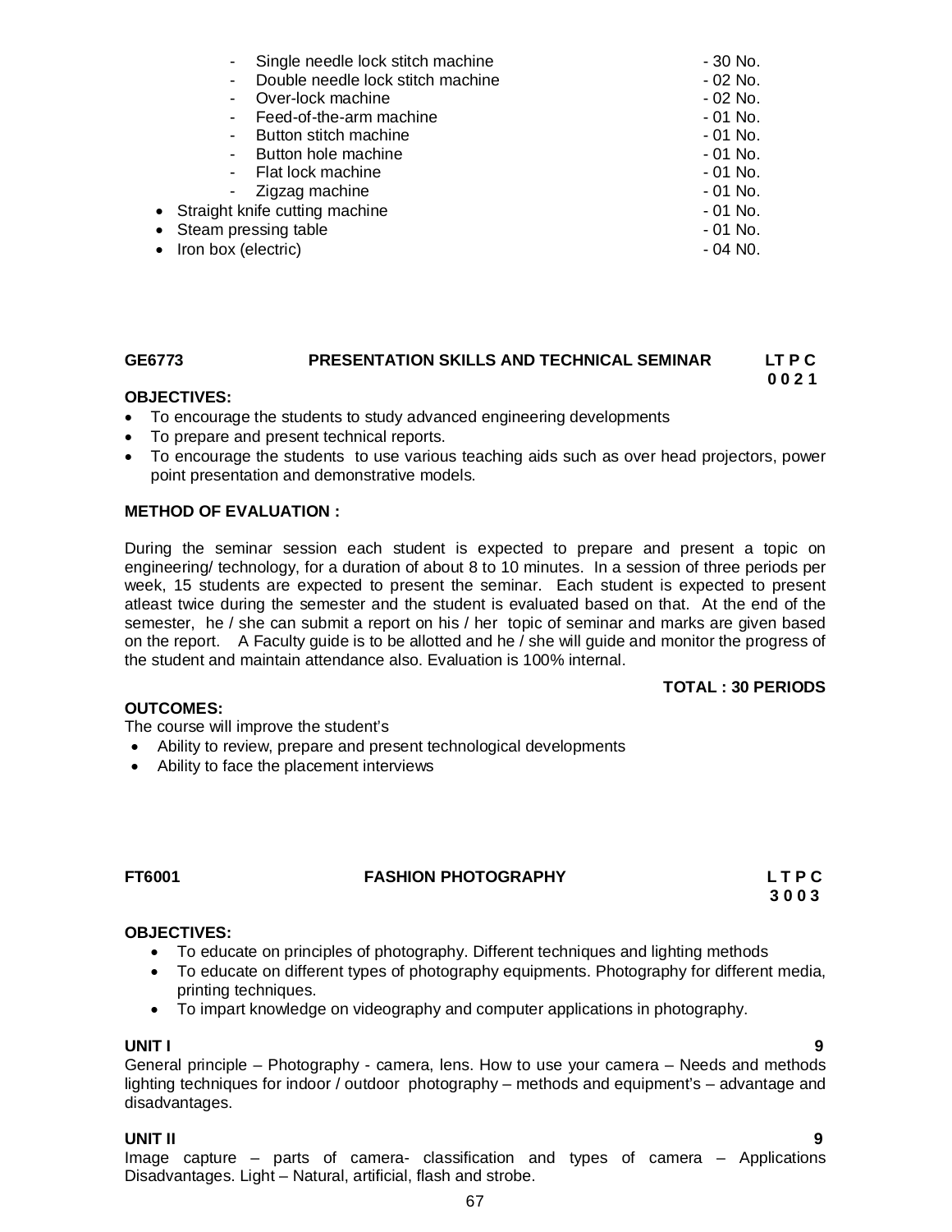- Single needle lock stitch machine - 30 No.
- Double needle lock stitch machine - 02 No.
- Over-lock machine - 02 No.
- Feed-of-the-arm machine - 01 No.
- Button stitch machine - 01 No.
- Button hole machine - 01 No.
- Flat lock machine - 01 No.
- Zigzag machine - 01 No.

- Straight knife cutting machine - 01 No.
- Steam pressing table - 01 No.
- Iron box (electric) - 04 N0.

**GE6773 PRESENTATION SKILLS AND TECHNICAL SEMINAR** **LT P C**
**0 0 2 1**

**OBJECTIVES:**

- To encourage the students to study advanced engineering developments
- To prepare and present technical reports.
- To encourage the students to use various teaching aids such as over head projectors, power point presentation and demonstrative models.

**METHOD OF EVALUATION :**

During the seminar session each student is expected to prepare and present a topic on engineering/ technology, for a duration of about 8 to 10 minutes. In a session of three periods per week, 15 students are expected to present the seminar. Each student is expected to present atleast twice during the semester and the student is evaluated based on that. At the end of the semester, he / she can submit a report on his / her topic of seminar and marks are given based on the report. A Faculty guide is to be allotted and he / she will guide and monitor the progress of the student and maintain attendance also. Evaluation is 100% internal.

**TOTAL : 30 PERIODS**

**OUTCOMES:**

The course will improve the student's

- Ability to review, prepare and present technological developments
- Ability to face the placement interviews

**FT6001 FASHION PHOTOGRAPHY** **L T P C**
**3 0 0 3**

**OBJECTIVES:**

- To educate on principles of photography. Different techniques and lighting methods
- To educate on different types of photography equipments. Photography for different media, printing techniques.
- To impart knowledge on videography and computer applications in photography.

**UNIT I** **9**

General principle – Photography - camera, lens. How to use your camera – Needs and methods lighting techniques for indoor / outdoor photography – methods and equipment's – advantage and disadvantages.

**UNIT II** **9**

Image capture – parts of camera- classification and types of camera – Applications Disadvantages. Light – Natural, artificial, flash and strobe.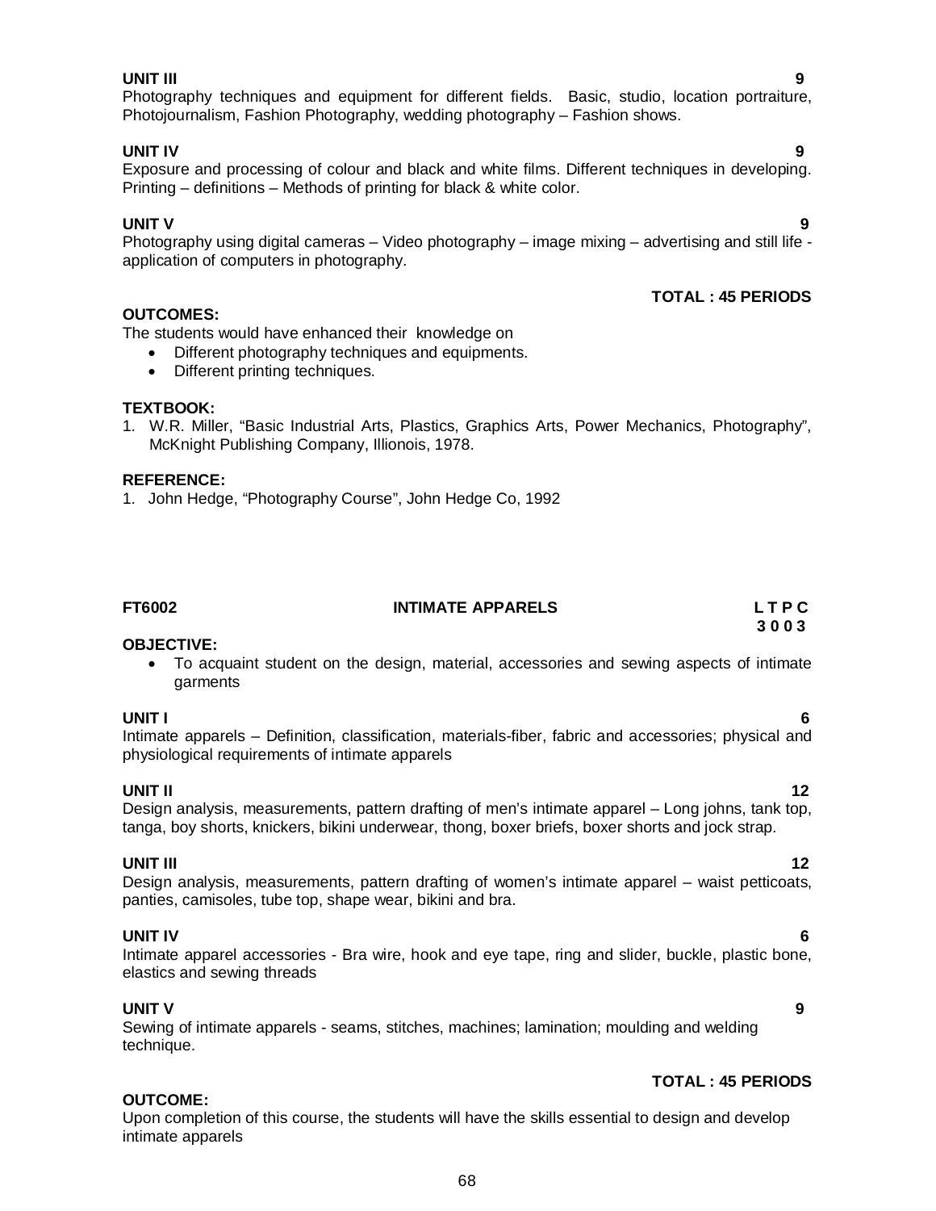**UNIT III** **9**

Photography techniques and equipment for different fields. Basic, studio, location portraiture, Photojournalism, Fashion Photography, wedding photography – Fashion shows.

**UNIT IV** **9**

Exposure and processing of colour and black and white films. Different techniques in developing. Printing – definitions – Methods of printing for black & white color.

**UNIT V** **9**

Photography using digital cameras – Video photography – image mixing – advertising and still life - application of computers in photography.

**TOTAL : 45 PERIODS**

**OUTCOMES:**

The students would have enhanced their knowledge on

- Different photography techniques and equipments.
- Different printing techniques.

**TEXTBOOK:**

1. W.R. Miller, "Basic Industrial Arts, Plastics, Graphics Arts, Power Mechanics, Photography", McKnight Publishing Company, Illionois, 1978.

**REFERENCE:**

1. John Hedge, "Photography Course", John Hedge Co, 1992

## FT6002 INTIMATE APPARELS

**L T P C**
**3 0 0 3**

**OBJECTIVE:**

- To acquaint student on the design, material, accessories and sewing aspects of intimate garments

**UNIT I** **6**

Intimate apparels – Definition, classification, materials-fiber, fabric and accessories; physical and physiological requirements of intimate apparels

**UNIT II** **12**

Design analysis, measurements, pattern drafting of men's intimate apparel – Long johns, tank top, tanga, boy shorts, knickers, bikini underwear, thong, boxer briefs, boxer shorts and jock strap.

**UNIT III** **12**

Design analysis, measurements, pattern drafting of women's intimate apparel – waist petticoats, panties, camisoles, tube top, shape wear, bikini and bra.

**UNIT IV** **6**

Intimate apparel accessories - Bra wire, hook and eye tape, ring and slider, buckle, plastic bone, elastics and sewing threads

**UNIT V** **9**

Sewing of intimate apparels - seams, stitches, machines; lamination; moulding and welding technique.

**TOTAL : 45 PERIODS**

**OUTCOME:**

Upon completion of this course, the students will have the skills essential to design and develop intimate apparels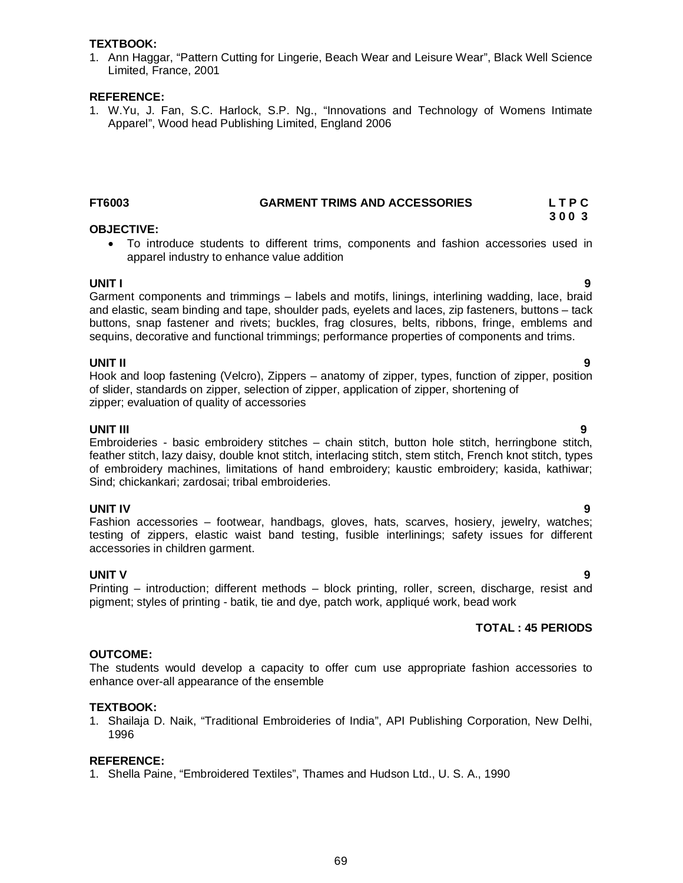**TEXTBOOK:**

1. Ann Haggar, "Pattern Cutting for Lingerie, Beach Wear and Leisure Wear", Black Well Science Limited, France, 2001

**REFERENCE:**

1. W.Yu, J. Fan, S.C. Harlock, S.P. Ng., "Innovations and Technology of Womens Intimate Apparel", Wood head Publishing Limited, England 2006

## FT6003 GARMENT TRIMS AND ACCESSORIES L T P C 3 0 0 3

**OBJECTIVE:**

- To introduce students to different trims, components and fashion accessories used in apparel industry to enhance value addition

**UNIT I 9**

Garment components and trimmings – labels and motifs, linings, interlining wadding, lace, braid and elastic, seam binding and tape, shoulder pads, eyelets and laces, zip fasteners, buttons – tack buttons, snap fastener and rivets; buckles, frag closures, belts, ribbons, fringe, emblems and sequins, decorative and functional trimmings; performance properties of components and trims.

**UNIT II 9**

Hook and loop fastening (Velcro), Zippers – anatomy of zipper, types, function of zipper, position of slider, standards on zipper, selection of zipper, application of zipper, shortening of zipper; evaluation of quality of accessories

**UNIT III 9**

Embroideries - basic embroidery stitches – chain stitch, button hole stitch, herringbone stitch, feather stitch, lazy daisy, double knot stitch, interlacing stitch, stem stitch, French knot stitch, types of embroidery machines, limitations of hand embroidery; kaustic embroidery; kasida, kathiwar; Sind; chickankari; zardosai; tribal embroideries.

**UNIT IV 9**

Fashion accessories – footwear, handbags, gloves, hats, scarves, hosiery, jewelry, watches; testing of zippers, elastic waist band testing, fusible interlinings; safety issues for different accessories in children garment.

**UNIT V 9**

Printing – introduction; different methods – block printing, roller, screen, discharge, resist and pigment; styles of printing - batik, tie and dye, patch work, appliqué work, bead work

**TOTAL : 45 PERIODS**

**OUTCOME:**

The students would develop a capacity to offer cum use appropriate fashion accessories to enhance over-all appearance of the ensemble

**TEXTBOOK:**

1. Shailaja D. Naik, "Traditional Embroideries of India", API Publishing Corporation, New Delhi, 1996

**REFERENCE:**

1. Shella Paine, "Embroidered Textiles", Thames and Hudson Ltd., U. S. A., 1990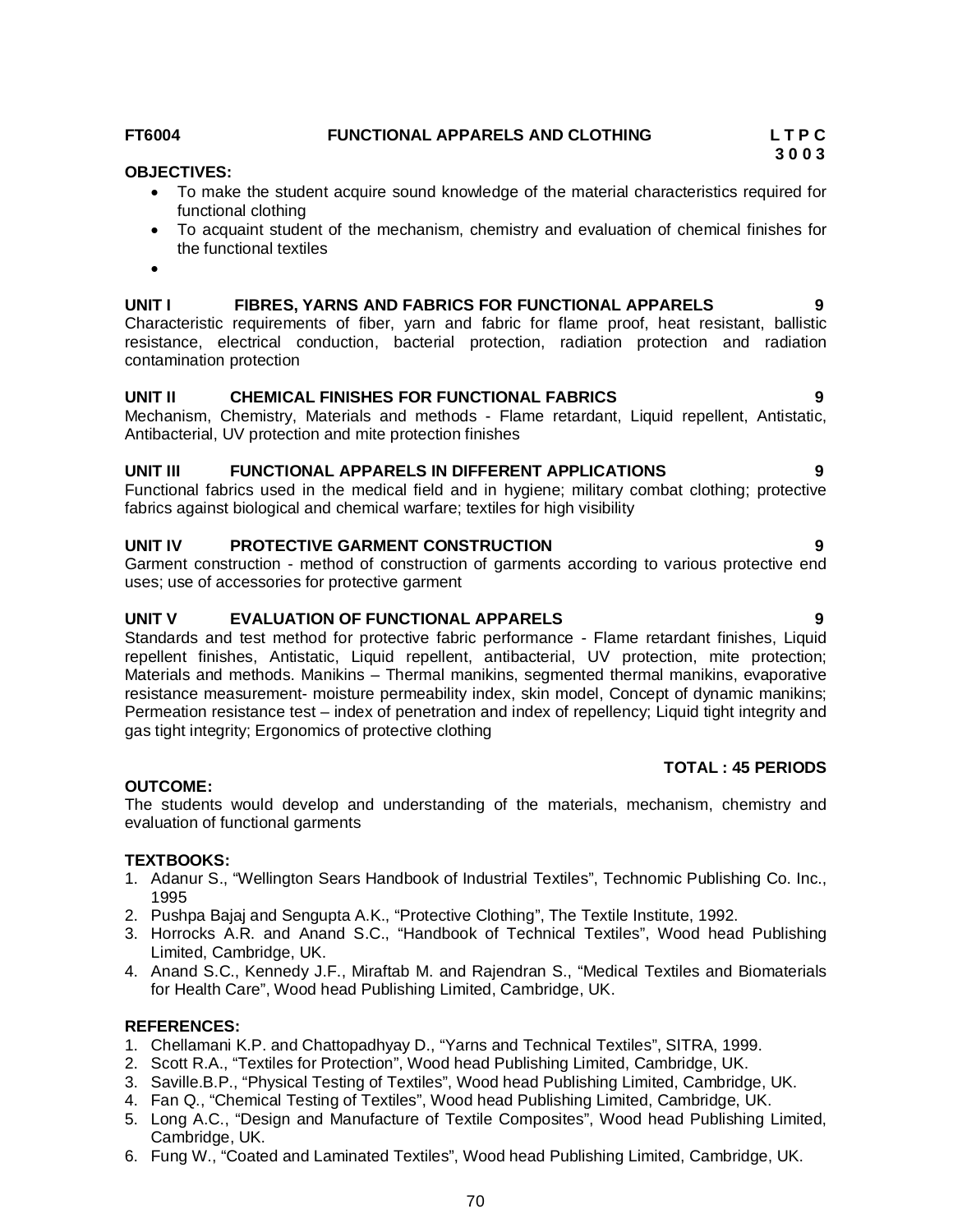**FT6004 FUNCTIONAL APPARELS AND CLOTHING**

**L T P C**
**3 0 0 3**

**OBJECTIVES:**

- To make the student acquire sound knowledge of the material characteristics required for functional clothing
- To acquaint student of the mechanism, chemistry and evaluation of chemical finishes for the functional textiles

**UNIT I FIBRES, YARNS AND FABRICS FOR FUNCTIONAL APPARELS 9**

Characteristic requirements of fiber, yarn and fabric for flame proof, heat resistant, ballistic resistance, electrical conduction, bacterial protection, radiation protection and radiation contamination protection

**UNIT II CHEMICAL FINISHES FOR FUNCTIONAL FABRICS 9**

Mechanism, Chemistry, Materials and methods - Flame retardant, Liquid repellent, Antistatic, Antibacterial, UV protection and mite protection finishes

**UNIT III FUNCTIONAL APPARELS IN DIFFERENT APPLICATIONS 9**

Functional fabrics used in the medical field and in hygiene; military combat clothing; protective fabrics against biological and chemical warfare; textiles for high visibility

**UNIT IV PROTECTIVE GARMENT CONSTRUCTION 9**

Garment construction - method of construction of garments according to various protective end uses; use of accessories for protective garment

**UNIT V EVALUATION OF FUNCTIONAL APPARELS 9**

Standards and test method for protective fabric performance - Flame retardant finishes, Liquid repellent finishes, Antistatic, Liquid repellent, antibacterial, UV protection, mite protection; Materials and methods. Manikins – Thermal manikins, segmented thermal manikins, evaporative resistance measurement- moisture permeability index, skin model, Concept of dynamic manikins; Permeation resistance test – index of penetration and index of repellency; Liquid tight integrity and gas tight integrity; Ergonomics of protective clothing

**TOTAL : 45 PERIODS**

**OUTCOME:**

The students would develop and understanding of the materials, mechanism, chemistry and evaluation of functional garments

**TEXTBOOKS:**

1. Adanur S., "Wellington Sears Handbook of Industrial Textiles", Technomic Publishing Co. Inc., 1995
2. Pushpa Bajaj and Sengupta A.K., "Protective Clothing", The Textile Institute, 1992.
3. Horrocks A.R. and Anand S.C., "Handbook of Technical Textiles", Wood head Publishing Limited, Cambridge, UK.
4. Anand S.C., Kennedy J.F., Miraftab M. and Rajendran S., "Medical Textiles and Biomaterials for Health Care", Wood head Publishing Limited, Cambridge, UK.

**REFERENCES:**

1. Chellamani K.P. and Chattopadhyay D., "Yarns and Technical Textiles", SITRA, 1999.
2. Scott R.A., "Textiles for Protection", Wood head Publishing Limited, Cambridge, UK.
3. Saville.B.P., "Physical Testing of Textiles", Wood head Publishing Limited, Cambridge, UK.
4. Fan Q., "Chemical Testing of Textiles", Wood head Publishing Limited, Cambridge, UK.
5. Long A.C., "Design and Manufacture of Textile Composites", Wood head Publishing Limited, Cambridge, UK.
6. Fung W., "Coated and Laminated Textiles", Wood head Publishing Limited, Cambridge, UK.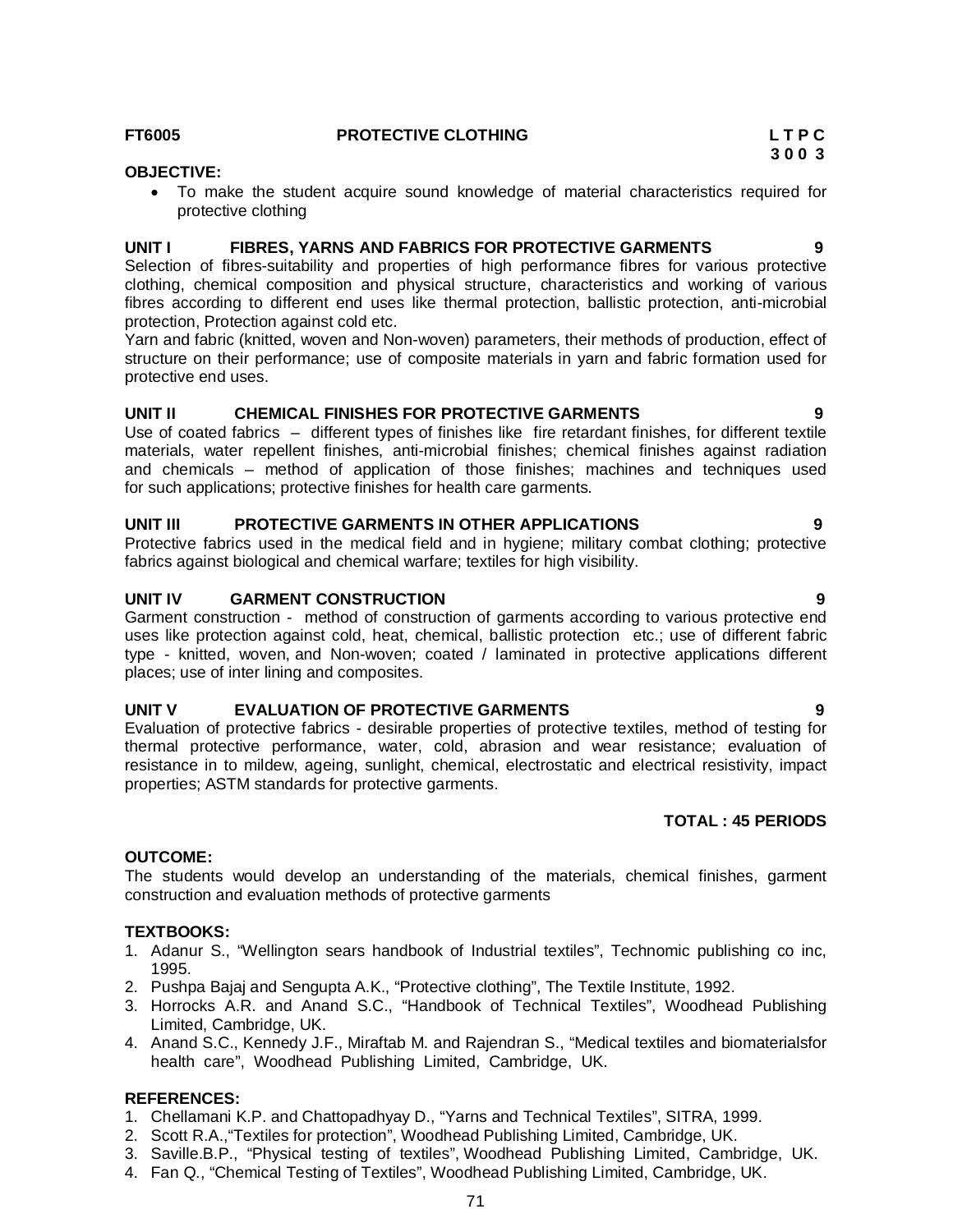**FT6005 PROTECTIVE CLOTHING**

| L | T | P | C |
|---|---|---|---|
| 3 | 0 | 0 | 3 |

**OBJECTIVE:**

- To make the student acquire sound knowledge of material characteristics required for protective clothing

**UNIT I FIBRES, YARNS AND FABRICS FOR PROTECTIVE GARMENTS 9**

Selection of fibres-suitability and properties of high performance fibres for various protective clothing, chemical composition and physical structure, characteristics and working of various fibres according to different end uses like thermal protection, ballistic protection, anti-microbial protection, Protection against cold etc.

Yarn and fabric (knitted, woven and Non-woven) parameters, their methods of production, effect of structure on their performance; use of composite materials in yarn and fabric formation used for protective end uses.

**UNIT II CHEMICAL FINISHES FOR PROTECTIVE GARMENTS 9**

Use of coated fabrics – different types of finishes like fire retardant finishes, for different textile materials, water repellent finishes, anti-microbial finishes; chemical finishes against radiation and chemicals – method of application of those finishes; machines and techniques used for such applications; protective finishes for health care garments.

**UNIT III PROTECTIVE GARMENTS IN OTHER APPLICATIONS 9**

Protective fabrics used in the medical field and in hygiene; military combat clothing; protective fabrics against biological and chemical warfare; textiles for high visibility.

**UNIT IV GARMENT CONSTRUCTION 9**

Garment construction - method of construction of garments according to various protective end uses like protection against cold, heat, chemical, ballistic protection etc.; use of different fabric type - knitted, woven, and Non-woven; coated / laminated in protective applications different places; use of inter lining and composites.

**UNIT V EVALUATION OF PROTECTIVE GARMENTS 9**

Evaluation of protective fabrics - desirable properties of protective textiles, method of testing for thermal protective performance, water, cold, abrasion and wear resistance; evaluation of resistance in to mildew, ageing, sunlight, chemical, electrostatic and electrical resistivity, impact properties; ASTM standards for protective garments.

**TOTAL : 45 PERIODS**

**OUTCOME:**

The students would develop an understanding of the materials, chemical finishes, garment construction and evaluation methods of protective garments

**TEXTBOOKS:**

1. Adanur S., "Wellington sears handbook of Industrial textiles", Technomic publishing co inc, 1995.
2. Pushpa Bajaj and Sengupta A.K., "Protective clothing", The Textile Institute, 1992.
3. Horrocks A.R. and Anand S.C., "Handbook of Technical Textiles", Woodhead Publishing Limited, Cambridge, UK.
4. Anand S.C., Kennedy J.F., Miraftab M. and Rajendran S., "Medical textiles and biomaterialsfor health care", Woodhead Publishing Limited, Cambridge, UK.

**REFERENCES:**

1. Chellamani K.P. and Chattopadhyay D., "Yarns and Technical Textiles", SITRA, 1999.
2. Scott R.A.,"Textiles for protection", Woodhead Publishing Limited, Cambridge, UK.
3. Saville.B.P., "Physical testing of textiles", Woodhead Publishing Limited, Cambridge, UK.
4. Fan Q., "Chemical Testing of Textiles", Woodhead Publishing Limited, Cambridge, UK.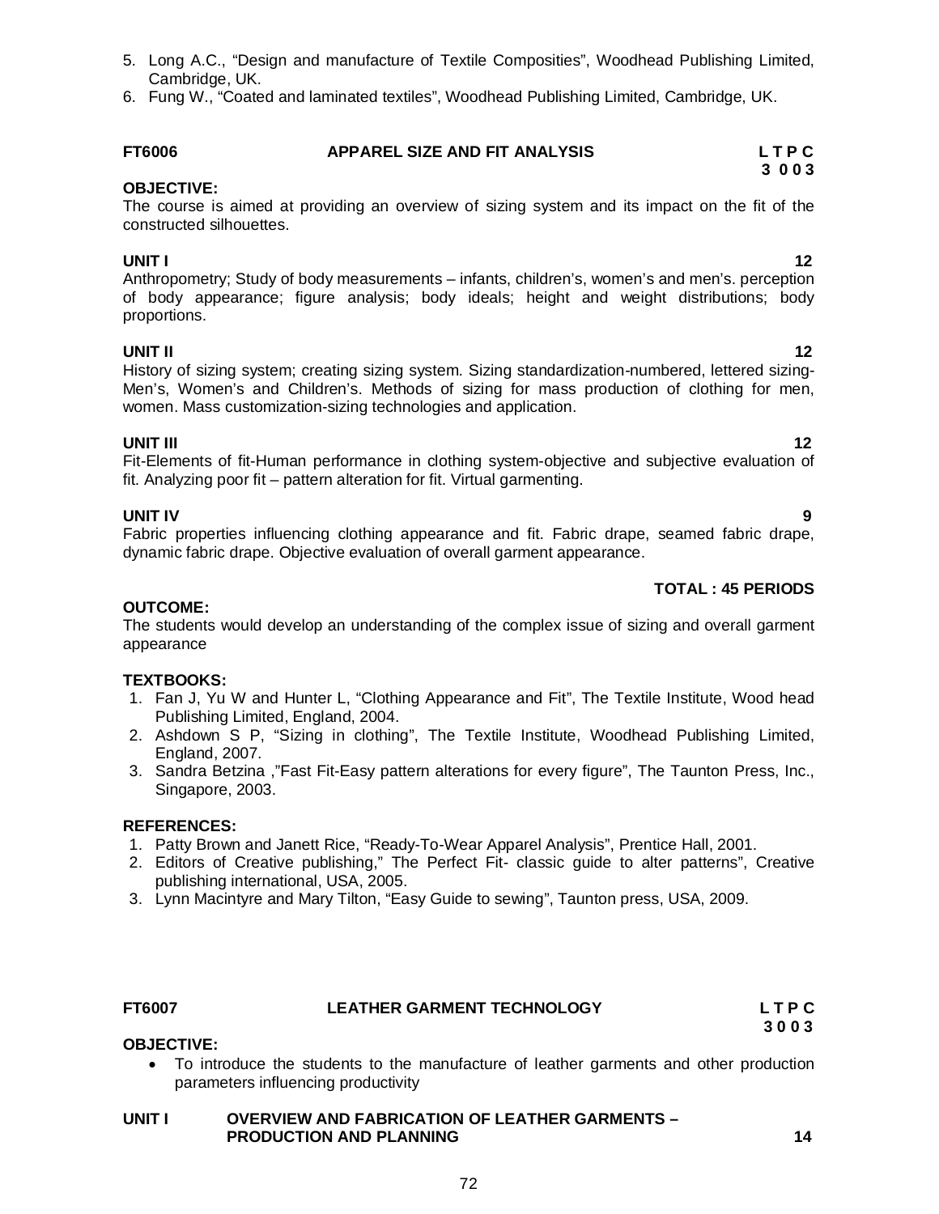5. Long A.C., "Design and manufacture of Textile Composities", Woodhead Publishing Limited, Cambridge, UK.
6. Fung W., "Coated and laminated textiles", Woodhead Publishing Limited, Cambridge, UK.

## FT6006 APPAREL SIZE AND FIT ANALYSIS

**L T P C**
**3 0 0 3**

**OBJECTIVE:**

The course is aimed at providing an overview of sizing system and its impact on the fit of the constructed silhouettes.

**UNIT I** **12**

Anthropometry; Study of body measurements – infants, children's, women's and men's. perception of body appearance; figure analysis; body ideals; height and weight distributions; body proportions.

**UNIT II** **12**

History of sizing system; creating sizing system. Sizing standardization-numbered, lettered sizing-Men's, Women's and Children's. Methods of sizing for mass production of clothing for men, women. Mass customization-sizing technologies and application.

**UNIT III** **12**

Fit-Elements of fit-Human performance in clothing system-objective and subjective evaluation of fit. Analyzing poor fit – pattern alteration for fit. Virtual garmenting.

**UNIT IV** **9**

Fabric properties influencing clothing appearance and fit. Fabric drape, seamed fabric drape, dynamic fabric drape. Objective evaluation of overall garment appearance.

**TOTAL : 45 PERIODS**

**OUTCOME:**

The students would develop an understanding of the complex issue of sizing and overall garment appearance

**TEXTBOOKS:**

1. Fan J, Yu W and Hunter L, "Clothing Appearance and Fit", The Textile Institute, Wood head Publishing Limited, England, 2004.
2. Ashdown S P, "Sizing in clothing", The Textile Institute, Woodhead Publishing Limited, England, 2007.
3. Sandra Betzina ,"Fast Fit-Easy pattern alterations for every figure", The Taunton Press, Inc., Singapore, 2003.

**REFERENCES:**

1. Patty Brown and Janett Rice, "Ready-To-Wear Apparel Analysis", Prentice Hall, 2001.
2. Editors of Creative publishing," The Perfect Fit- classic guide to alter patterns", Creative publishing international, USA, 2005.
3. Lynn Macintyre and Mary Tilton, "Easy Guide to sewing", Taunton press, USA, 2009.

## FT6007 LEATHER GARMENT TECHNOLOGY

**L T P C**
**3 0 0 3**

**OBJECTIVE:**

- To introduce the students to the manufacture of leather garments and other production parameters influencing productivity

**UNIT I OVERVIEW AND FABRICATION OF LEATHER GARMENTS – PRODUCTION AND PLANNING** **14**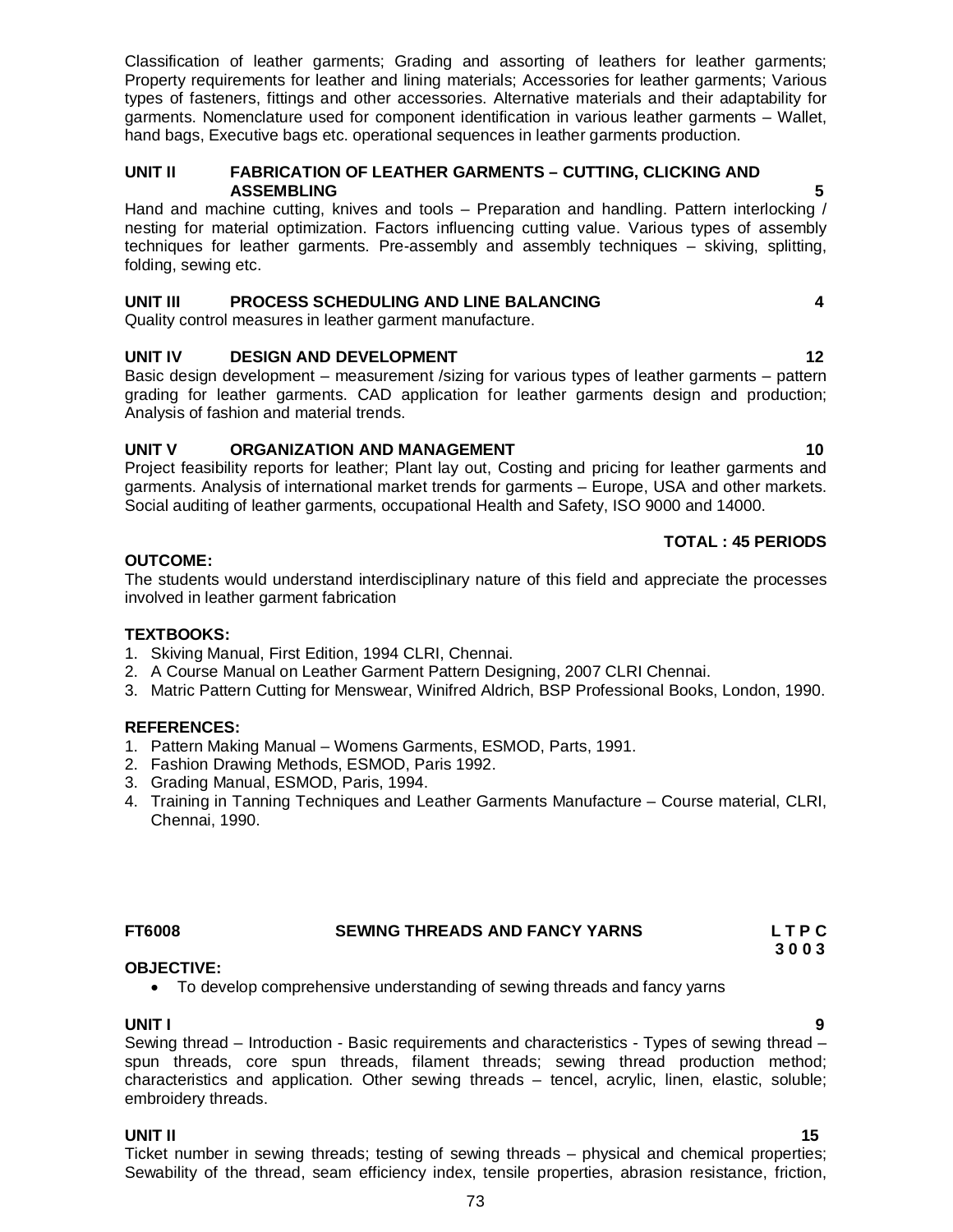Classification of leather garments; Grading and assorting of leathers for leather garments; Property requirements for leather and lining materials; Accessories for leather garments; Various types of fasteners, fittings and other accessories. Alternative materials and their adaptability for garments. Nomenclature used for component identification in various leather garments – Wallet, hand bags, Executive bags etc. operational sequences in leather garments production.

**UNIT II FABRICATION OF LEATHER GARMENTS – CUTTING, CLICKING AND ASSEMBLING 5**

Hand and machine cutting, knives and tools – Preparation and handling. Pattern interlocking / nesting for material optimization. Factors influencing cutting value. Various types of assembly techniques for leather garments. Pre-assembly and assembly techniques – skiving, splitting, folding, sewing etc.

**UNIT III PROCESS SCHEDULING AND LINE BALANCING 4**

Quality control measures in leather garment manufacture.

**UNIT IV DESIGN AND DEVELOPMENT 12**

Basic design development – measurement /sizing for various types of leather garments – pattern grading for leather garments. CAD application for leather garments design and production; Analysis of fashion and material trends.

**UNIT V ORGANIZATION AND MANAGEMENT 10**

Project feasibility reports for leather; Plant lay out, Costing and pricing for leather garments and garments. Analysis of international market trends for garments – Europe, USA and other markets. Social auditing of leather garments, occupational Health and Safety, ISO 9000 and 14000.

**TOTAL : 45 PERIODS**

**OUTCOME:**

The students would understand interdisciplinary nature of this field and appreciate the processes involved in leather garment fabrication

**TEXTBOOKS:**

1. Skiving Manual, First Edition, 1994 CLRI, Chennai.
2. A Course Manual on Leather Garment Pattern Designing, 2007 CLRI Chennai.
3. Matric Pattern Cutting for Menswear, Winifred Aldrich, BSP Professional Books, London, 1990.

**REFERENCES:**

1. Pattern Making Manual – Womens Garments, ESMOD, Parts, 1991.
2. Fashion Drawing Methods, ESMOD, Paris 1992.
3. Grading Manual, ESMOD, Paris, 1994.
4. Training in Tanning Techniques and Leather Garments Manufacture – Course material, CLRI, Chennai, 1990.

## FT6008 SEWING THREADS AND FANCY YARNS

**L T P C**
**3 0 0 3**

**OBJECTIVE:**

- To develop comprehensive understanding of sewing threads and fancy yarns

**UNIT I 9**

Sewing thread – Introduction - Basic requirements and characteristics - Types of sewing thread – spun threads, core spun threads, filament threads; sewing thread production method; characteristics and application. Other sewing threads – tencel, acrylic, linen, elastic, soluble; embroidery threads.

**UNIT II 15**

Ticket number in sewing threads; testing of sewing threads – physical and chemical properties; Sewability of the thread, seam efficiency index, tensile properties, abrasion resistance, friction,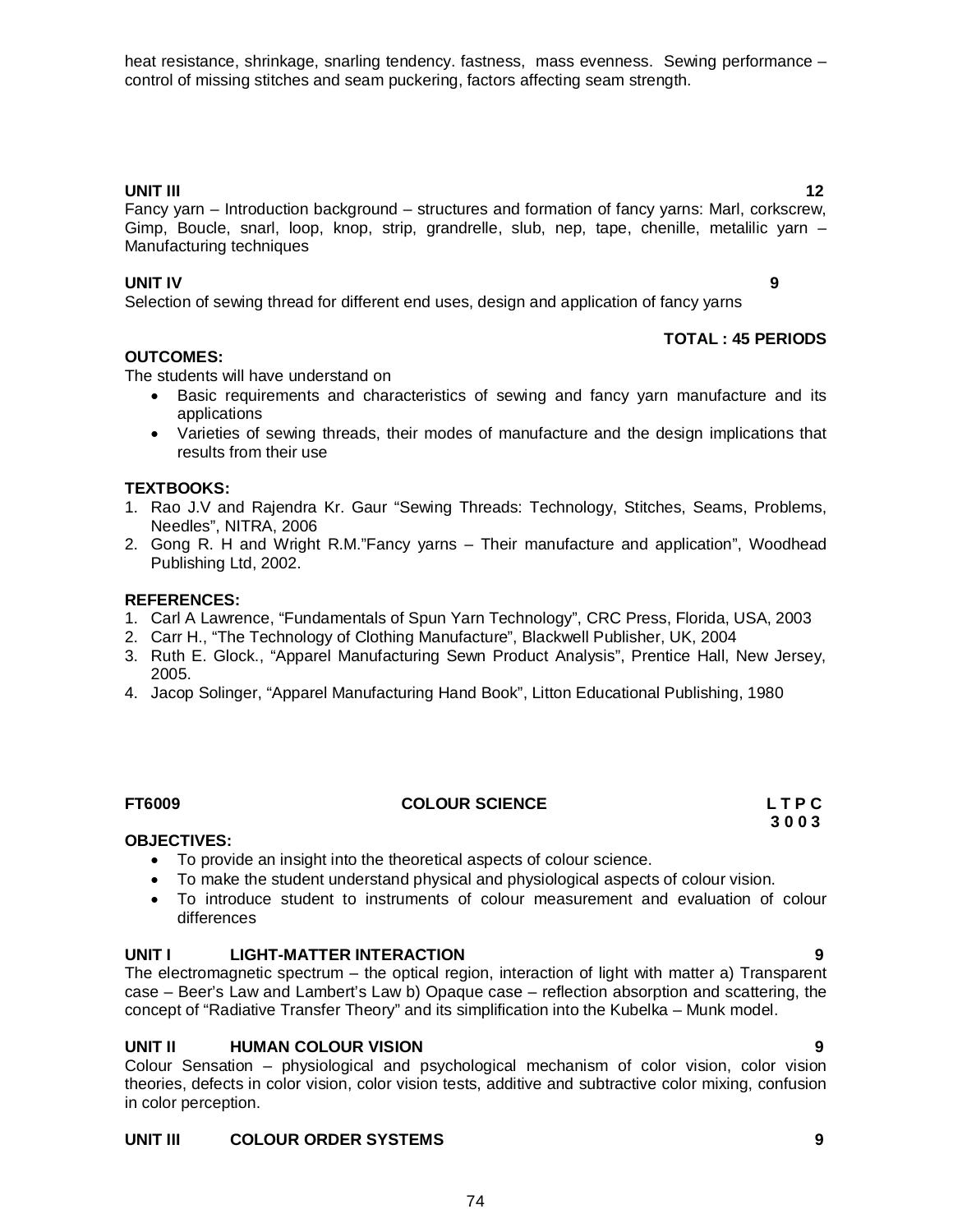heat resistance, shrinkage, snarling tendency. fastness, mass evenness. Sewing performance – control of missing stitches and seam puckering, factors affecting seam strength.

**UNIT III** **12**

Fancy yarn – Introduction background – structures and formation of fancy yarns: Marl, corkscrew, Gimp, Boucle, snarl, loop, knop, strip, grandrelle, slub, nep, tape, chenille, metalilic yarn – Manufacturing techniques

**UNIT IV** **9**

Selection of sewing thread for different end uses, design and application of fancy yarns

**TOTAL : 45 PERIODS**

**OUTCOMES:**

The students will have understand on

- Basic requirements and characteristics of sewing and fancy yarn manufacture and its applications
- Varieties of sewing threads, their modes of manufacture and the design implications that results from their use

**TEXTBOOKS:**

1. Rao J.V and Rajendra Kr. Gaur "Sewing Threads: Technology, Stitches, Seams, Problems, Needles", NITRA, 2006
2. Gong R. H and Wright R.M."Fancy yarns – Their manufacture and application", Woodhead Publishing Ltd, 2002.

**REFERENCES:**

1. Carl A Lawrence, "Fundamentals of Spun Yarn Technology", CRC Press, Florida, USA, 2003
2. Carr H., "The Technology of Clothing Manufacture", Blackwell Publisher, UK, 2004
3. Ruth E. Glock., "Apparel Manufacturing Sewn Product Analysis", Prentice Hall, New Jersey, 2005.
4. Jacop Solinger, "Apparel Manufacturing Hand Book", Litton Educational Publishing, 1980

## FT6009 COLOUR SCIENCE

**L T P C**
**3 0 0 3**

**OBJECTIVES:**

- To provide an insight into the theoretical aspects of colour science.
- To make the student understand physical and physiological aspects of colour vision.
- To introduce student to instruments of colour measurement and evaluation of colour differences

**UNIT I LIGHT-MATTER INTERACTION** **9**

The electromagnetic spectrum – the optical region, interaction of light with matter a) Transparent case – Beer's Law and Lambert's Law b) Opaque case – reflection absorption and scattering, the concept of "Radiative Transfer Theory" and its simplification into the Kubelka – Munk model.

**UNIT II HUMAN COLOUR VISION** **9**

Colour Sensation – physiological and psychological mechanism of color vision, color vision theories, defects in color vision, color vision tests, additive and subtractive color mixing, confusion in color perception.

**UNIT III COLOUR ORDER SYSTEMS** **9**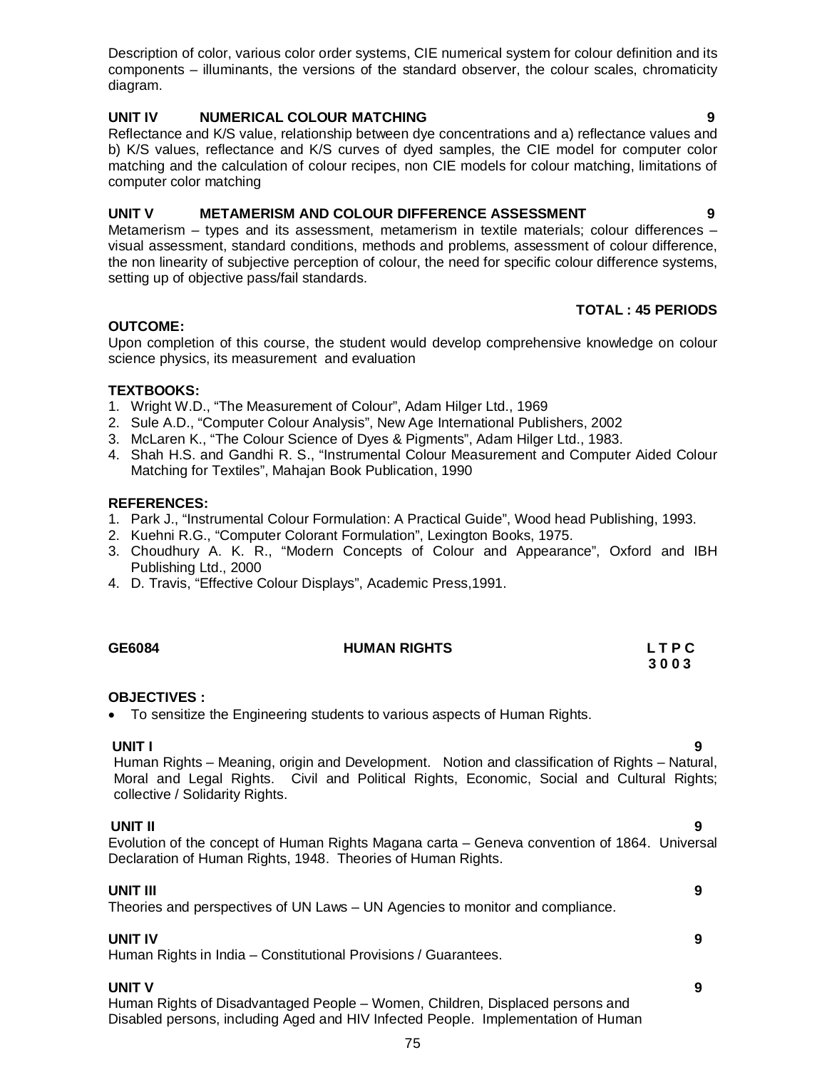Description of color, various color order systems, CIE numerical system for colour definition and its components – illuminants, the versions of the standard observer, the colour scales, chromaticity diagram.

**UNIT IV NUMERICAL COLOUR MATCHING 9**

Reflectance and K/S value, relationship between dye concentrations and a) reflectance values and b) K/S values, reflectance and K/S curves of dyed samples, the CIE model for computer color matching and the calculation of colour recipes, non CIE models for colour matching, limitations of computer color matching

**UNIT V METAMERISM AND COLOUR DIFFERENCE ASSESSMENT 9**

Metamerism – types and its assessment, metamerism in textile materials; colour differences – visual assessment, standard conditions, methods and problems, assessment of colour difference, the non linearity of subjective perception of colour, the need for specific colour difference systems, setting up of objective pass/fail standards.

**TOTAL : 45 PERIODS**

**OUTCOME:**

Upon completion of this course, the student would develop comprehensive knowledge on colour science physics, its measurement and evaluation

**TEXTBOOKS:**

1. Wright W.D., "The Measurement of Colour", Adam Hilger Ltd., 1969
2. Sule A.D., "Computer Colour Analysis", New Age International Publishers, 2002
3. McLaren K., "The Colour Science of Dyes & Pigments", Adam Hilger Ltd., 1983.
4. Shah H.S. and Gandhi R. S., "Instrumental Colour Measurement and Computer Aided Colour Matching for Textiles", Mahajan Book Publication, 1990

**REFERENCES:**

1. Park J., "Instrumental Colour Formulation: A Practical Guide", Wood head Publishing, 1993.
2. Kuehni R.G., "Computer Colorant Formulation", Lexington Books, 1975.
3. Choudhury A. K. R., "Modern Concepts of Colour and Appearance", Oxford and IBH Publishing Ltd., 2000
4. D. Travis, "Effective Colour Displays", Academic Press,1991.

## GE6084 HUMAN RIGHTS

**L T P C**
**3 0 0 3**

**OBJECTIVES :**

- To sensitize the Engineering students to various aspects of Human Rights.

**UNIT I 9**

Human Rights – Meaning, origin and Development. Notion and classification of Rights – Natural, Moral and Legal Rights. Civil and Political Rights, Economic, Social and Cultural Rights; collective / Solidarity Rights.

**UNIT II 9**

Evolution of the concept of Human Rights Magana carta – Geneva convention of 1864. Universal Declaration of Human Rights, 1948. Theories of Human Rights.

**UNIT III 9**

Theories and perspectives of UN Laws – UN Agencies to monitor and compliance.

**UNIT IV 9**

Human Rights in India – Constitutional Provisions / Guarantees.

**UNIT V 9**

Human Rights of Disadvantaged People – Women, Children, Displaced persons and Disabled persons, including Aged and HIV Infected People. Implementation of Human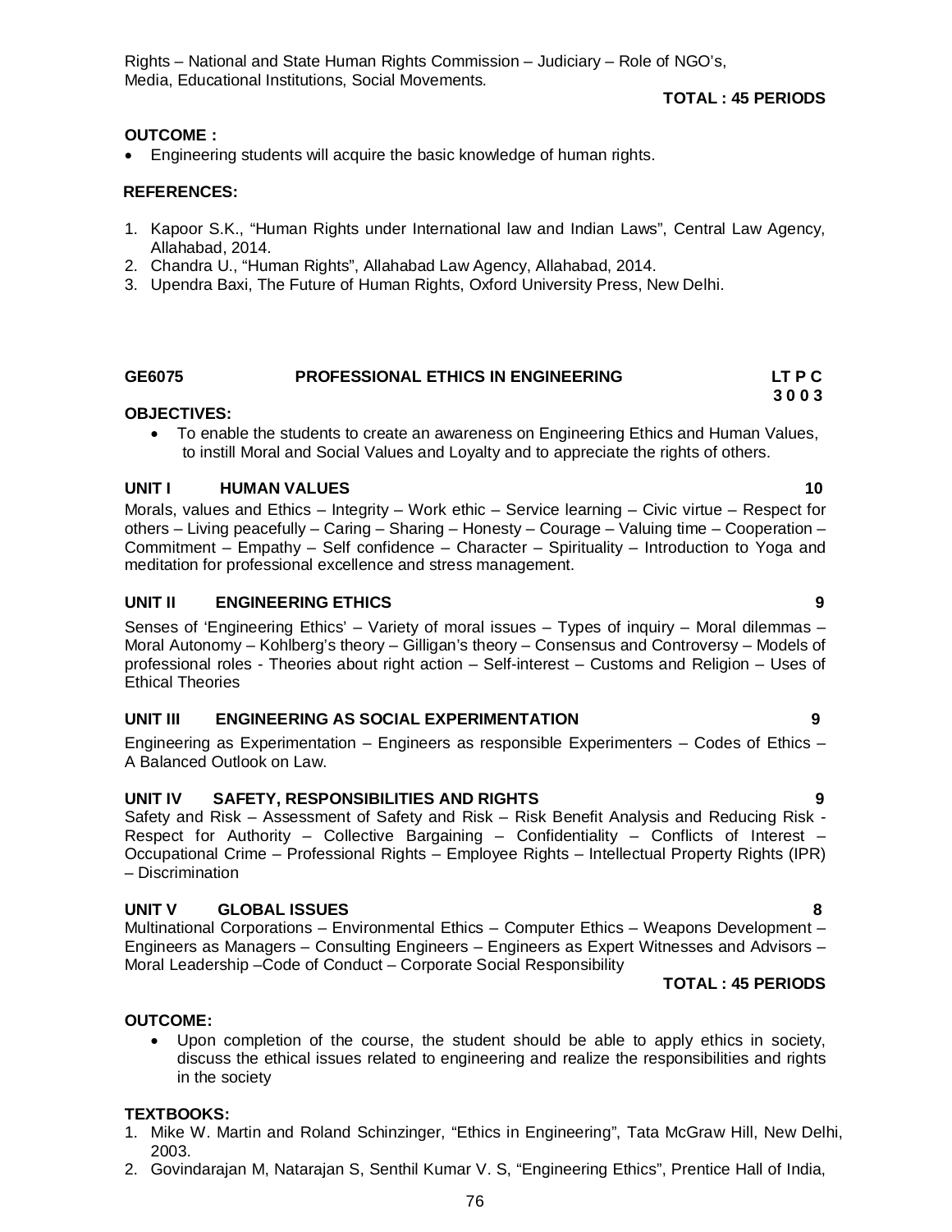Rights – National and State Human Rights Commission – Judiciary – Role of NGO's, Media, Educational Institutions, Social Movements.

**TOTAL : 45 PERIODS**

**OUTCOME :**

- Engineering students will acquire the basic knowledge of human rights.

**REFERENCES:**

1. Kapoor S.K., "Human Rights under International law and Indian Laws", Central Law Agency, Allahabad, 2014.
2. Chandra U., "Human Rights", Allahabad Law Agency, Allahabad, 2014.
3. Upendra Baxi, The Future of Human Rights, Oxford University Press, New Delhi.

## GE6075 PROFESSIONAL ETHICS IN ENGINEERING

**LT P C**
**3 0 0 3**

**OBJECTIVES:**

- To enable the students to create an awareness on Engineering Ethics and Human Values, to instill Moral and Social Values and Loyalty and to appreciate the rights of others.

### UNIT I HUMAN VALUES 10

Morals, values and Ethics – Integrity – Work ethic – Service learning – Civic virtue – Respect for others – Living peacefully – Caring – Sharing – Honesty – Courage – Valuing time – Cooperation – Commitment – Empathy – Self confidence – Character – Spirituality – Introduction to Yoga and meditation for professional excellence and stress management.

### UNIT II ENGINEERING ETHICS 9

Senses of 'Engineering Ethics' – Variety of moral issues – Types of inquiry – Moral dilemmas – Moral Autonomy – Kohlberg's theory – Gilligan's theory – Consensus and Controversy – Models of professional roles - Theories about right action – Self-interest – Customs and Religion – Uses of Ethical Theories

### UNIT III ENGINEERING AS SOCIAL EXPERIMENTATION 9

Engineering as Experimentation – Engineers as responsible Experimenters – Codes of Ethics – A Balanced Outlook on Law.

### UNIT IV SAFETY, RESPONSIBILITIES AND RIGHTS 9

Safety and Risk – Assessment of Safety and Risk – Risk Benefit Analysis and Reducing Risk - Respect for Authority – Collective Bargaining – Confidentiality – Conflicts of Interest – Occupational Crime – Professional Rights – Employee Rights – Intellectual Property Rights (IPR) – Discrimination

### UNIT V GLOBAL ISSUES 8

Multinational Corporations – Environmental Ethics – Computer Ethics – Weapons Development – Engineers as Managers – Consulting Engineers – Engineers as Expert Witnesses and Advisors – Moral Leadership –Code of Conduct – Corporate Social Responsibility

**TOTAL : 45 PERIODS**

**OUTCOME:**

- Upon completion of the course, the student should be able to apply ethics in society, discuss the ethical issues related to engineering and realize the responsibilities and rights in the society

**TEXTBOOKS:**

1. Mike W. Martin and Roland Schinzinger, "Ethics in Engineering", Tata McGraw Hill, New Delhi, 2003.
2. Govindarajan M, Natarajan S, Senthil Kumar V. S, "Engineering Ethics", Prentice Hall of India,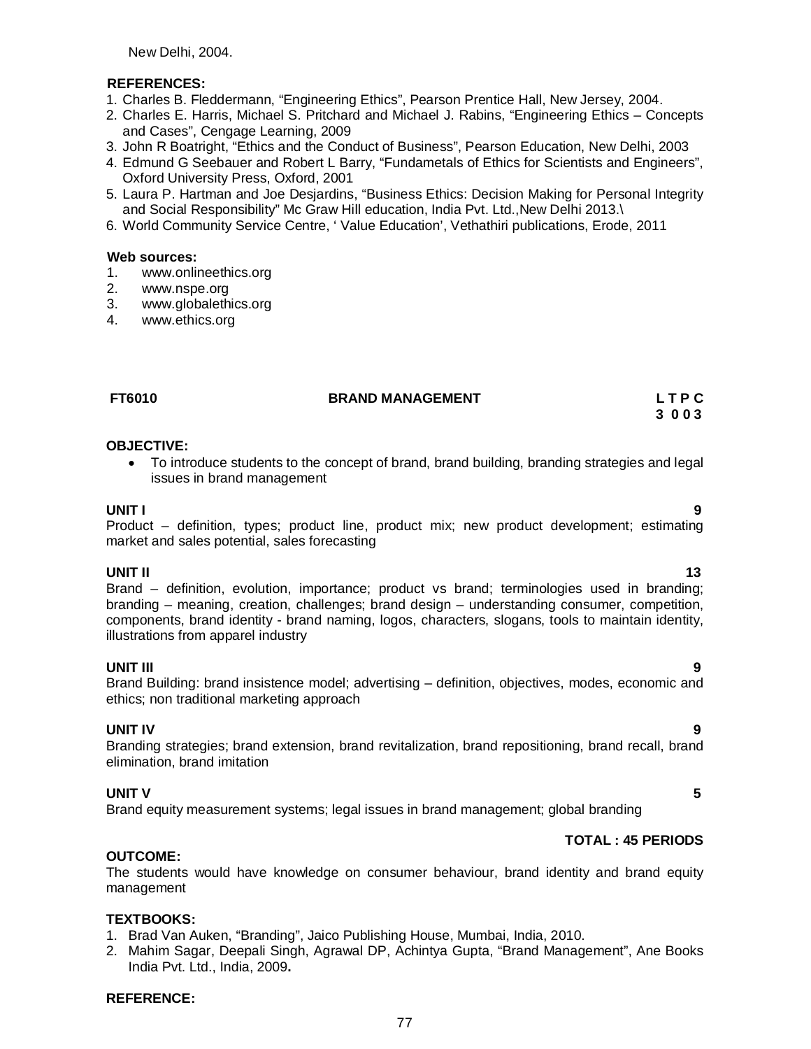New Delhi, 2004.

**REFERENCES:**

1. Charles B. Fleddermann, “Engineering Ethics”, Pearson Prentice Hall, New Jersey, 2004.
2. Charles E. Harris, Michael S. Pritchard and Michael J. Rabins, “Engineering Ethics – Concepts and Cases”, Cengage Learning, 2009
3. John R Boatright, “Ethics and the Conduct of Business”, Pearson Education, New Delhi, 2003
4. Edmund G Seebauer and Robert L Barry, “Fundametals of Ethics for Scientists and Engineers”, Oxford University Press, Oxford, 2001
5. Laura P. Hartman and Joe Desjardins, “Business Ethics: Decision Making for Personal Integrity and Social Responsibility” Mc Graw Hill education, India Pvt. Ltd.,New Delhi 2013.\
6. World Community Service Centre, ‘ Value Education’, Vethathiri publications, Erode, 2011

**Web sources:**

1. www.onlineethics.org
2. www.nspe.org
3. www.globalethics.org
4. www.ethics.org

**FT6010 BRAND MANAGEMENT L T P C**
**3 0 0 3**

**OBJECTIVE:**

- To introduce students to the concept of brand, brand building, branding strategies and legal issues in brand management

**UNIT I 9**

Product – definition, types; product line, product mix; new product development; estimating market and sales potential, sales forecasting

**UNIT II 13**

Brand – definition, evolution, importance; product vs brand; terminologies used in branding; branding – meaning, creation, challenges; brand design – understanding consumer, competition, components, brand identity - brand naming, logos, characters, slogans, tools to maintain identity, illustrations from apparel industry

**UNIT III 9**

Brand Building: brand insistence model; advertising – definition, objectives, modes, economic and ethics; non traditional marketing approach

**UNIT IV 9**

Branding strategies; brand extension, brand revitalization, brand repositioning, brand recall, brand elimination, brand imitation

**UNIT V 5**

Brand equity measurement systems; legal issues in brand management; global branding

**TOTAL : 45 PERIODS**

**OUTCOME:**

The students would have knowledge on consumer behaviour, brand identity and brand equity management

**TEXTBOOKS:**

1. Brad Van Auken, “Branding”, Jaico Publishing House, Mumbai, India, 2010.
2. Mahim Sagar, Deepali Singh, Agrawal DP, Achintya Gupta, “Brand Management”, Ane Books India Pvt. Ltd., India, 2009**.**

**REFERENCE:**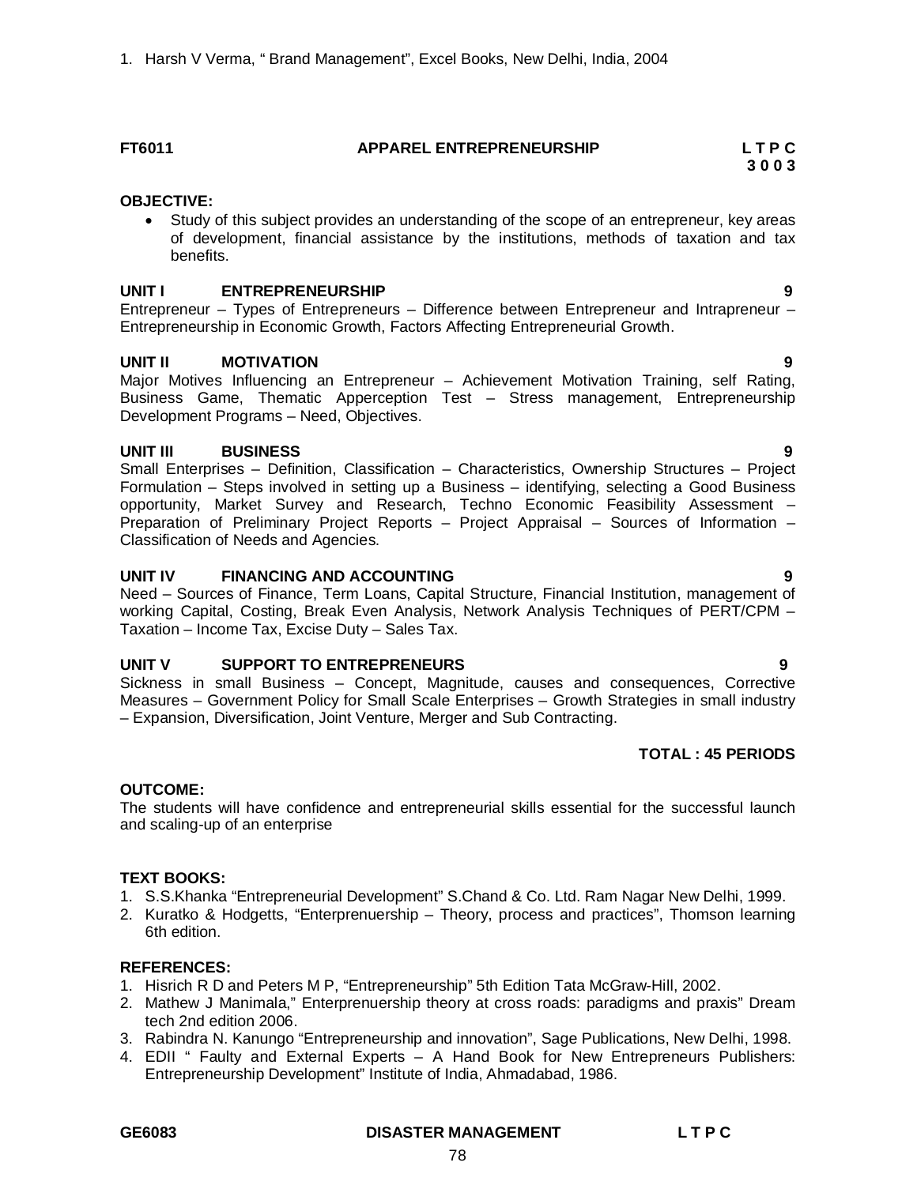1. Harsh V Verma, " Brand Management", Excel Books, New Delhi, India, 2004

**FT6011 APPAREL ENTREPRENEURSHIP L T P C**
**3 0 0 3**

**OBJECTIVE:**

- Study of this subject provides an understanding of the scope of an entrepreneur, key areas of development, financial assistance by the institutions, methods of taxation and tax benefits.

**UNIT I ENTREPRENEURSHIP 9**

Entrepreneur – Types of Entrepreneurs – Difference between Entrepreneur and Intrapreneur – Entrepreneurship in Economic Growth, Factors Affecting Entrepreneurial Growth.

**UNIT II MOTIVATION 9**

Major Motives Influencing an Entrepreneur – Achievement Motivation Training, self Rating, Business Game, Thematic Apperception Test – Stress management, Entrepreneurship Development Programs – Need, Objectives.

**UNIT III BUSINESS 9**

Small Enterprises – Definition, Classification – Characteristics, Ownership Structures – Project Formulation – Steps involved in setting up a Business – identifying, selecting a Good Business opportunity, Market Survey and Research, Techno Economic Feasibility Assessment – Preparation of Preliminary Project Reports – Project Appraisal – Sources of Information – Classification of Needs and Agencies.

**UNIT IV FINANCING AND ACCOUNTING 9**

Need – Sources of Finance, Term Loans, Capital Structure, Financial Institution, management of working Capital, Costing, Break Even Analysis, Network Analysis Techniques of PERT/CPM – Taxation – Income Tax, Excise Duty – Sales Tax.

**UNIT V SUPPORT TO ENTREPRENEURS 9**

Sickness in small Business – Concept, Magnitude, causes and consequences, Corrective Measures – Government Policy for Small Scale Enterprises – Growth Strategies in small industry – Expansion, Diversification, Joint Venture, Merger and Sub Contracting.

**TOTAL : 45 PERIODS**

**OUTCOME:**

The students will have confidence and entrepreneurial skills essential for the successful launch and scaling-up of an enterprise

**TEXT BOOKS:**

1. S.S.Khanka "Entrepreneurial Development" S.Chand & Co. Ltd. Ram Nagar New Delhi, 1999.
2. Kuratko & Hodgetts, "Enterprenuership – Theory, process and practices", Thomson learning 6th edition.

**REFERENCES:**

1. Hisrich R D and Peters M P, "Entrepreneurship" 5th Edition Tata McGraw-Hill, 2002.
2. Mathew J Manimala," Enterprenuership theory at cross roads: paradigms and praxis" Dream tech 2nd edition 2006.
3. Rabindra N. Kanungo "Entrepreneurship and innovation", Sage Publications, New Delhi, 1998.
4. EDII " Faulty and External Experts – A Hand Book for New Entrepreneurs Publishers: Entrepreneurship Development" Institute of India, Ahmadabad, 1986.

**GE6083 DISASTER MANAGEMENT L T P C**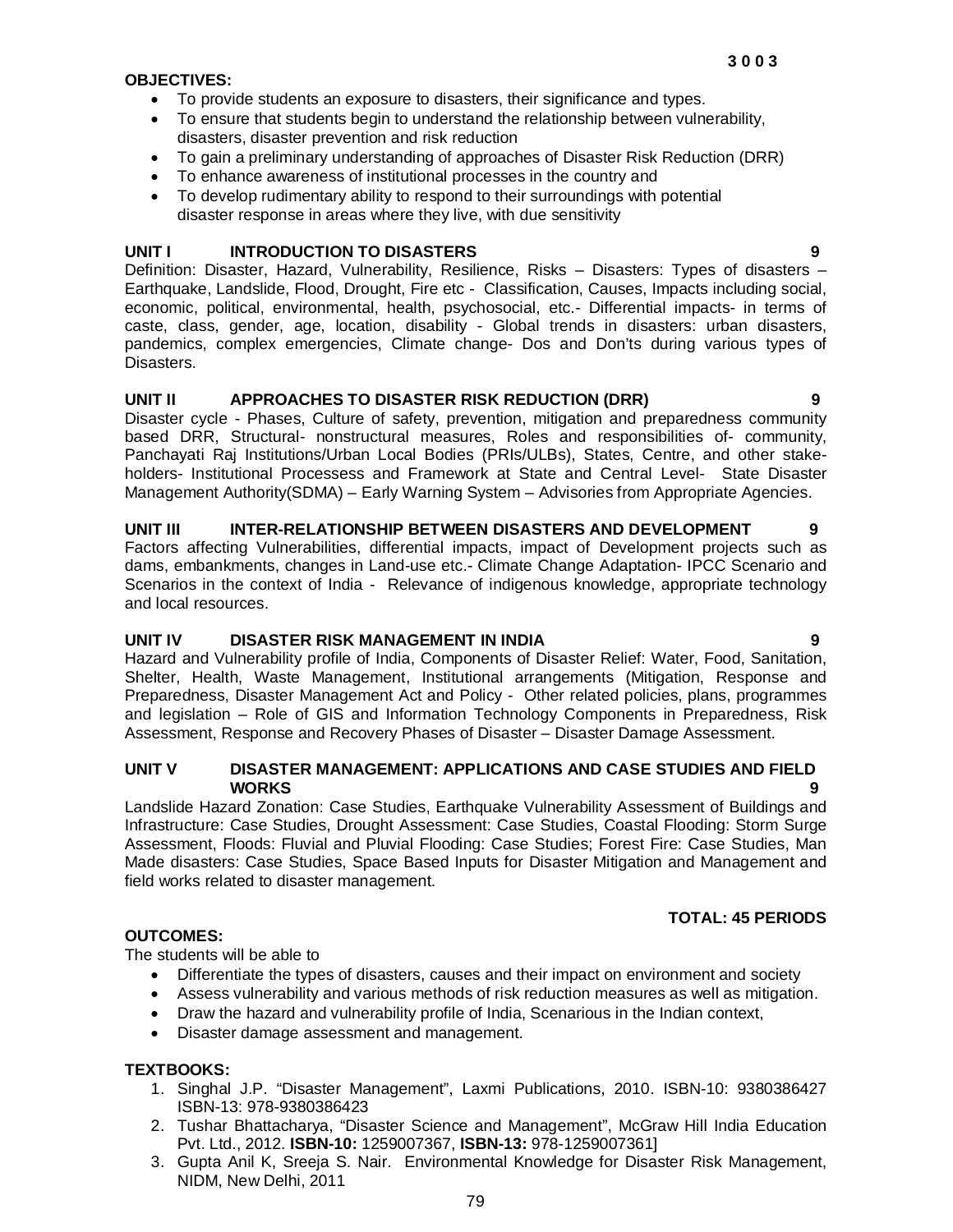**3 0 0 3**

**OBJECTIVES:**

- To provide students an exposure to disasters, their significance and types.
- To ensure that students begin to understand the relationship between vulnerability, disasters, disaster prevention and risk reduction
- To gain a preliminary understanding of approaches of Disaster Risk Reduction (DRR)
- To enhance awareness of institutional processes in the country and
- To develop rudimentary ability to respond to their surroundings with potential disaster response in areas where they live, with due sensitivity

**UNIT I INTRODUCTION TO DISASTERS 9**

Definition: Disaster, Hazard, Vulnerability, Resilience, Risks – Disasters: Types of disasters – Earthquake, Landslide, Flood, Drought, Fire etc - Classification, Causes, Impacts including social, economic, political, environmental, health, psychosocial, etc.- Differential impacts- in terms of caste, class, gender, age, location, disability - Global trends in disasters: urban disasters, pandemics, complex emergencies, Climate change- Dos and Don'ts during various types of Disasters.

**UNIT II APPROACHES TO DISASTER RISK REDUCTION (DRR) 9**

Disaster cycle - Phases, Culture of safety, prevention, mitigation and preparedness community based DRR, Structural- nonstructural measures, Roles and responsibilities of- community, Panchayati Raj Institutions/Urban Local Bodies (PRIs/ULBs), States, Centre, and other stake-holders- Institutional Processess and Framework at State and Central Level- State Disaster Management Authority(SDMA) – Early Warning System – Advisories from Appropriate Agencies.

**UNIT III INTER-RELATIONSHIP BETWEEN DISASTERS AND DEVELOPMENT 9**

Factors affecting Vulnerabilities, differential impacts, impact of Development projects such as dams, embankments, changes in Land-use etc.- Climate Change Adaptation- IPCC Scenario and Scenarios in the context of India - Relevance of indigenous knowledge, appropriate technology and local resources.

**UNIT IV DISASTER RISK MANAGEMENT IN INDIA 9**

Hazard and Vulnerability profile of India, Components of Disaster Relief: Water, Food, Sanitation, Shelter, Health, Waste Management, Institutional arrangements (Mitigation, Response and Preparedness, Disaster Management Act and Policy - Other related policies, plans, programmes and legislation – Role of GIS and Information Technology Components in Preparedness, Risk Assessment, Response and Recovery Phases of Disaster – Disaster Damage Assessment.

**UNIT V DISASTER MANAGEMENT: APPLICATIONS AND CASE STUDIES AND FIELD WORKS 9**

Landslide Hazard Zonation: Case Studies, Earthquake Vulnerability Assessment of Buildings and Infrastructure: Case Studies, Drought Assessment: Case Studies, Coastal Flooding: Storm Surge Assessment, Floods: Fluvial and Pluvial Flooding: Case Studies; Forest Fire: Case Studies, Man Made disasters: Case Studies, Space Based Inputs for Disaster Mitigation and Management and field works related to disaster management.

**TOTAL: 45 PERIODS**

**OUTCOMES:**

The students will be able to

- Differentiate the types of disasters, causes and their impact on environment and society
- Assess vulnerability and various methods of risk reduction measures as well as mitigation.
- Draw the hazard and vulnerability profile of India, Scenarious in the Indian context,
- Disaster damage assessment and management.

**TEXTBOOKS:**

1. Singhal J.P. "Disaster Management", Laxmi Publications, 2010. ISBN-10: 9380386427 ISBN-13: 978-9380386423
2. Tushar Bhattacharya, "Disaster Science and Management", McGraw Hill India Education Pvt. Ltd., 2012. **ISBN-10:** 1259007367, **ISBN-13:** 978-1259007361]
3. Gupta Anil K, Sreeja S. Nair. Environmental Knowledge for Disaster Risk Management, NIDM, New Delhi, 2011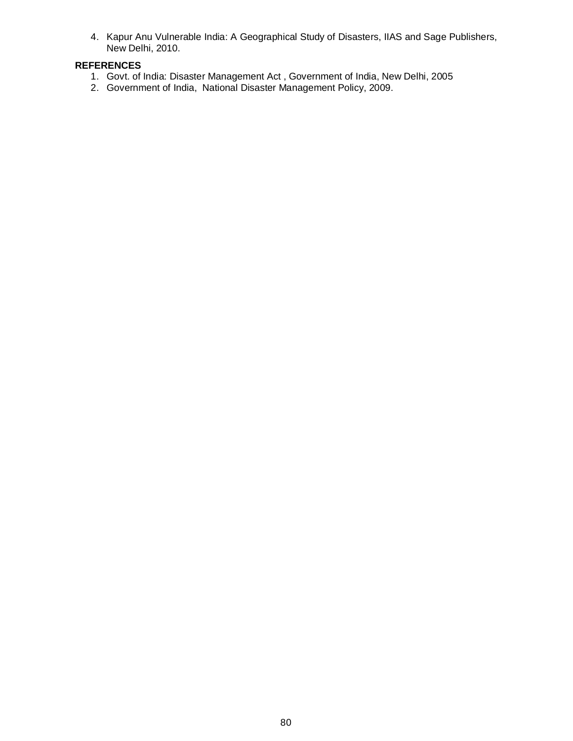4. Kapur Anu Vulnerable India: A Geographical Study of Disasters, IIAS and Sage Publishers, New Delhi, 2010.

**REFERENCES**

1. Govt. of India: Disaster Management Act , Government of India, New Delhi, 2005
2. Government of India, National Disaster Management Policy, 2009.